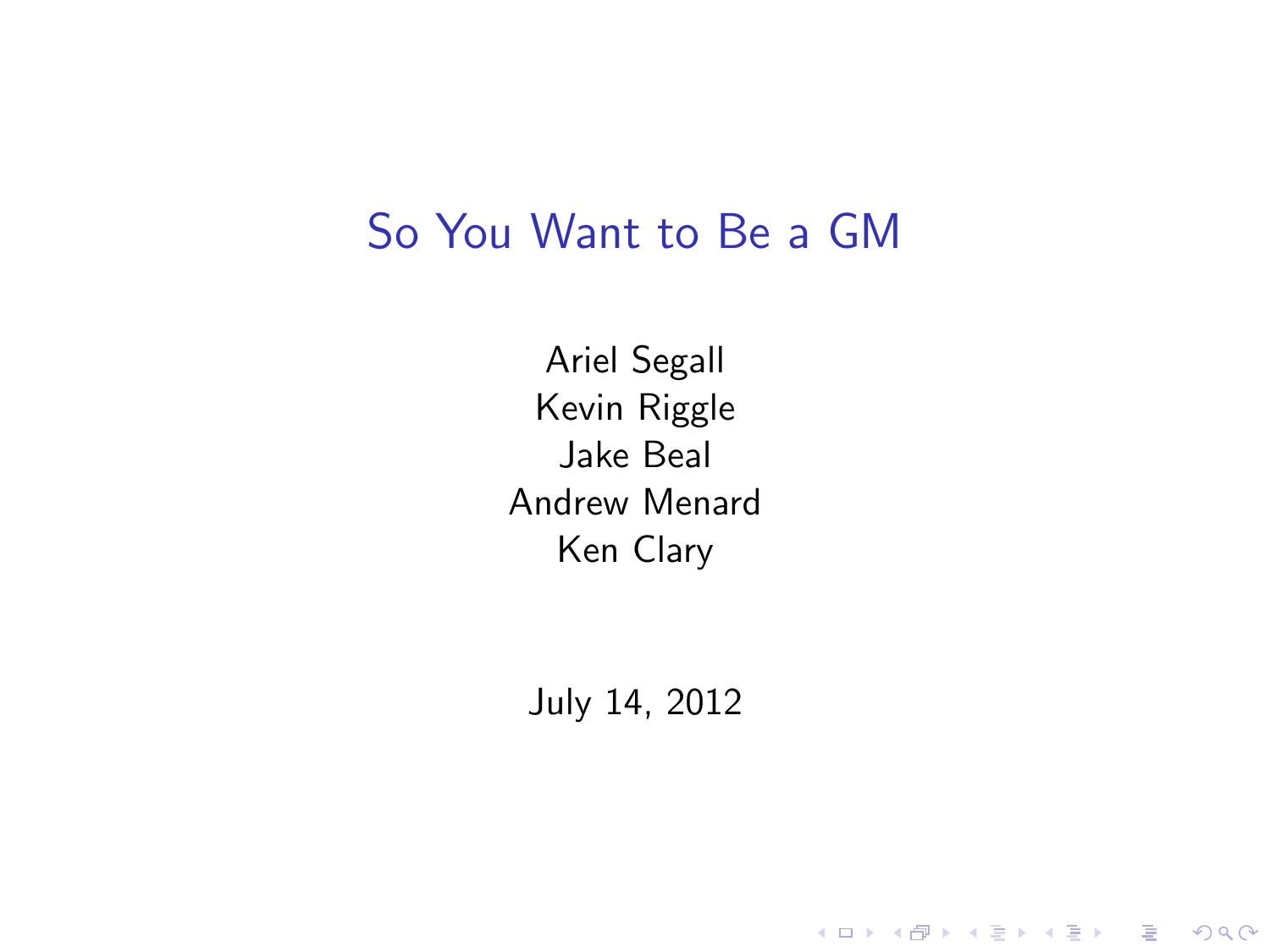# So You Want to Be a GM

Ariel Segall
Kevin Riggle
Jake Beal
Andrew Menard
Ken Clary

July 14, 2012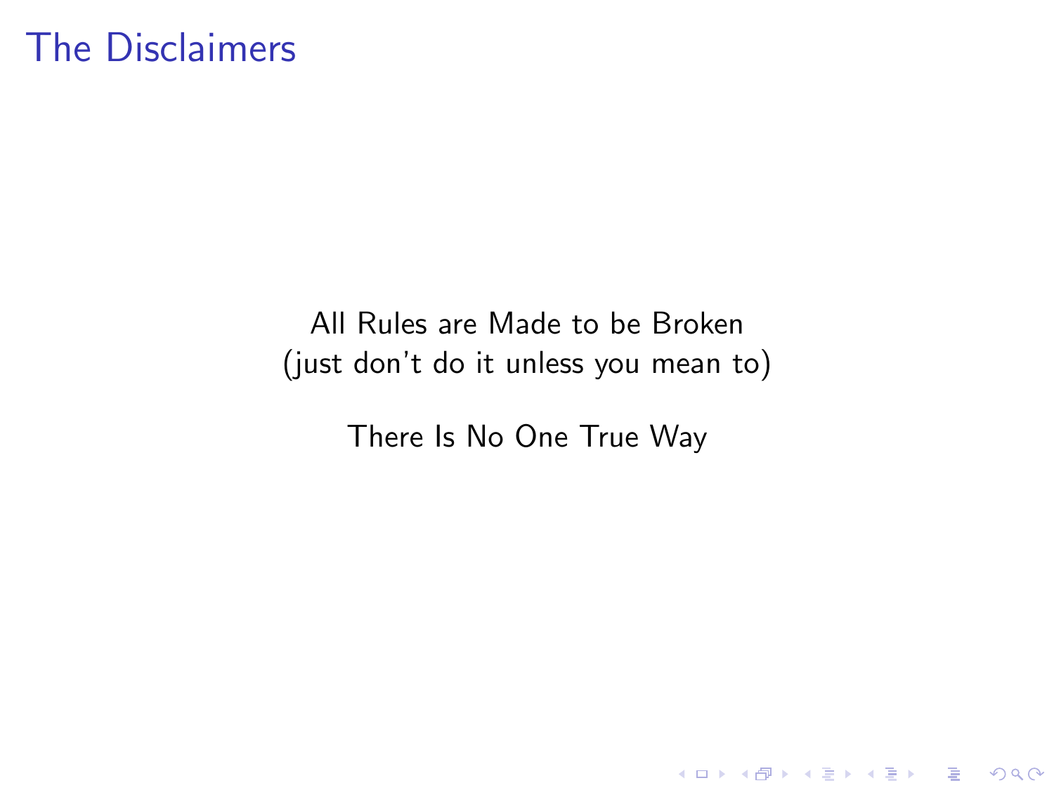# The Disclaimers

All Rules are Made to be Broken
(just don't do it unless you mean to)

There Is No One True Way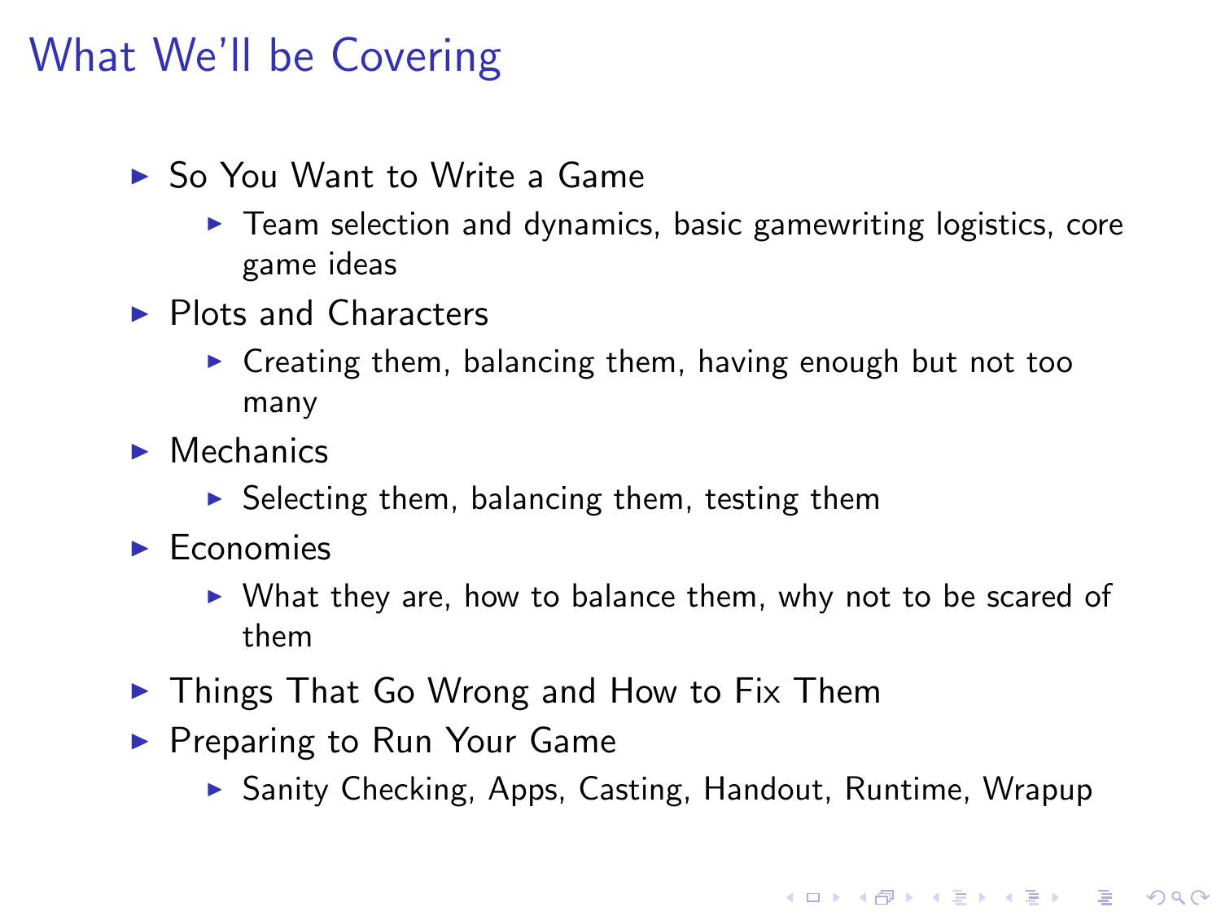# What We'll be Covering

- So You Want to Write a Game
  - Team selection and dynamics, basic gamewriting logistics, core game ideas
- Plots and Characters
  - Creating them, balancing them, having enough but not too many
- Mechanics
  - Selecting them, balancing them, testing them
- Economies
  - What they are, how to balance them, why not to be scared of them
- Things That Go Wrong and How to Fix Them
- Preparing to Run Your Game
  - Sanity Checking, Apps, Casting, Handout, Runtime, Wrapup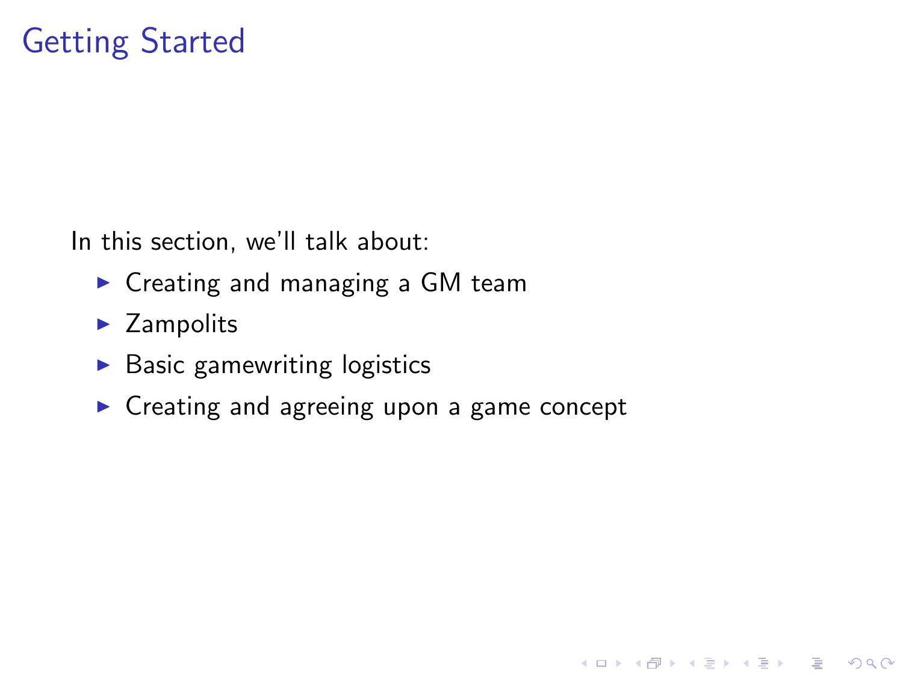# Getting Started

In this section, we'll talk about:

- Creating and managing a GM team
- Zampolits
- Basic gamewriting logistics
- Creating and agreeing upon a game concept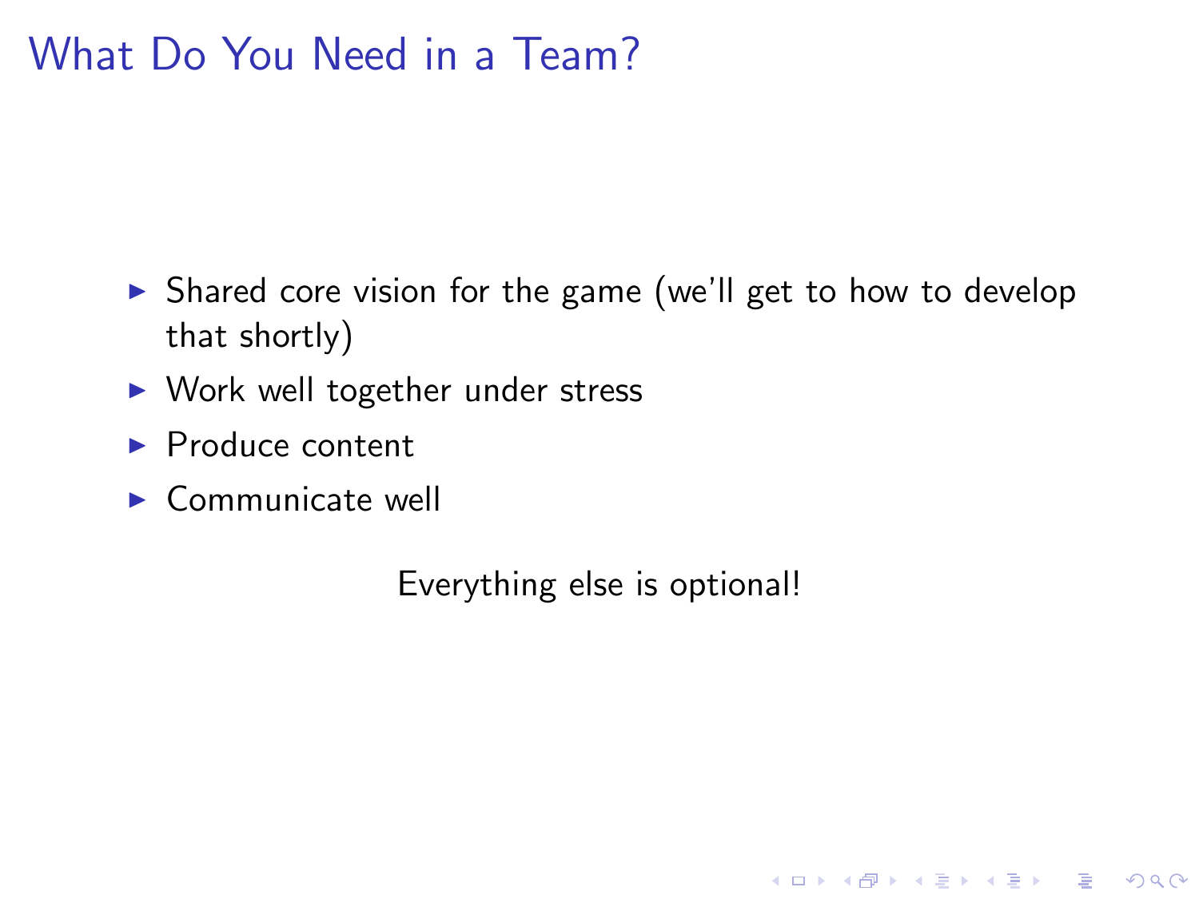# What Do You Need in a Team?

- Shared core vision for the game (we'll get to how to develop that shortly)
- Work well together under stress
- Produce content
- Communicate well

Everything else is optional!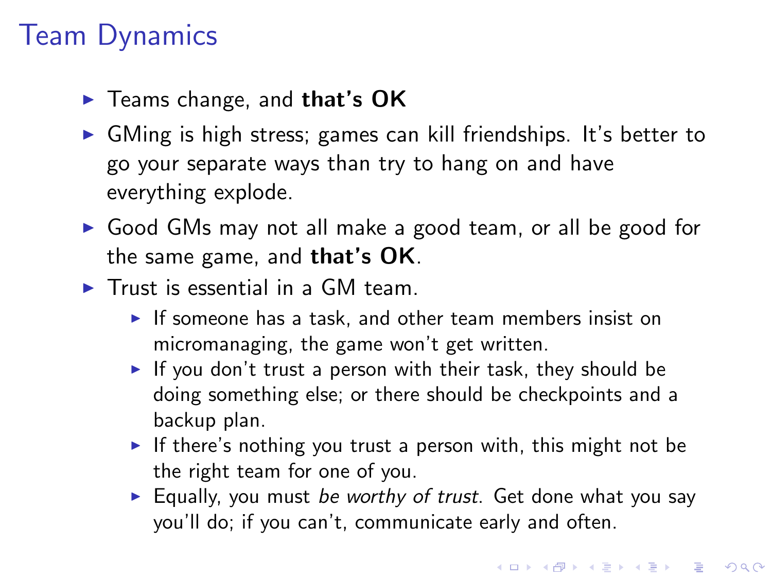# Team Dynamics

- Teams change, and **that's OK**
- GMing is high stress; games can kill friendships. It's better to go your separate ways than try to hang on and have everything explode.
- Good GMs may not all make a good team, or all be good for the same game, and **that's OK**.
- Trust is essential in a GM team.
  - If someone has a task, and other team members insist on micromanaging, the game won't get written.
  - If you don't trust a person with their task, they should be doing something else; or there should be checkpoints and a backup plan.
  - If there's nothing you trust a person with, this might not be the right team for one of you.
  - Equally, you must *be worthy of trust*. Get done what you say you'll do; if you can't, communicate early and often.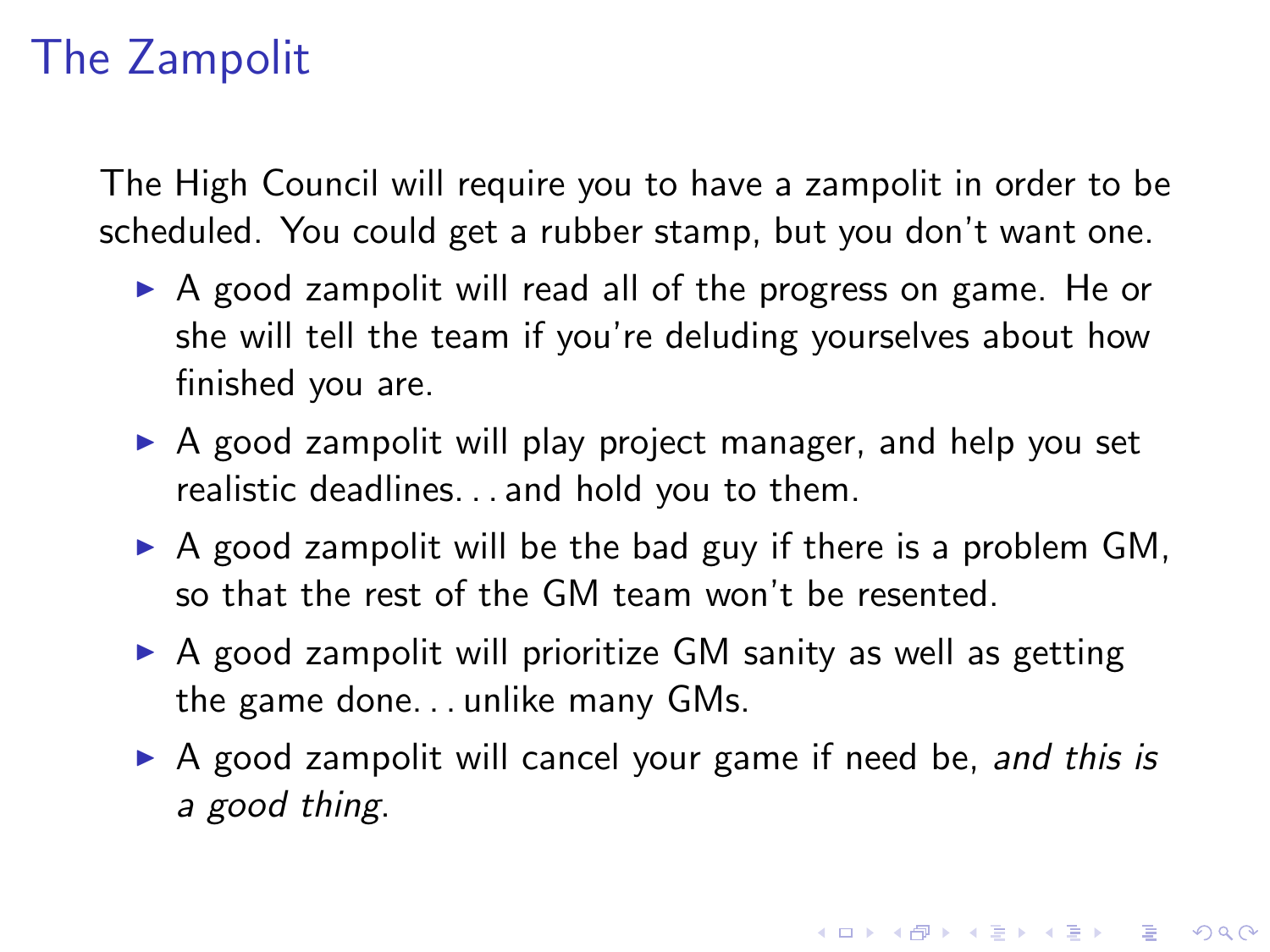# The Zampolit

The High Council will require you to have a zampolit in order to be scheduled. You could get a rubber stamp, but you don't want one.

- A good zampolit will read all of the progress on game. He or she will tell the team if you're deluding yourselves about how finished you are.
- A good zampolit will play project manager, and help you set realistic deadlines. . . and hold you to them.
- A good zampolit will be the bad guy if there is a problem GM, so that the rest of the GM team won't be resented.
- A good zampolit will prioritize GM sanity as well as getting the game done. . . unlike many GMs.
- A good zampolit will cancel your game if need be, *and this is a good thing*.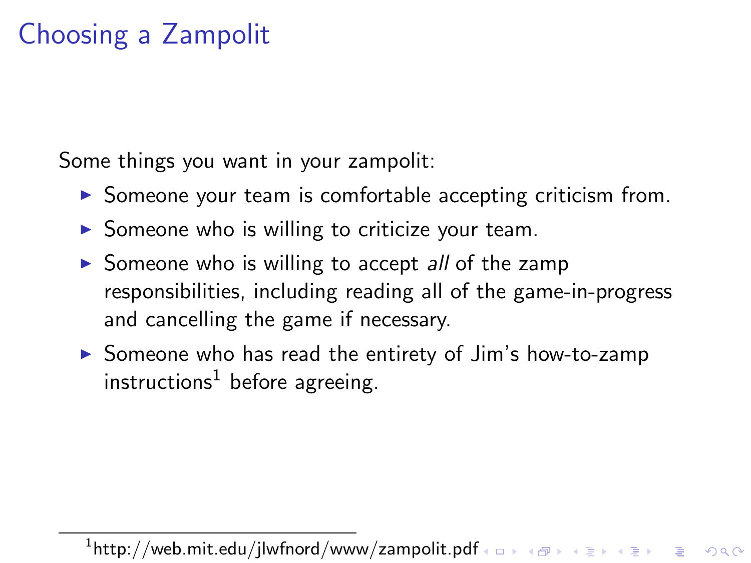# Choosing a Zampolit

Some things you want in your zampolit:

- Someone your team is comfortable accepting criticism from.
- Someone who is willing to criticize your team.
- Someone who is willing to accept *all* of the zamp responsibilities, including reading all of the game-in-progress and cancelling the game if necessary.
- Someone who has read the entirety of Jim's how-to-zamp instructions[1] before agreeing.

[1] http://web.mit.edu/jlwfnord/www/zampolit.pdf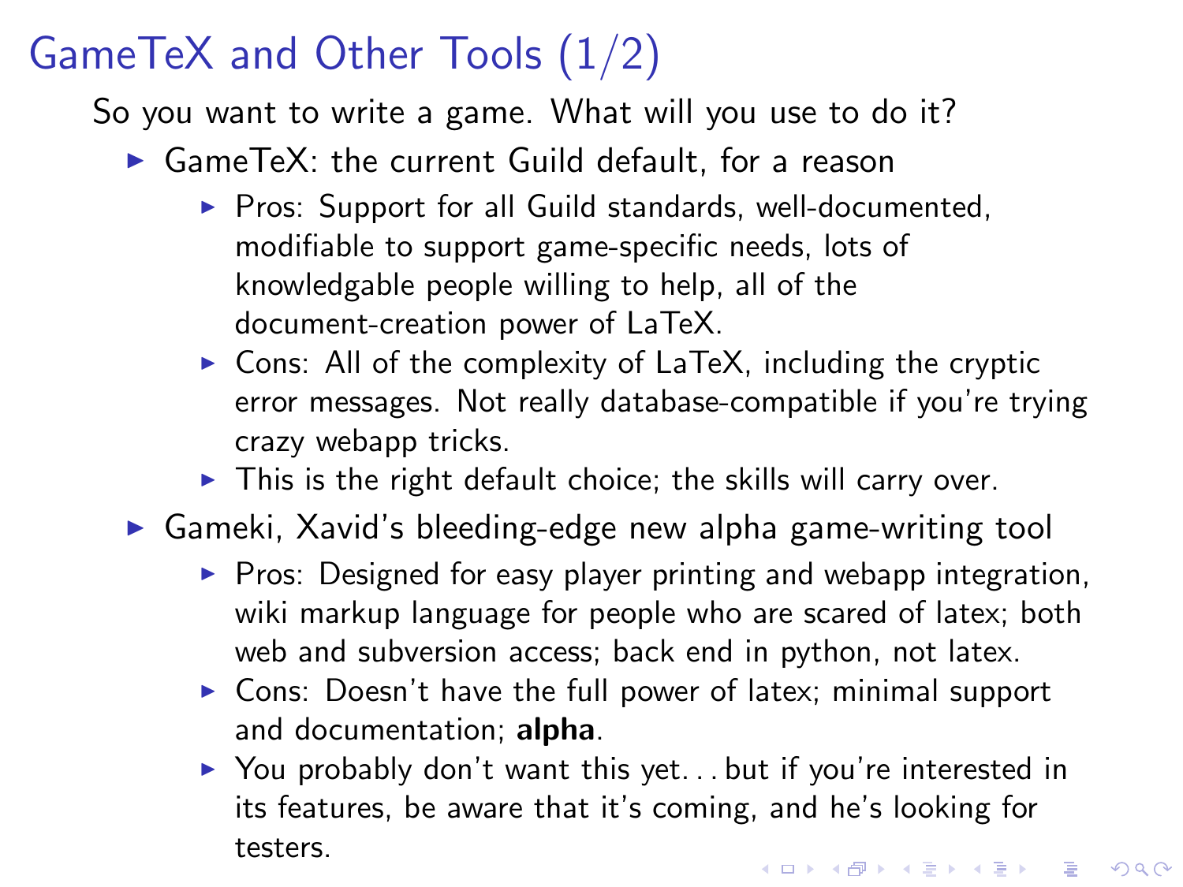# GameTeX and Other Tools (1/2)

So you want to write a game. What will you use to do it?

- GameTeX: the current Guild default, for a reason
  - Pros: Support for all Guild standards, well-documented, modifiable to support game-specific needs, lots of knowledgable people willing to help, all of the document-creation power of LaTeX.
  - Cons: All of the complexity of LaTeX, including the cryptic error messages. Not really database-compatible if you're trying crazy webapp tricks.
  - This is the right default choice; the skills will carry over.
- Gameki, Xavid's bleeding-edge new alpha game-writing tool
  - Pros: Designed for easy player printing and webapp integration, wiki markup language for people who are scared of latex; both web and subversion access; back end in python, not latex.
  - Cons: Doesn't have the full power of latex; minimal support and documentation; **alpha**.
  - You probably don't want this yet... but if you're interested in its features, be aware that it's coming, and he's looking for testers.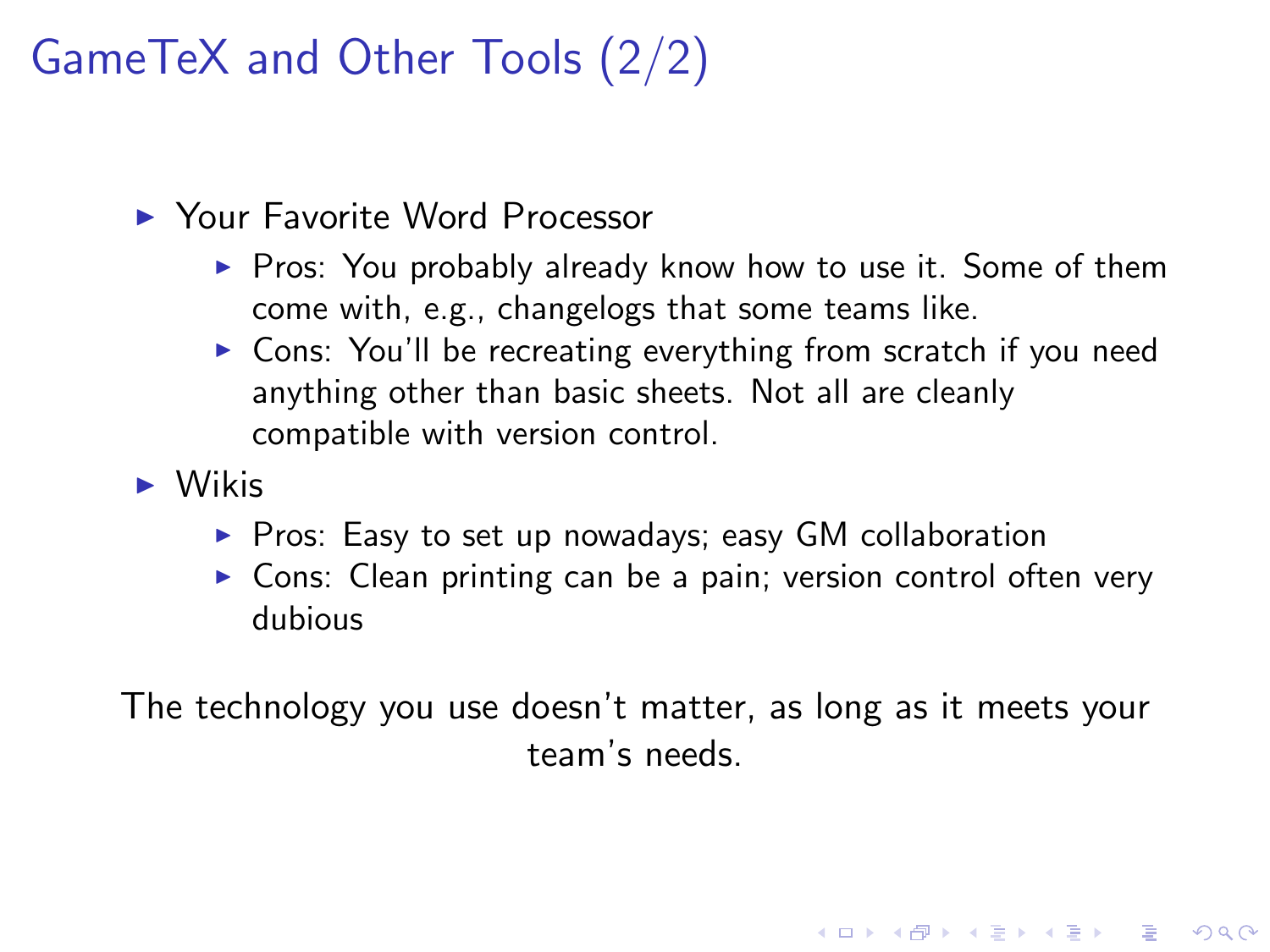# GameTeX and Other Tools (2/2)

- Your Favorite Word Processor
  - Pros: You probably already know how to use it. Some of them come with, e.g., changelogs that some teams like.
  - Cons: You'll be recreating everything from scratch if you need anything other than basic sheets. Not all are cleanly compatible with version control.
- Wikis
  - Pros: Easy to set up nowadays; easy GM collaboration
  - Cons: Clean printing can be a pain; version control often very dubious

The technology you use doesn't matter, as long as it meets your team's needs.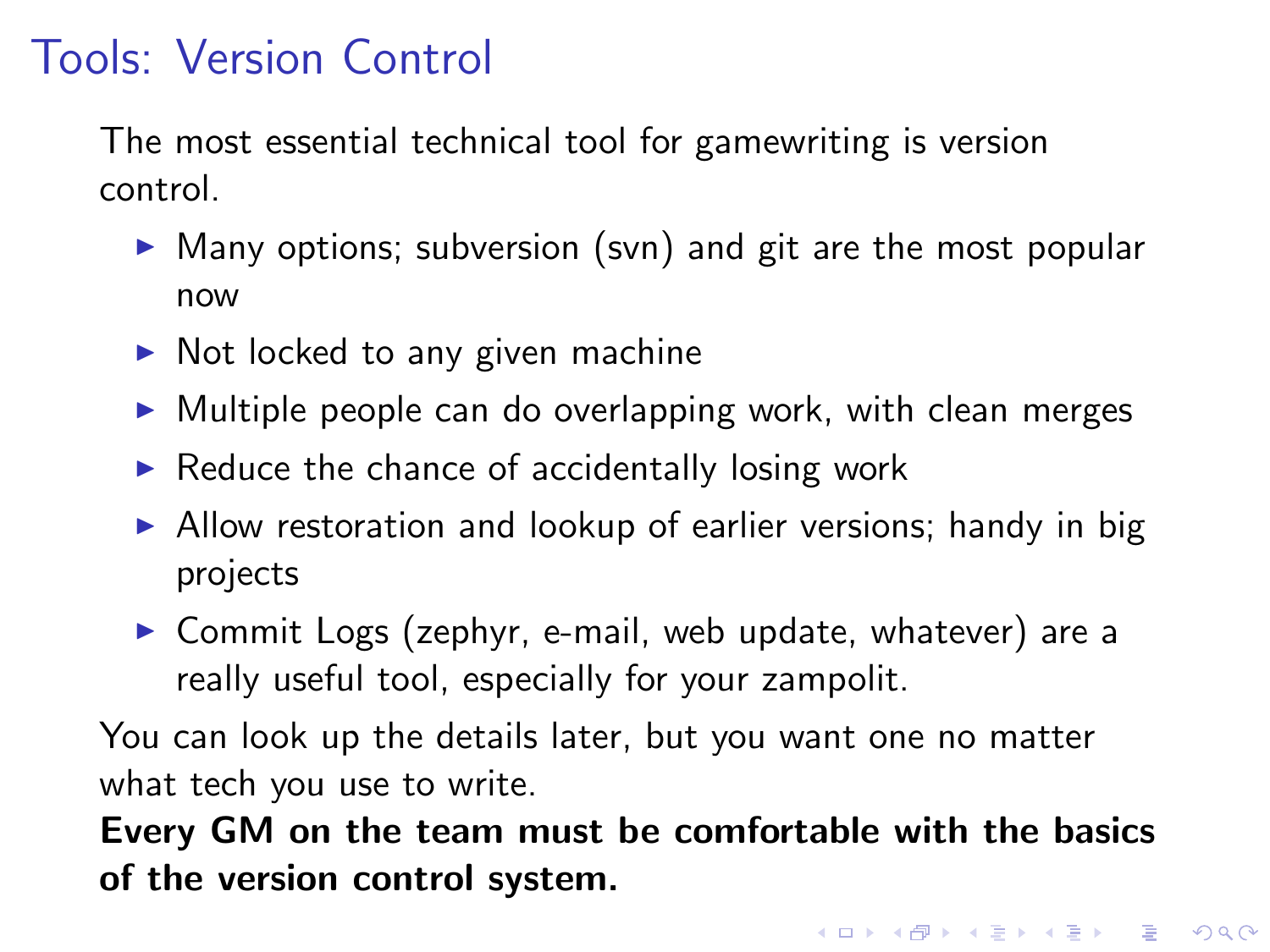# Tools: Version Control

The most essential technical tool for gamewriting is version control.

- Many options; subversion (svn) and git are the most popular now
- Not locked to any given machine
- Multiple people can do overlapping work, with clean merges
- Reduce the chance of accidentally losing work
- Allow restoration and lookup of earlier versions; handy in big projects
- Commit Logs (zephyr, e-mail, web update, whatever) are a really useful tool, especially for your zampolit.

You can look up the details later, but you want one no matter what tech you use to write.

**Every GM on the team must be comfortable with the basics of the version control system.**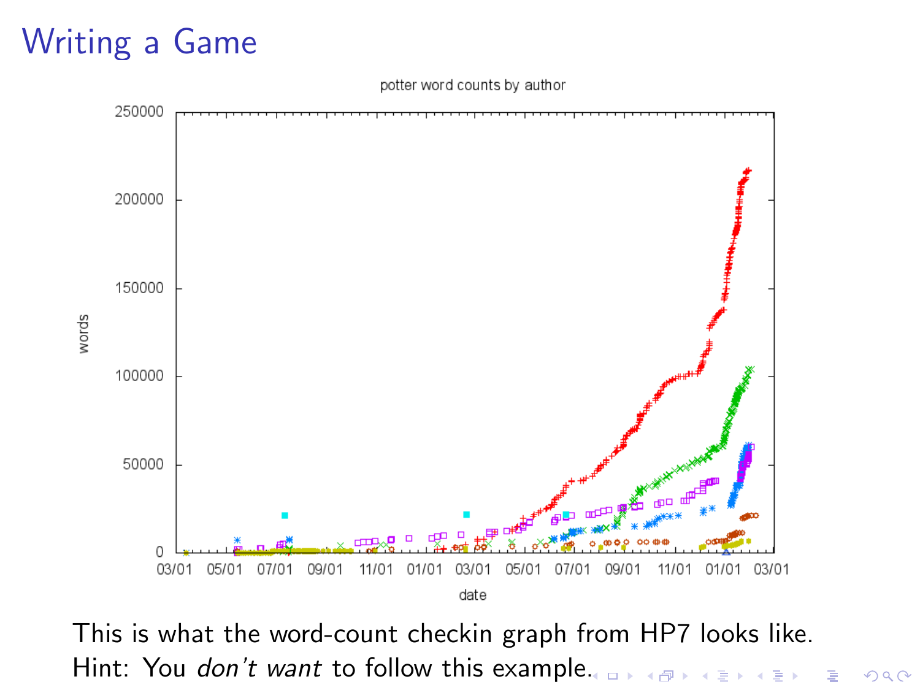# Writing a Game

This is what the word-count checkin graph from HP7 looks like.
Hint: You *don't want* to follow this example.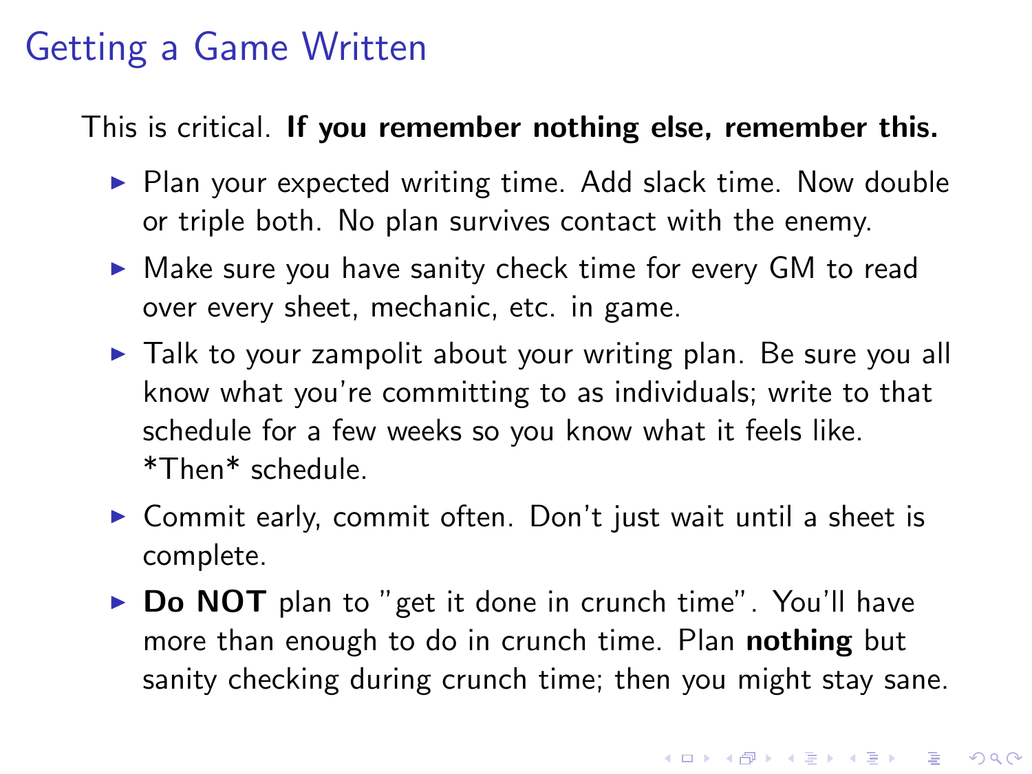# Getting a Game Written

This is critical. **If you remember nothing else, remember this.**

- Plan your expected writing time. Add slack time. Now double or triple both. No plan survives contact with the enemy.
- Make sure you have sanity check time for every GM to read over every sheet, mechanic, etc. in game.
- Talk to your zampolit about your writing plan. Be sure you all know what you're committing to as individuals; write to that schedule for a few weeks so you know what it feels like. *Then* schedule.
- Commit early, commit often. Don't just wait until a sheet is complete.
- **Do NOT** plan to "get it done in crunch time". You'll have more than enough to do in crunch time. Plan **nothing** but sanity checking during crunch time; then you might stay sane.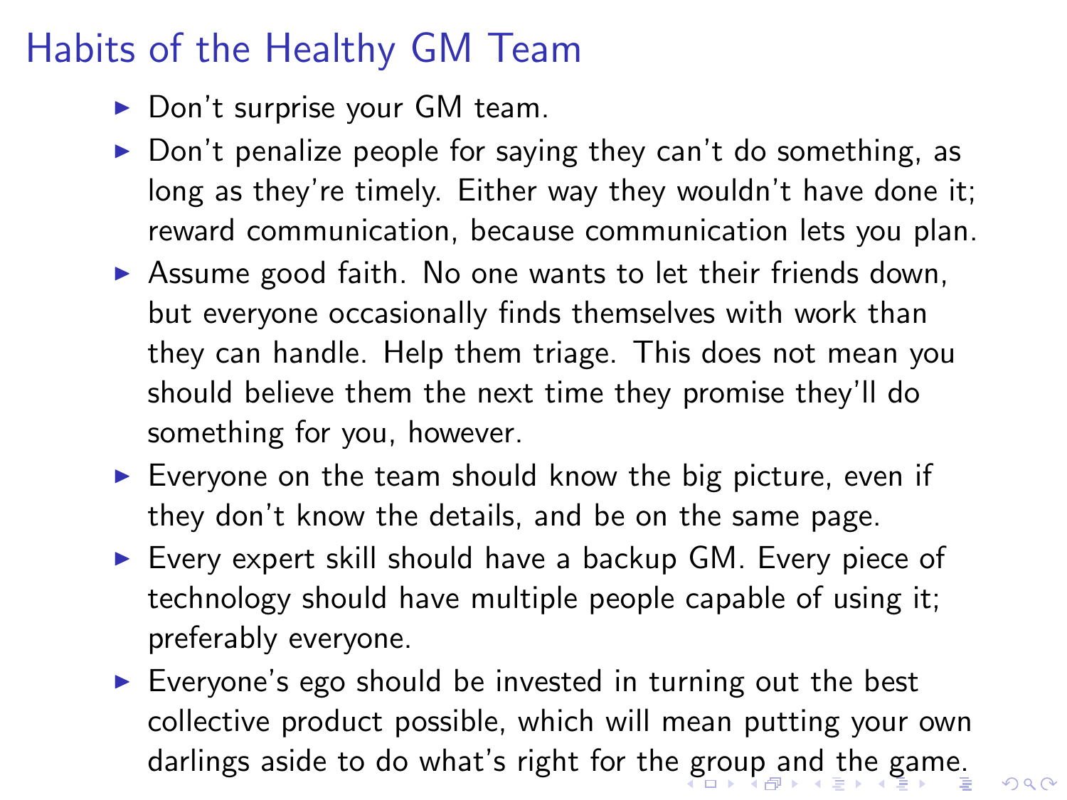# Habits of the Healthy GM Team

- Don't surprise your GM team.
- Don't penalize people for saying they can't do something, as long as they're timely. Either way they wouldn't have done it; reward communication, because communication lets you plan.
- Assume good faith. No one wants to let their friends down, but everyone occasionally finds themselves with work than they can handle. Help them triage. This does not mean you should believe them the next time they promise they'll do something for you, however.
- Everyone on the team should know the big picture, even if they don't know the details, and be on the same page.
- Every expert skill should have a backup GM. Every piece of technology should have multiple people capable of using it; preferably everyone.
- Everyone's ego should be invested in turning out the best collective product possible, which will mean putting your own darlings aside to do what's right for the group and the game.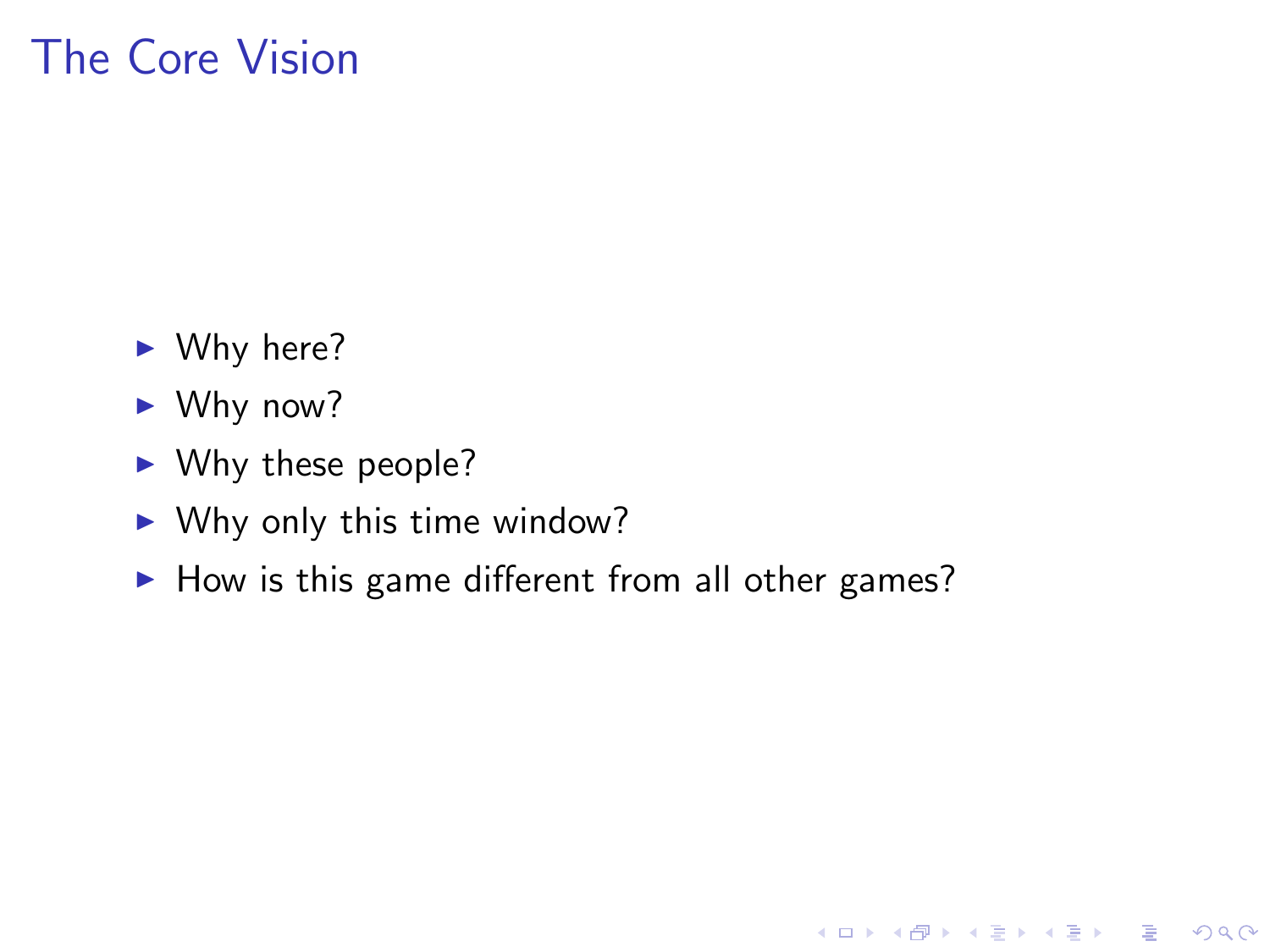# The Core Vision

- Why here?
- Why now?
- Why these people?
- Why only this time window?
- How is this game different from all other games?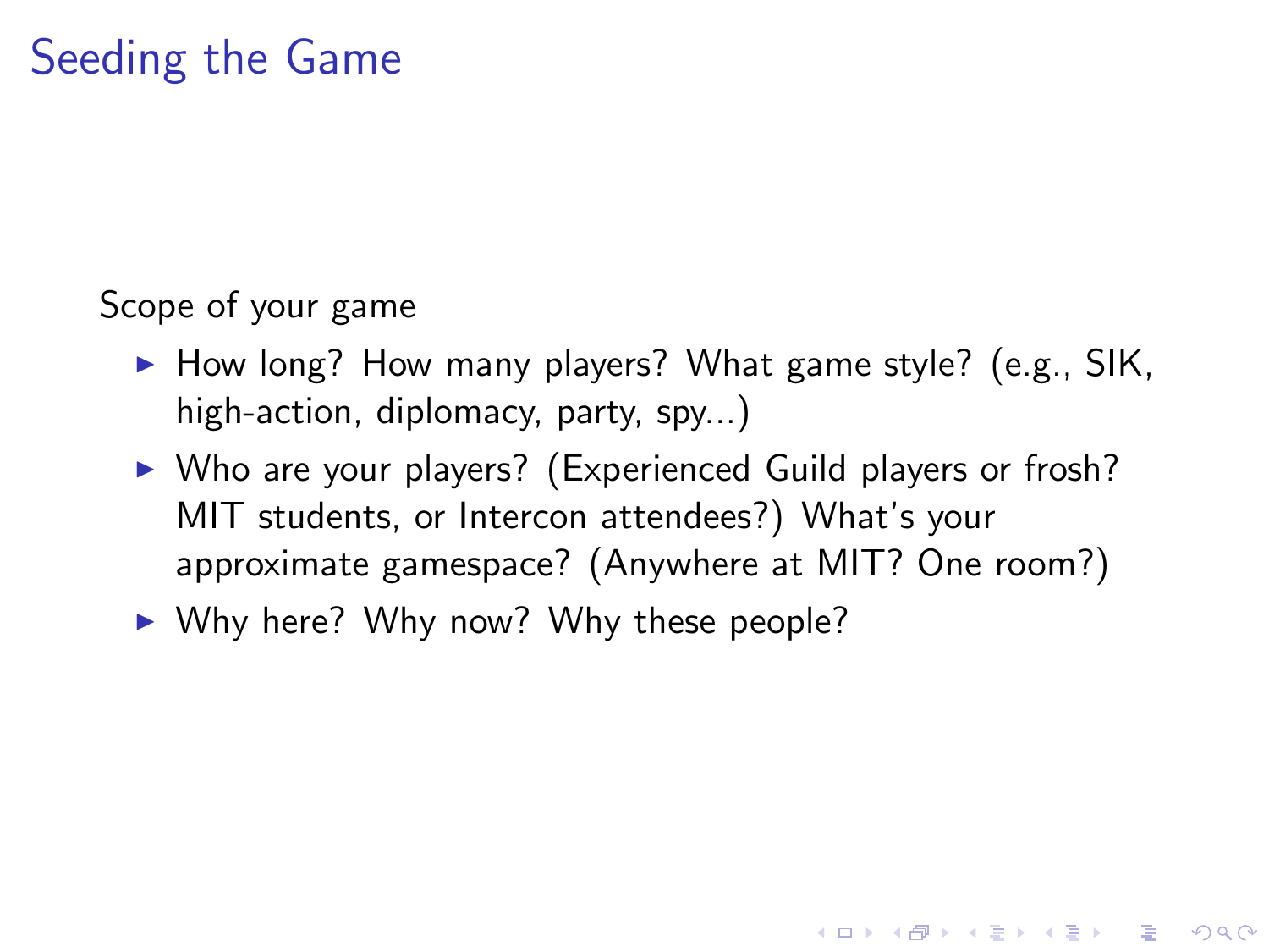# Seeding the Game

Scope of your game

- How long? How many players? What game style? (e.g., SIK, high-action, diplomacy, party, spy...)
- Who are your players? (Experienced Guild players or frosh? MIT students, or Intercon attendees?) What's your approximate gamespace? (Anywhere at MIT? One room?)
- Why here? Why now? Why these people?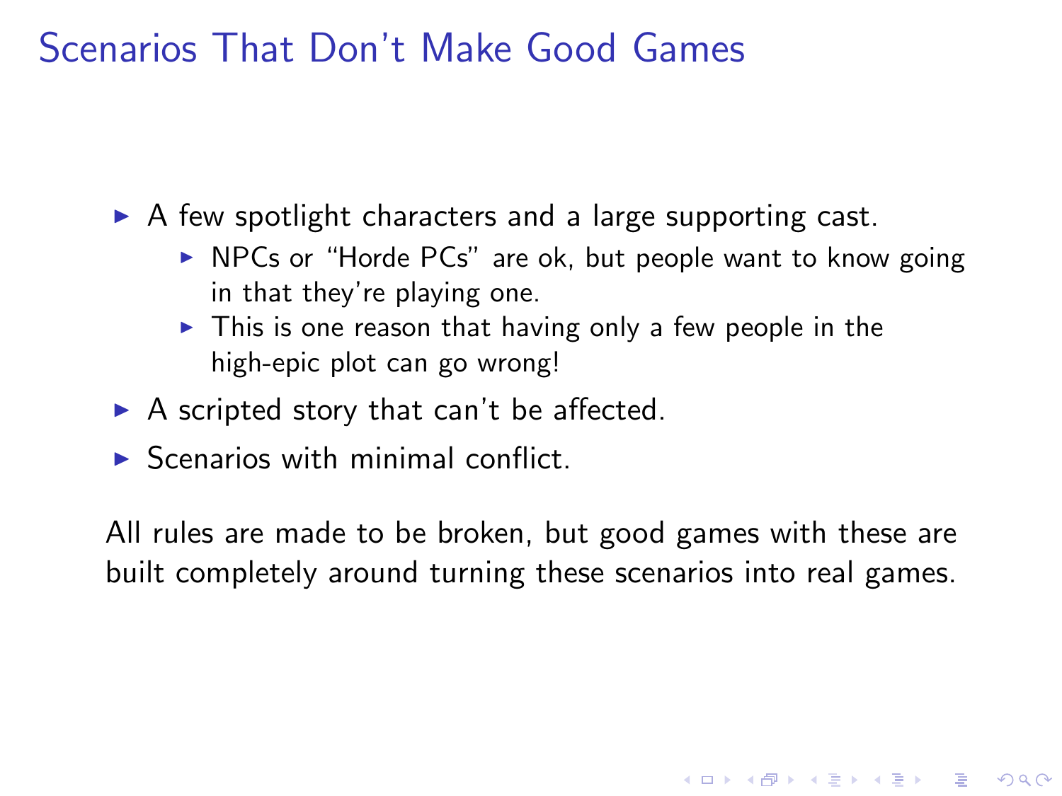# Scenarios That Don't Make Good Games

- A few spotlight characters and a large supporting cast.
  - NPCs or "Horde PCs" are ok, but people want to know going in that they're playing one.
  - This is one reason that having only a few people in the high-epic plot can go wrong!
- A scripted story that can't be affected.
- Scenarios with minimal conflict.

All rules are made to be broken, but good games with these are built completely around turning these scenarios into real games.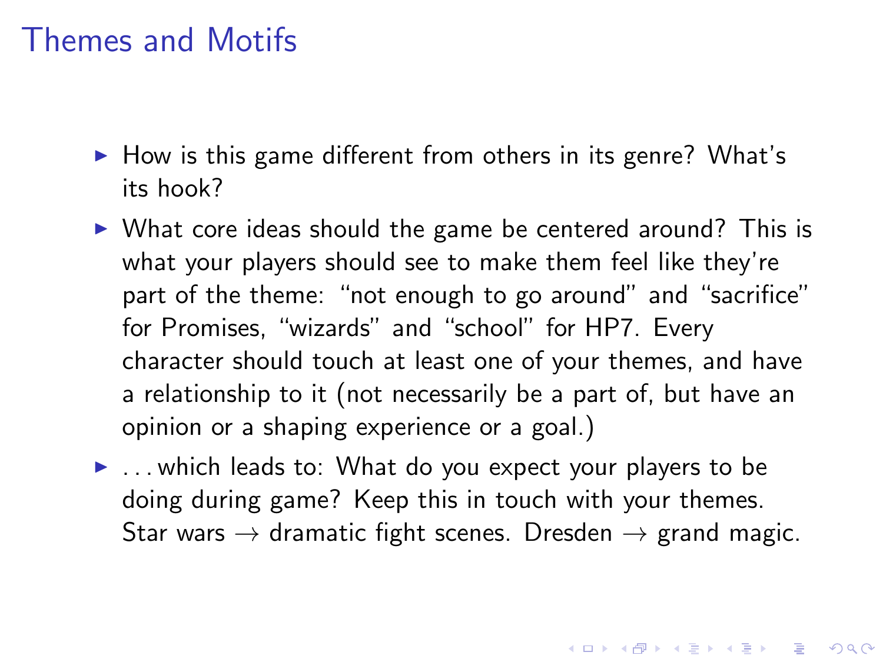# Themes and Motifs

- How is this game different from others in its genre? What's its hook?
- What core ideas should the game be centered around? This is what your players should see to make them feel like they're part of the theme: "not enough to go around" and "sacrifice" for Promises, "wizards" and "school" for HP7. Every character should touch at least one of your themes, and have a relationship to it (not necessarily be a part of, but have an opinion or a shaping experience or a goal.)
- ... which leads to: What do you expect your players to be doing during game? Keep this in touch with your themes. Star wars → dramatic fight scenes. Dresden → grand magic.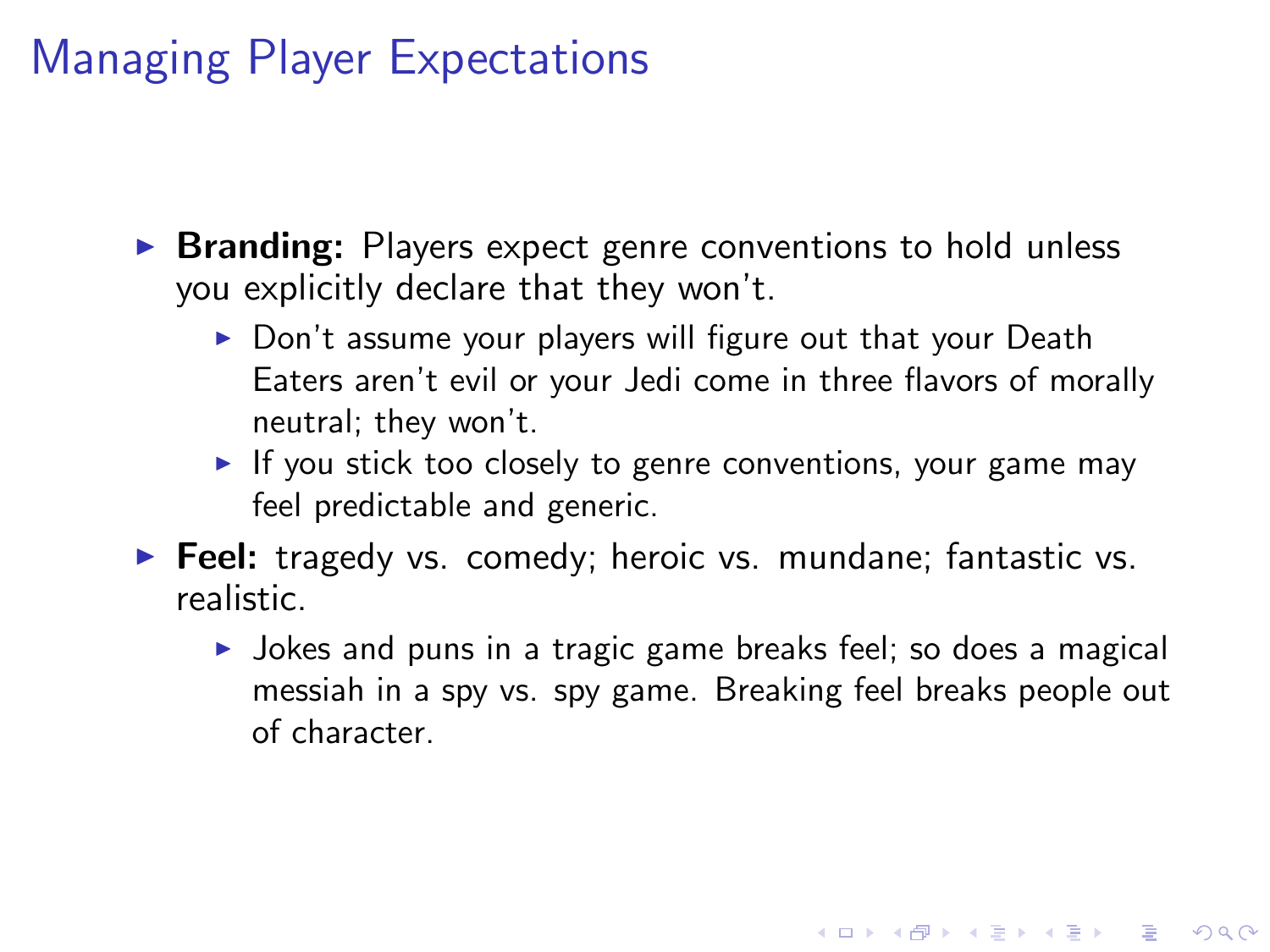# Managing Player Expectations

- **Branding:** Players expect genre conventions to hold unless you explicitly declare that they won't.
  - Don't assume your players will figure out that your Death Eaters aren't evil or your Jedi come in three flavors of morally neutral; they won't.
  - If you stick too closely to genre conventions, your game may feel predictable and generic.
- **Feel:** tragedy vs. comedy; heroic vs. mundane; fantastic vs. realistic.
  - Jokes and puns in a tragic game breaks feel; so does a magical messiah in a spy vs. spy game. Breaking feel breaks people out of character.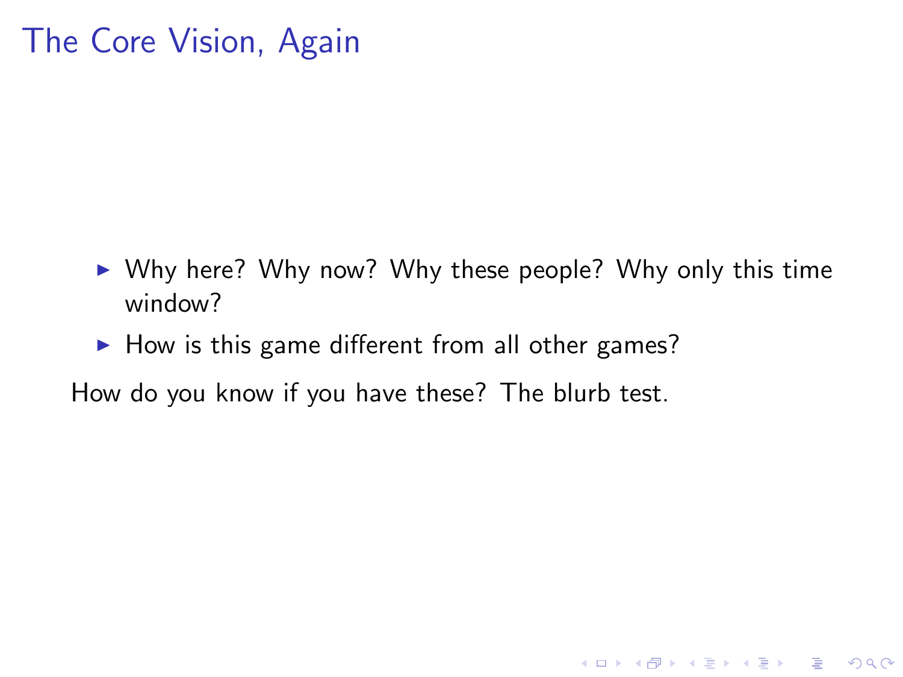# The Core Vision, Again

- Why here? Why now? Why these people? Why only this time window?
- How is this game different from all other games?

How do you know if you have these? The blurb test.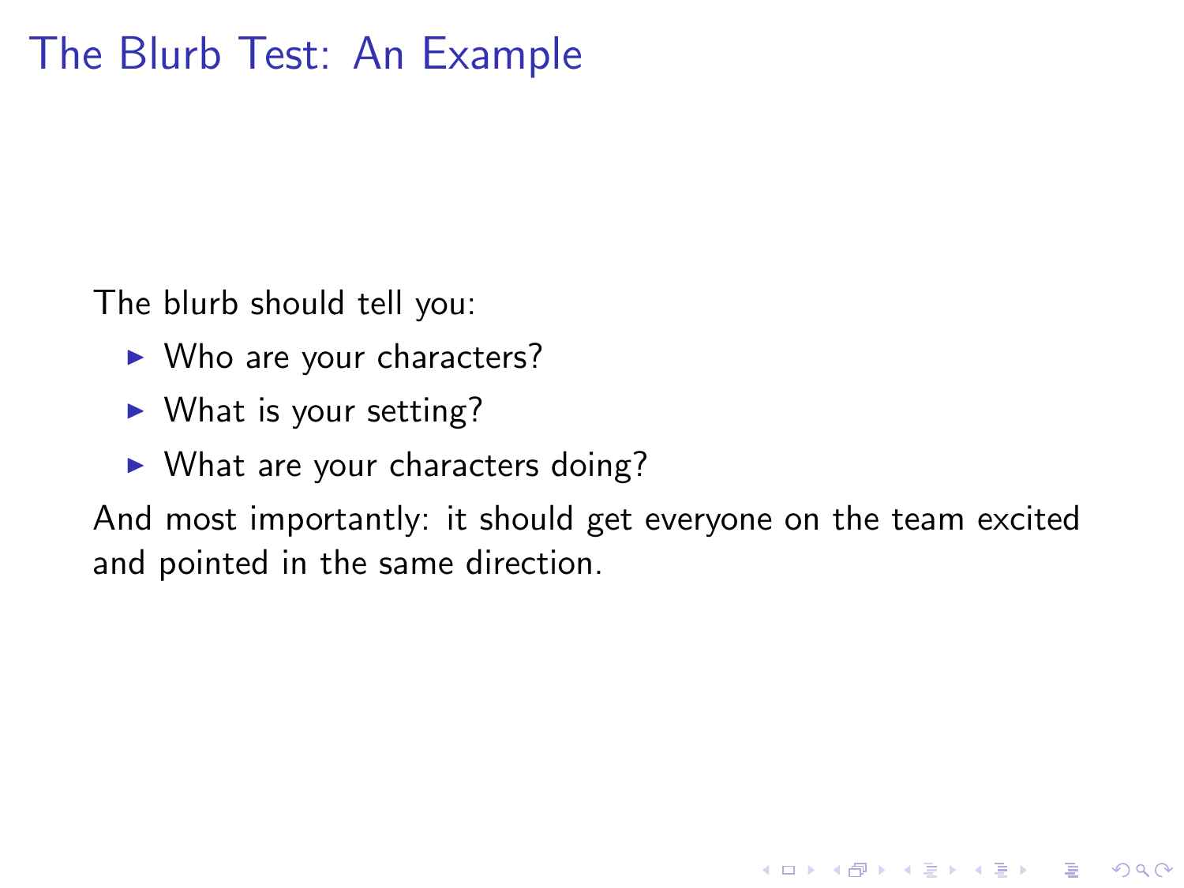# The Blurb Test: An Example

The blurb should tell you:

- Who are your characters?
- What is your setting?
- What are your characters doing?

And most importantly: it should get everyone on the team excited and pointed in the same direction.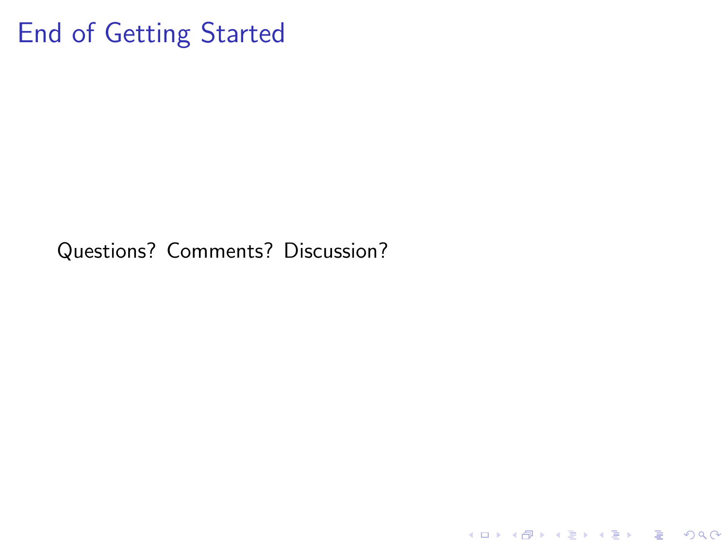# End of Getting Started

Questions? Comments? Discussion?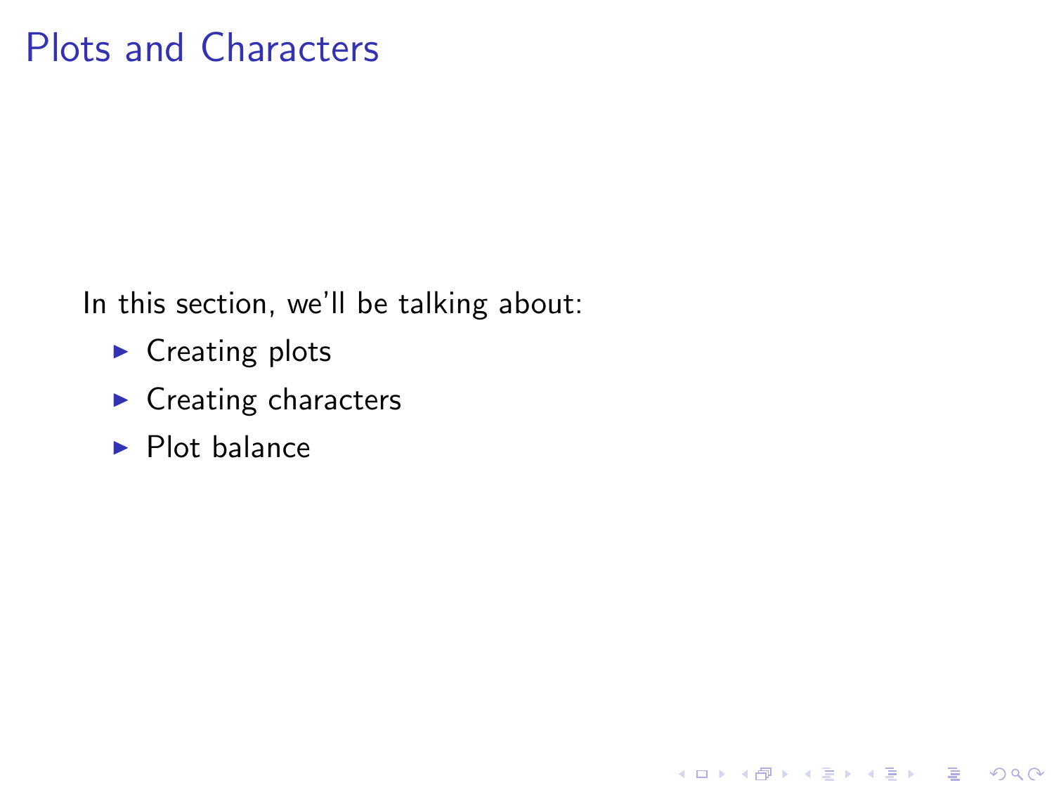# Plots and Characters

In this section, we'll be talking about:

- Creating plots
- Creating characters
- Plot balance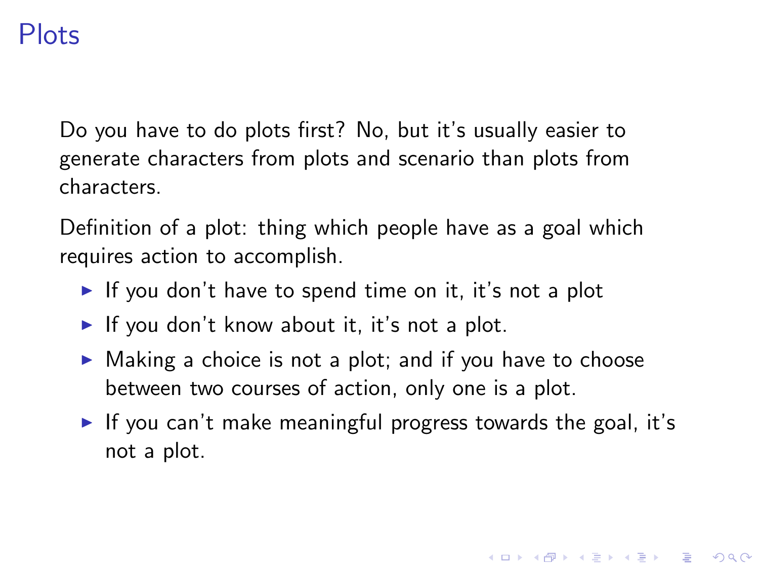# Plots

Do you have to do plots first? No, but it's usually easier to generate characters from plots and scenario than plots from characters.

Definition of a plot: thing which people have as a goal which requires action to accomplish.

- If you don't have to spend time on it, it's not a plot
- If you don't know about it, it's not a plot.
- Making a choice is not a plot; and if you have to choose between two courses of action, only one is a plot.
- If you can't make meaningful progress towards the goal, it's not a plot.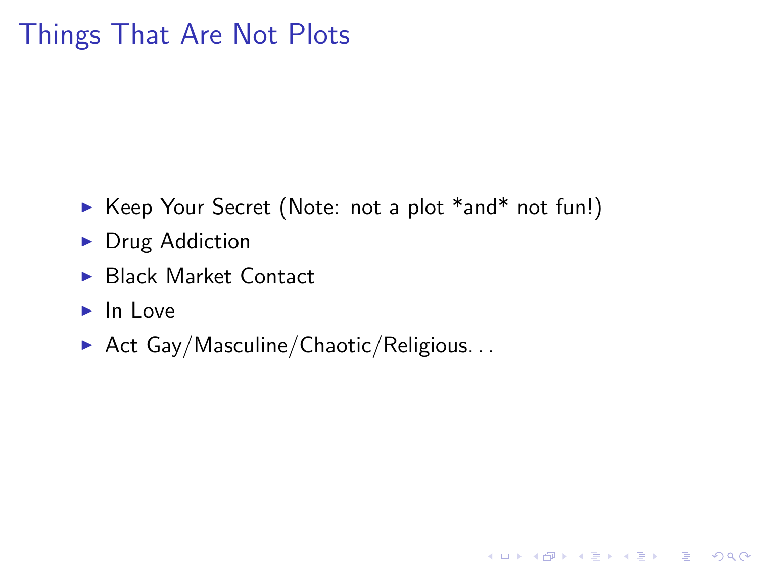# Things That Are Not Plots

- Keep Your Secret (Note: not a plot *and* not fun!)
- Drug Addiction
- Black Market Contact
- In Love
- Act Gay/Masculine/Chaotic/Religious...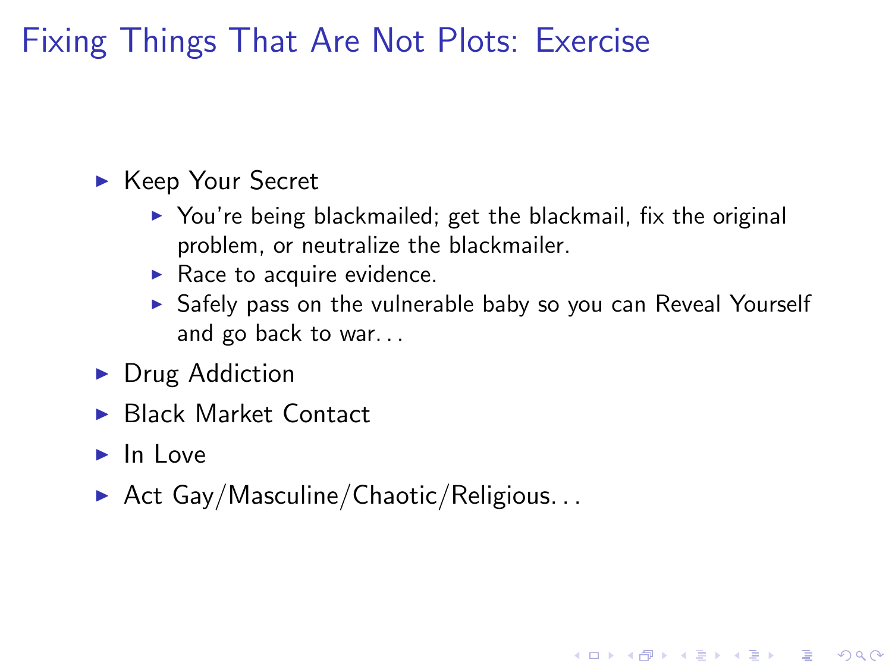# Fixing Things That Are Not Plots: Exercise

- Keep Your Secret
  - You're being blackmailed; get the blackmail, fix the original problem, or neutralize the blackmailer.
  - Race to acquire evidence.
  - Safely pass on the vulnerable baby so you can Reveal Yourself and go back to war...
- Drug Addiction
- Black Market Contact
- In Love
- Act Gay/Masculine/Chaotic/Religious...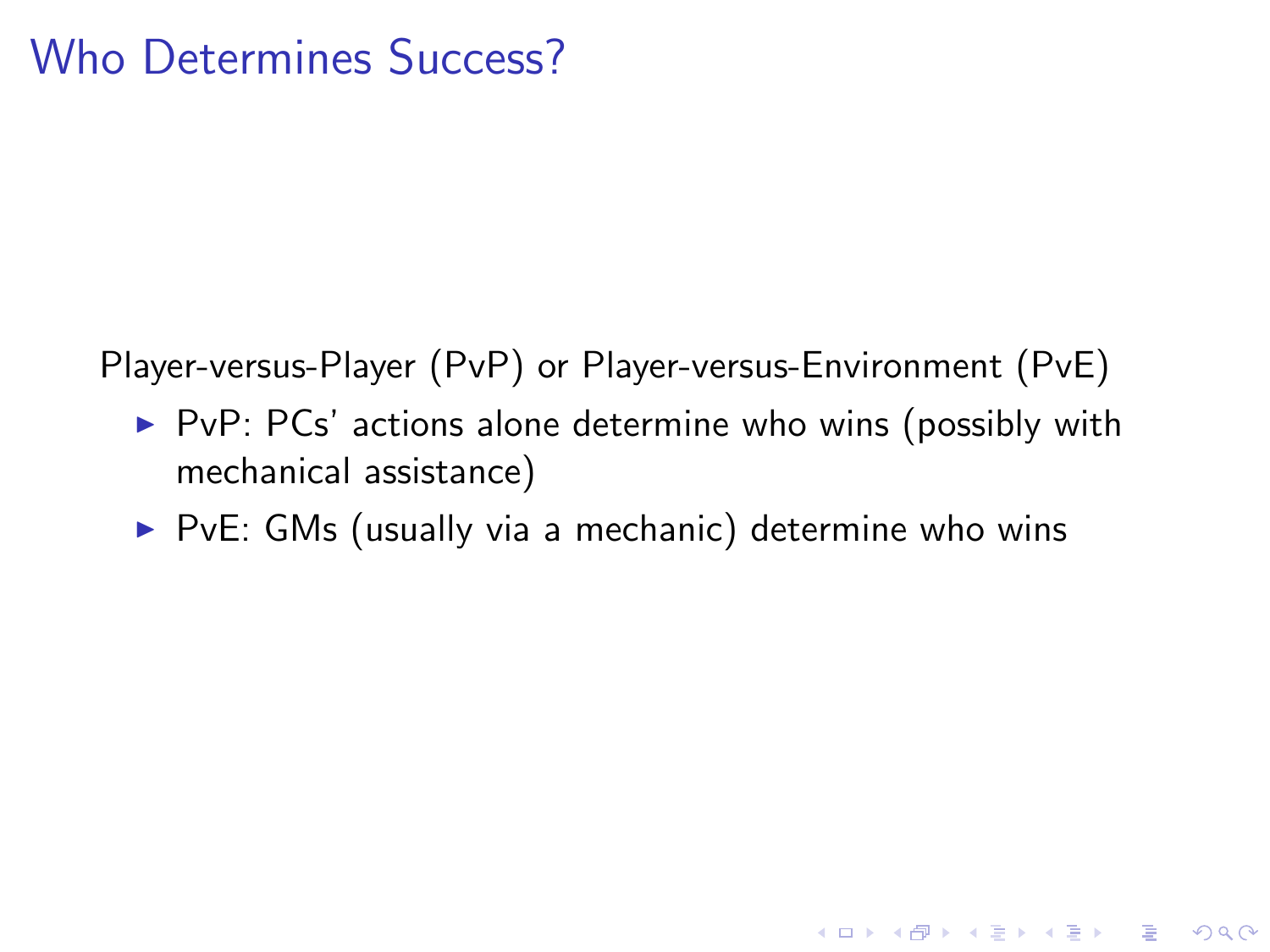# Who Determines Success?

Player-versus-Player (PvP) or Player-versus-Environment (PvE)

- PvP: PCs' actions alone determine who wins (possibly with mechanical assistance)
- PvE: GMs (usually via a mechanic) determine who wins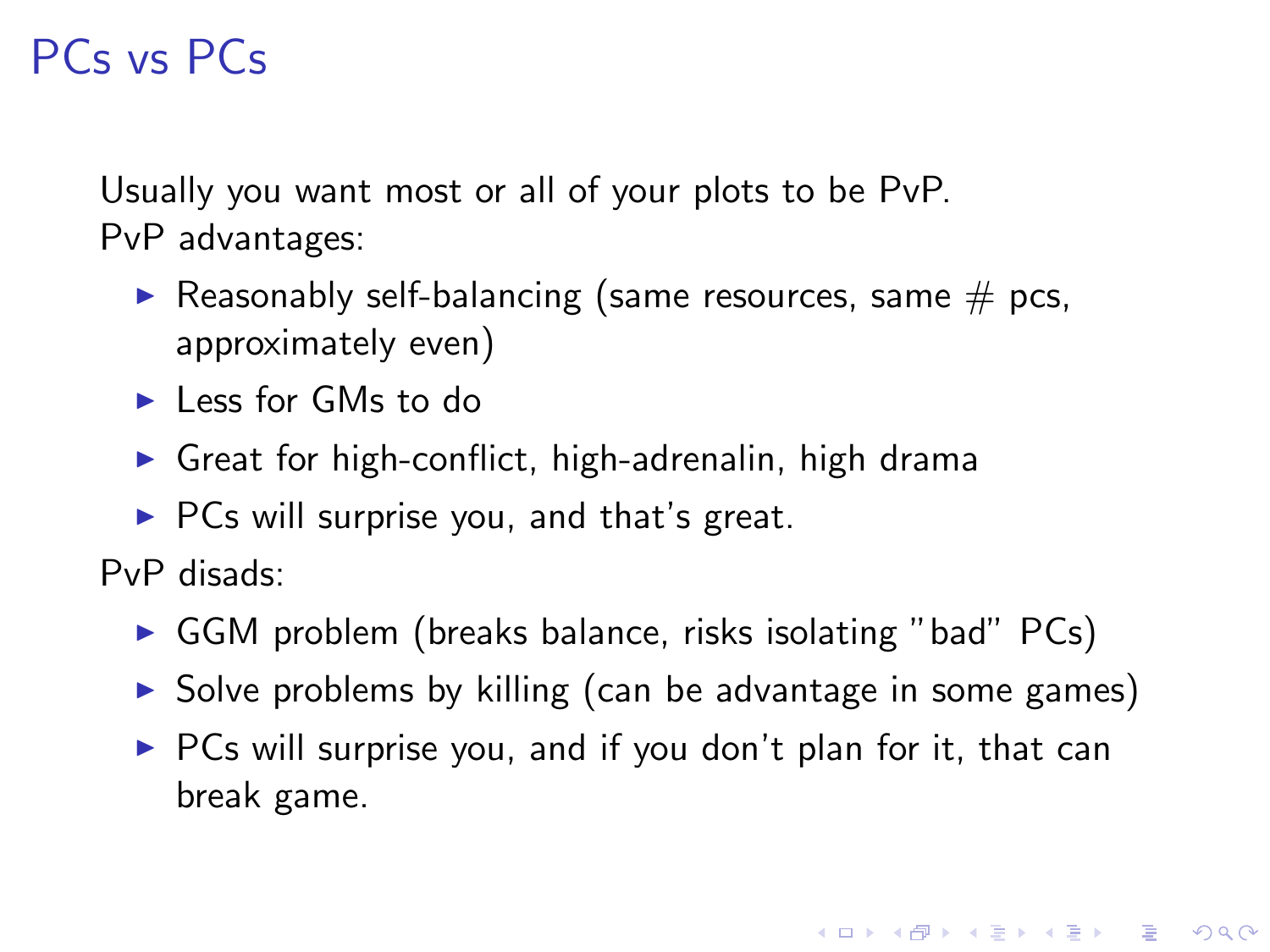# PCs vs PCs

Usually you want most or all of your plots to be PvP.
PvP advantages:

- Reasonably self-balancing (same resources, same # pcs, approximately even)
- Less for GMs to do
- Great for high-conflict, high-adrenalin, high drama
- PCs will surprise you, and that's great.

PvP disads:

- GGM problem (breaks balance, risks isolating "bad" PCs)
- Solve problems by killing (can be advantage in some games)
- PCs will surprise you, and if you don't plan for it, that can break game.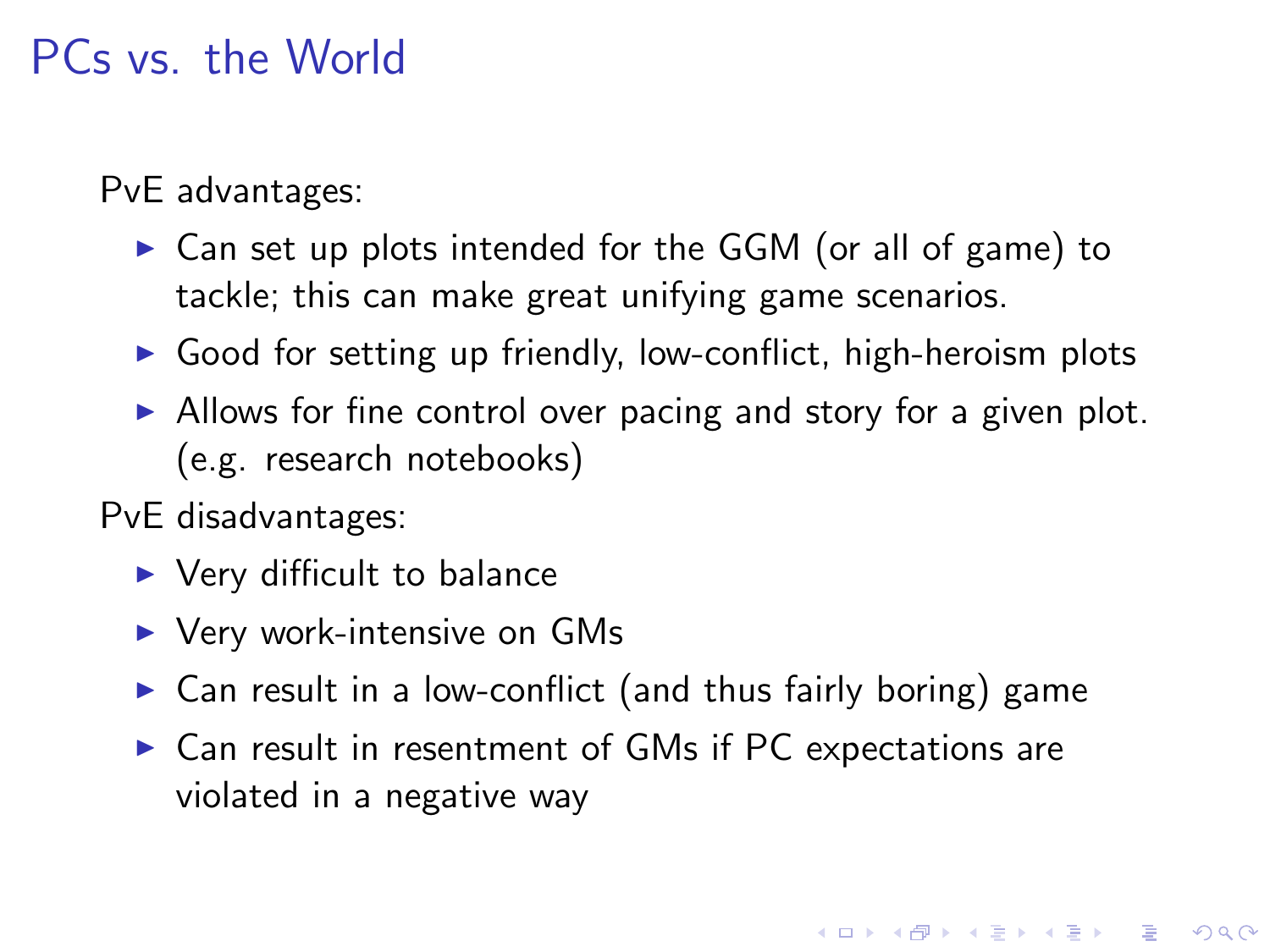# PCs vs. the World

PvE advantages:

- Can set up plots intended for the GGM (or all of game) to tackle; this can make great unifying game scenarios.
- Good for setting up friendly, low-conflict, high-heroism plots
- Allows for fine control over pacing and story for a given plot. (e.g. research notebooks)

PvE disadvantages:

- Very difficult to balance
- Very work-intensive on GMs
- Can result in a low-conflict (and thus fairly boring) game
- Can result in resentment of GMs if PC expectations are violated in a negative way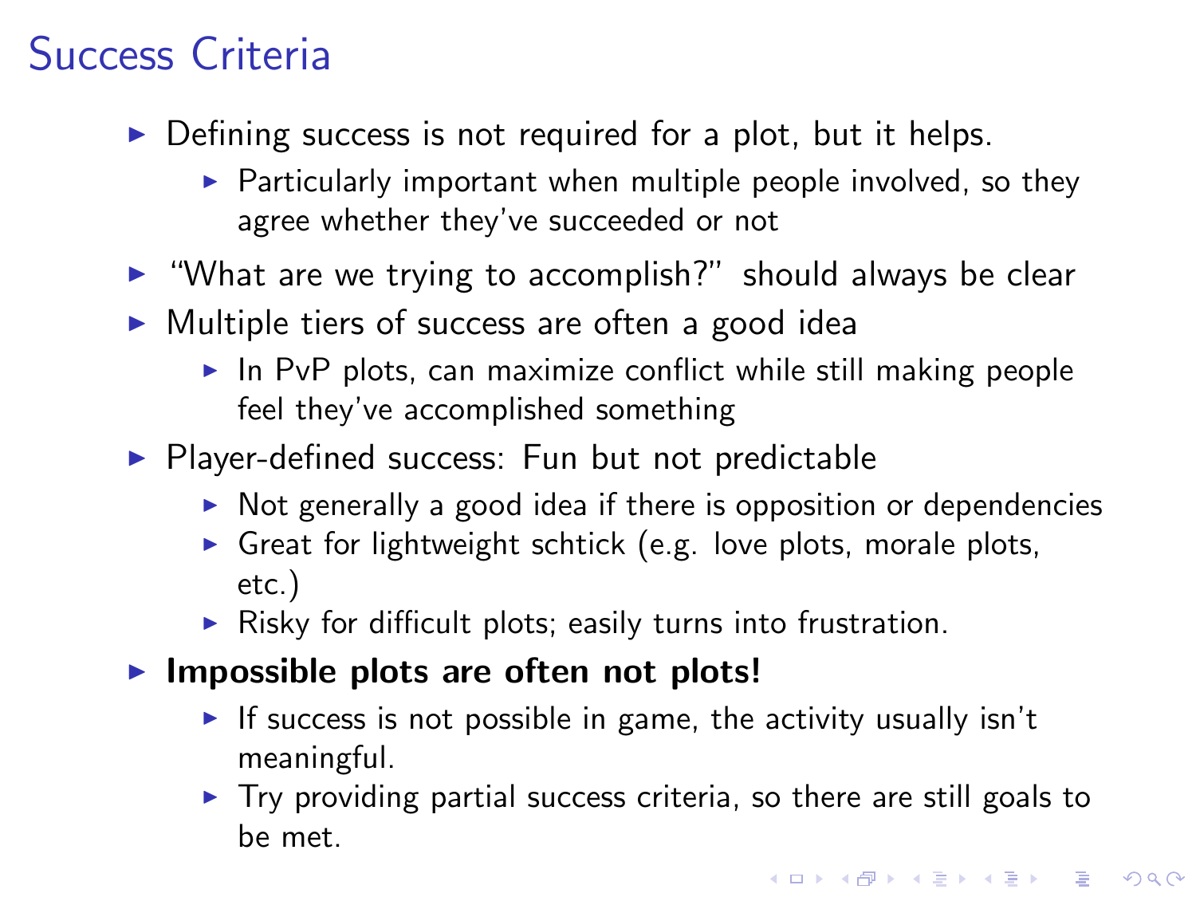# Success Criteria

- Defining success is not required for a plot, but it helps.
  - Particularly important when multiple people involved, so they agree whether they've succeeded or not
- "What are we trying to accomplish?" should always be clear
- Multiple tiers of success are often a good idea
  - In PvP plots, can maximize conflict while still making people feel they've accomplished something
- Player-defined success: Fun but not predictable
  - Not generally a good idea if there is opposition or dependencies
  - Great for lightweight schtick (e.g. love plots, morale plots, etc.)
  - Risky for difficult plots; easily turns into frustration.
- **Impossible plots are often not plots!**
  - If success is not possible in game, the activity usually isn't meaningful.
  - Try providing partial success criteria, so there are still goals to be met.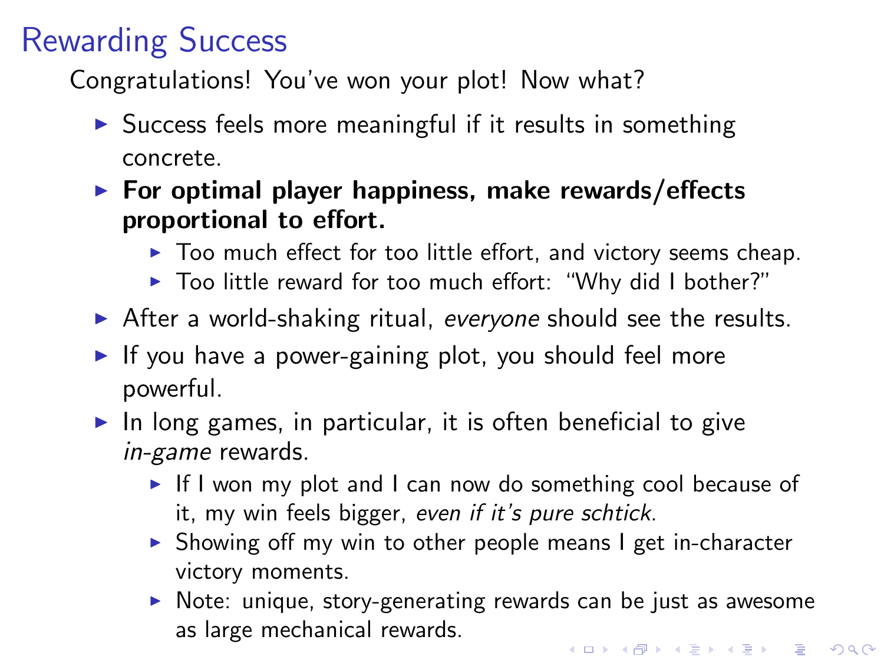# Rewarding Success

Congratulations! You've won your plot! Now what?

- Success feels more meaningful if it results in something concrete.
- **For optimal player happiness, make rewards/effects proportional to effort.**
  - Too much effect for too little effort, and victory seems cheap.
  - Too little reward for too much effort: "Why did I bother?"
- After a world-shaking ritual, *everyone* should see the results.
- If you have a power-gaining plot, you should feel more powerful.
- In long games, in particular, it is often beneficial to give *in-game* rewards.
  - If I won my plot and I can now do something cool because of it, my win feels bigger, *even if it's pure schtick*.
  - Showing off my win to other people means I get in-character victory moments.
  - Note: unique, story-generating rewards can be just as awesome as large mechanical rewards.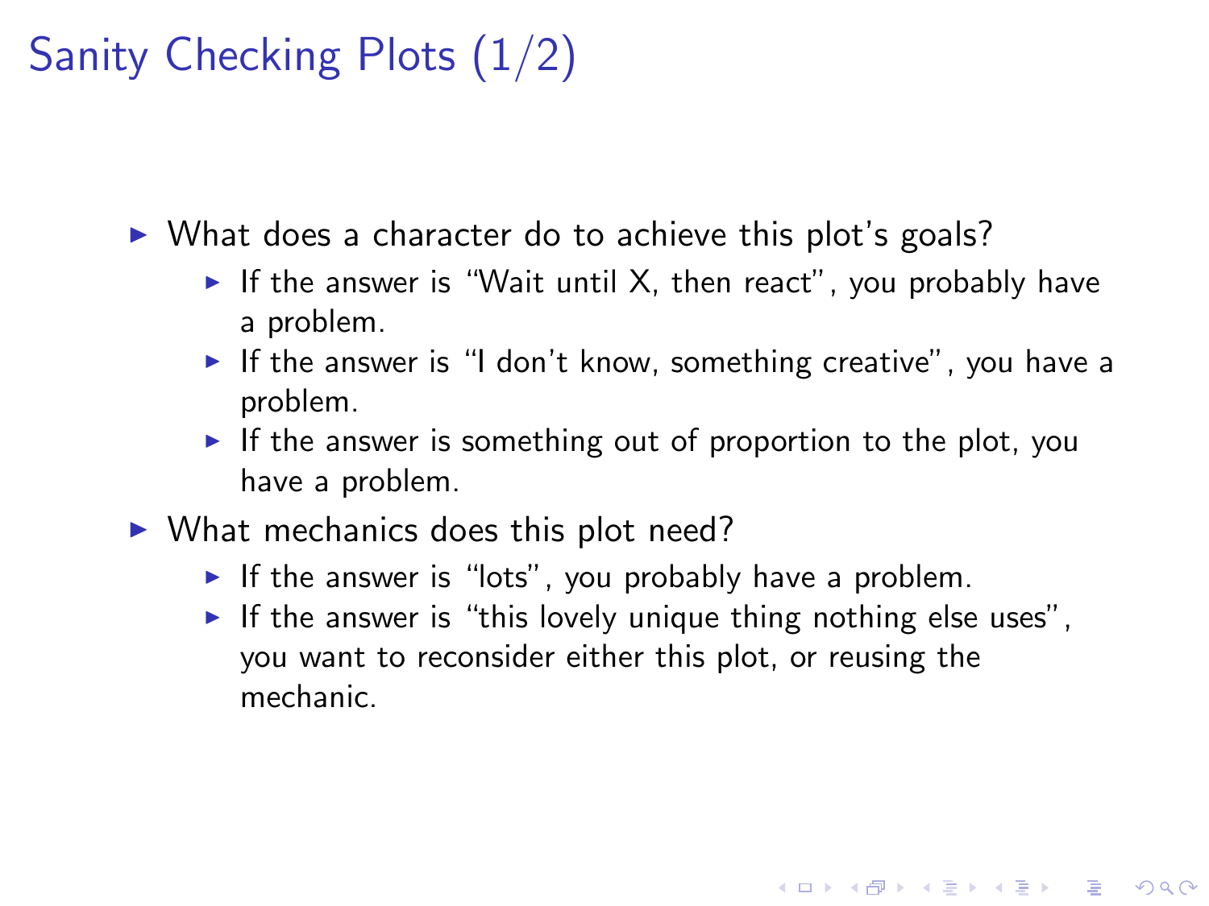# Sanity Checking Plots (1/2)

- What does a character do to achieve this plot's goals?
  - If the answer is "Wait until X, then react", you probably have a problem.
  - If the answer is "I don't know, something creative", you have a problem.
  - If the answer is something out of proportion to the plot, you have a problem.
- What mechanics does this plot need?
  - If the answer is "lots", you probably have a problem.
  - If the answer is "this lovely unique thing nothing else uses", you want to reconsider either this plot, or reusing the mechanic.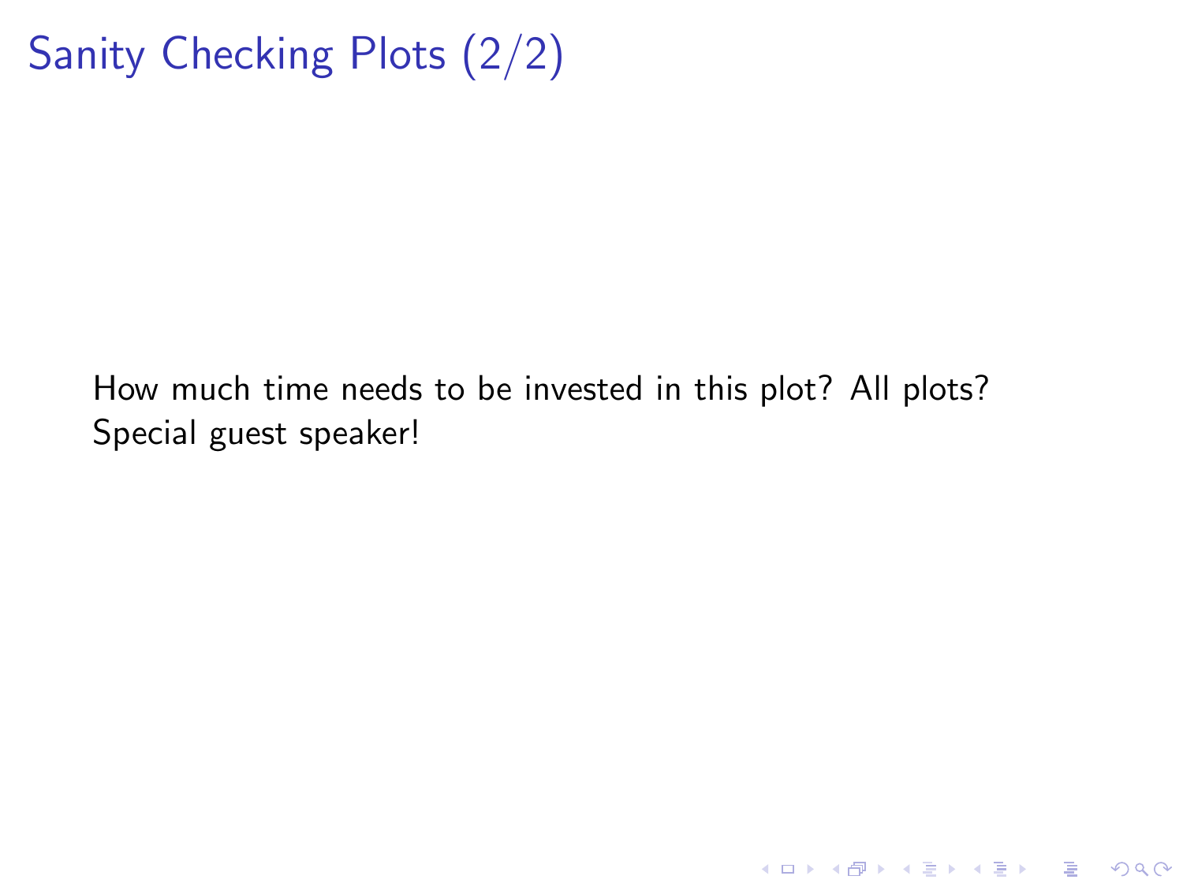# Sanity Checking Plots (2/2)

How much time needs to be invested in this plot? All plots?
Special guest speaker!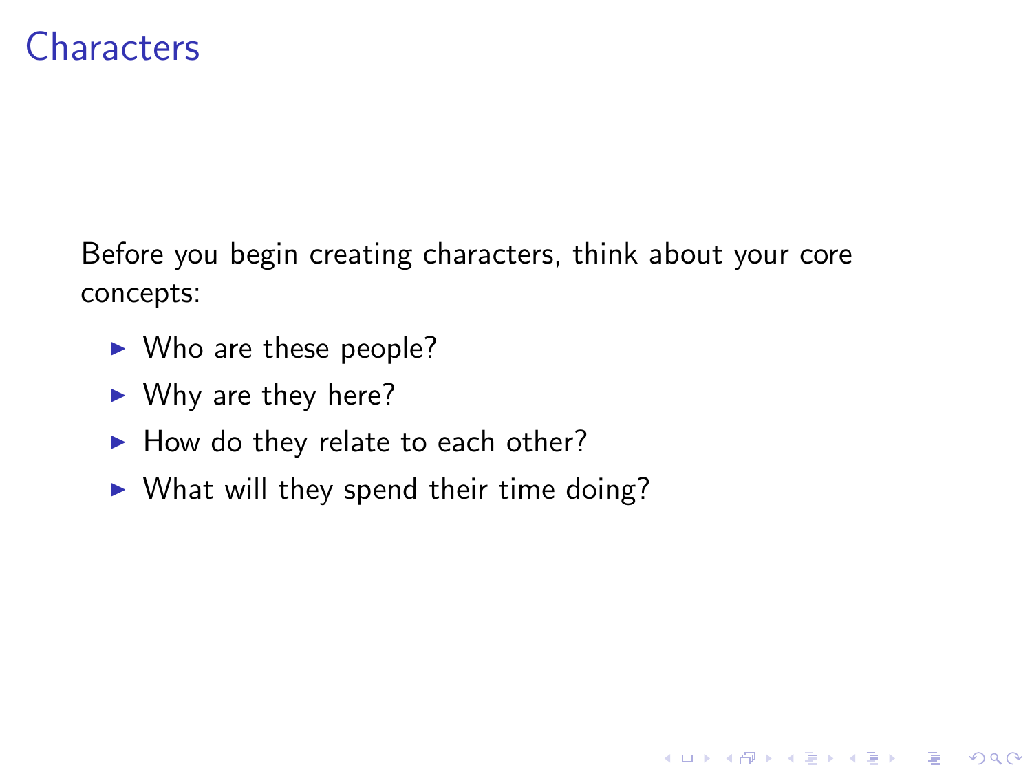# Characters

Before you begin creating characters, think about your core concepts:

- Who are these people?
- Why are they here?
- How do they relate to each other?
- What will they spend their time doing?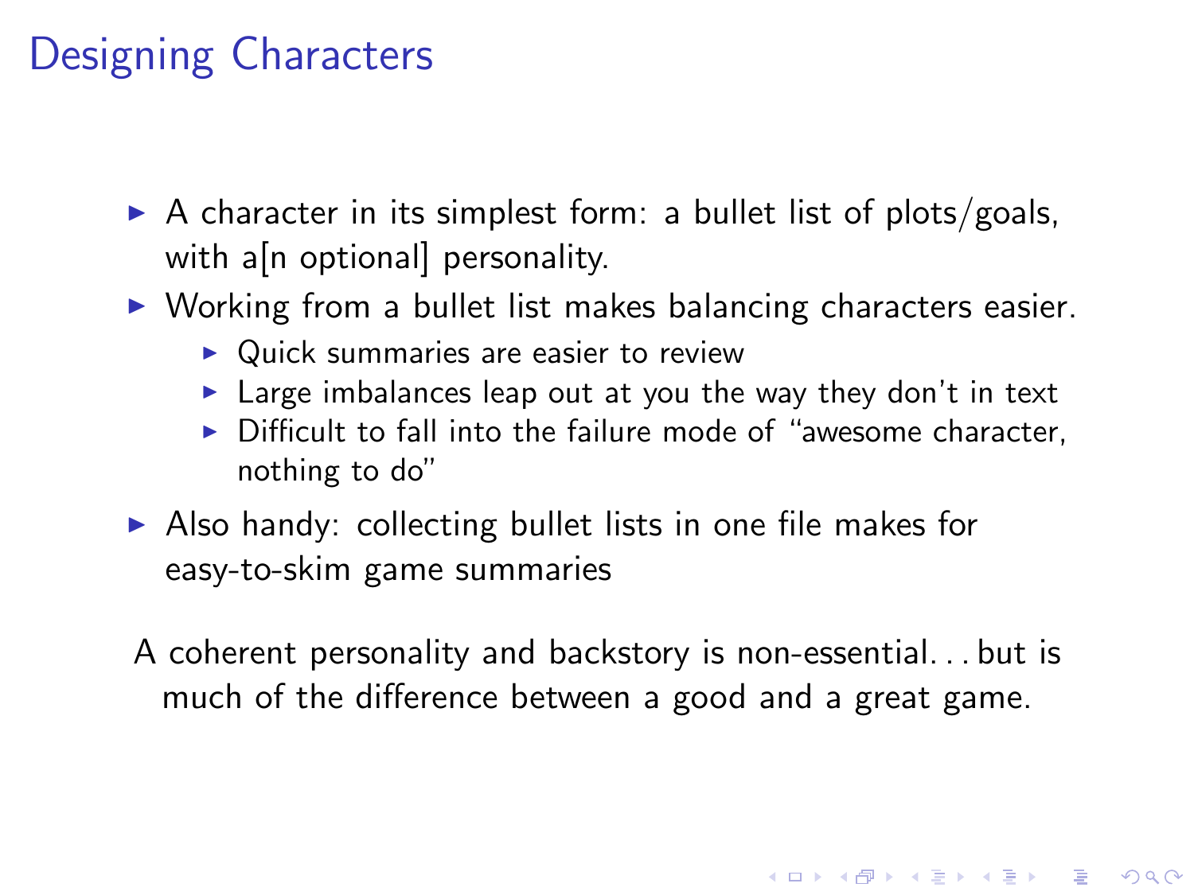# Designing Characters

- A character in its simplest form: a bullet list of plots/goals, with a[n optional] personality.
- Working from a bullet list makes balancing characters easier.
  - Quick summaries are easier to review
  - Large imbalances leap out at you the way they don't in text
  - Difficult to fall into the failure mode of "awesome character, nothing to do"
- Also handy: collecting bullet lists in one file makes for easy-to-skim game summaries

A coherent personality and backstory is non-essential. . . but is much of the difference between a good and a great game.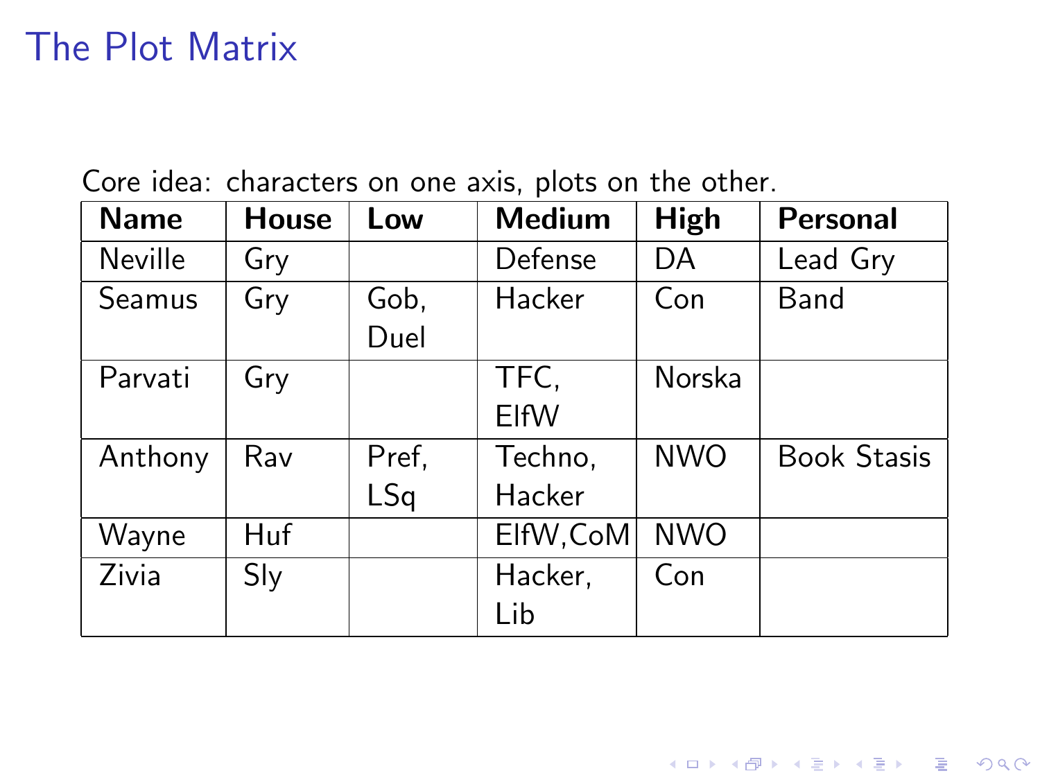# The Plot Matrix

Core idea: characters on one axis, plots on the other.

| Name | House | Low | Medium | High | Personal |
|---|---|---|---|---|---|
| Neville | Gry | | Defense | DA | Lead Gry |
| Seamus | Gry | Gob, Duel | Hacker | Con | Band |
| Parvati | Gry | | TFC, ElfW | Norska | |
| Anthony | Rav | Pref, LSq | Techno, Hacker | NWO | Book Stasis |
| Wayne | Huf | | ElfW,CoM | NWO | |
| Zivia | Sly | | Hacker, Lib | Con | |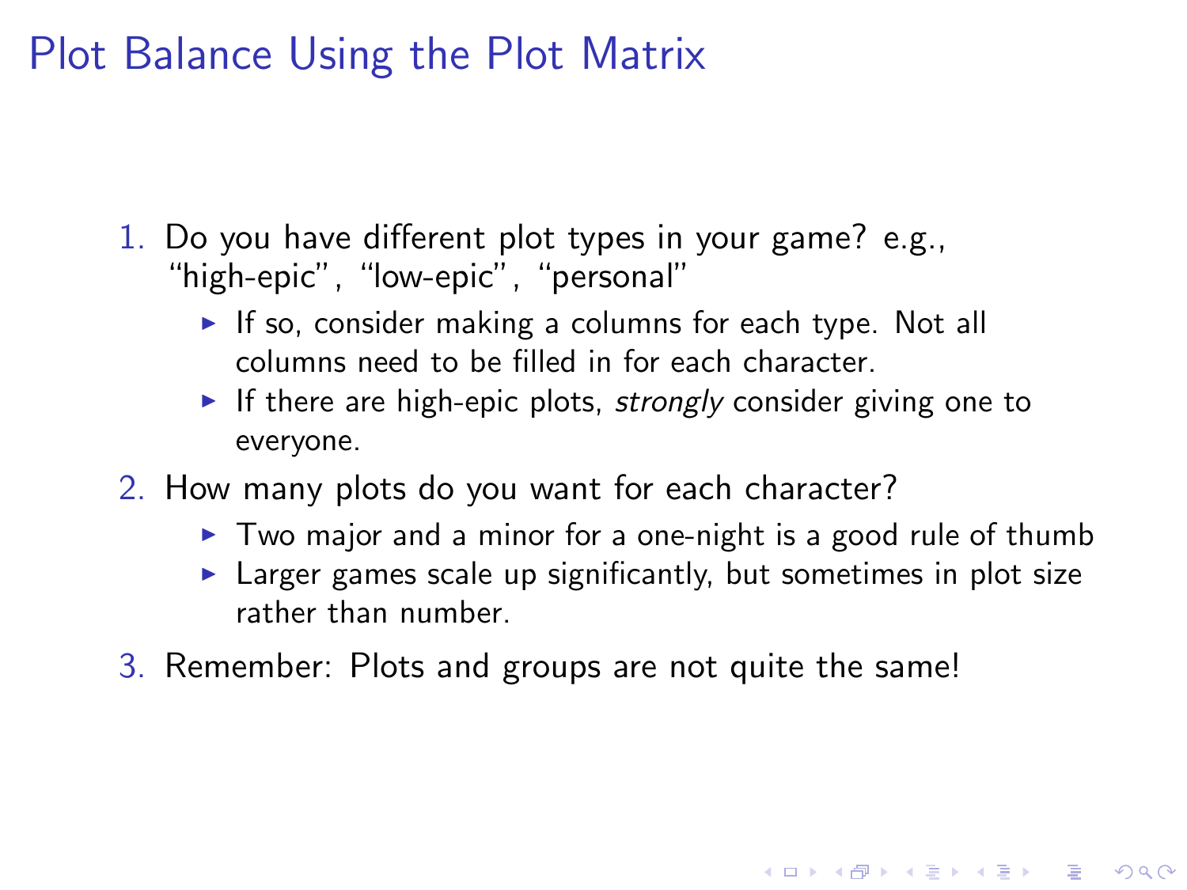# Plot Balance Using the Plot Matrix

1. Do you have different plot types in your game? e.g., “high-epic”, “low-epic”, “personal”
   - If so, consider making a columns for each type. Not all columns need to be filled in for each character.
   - If there are high-epic plots, *strongly* consider giving one to everyone.
2. How many plots do you want for each character?
   - Two major and a minor for a one-night is a good rule of thumb
   - Larger games scale up significantly, but sometimes in plot size rather than number.
3. Remember: Plots and groups are not quite the same!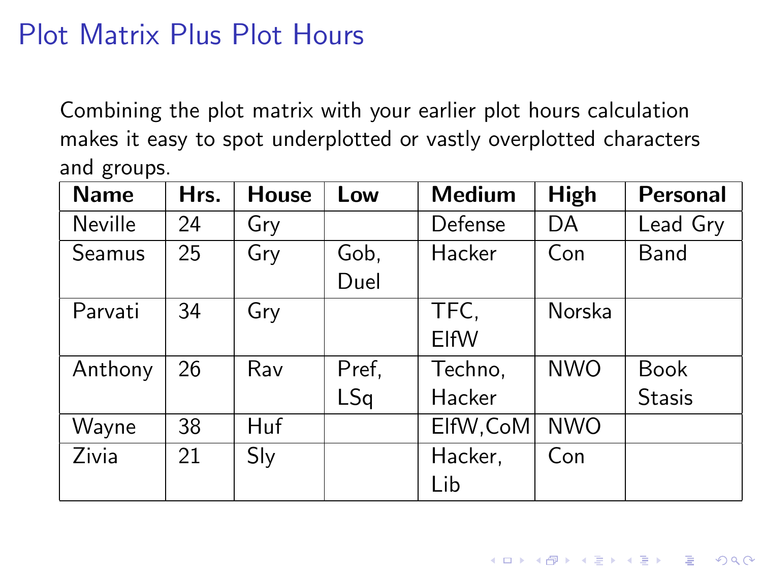# Plot Matrix Plus Plot Hours

Combining the plot matrix with your earlier plot hours calculation makes it easy to spot underplotted or vastly overplotted characters and groups.

| Name | Hrs. | House | Low | Medium | High | Personal |
|---|---|---|---|---|---|---|
| Neville | 24 | Gry | | Defense | DA | Lead Gry |
| Seamus | 25 | Gry | Gob, Duel | Hacker | Con | Band |
| Parvati | 34 | Gry | | TFC, ElfW | Norska | |
| Anthony | 26 | Rav | Pref, LSq | Techno, Hacker | NWO | Book Stasis |
| Wayne | 38 | Huf | | ElfW,CoM | NWO | |
| Zivia | 21 | Sly | | Hacker, Lib | Con | |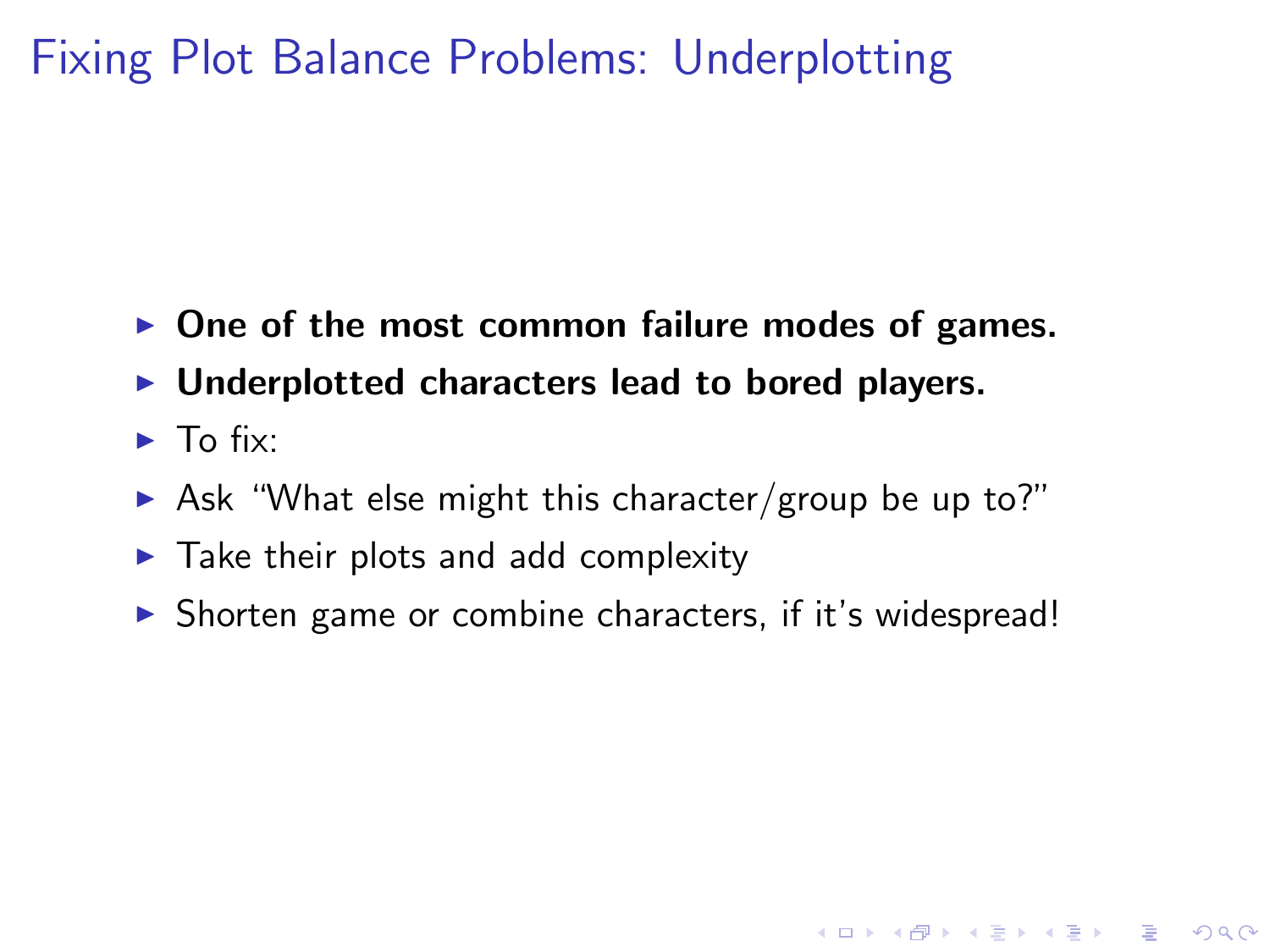# Fixing Plot Balance Problems: Underplotting

- **One of the most common failure modes of games.**
- **Underplotted characters lead to bored players.**
- To fix:
- Ask "What else might this character/group be up to?"
- Take their plots and add complexity
- Shorten game or combine characters, if it's widespread!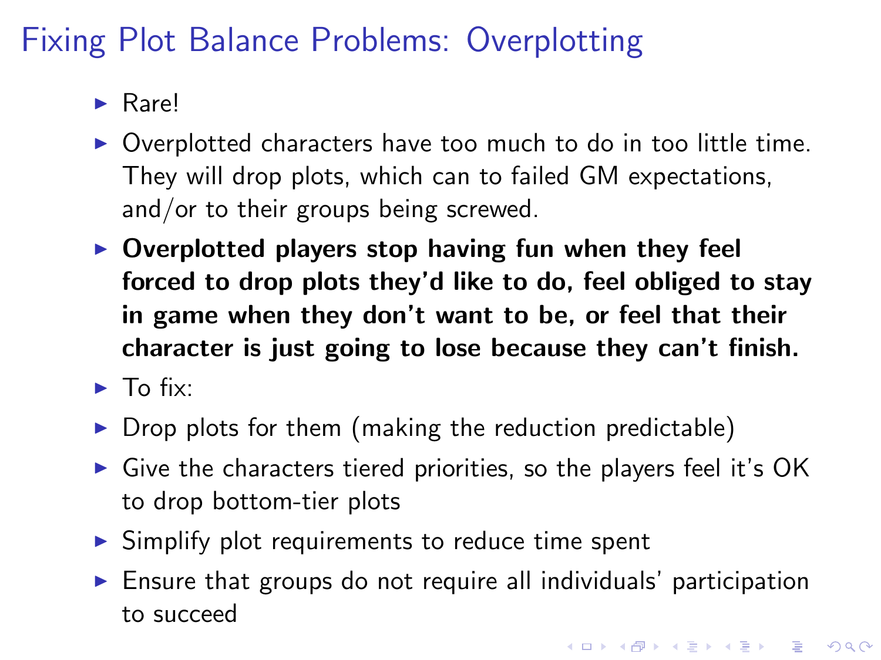# Fixing Plot Balance Problems: Overplotting

- Rare!
- Overplotted characters have too much to do in too little time. They will drop plots, which can to failed GM expectations, and/or to their groups being screwed.
- **Overplotted players stop having fun when they feel forced to drop plots they'd like to do, feel obliged to stay in game when they don't want to be, or feel that their character is just going to lose because they can't finish.**
- To fix:
- Drop plots for them (making the reduction predictable)
- Give the characters tiered priorities, so the players feel it's OK to drop bottom-tier plots
- Simplify plot requirements to reduce time spent
- Ensure that groups do not require all individuals' participation to succeed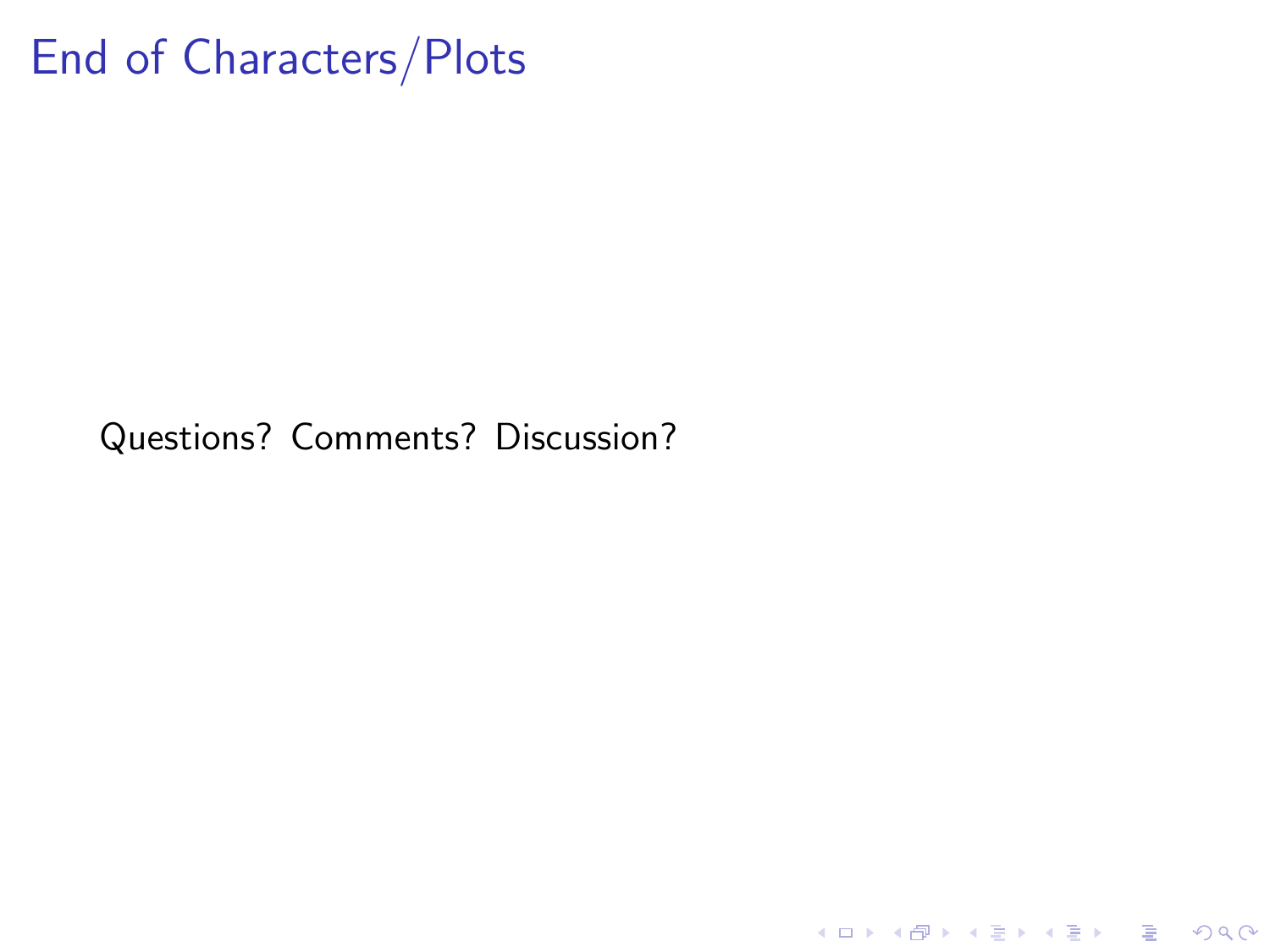# End of Characters/Plots

Questions? Comments? Discussion?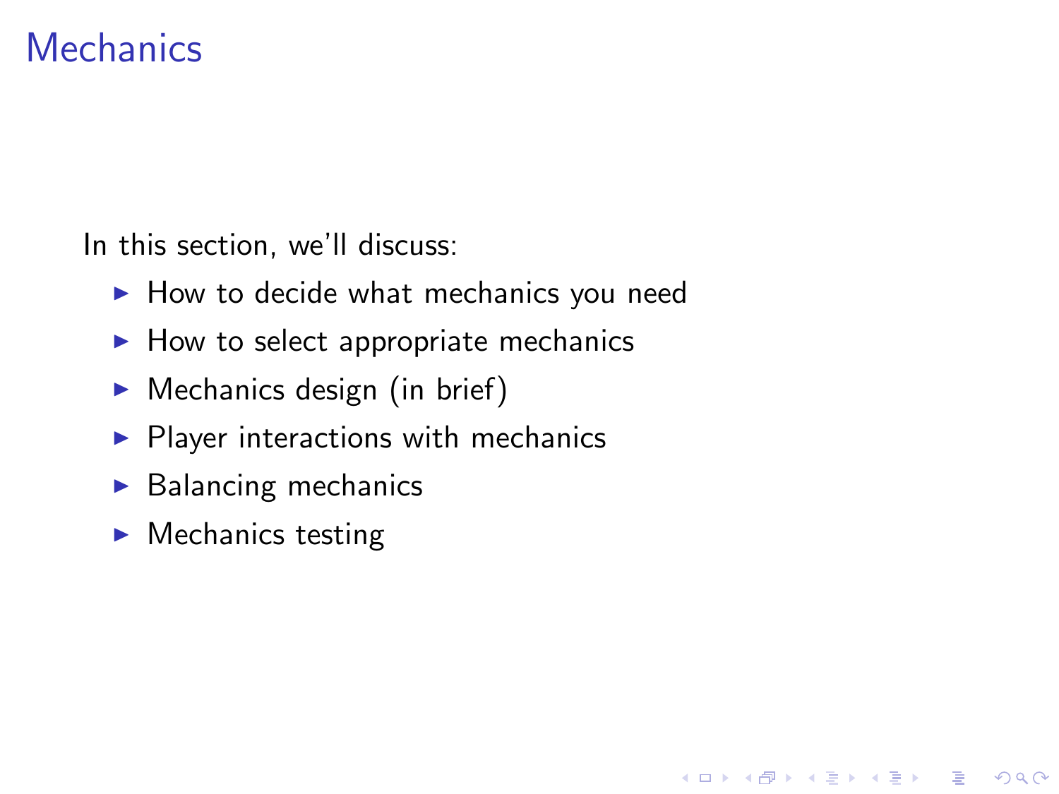# Mechanics

In this section, we'll discuss:

- How to decide what mechanics you need
- How to select appropriate mechanics
- Mechanics design (in brief)
- Player interactions with mechanics
- Balancing mechanics
- Mechanics testing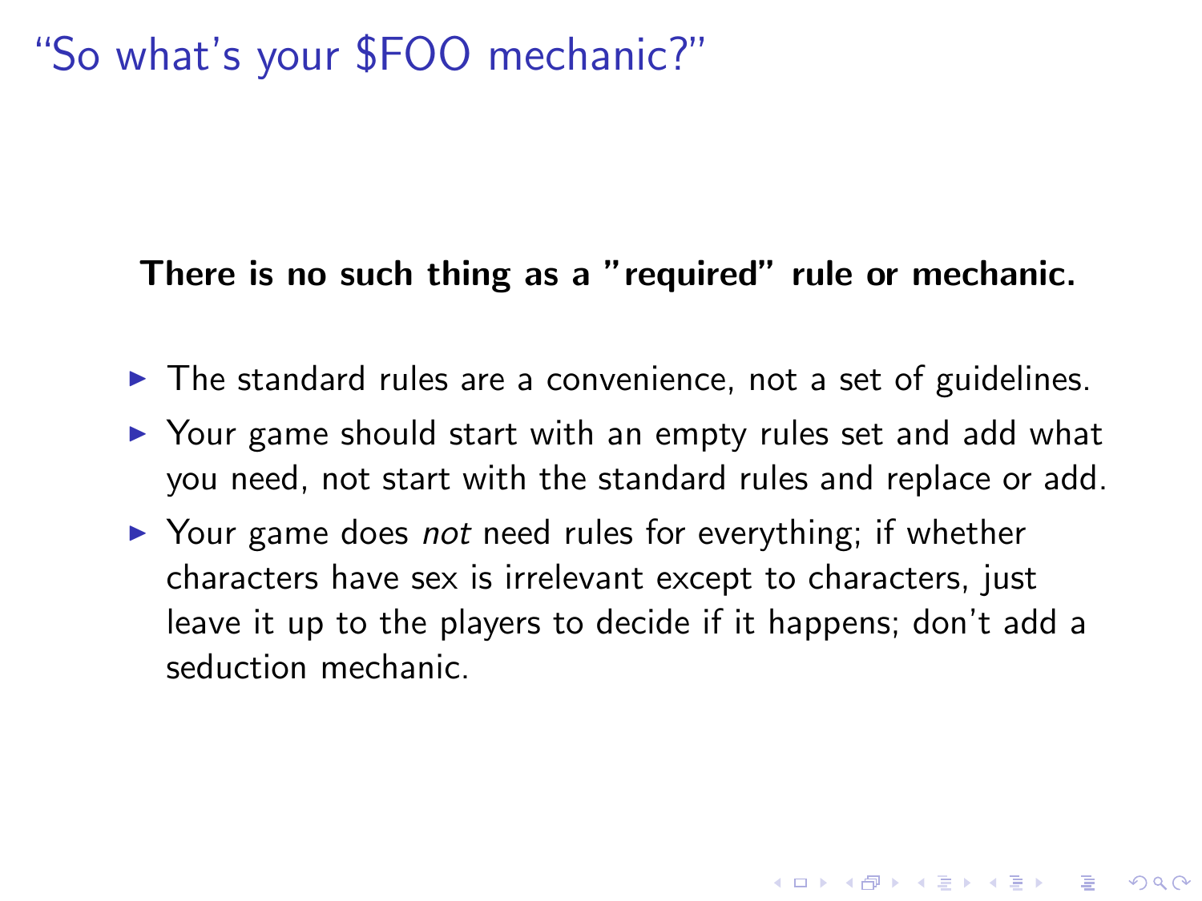# “So what’s your $FOO mechanic?”

**There is no such thing as a ”required” rule or mechanic.**

- The standard rules are a convenience, not a set of guidelines.
- Your game should start with an empty rules set and add what you need, not start with the standard rules and replace or add.
- Your game does *not* need rules for everything; if whether characters have sex is irrelevant except to characters, just leave it up to the players to decide if it happens; don’t add a seduction mechanic.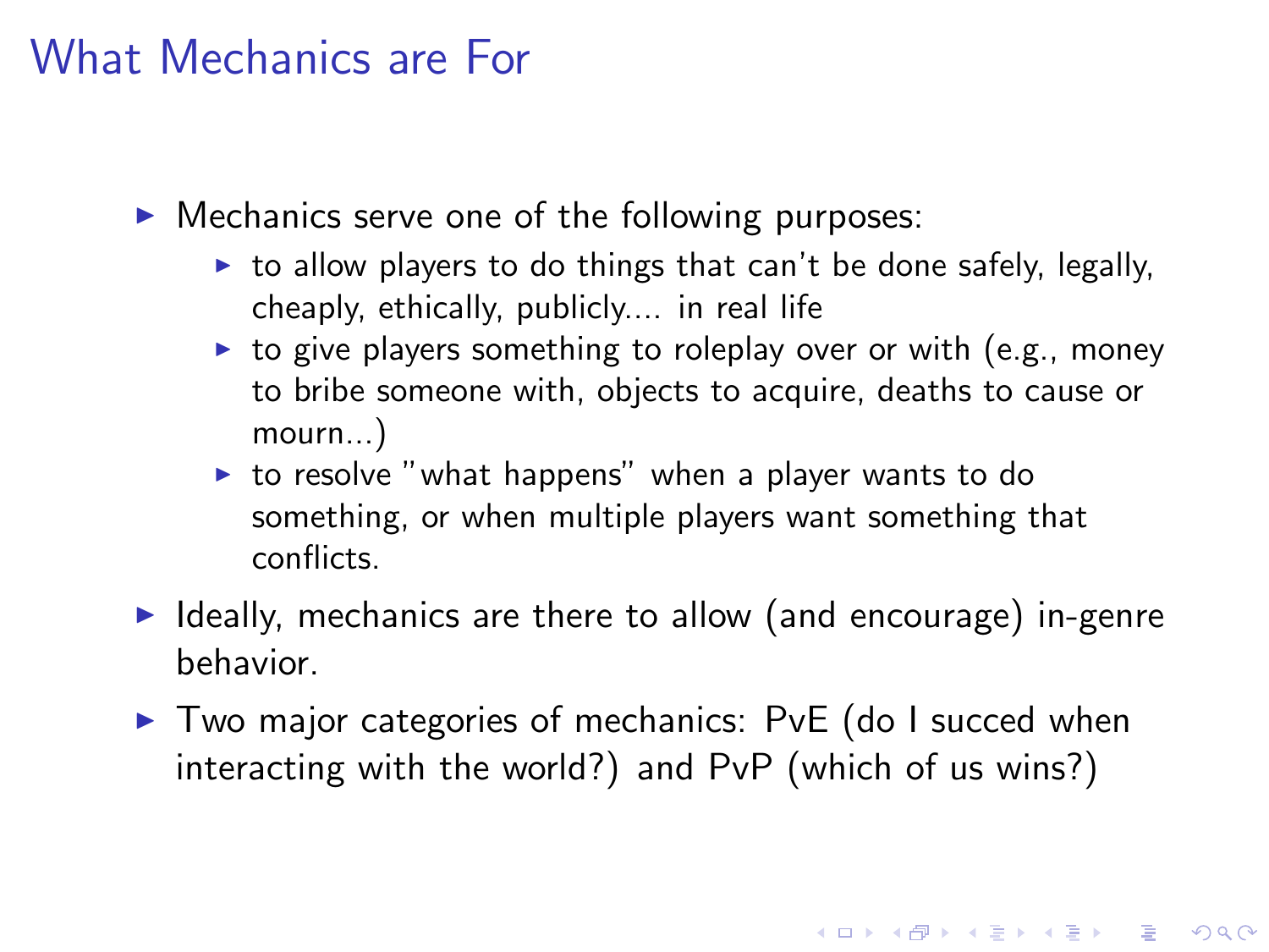# What Mechanics are For

- Mechanics serve one of the following purposes:
  - to allow players to do things that can't be done safely, legally, cheaply, ethically, publicly.... in real life
  - to give players something to roleplay over or with (e.g., money to bribe someone with, objects to acquire, deaths to cause or mourn...)
  - to resolve "what happens" when a player wants to do something, or when multiple players want something that conflicts.
- Ideally, mechanics are there to allow (and encourage) in-genre behavior.
- Two major categories of mechanics: PvE (do I succed when interacting with the world?) and PvP (which of us wins?)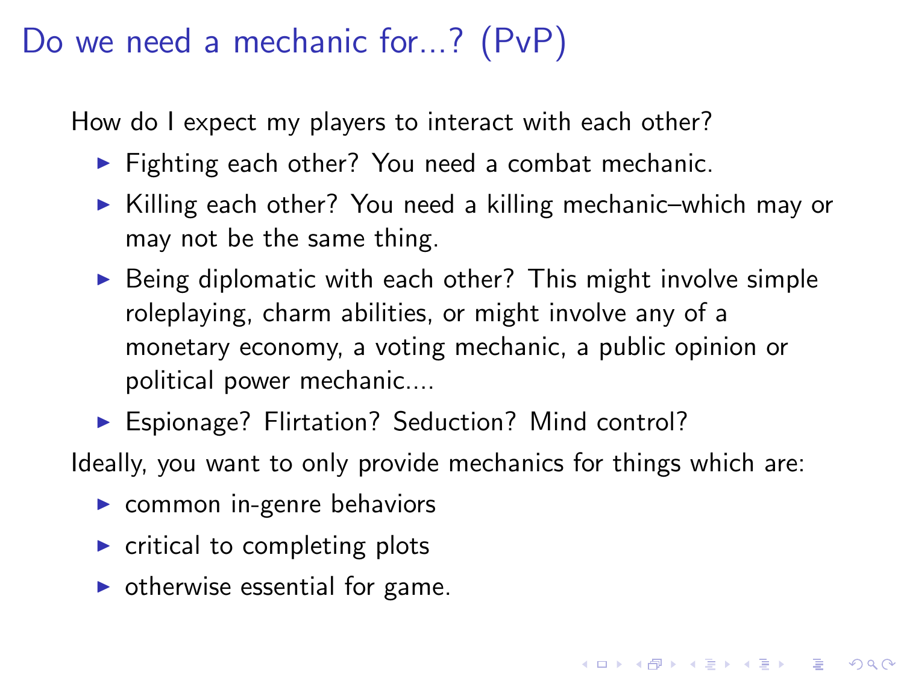# Do we need a mechanic for...? (PvP)

How do I expect my players to interact with each other?

- Fighting each other? You need a combat mechanic.
- Killing each other? You need a killing mechanic–which may or may not be the same thing.
- Being diplomatic with each other? This might involve simple roleplaying, charm abilities, or might involve any of a monetary economy, a voting mechanic, a public opinion or political power mechanic....
- Espionage? Flirtation? Seduction? Mind control?

Ideally, you want to only provide mechanics for things which are:

- common in-genre behaviors
- critical to completing plots
- otherwise essential for game.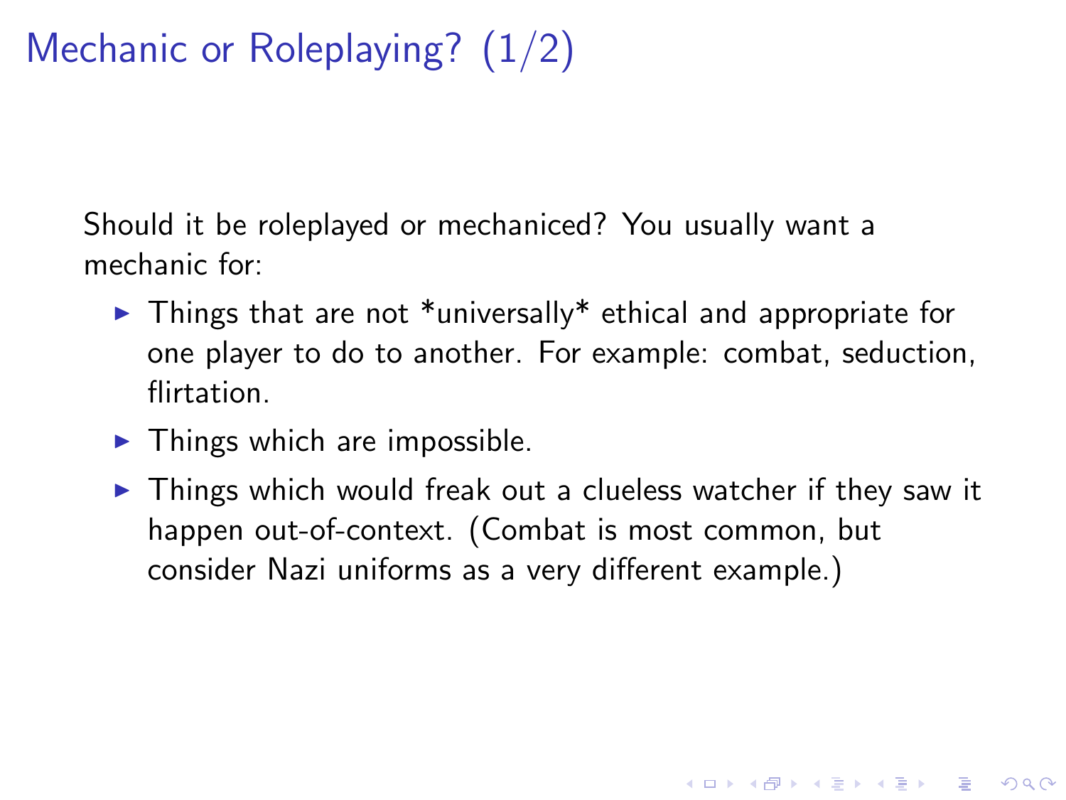# Mechanic or Roleplaying? (1/2)

Should it be roleplayed or mechaniced? You usually want a mechanic for:

- Things that are not *universally* ethical and appropriate for one player to do to another. For example: combat, seduction, flirtation.
- Things which are impossible.
- Things which would freak out a clueless watcher if they saw it happen out-of-context. (Combat is most common, but consider Nazi uniforms as a very different example.)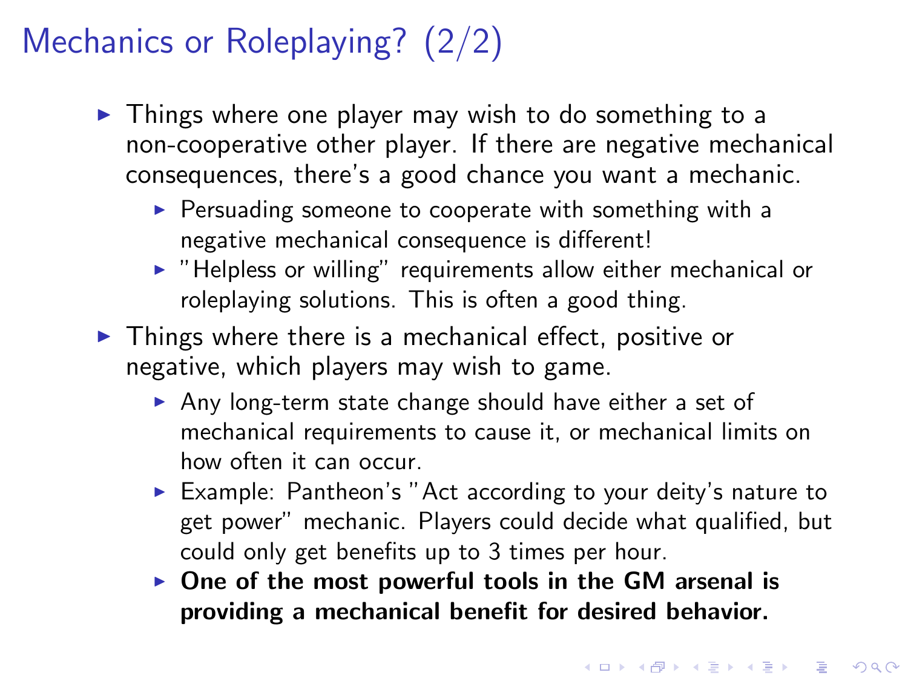# Mechanics or Roleplaying? (2/2)

- Things where one player may wish to do something to a non-cooperative other player. If there are negative mechanical consequences, there's a good chance you want a mechanic.
  - Persuading someone to cooperate with something with a negative mechanical consequence is different!
  - "Helpless or willing" requirements allow either mechanical or roleplaying solutions. This is often a good thing.
- Things where there is a mechanical effect, positive or negative, which players may wish to game.
  - Any long-term state change should have either a set of mechanical requirements to cause it, or mechanical limits on how often it can occur.
  - Example: Pantheon's "Act according to your deity's nature to get power" mechanic. Players could decide what qualified, but could only get benefits up to 3 times per hour.
  - **One of the most powerful tools in the GM arsenal is providing a mechanical benefit for desired behavior.**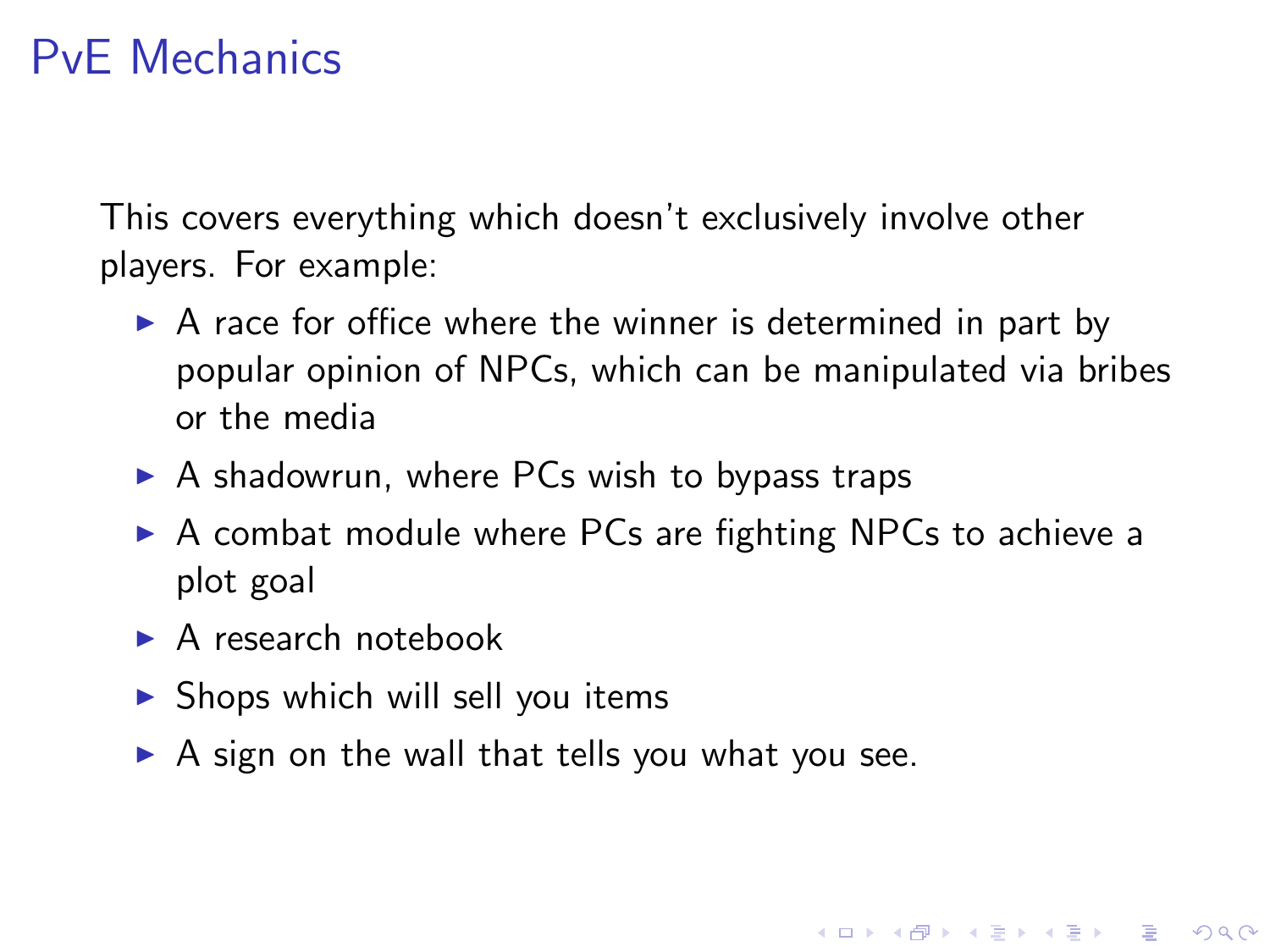# PvE Mechanics

This covers everything which doesn't exclusively involve other players. For example:

- A race for office where the winner is determined in part by popular opinion of NPCs, which can be manipulated via bribes or the media
- A shadowrun, where PCs wish to bypass traps
- A combat module where PCs are fighting NPCs to achieve a plot goal
- A research notebook
- Shops which will sell you items
- A sign on the wall that tells you what you see.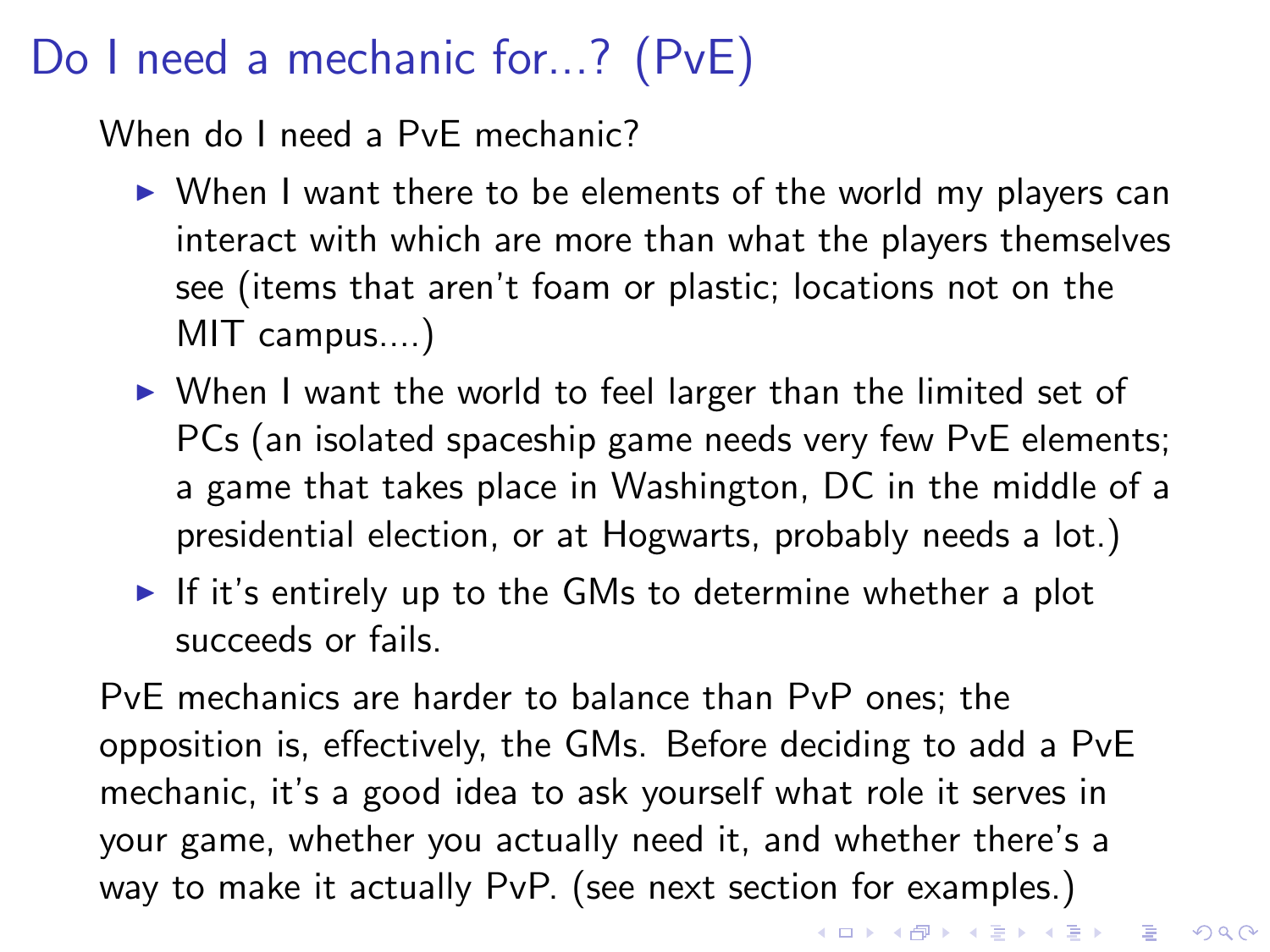# Do I need a mechanic for...? (PvE)

When do I need a PvE mechanic?

- When I want there to be elements of the world my players can interact with which are more than what the players themselves see (items that aren't foam or plastic; locations not on the MIT campus....)
- When I want the world to feel larger than the limited set of PCs (an isolated spaceship game needs very few PvE elements; a game that takes place in Washington, DC in the middle of a presidential election, or at Hogwarts, probably needs a lot.)
- If it's entirely up to the GMs to determine whether a plot succeeds or fails.

PvE mechanics are harder to balance than PvP ones; the opposition is, effectively, the GMs. Before deciding to add a PvE mechanic, it's a good idea to ask yourself what role it serves in your game, whether you actually need it, and whether there's a way to make it actually PvP. (see next section for examples.)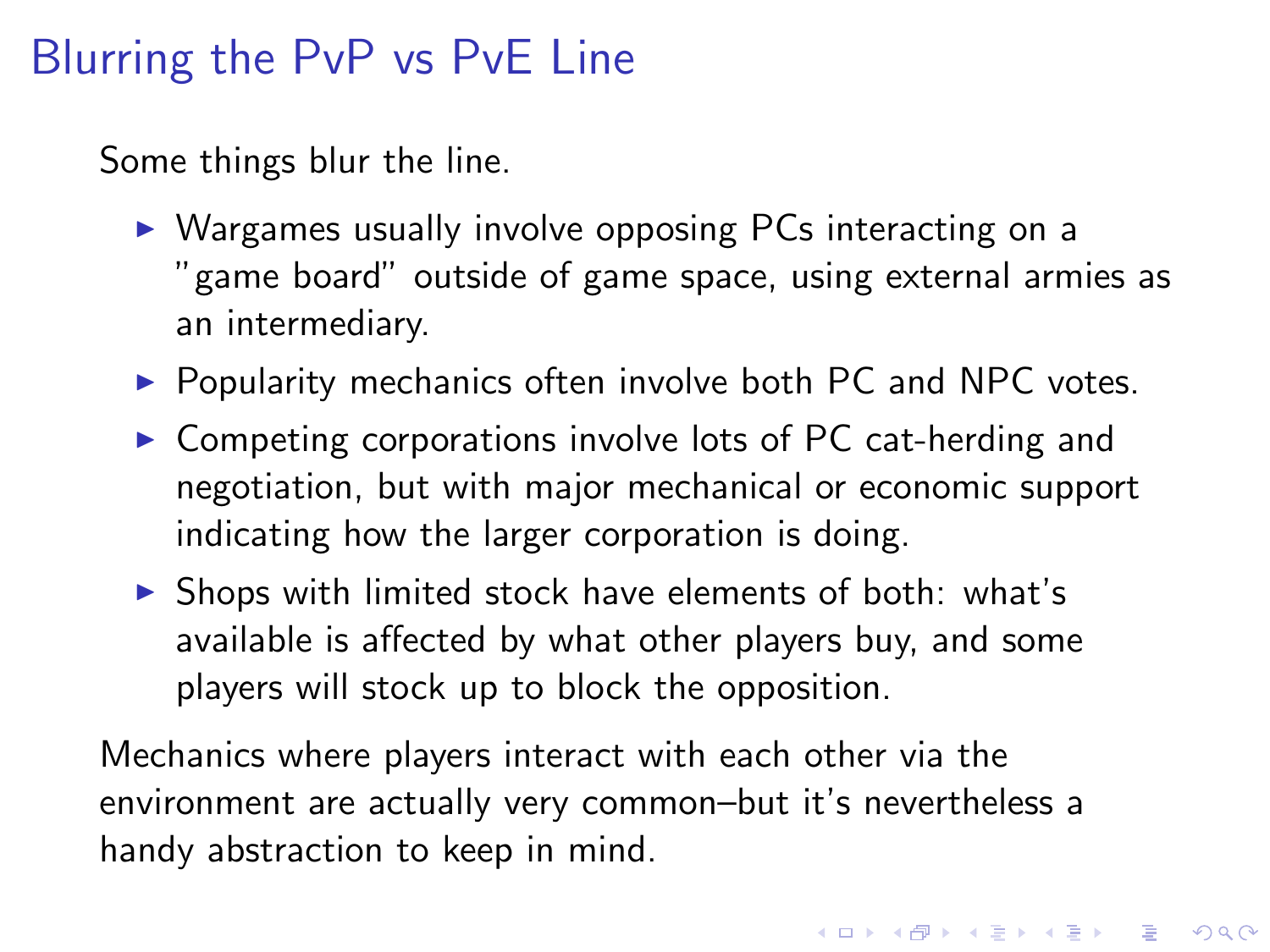# Blurring the PvP vs PvE Line

Some things blur the line.

- Wargames usually involve opposing PCs interacting on a "game board" outside of game space, using external armies as an intermediary.
- Popularity mechanics often involve both PC and NPC votes.
- Competing corporations involve lots of PC cat-herding and negotiation, but with major mechanical or economic support indicating how the larger corporation is doing.
- Shops with limited stock have elements of both: what's available is affected by what other players buy, and some players will stock up to block the opposition.

Mechanics where players interact with each other via the environment are actually very common–but it's nevertheless a handy abstraction to keep in mind.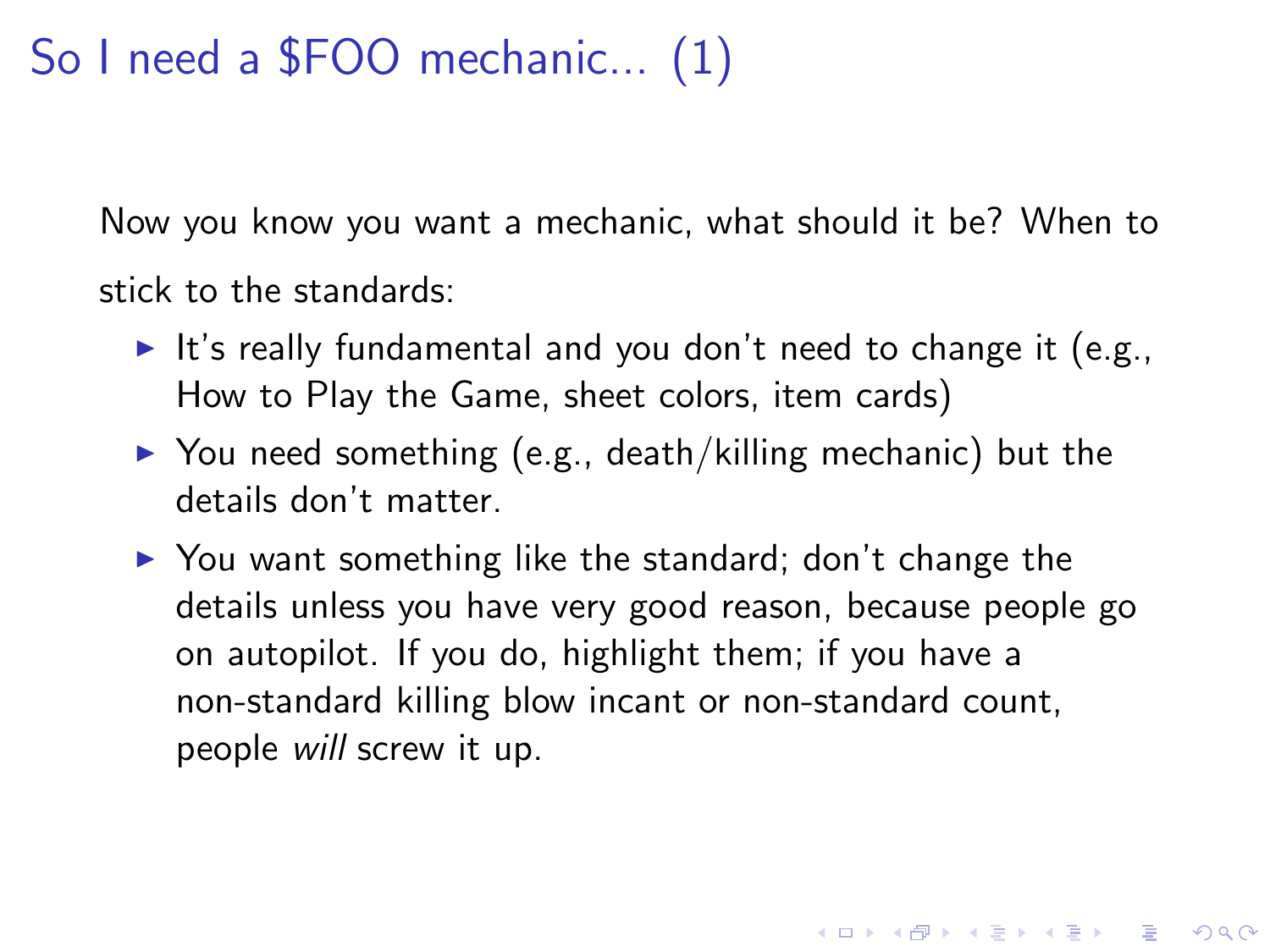# So I need a $FOO mechanic... (1)

Now you know you want a mechanic, what should it be? When to stick to the standards:

- It's really fundamental and you don't need to change it (e.g., How to Play the Game, sheet colors, item cards)
- You need something (e.g., death/killing mechanic) but the details don't matter.
- You want something like the standard; don't change the details unless you have very good reason, because people go on autopilot. If you do, highlight them; if you have a non-standard killing blow incant or non-standard count, people *will* screw it up.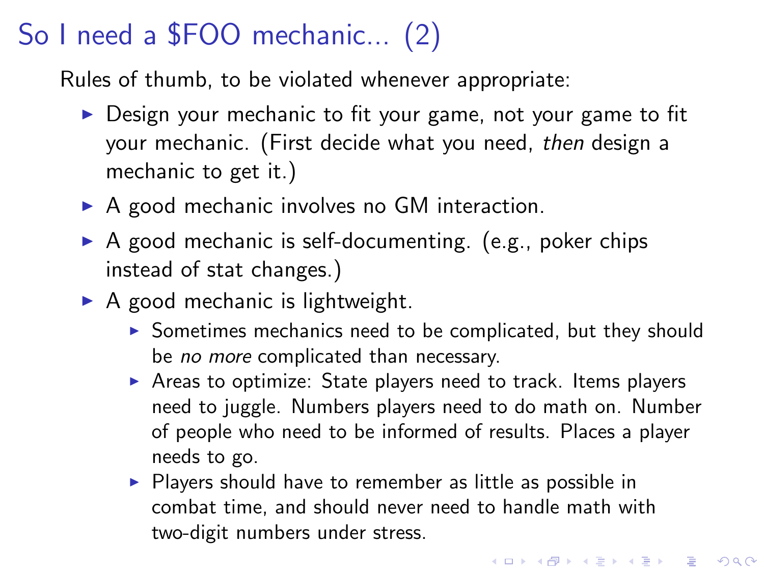# So I need a $FOO mechanic... (2)

Rules of thumb, to be violated whenever appropriate:

- Design your mechanic to fit your game, not your game to fit your mechanic. (First decide what you need, *then* design a mechanic to get it.)
- A good mechanic involves no GM interaction.
- A good mechanic is self-documenting. (e.g., poker chips instead of stat changes.)
- A good mechanic is lightweight.
  - Sometimes mechanics need to be complicated, but they should be *no more* complicated than necessary.
  - Areas to optimize: State players need to track. Items players need to juggle. Numbers players need to do math on. Number of people who need to be informed of results. Places a player needs to go.
  - Players should have to remember as little as possible in combat time, and should never need to handle math with two-digit numbers under stress.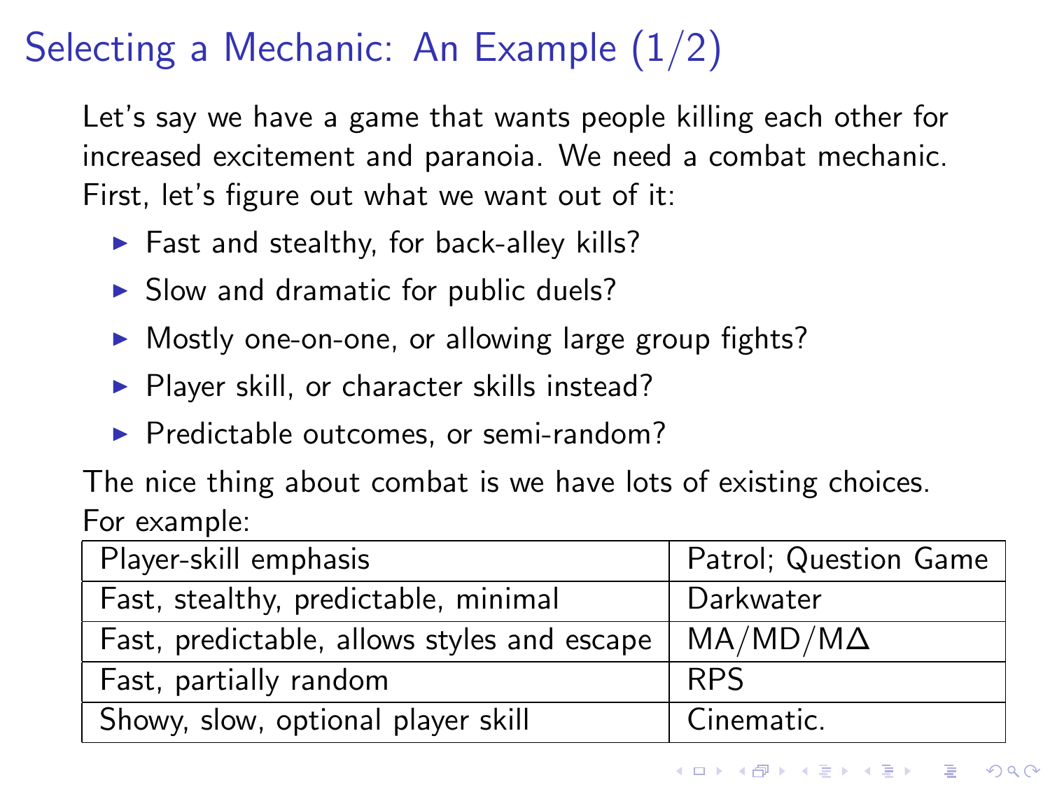# Selecting a Mechanic: An Example (1/2)

Let's say we have a game that wants people killing each other for increased excitement and paranoia. We need a combat mechanic. First, let's figure out what we want out of it:

- Fast and stealthy, for back-alley kills?
- Slow and dramatic for public duels?
- Mostly one-on-one, or allowing large group fights?
- Player skill, or character skills instead?
- Predictable outcomes, or semi-random?

The nice thing about combat is we have lots of existing choices. For example:

| | |
|---|---|
| Player-skill emphasis | Patrol; Question Game |
| Fast, stealthy, predictable, minimal | Darkwater |
| Fast, predictable, allows styles and escape | MA/MD/MΔ |
| Fast, partially random | RPS |
| Showy, slow, optional player skill | Cinematic. |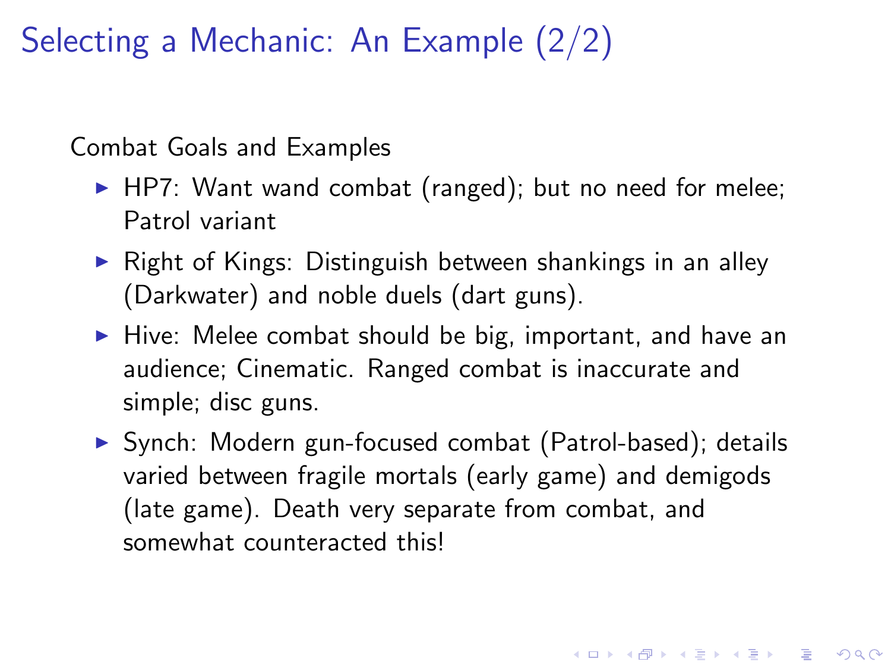# Selecting a Mechanic: An Example (2/2)

Combat Goals and Examples

- HP7: Want wand combat (ranged); but no need for melee; Patrol variant
- Right of Kings: Distinguish between shankings in an alley (Darkwater) and noble duels (dart guns).
- Hive: Melee combat should be big, important, and have an audience; Cinematic. Ranged combat is inaccurate and simple; disc guns.
- Synch: Modern gun-focused combat (Patrol-based); details varied between fragile mortals (early game) and demigods (late game). Death very separate from combat, and somewhat counteracted this!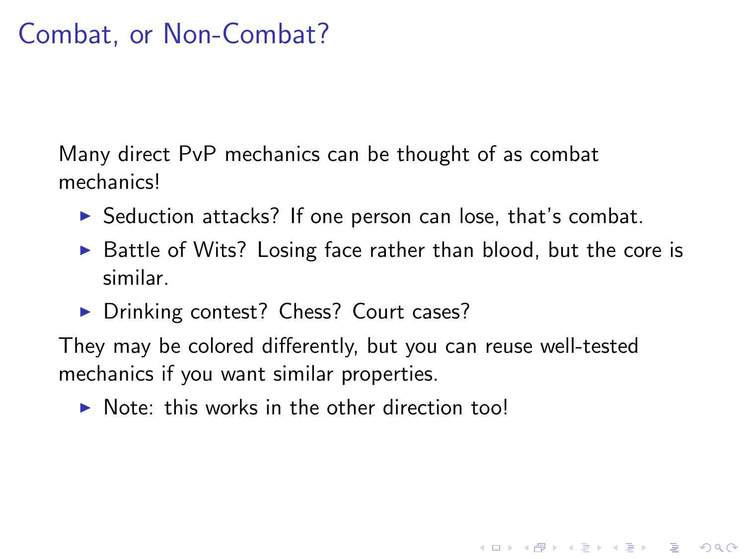# Combat, or Non-Combat?

Many direct PvP mechanics can be thought of as combat mechanics!

- Seduction attacks? If one person can lose, that's combat.
- Battle of Wits? Losing face rather than blood, but the core is similar.
- Drinking contest? Chess? Court cases?

They may be colored differently, but you can reuse well-tested mechanics if you want similar properties.

- Note: this works in the other direction too!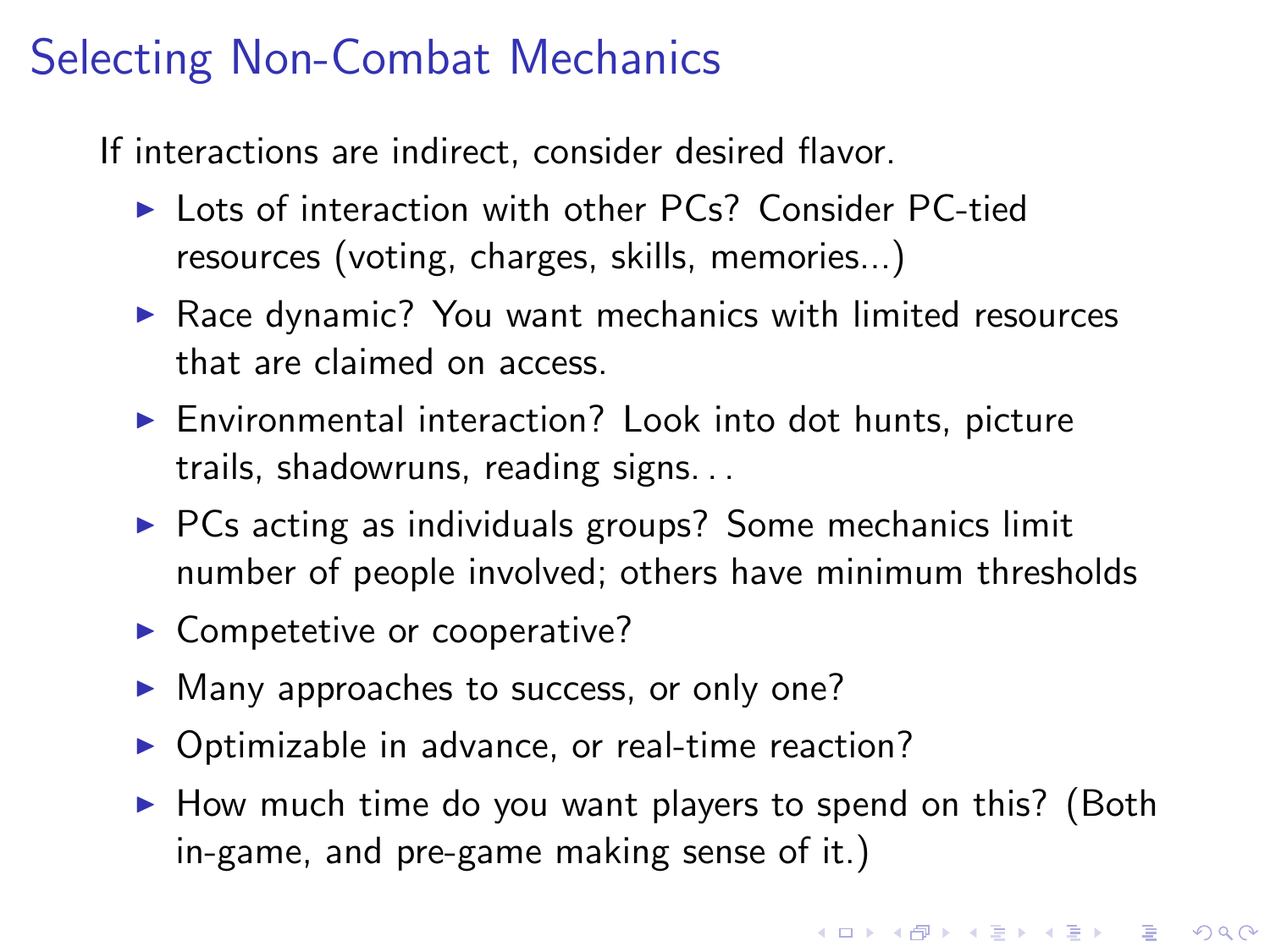# Selecting Non-Combat Mechanics

If interactions are indirect, consider desired flavor.

- Lots of interaction with other PCs? Consider PC-tied resources (voting, charges, skills, memories...)
- Race dynamic? You want mechanics with limited resources that are claimed on access.
- Environmental interaction? Look into dot hunts, picture trails, shadowruns, reading signs. . .
- PCs acting as individuals groups? Some mechanics limit number of people involved; others have minimum thresholds
- Competetive or cooperative?
- Many approaches to success, or only one?
- Optimizable in advance, or real-time reaction?
- How much time do you want players to spend on this? (Both in-game, and pre-game making sense of it.)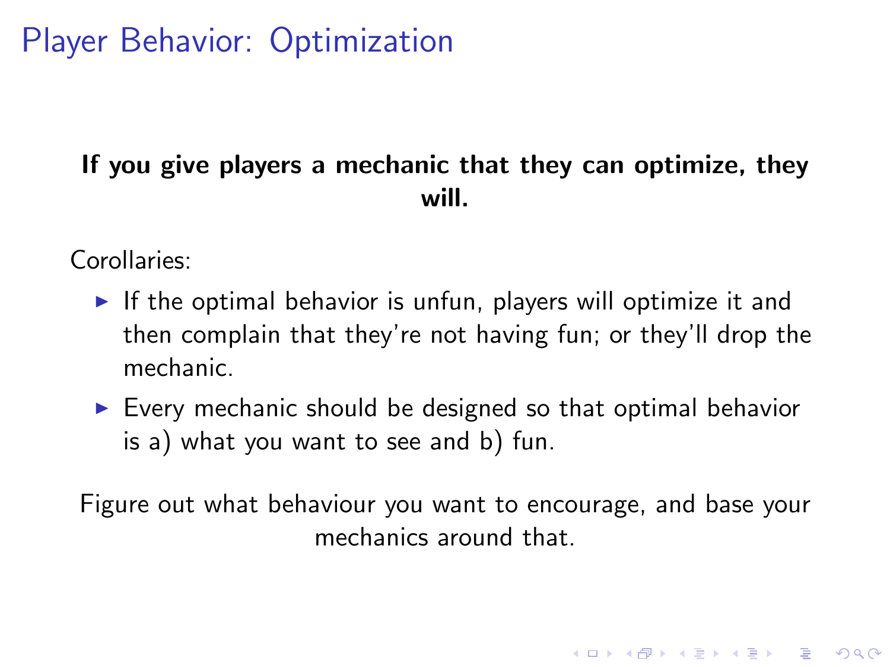# Player Behavior: Optimization

**If you give players a mechanic that they can optimize, they will.**

Corollaries:

- If the optimal behavior is unfun, players will optimize it and then complain that they're not having fun; or they'll drop the mechanic.
- Every mechanic should be designed so that optimal behavior is a) what you want to see and b) fun.

Figure out what behaviour you want to encourage, and base your mechanics around that.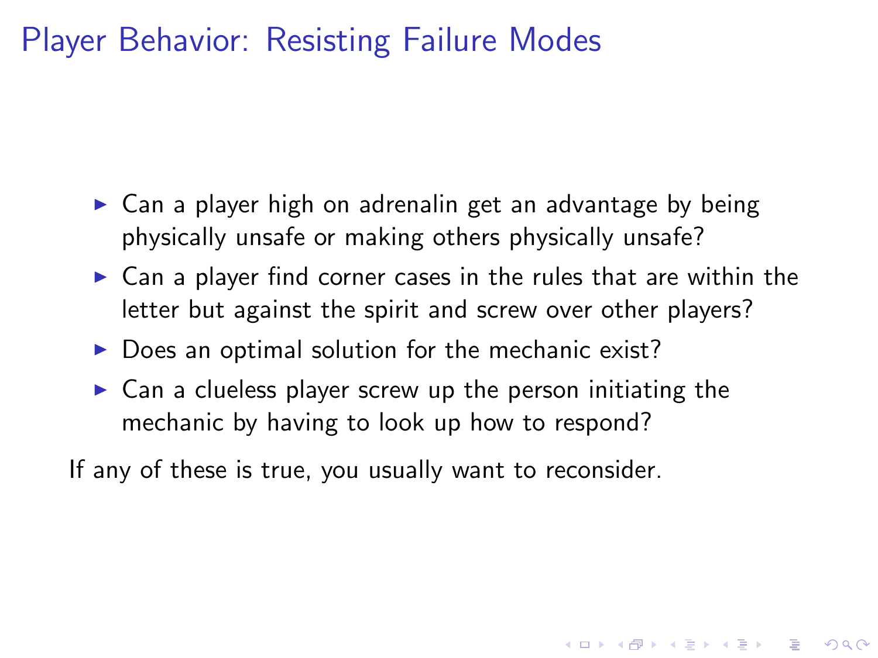# Player Behavior: Resisting Failure Modes

- Can a player high on adrenalin get an advantage by being physically unsafe or making others physically unsafe?
- Can a player find corner cases in the rules that are within the letter but against the spirit and screw over other players?
- Does an optimal solution for the mechanic exist?
- Can a clueless player screw up the person initiating the mechanic by having to look up how to respond?

If any of these is true, you usually want to reconsider.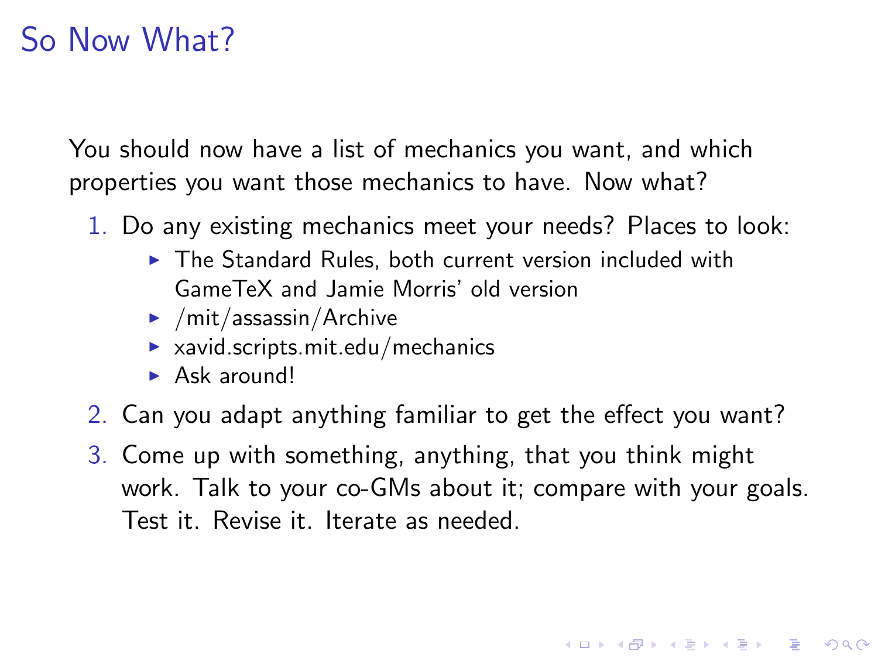# So Now What?

You should now have a list of mechanics you want, and which properties you want those mechanics to have. Now what?

1. Do any existing mechanics meet your needs? Places to look:
   - The Standard Rules, both current version included with GameTeX and Jamie Morris' old version
   - /mit/assassin/Archive
   - xavid.scripts.mit.edu/mechanics
   - Ask around!
2. Can you adapt anything familiar to get the effect you want?
3. Come up with something, anything, that you think might work. Talk to your co-GMs about it; compare with your goals. Test it. Revise it. Iterate as needed.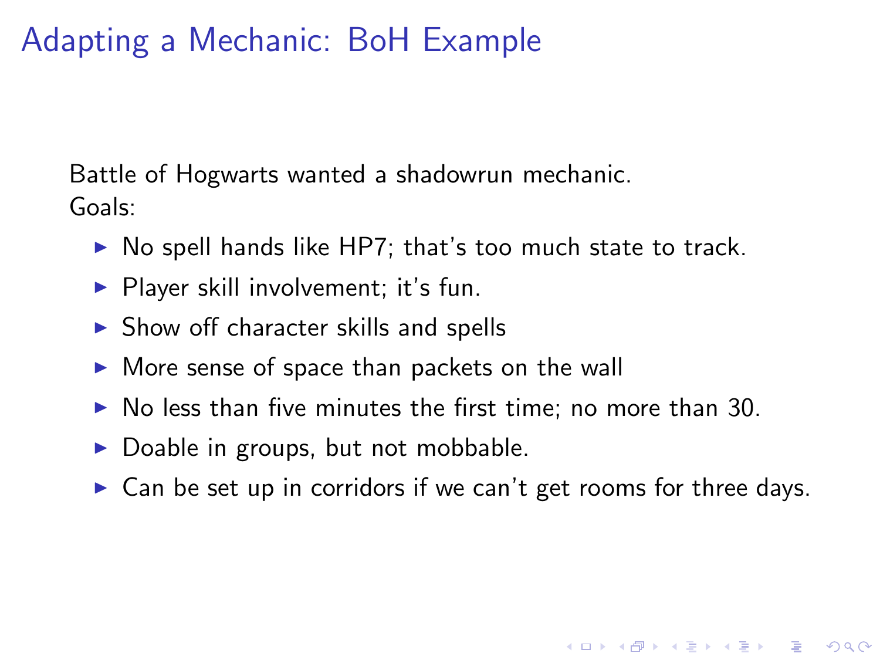# Adapting a Mechanic: BoH Example

Battle of Hogwarts wanted a shadowrun mechanic.
Goals:

- No spell hands like HP7; that's too much state to track.
- Player skill involvement; it's fun.
- Show off character skills and spells
- More sense of space than packets on the wall
- No less than five minutes the first time; no more than 30.
- Doable in groups, but not mobbable.
- Can be set up in corridors if we can't get rooms for three days.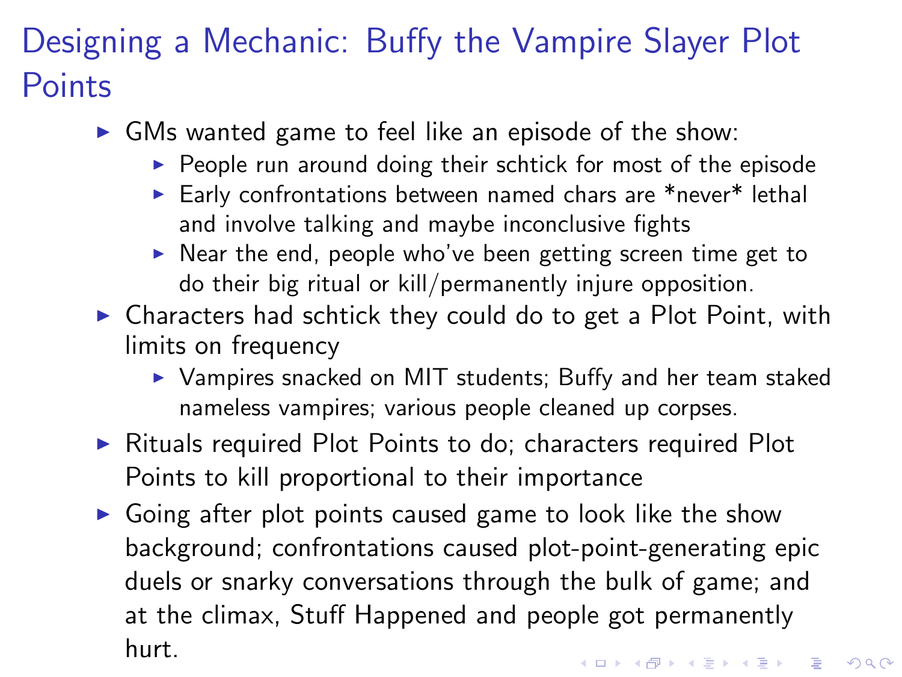# Designing a Mechanic: Buffy the Vampire Slayer Plot Points

- GMs wanted game to feel like an episode of the show:
  - People run around doing their schtick for most of the episode
  - Early confrontations between named chars are *never* lethal and involve talking and maybe inconclusive fights
  - Near the end, people who've been getting screen time get to do their big ritual or kill/permanently injure opposition.
- Characters had schtick they could do to get a Plot Point, with limits on frequency
  - Vampires snacked on MIT students; Buffy and her team staked nameless vampires; various people cleaned up corpses.
- Rituals required Plot Points to do; characters required Plot Points to kill proportional to their importance
- Going after plot points caused game to look like the show background; confrontations caused plot-point-generating epic duels or snarky conversations through the bulk of game; and at the climax, Stuff Happened and people got permanently hurt.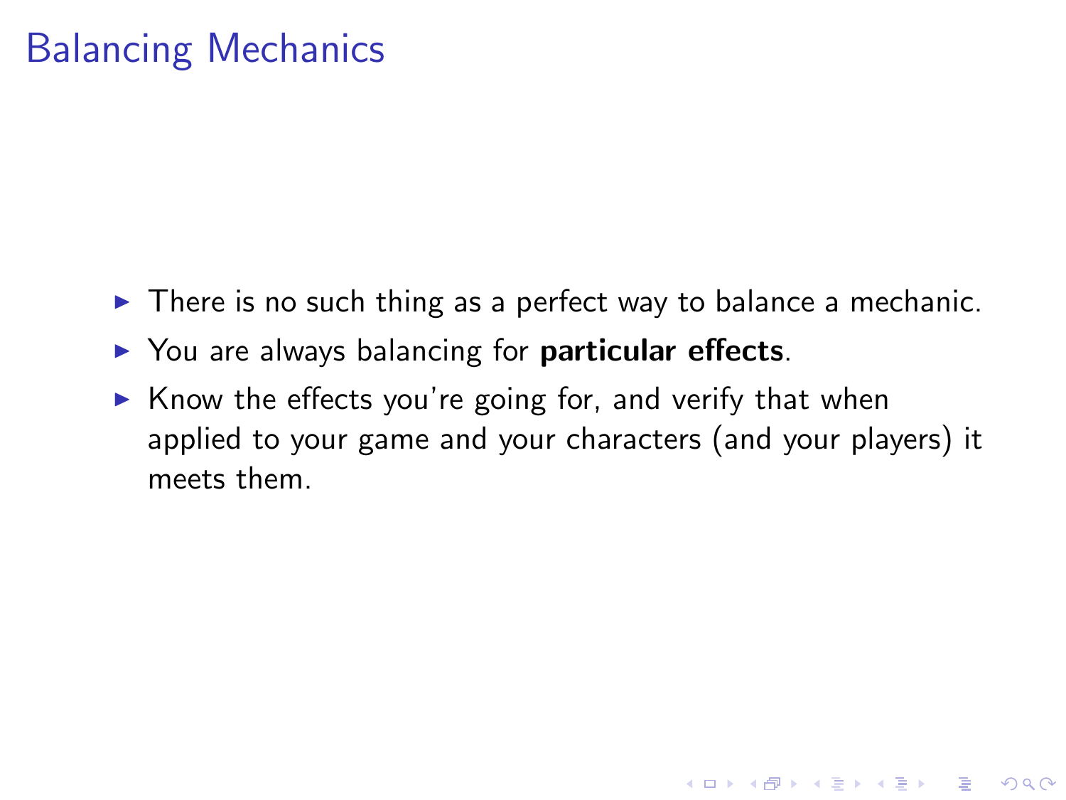# Balancing Mechanics

- There is no such thing as a perfect way to balance a mechanic.
- You are always balancing for **particular effects**.
- Know the effects you're going for, and verify that when applied to your game and your characters (and your players) it meets them.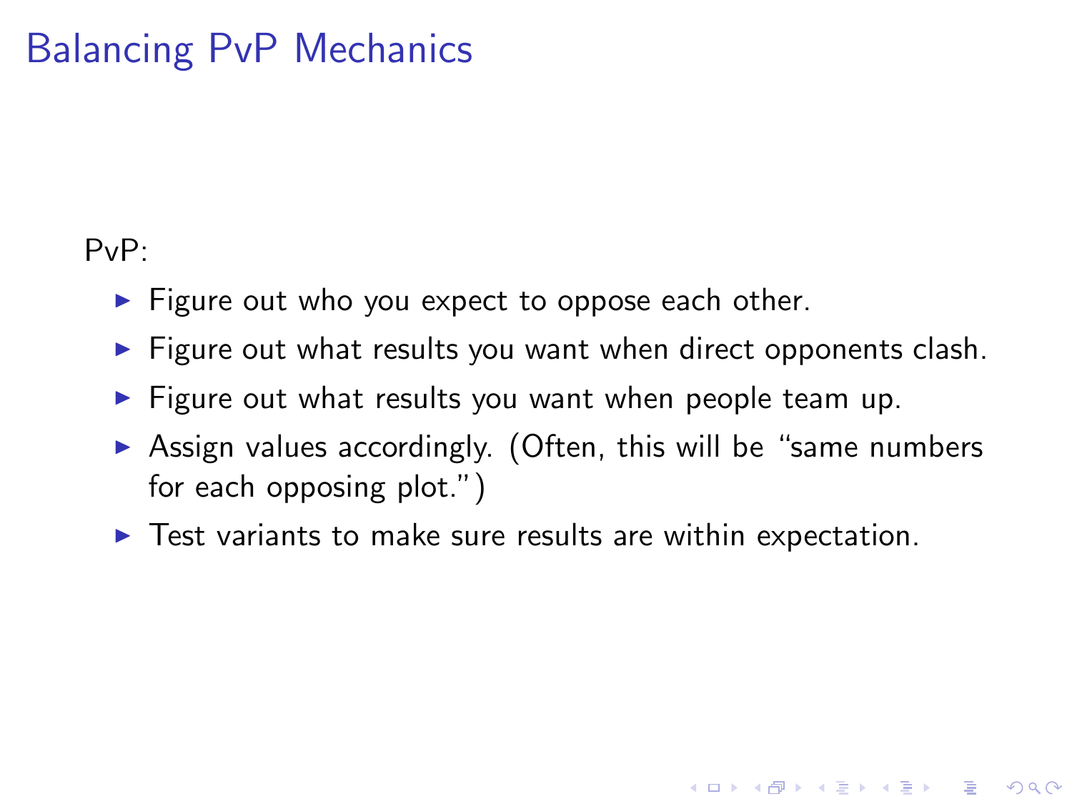# Balancing PvP Mechanics

PvP:

- Figure out who you expect to oppose each other.
- Figure out what results you want when direct opponents clash.
- Figure out what results you want when people team up.
- Assign values accordingly. (Often, this will be "same numbers for each opposing plot.")
- Test variants to make sure results are within expectation.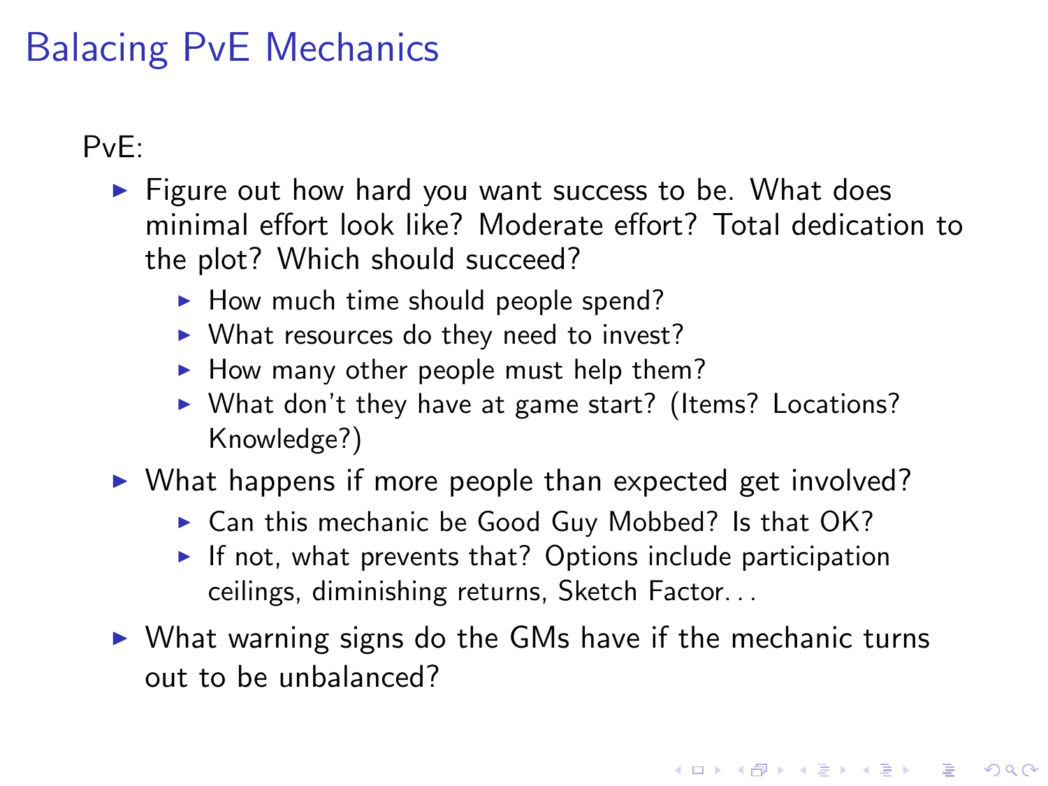# Balacing PvE Mechanics

PvE:

- Figure out how hard you want success to be. What does minimal effort look like? Moderate effort? Total dedication to the plot? Which should succeed?
  - How much time should people spend?
  - What resources do they need to invest?
  - How many other people must help them?
  - What don't they have at game start? (Items? Locations? Knowledge?)
- What happens if more people than expected get involved?
  - Can this mechanic be Good Guy Mobbed? Is that OK?
  - If not, what prevents that? Options include participation ceilings, diminishing returns, Sketch Factor...
- What warning signs do the GMs have if the mechanic turns out to be unbalanced?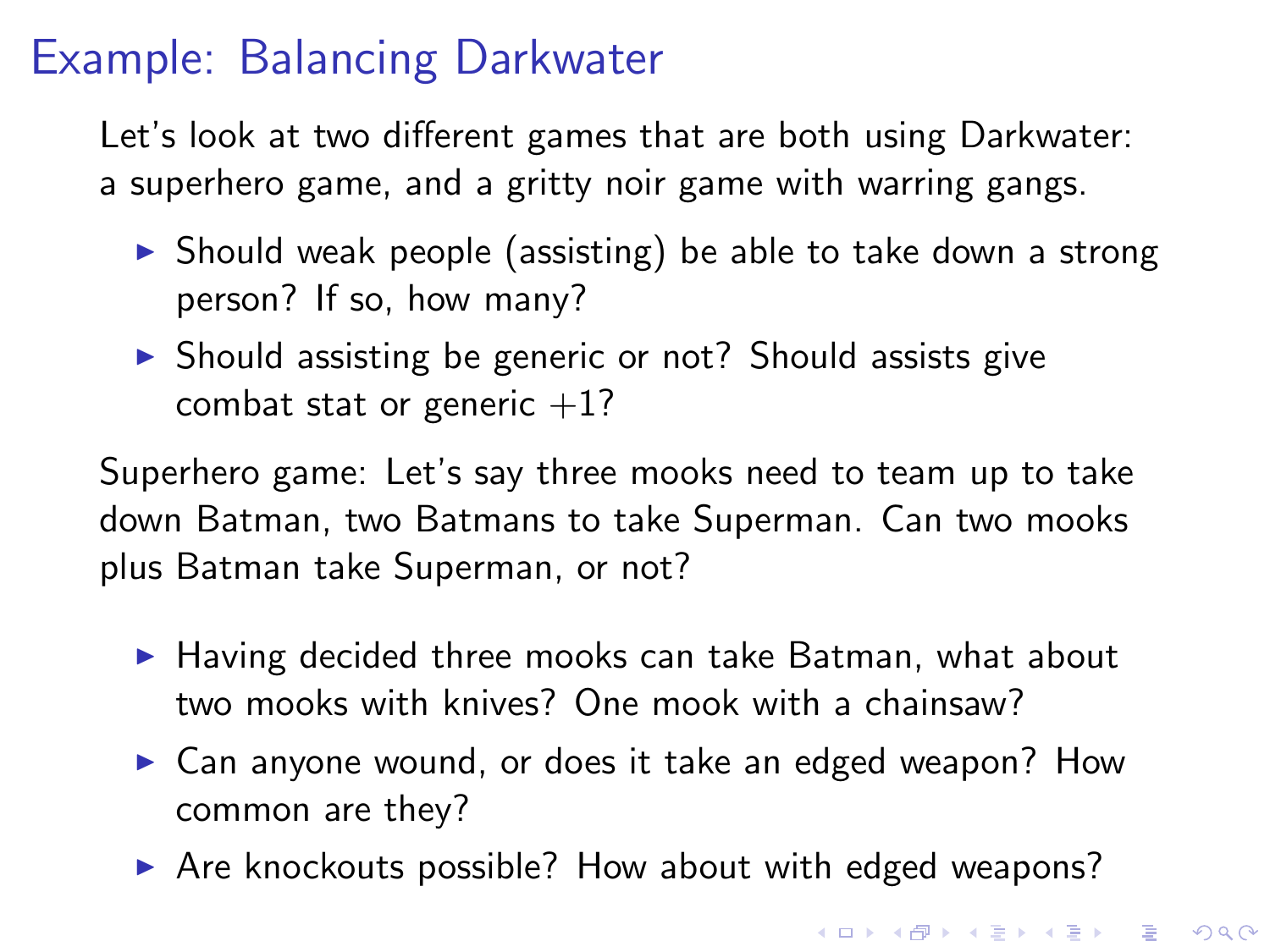# Example: Balancing Darkwater

Let's look at two different games that are both using Darkwater: a superhero game, and a gritty noir game with warring gangs.

- Should weak people (assisting) be able to take down a strong person? If so, how many?
- Should assisting be generic or not? Should assists give combat stat or generic $+1$?

Superhero game: Let's say three mooks need to team up to take down Batman, two Batmans to take Superman. Can two mooks plus Batman take Superman, or not?

- Having decided three mooks can take Batman, what about two mooks with knives? One mook with a chainsaw?
- Can anyone wound, or does it take an edged weapon? How common are they?
- Are knockouts possible? How about with edged weapons?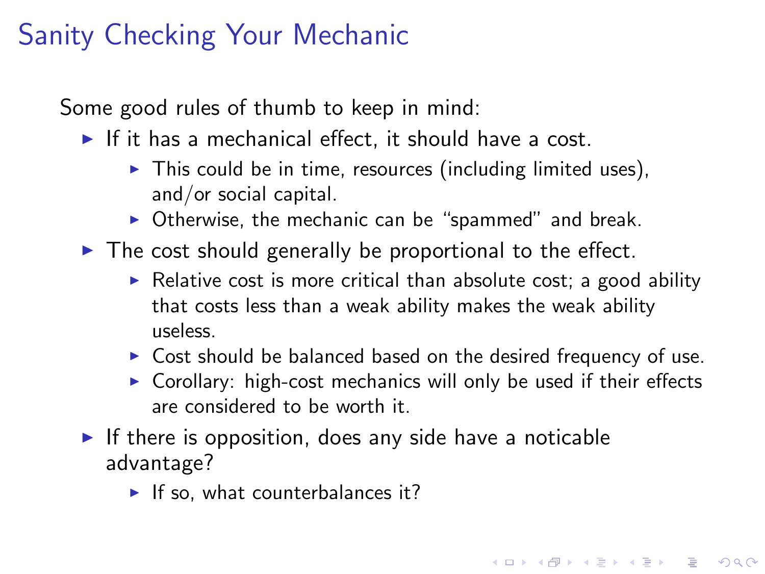# Sanity Checking Your Mechanic

Some good rules of thumb to keep in mind:

- If it has a mechanical effect, it should have a cost.
  - This could be in time, resources (including limited uses), and/or social capital.
  - Otherwise, the mechanic can be "spammed" and break.
- The cost should generally be proportional to the effect.
  - Relative cost is more critical than absolute cost; a good ability that costs less than a weak ability makes the weak ability useless.
  - Cost should be balanced based on the desired frequency of use.
  - Corollary: high-cost mechanics will only be used if their effects are considered to be worth it.
- If there is opposition, does any side have a noticable advantage?
  - If so, what counterbalances it?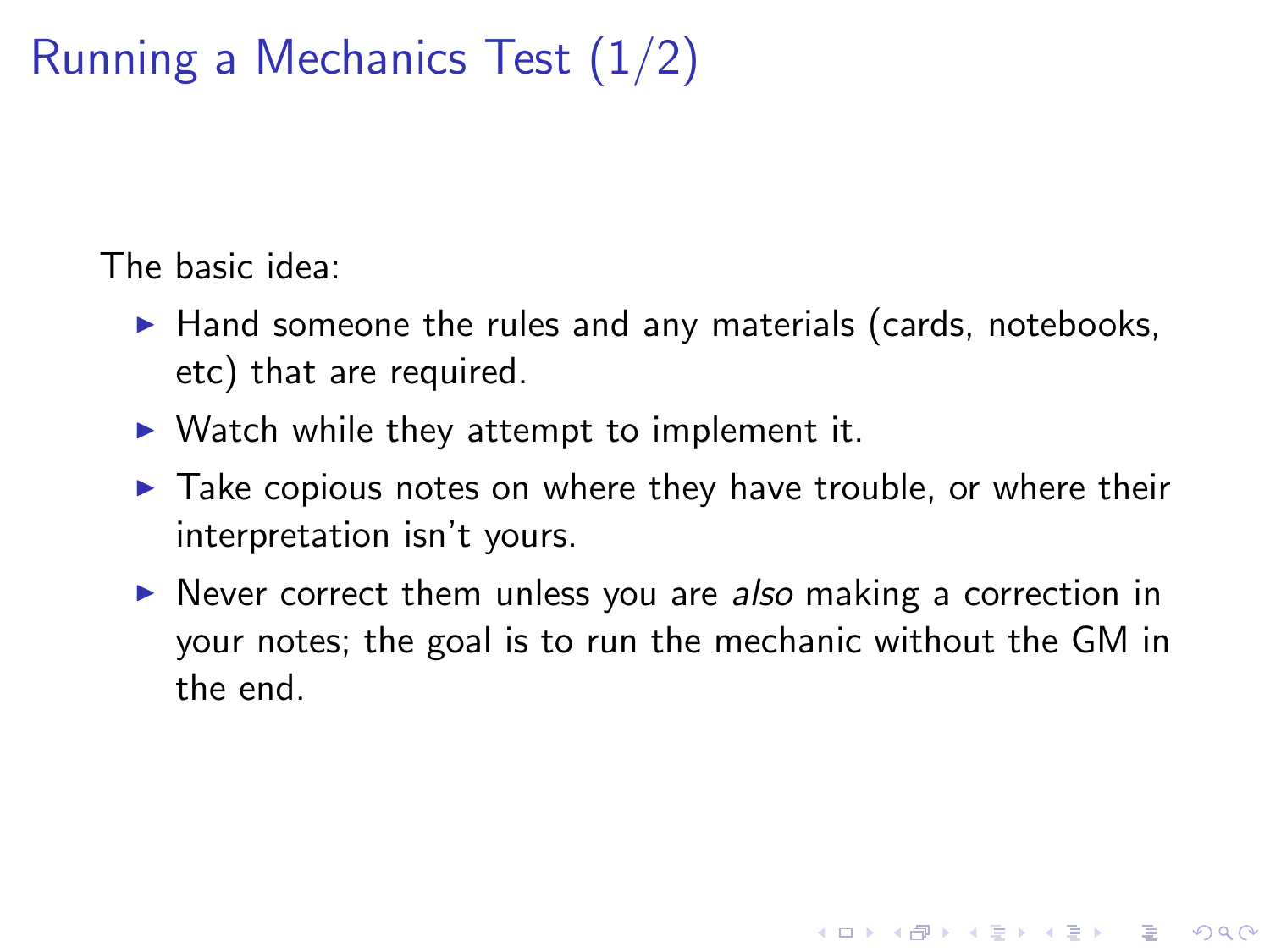# Running a Mechanics Test (1/2)

The basic idea:

- Hand someone the rules and any materials (cards, notebooks, etc) that are required.
- Watch while they attempt to implement it.
- Take copious notes on where they have trouble, or where their interpretation isn't yours.
- Never correct them unless you are *also* making a correction in your notes; the goal is to run the mechanic without the GM in the end.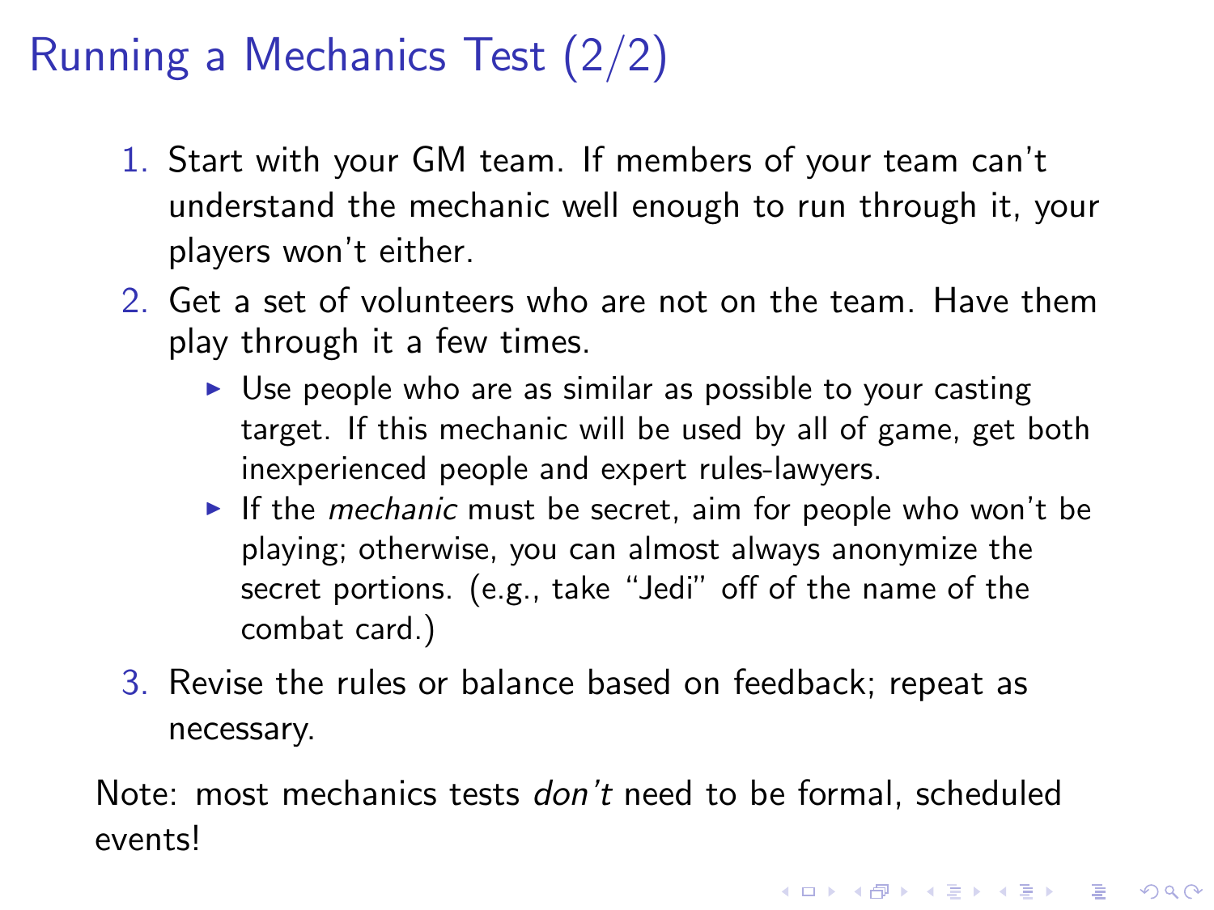# Running a Mechanics Test (2/2)

1. Start with your GM team. If members of your team can't understand the mechanic well enough to run through it, your players won't either.
2. Get a set of volunteers who are not on the team. Have them play through it a few times.
   - Use people who are as similar as possible to your casting target. If this mechanic will be used by all of game, get both inexperienced people and expert rules-lawyers.
   - If the *mechanic* must be secret, aim for people who won't be playing; otherwise, you can almost always anonymize the secret portions. (e.g., take "Jedi" off of the name of the combat card.)
3. Revise the rules or balance based on feedback; repeat as necessary.

Note: most mechanics tests *don't* need to be formal, scheduled events!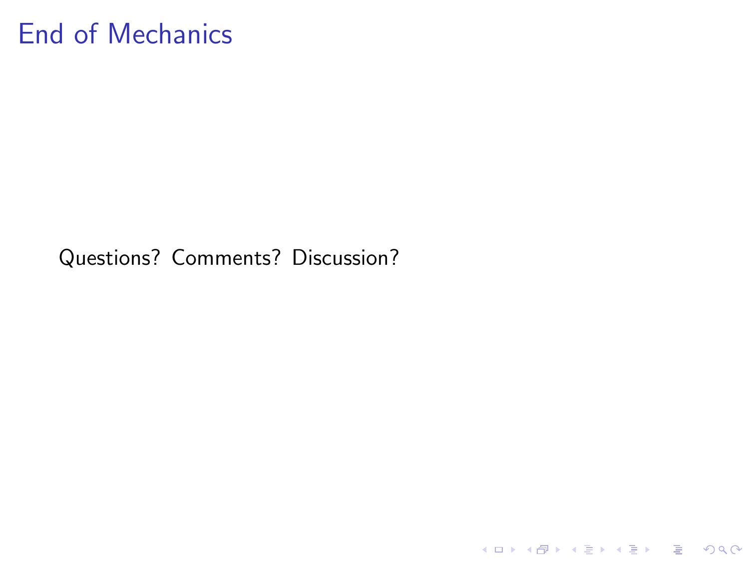# End of Mechanics

Questions? Comments? Discussion?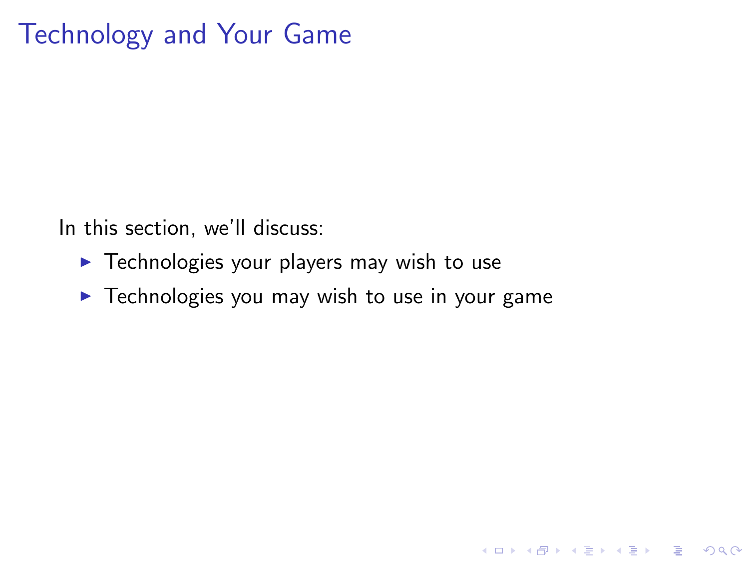# Technology and Your Game

In this section, we'll discuss:

- Technologies your players may wish to use
- Technologies you may wish to use in your game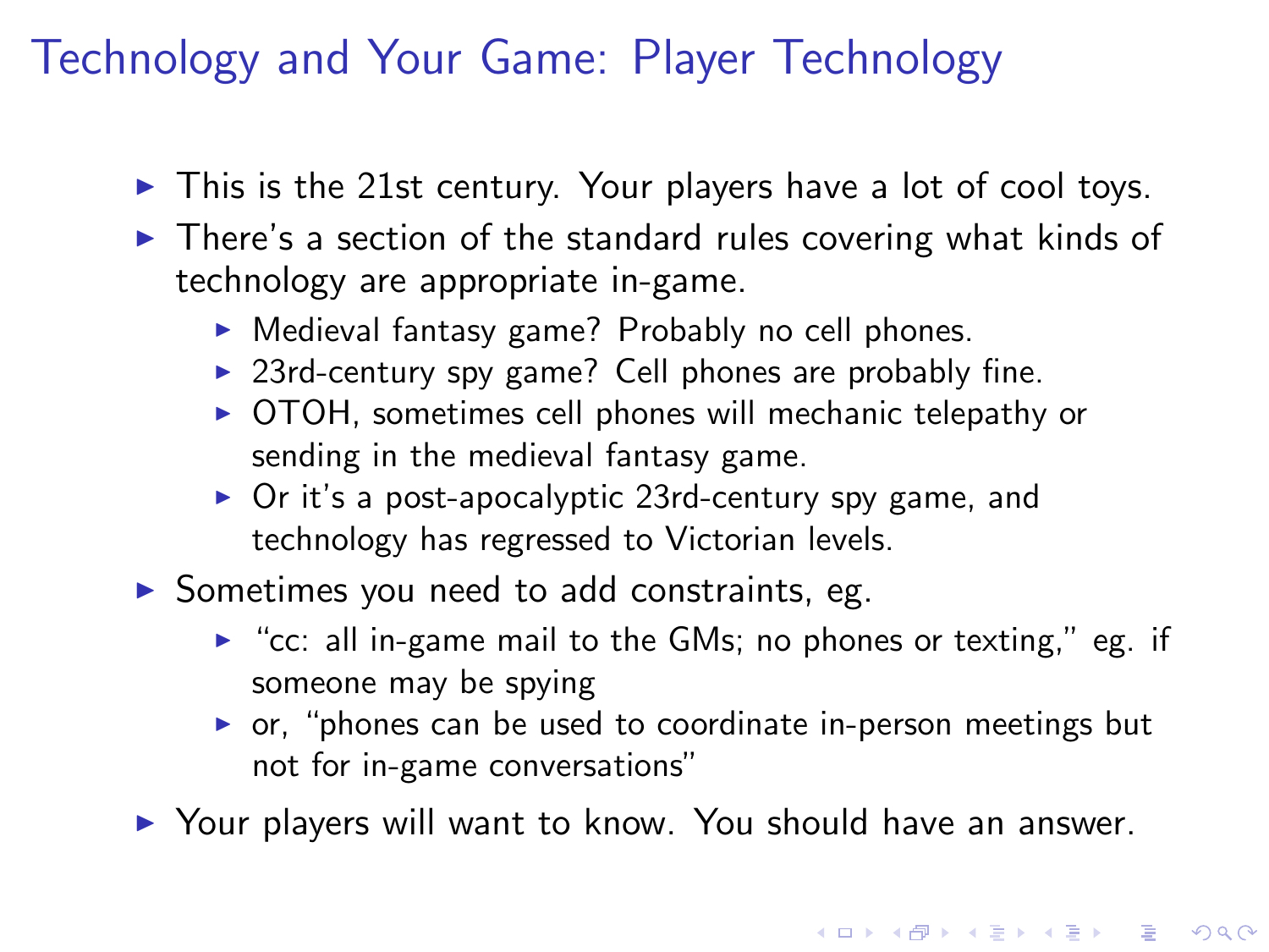# Technology and Your Game: Player Technology

- This is the 21st century. Your players have a lot of cool toys.
- There's a section of the standard rules covering what kinds of technology are appropriate in-game.
  - Medieval fantasy game? Probably no cell phones.
  - 23rd-century spy game? Cell phones are probably fine.
  - OTOH, sometimes cell phones will mechanic telepathy or sending in the medieval fantasy game.
  - Or it's a post-apocalyptic 23rd-century spy game, and technology has regressed to Victorian levels.
- Sometimes you need to add constraints, eg.
  - "cc: all in-game mail to the GMs; no phones or texting," eg. if someone may be spying
  - or, "phones can be used to coordinate in-person meetings but not for in-game conversations"
- Your players will want to know. You should have an answer.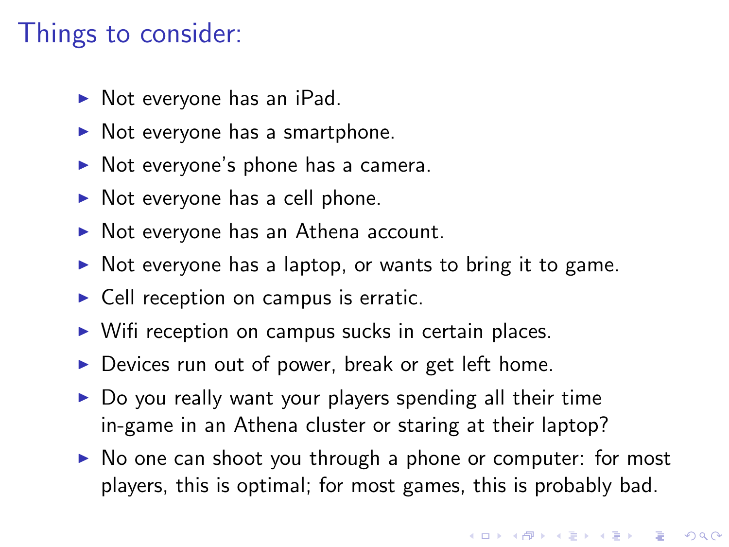# Things to consider:

- Not everyone has an iPad.
- Not everyone has a smartphone.
- Not everyone's phone has a camera.
- Not everyone has a cell phone.
- Not everyone has an Athena account.
- Not everyone has a laptop, or wants to bring it to game.
- Cell reception on campus is erratic.
- Wifi reception on campus sucks in certain places.
- Devices run out of power, break or get left home.
- Do you really want your players spending all their time in-game in an Athena cluster or staring at their laptop?
- No one can shoot you through a phone or computer: for most players, this is optimal; for most games, this is probably bad.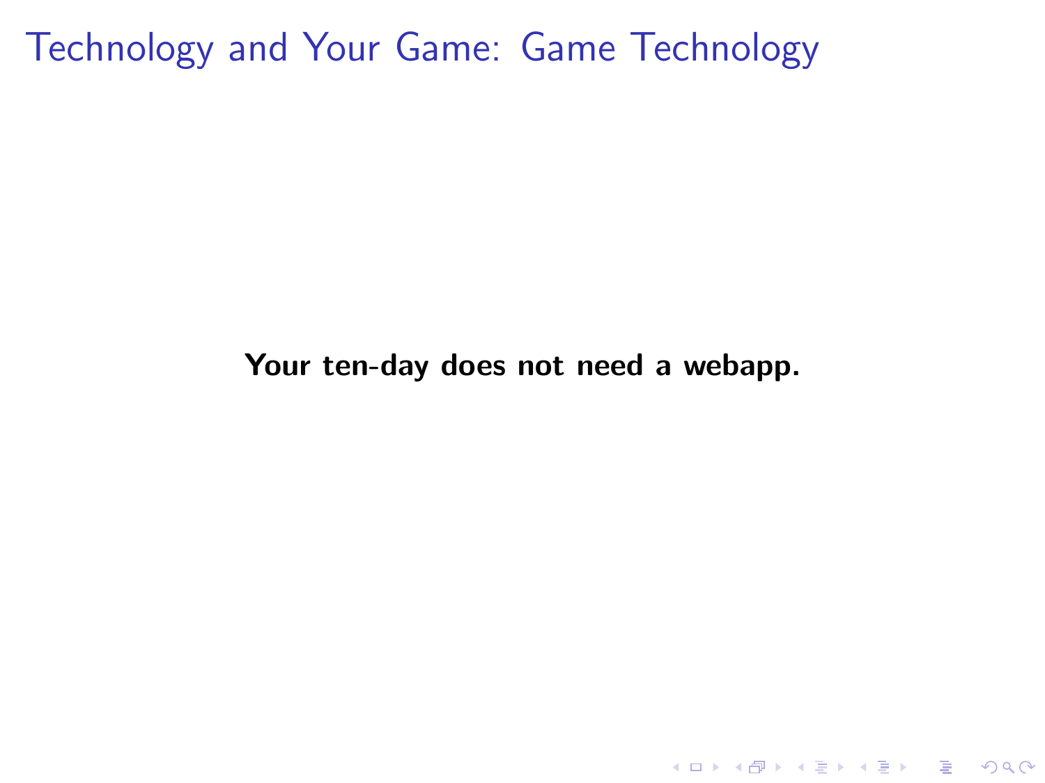# Technology and Your Game: Game Technology

**Your ten-day does not need a webapp.**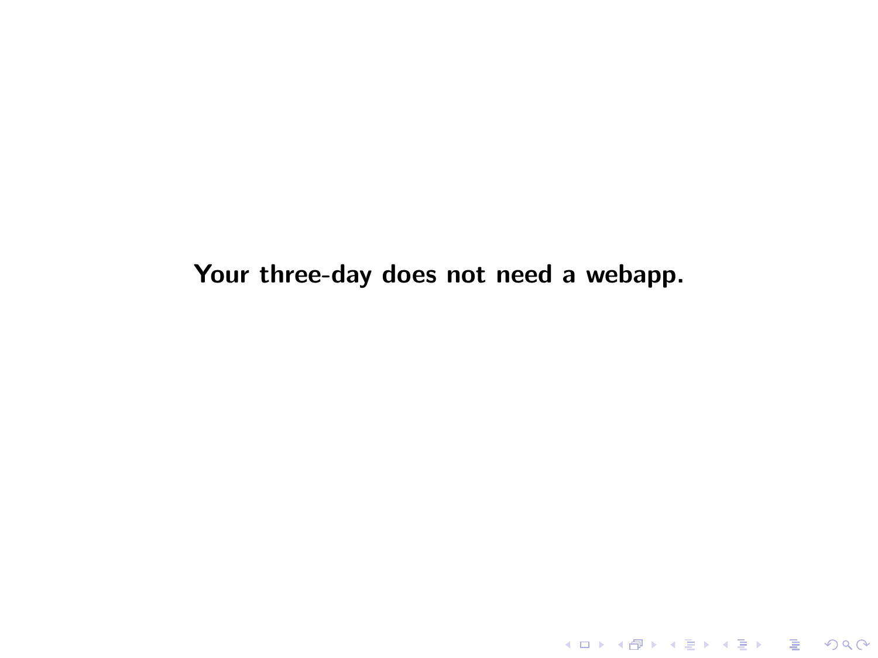**Your three-day does not need a webapp.**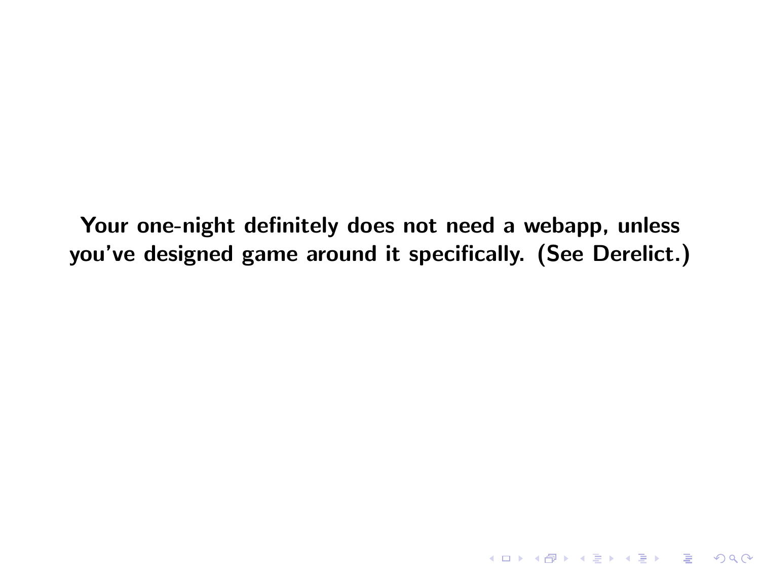**Your one-night definitely does not need a webapp, unless you've designed game around it specifically. (See Derelict.)**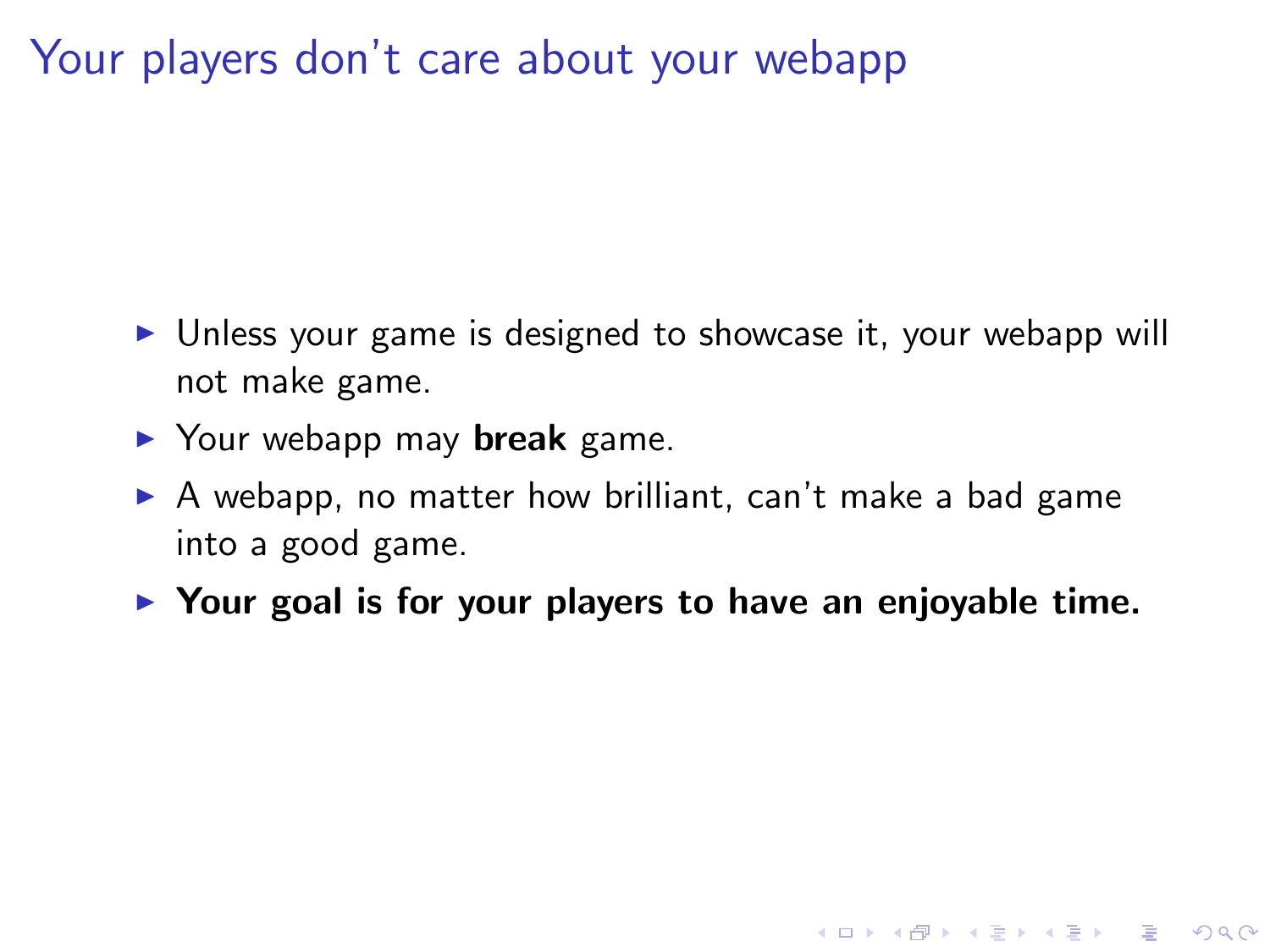# Your players don't care about your webapp

- Unless your game is designed to showcase it, your webapp will not make game.
- Your webapp may **break** game.
- A webapp, no matter how brilliant, can't make a bad game into a good game.
- **Your goal is for your players to have an enjoyable time.**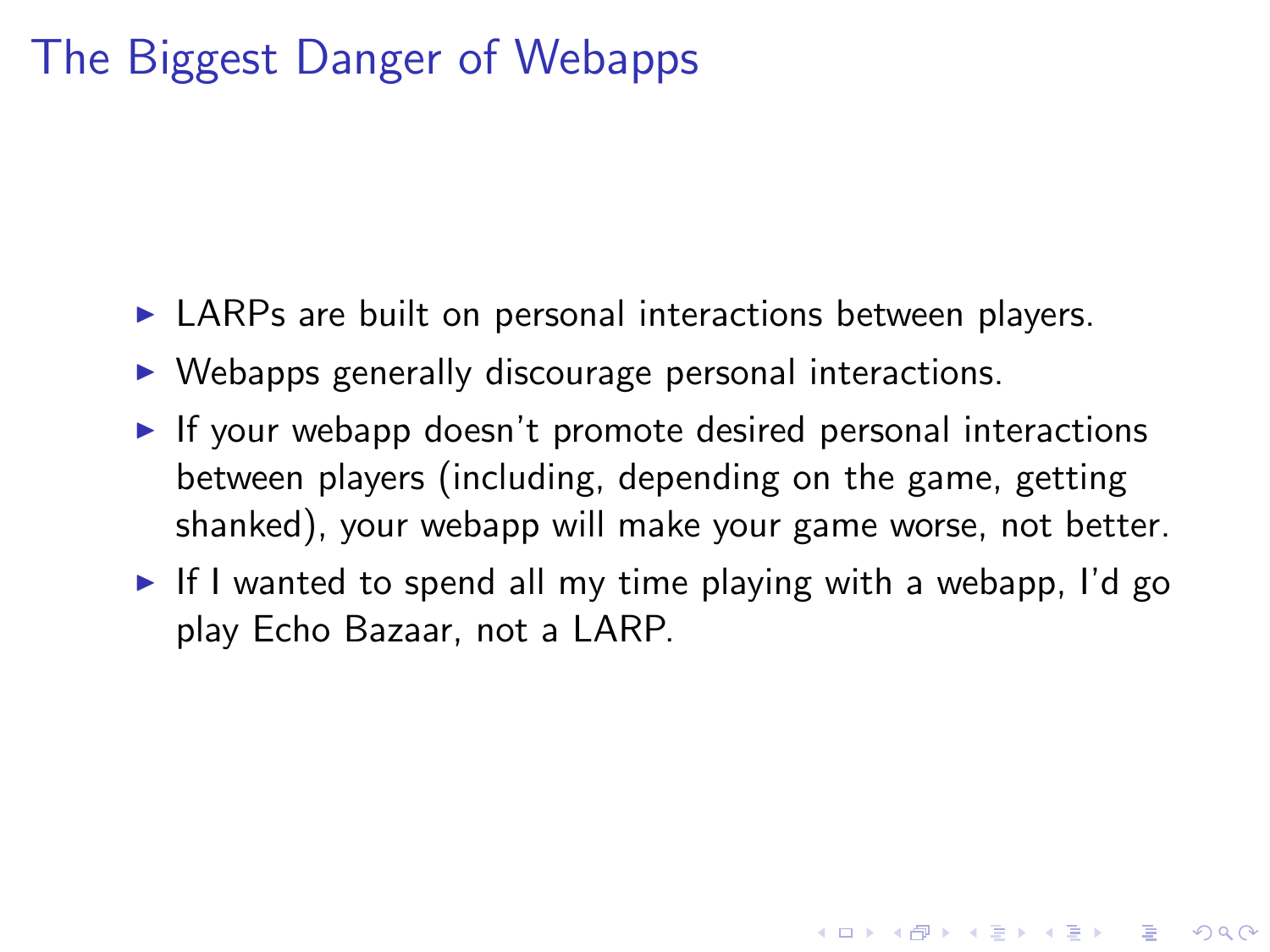# The Biggest Danger of Webapps

- LARPs are built on personal interactions between players.
- Webapps generally discourage personal interactions.
- If your webapp doesn't promote desired personal interactions between players (including, depending on the game, getting shanked), your webapp will make your game worse, not better.
- If I wanted to spend all my time playing with a webapp, I'd go play Echo Bazaar, not a LARP.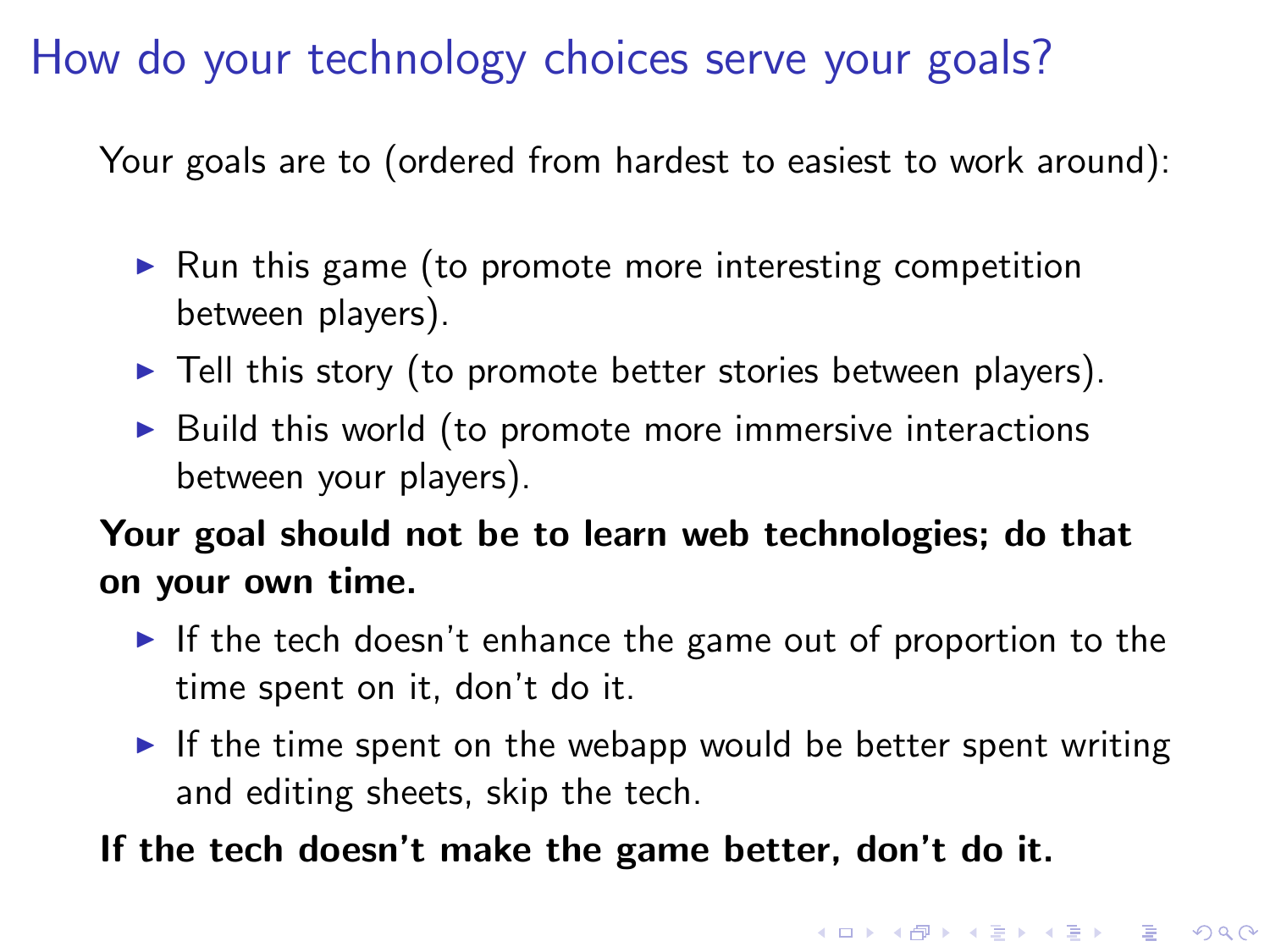# How do your technology choices serve your goals?

Your goals are to (ordered from hardest to easiest to work around):

- Run this game (to promote more interesting competition between players).
- Tell this story (to promote better stories between players).
- Build this world (to promote more immersive interactions between your players).

**Your goal should not be to learn web technologies; do that on your own time.**

- If the tech doesn't enhance the game out of proportion to the time spent on it, don't do it.
- If the time spent on the webapp would be better spent writing and editing sheets, skip the tech.

**If the tech doesn't make the game better, don't do it.**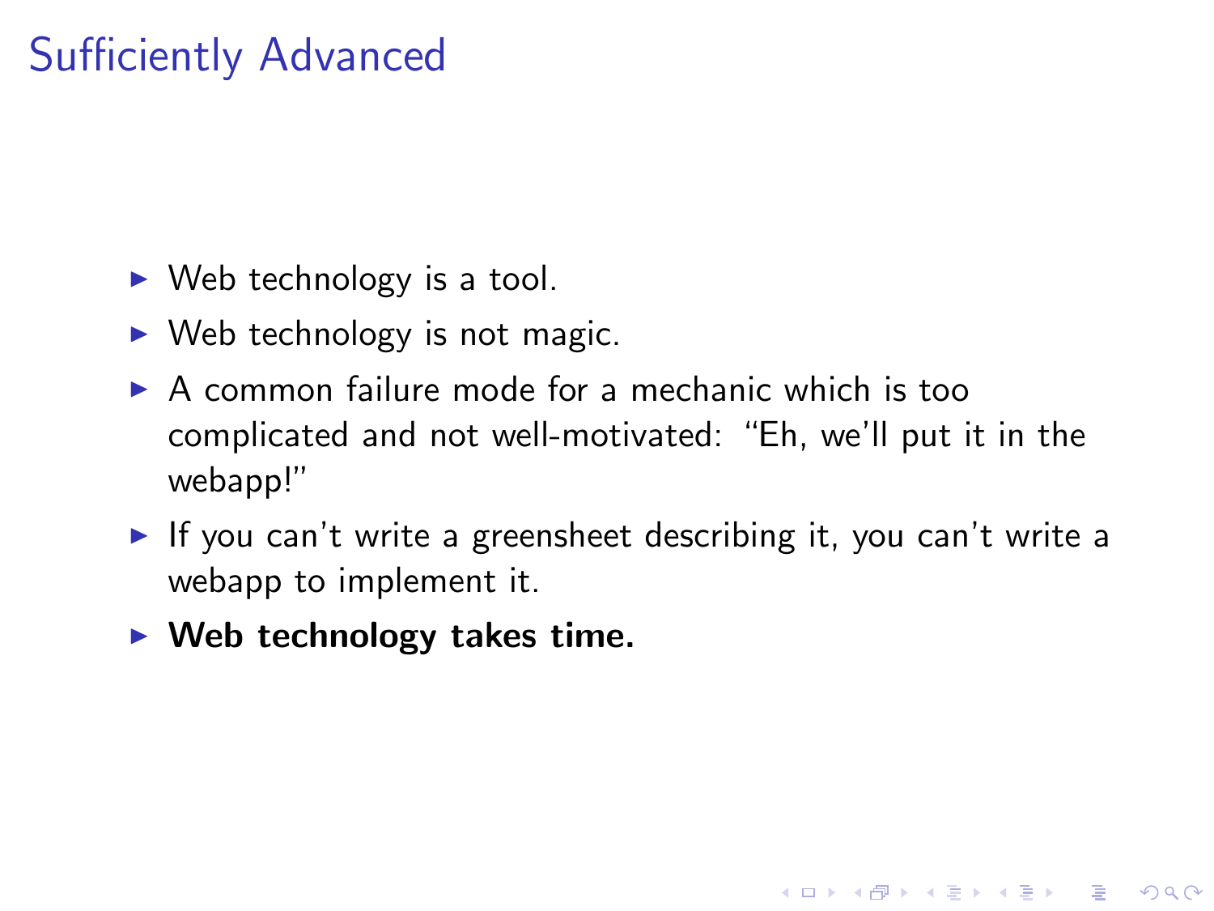# Sufficiently Advanced

- Web technology is a tool.
- Web technology is not magic.
- A common failure mode for a mechanic which is too complicated and not well-motivated: "Eh, we'll put it in the webapp!"
- If you can't write a greensheet describing it, you can't write a webapp to implement it.
- **Web technology takes time.**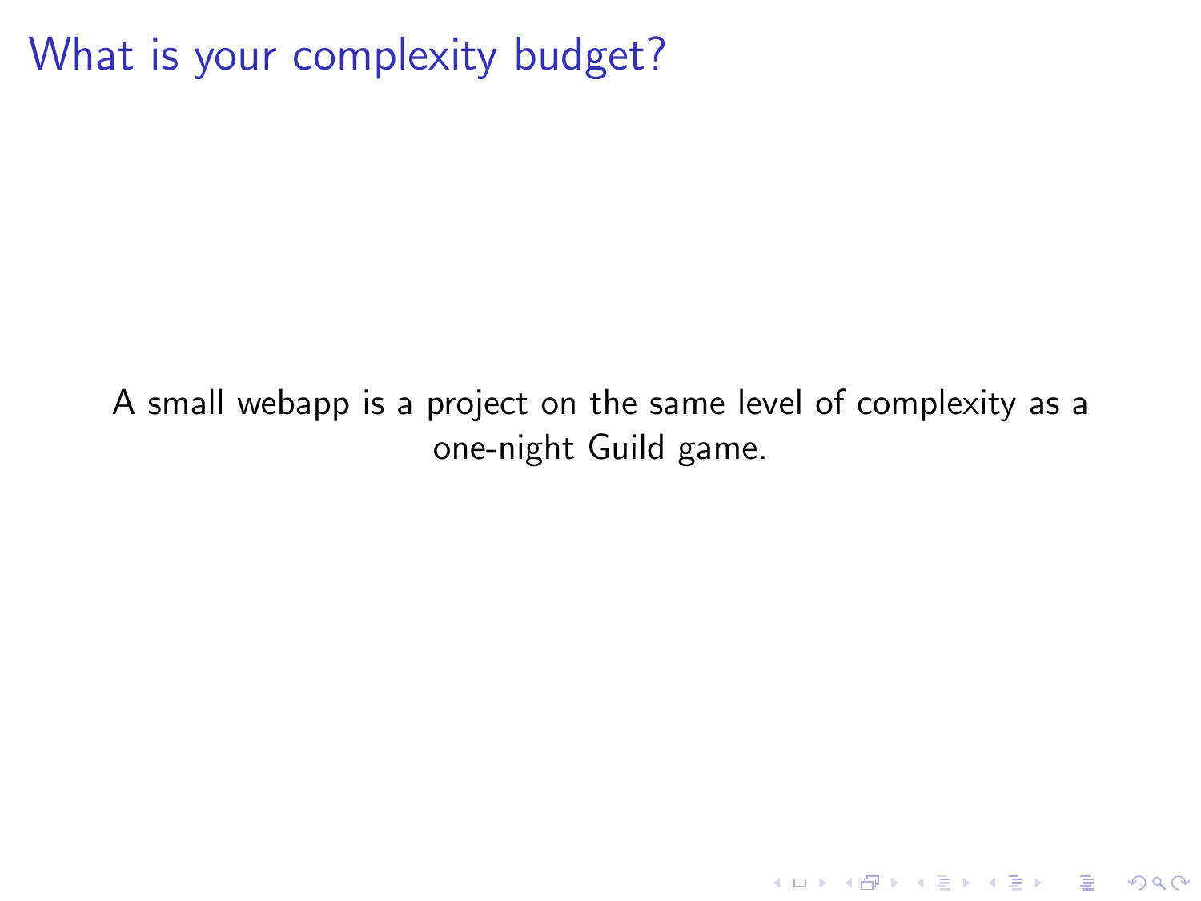# What is your complexity budget?

A small webapp is a project on the same level of complexity as a one-night Guild game.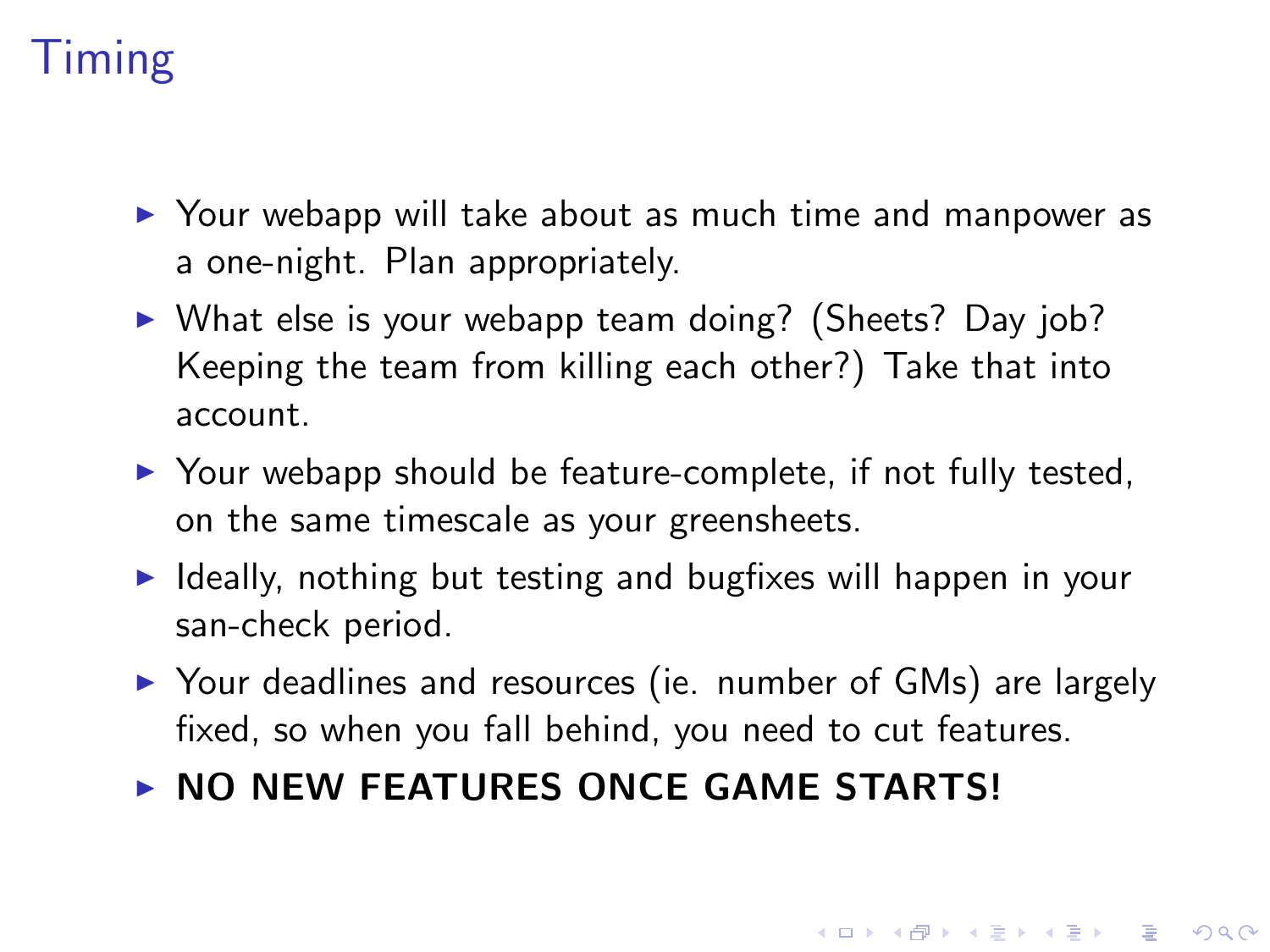# Timing

- Your webapp will take about as much time and manpower as a one-night. Plan appropriately.
- What else is your webapp team doing? (Sheets? Day job? Keeping the team from killing each other?) Take that into account.
- Your webapp should be feature-complete, if not fully tested, on the same timescale as your greensheets.
- Ideally, nothing but testing and bugfixes will happen in your san-check period.
- Your deadlines and resources (ie. number of GMs) are largely fixed, so when you fall behind, you need to cut features.
- **NO NEW FEATURES ONCE GAME STARTS!**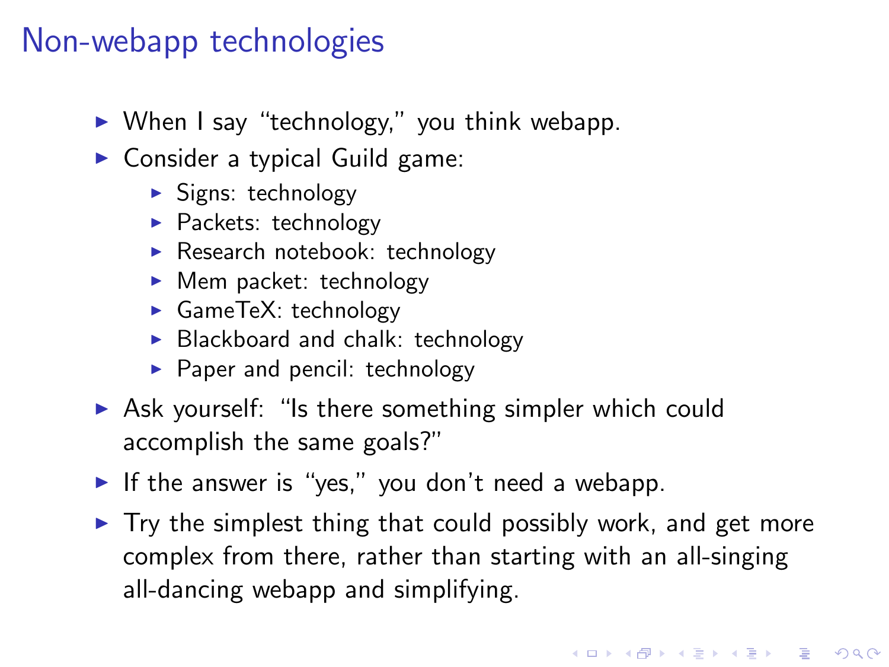# Non-webapp technologies

- When I say "technology," you think webapp.
- Consider a typical Guild game:
  - Signs: technology
  - Packets: technology
  - Research notebook: technology
  - Mem packet: technology
  - GameTeX: technology
  - Blackboard and chalk: technology
  - Paper and pencil: technology
- Ask yourself: "Is there something simpler which could accomplish the same goals?"
- If the answer is "yes," you don't need a webapp.
- Try the simplest thing that could possibly work, and get more complex from there, rather than starting with an all-singing all-dancing webapp and simplifying.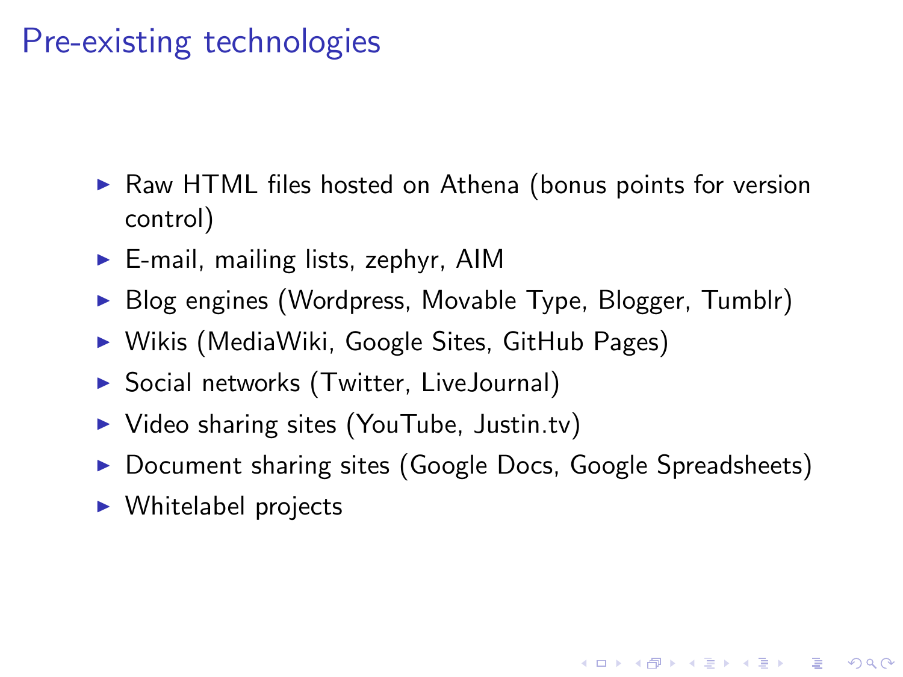# Pre-existing technologies

- Raw HTML files hosted on Athena (bonus points for version control)
- E-mail, mailing lists, zephyr, AIM
- Blog engines (Wordpress, Movable Type, Blogger, Tumblr)
- Wikis (MediaWiki, Google Sites, GitHub Pages)
- Social networks (Twitter, LiveJournal)
- Video sharing sites (YouTube, Justin.tv)
- Document sharing sites (Google Docs, Google Spreadsheets)
- Whitelabel projects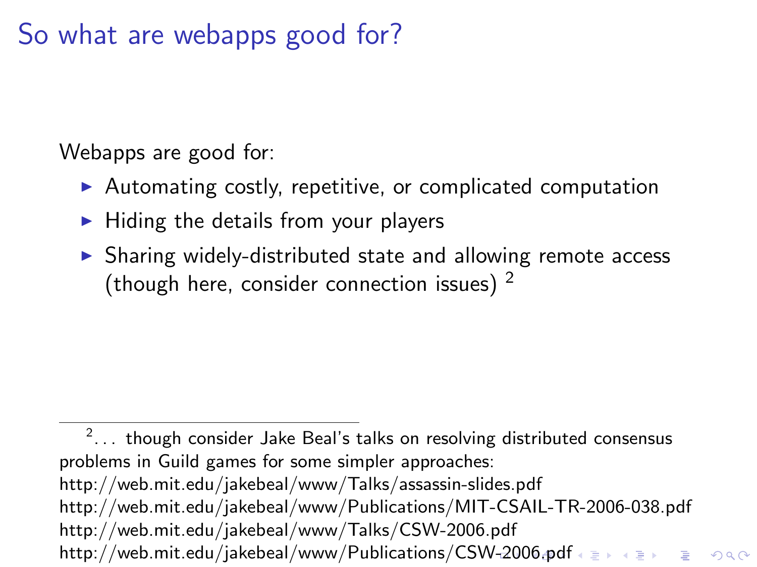# So what are webapps good for?

Webapps are good for:

- Automating costly, repetitive, or complicated computation
- Hiding the details from your players
- Sharing widely-distributed state and allowing remote access (though here, consider connection issues) [2]

---

[2]. . . though consider Jake Beal's talks on resolving distributed consensus problems in Guild games for some simpler approaches:
http://web.mit.edu/jakebeal/www/Talks/assassin-slides.pdf
http://web.mit.edu/jakebeal/www/Publications/MIT-CSAIL-TR-2006-038.pdf
http://web.mit.edu/jakebeal/www/Talks/CSW-2006.pdf
http://web.mit.edu/jakebeal/www/Publications/CSW-2006.pdf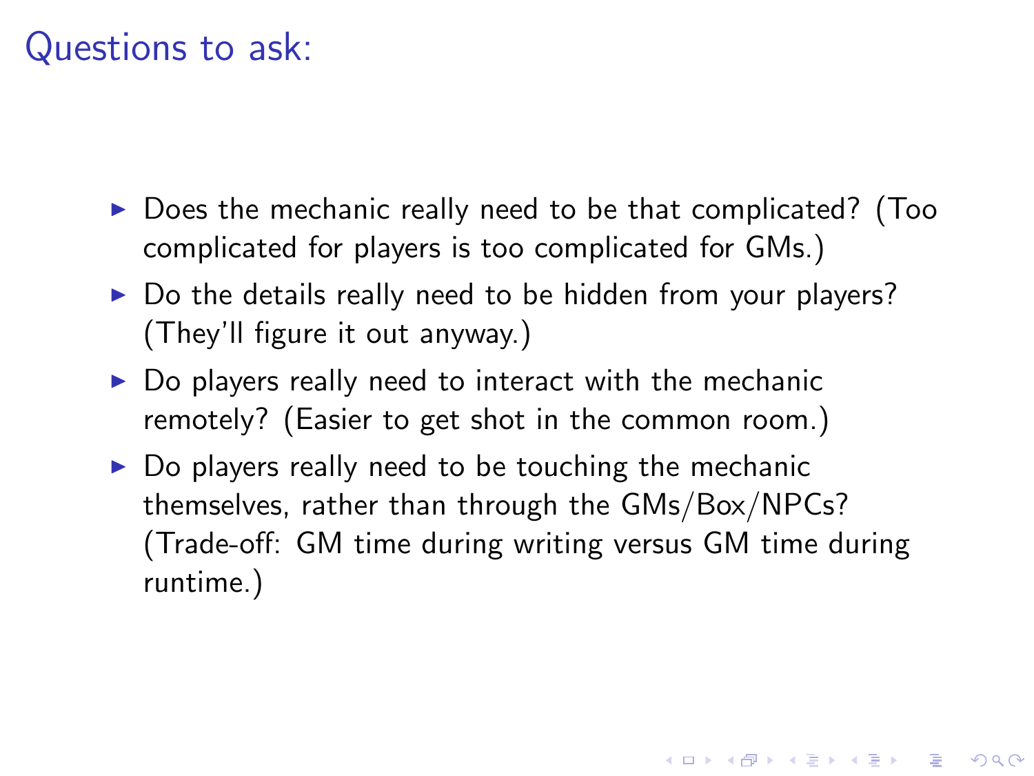# Questions to ask:

- Does the mechanic really need to be that complicated? (Too complicated for players is too complicated for GMs.)
- Do the details really need to be hidden from your players? (They'll figure it out anyway.)
- Do players really need to interact with the mechanic remotely? (Easier to get shot in the common room.)
- Do players really need to be touching the mechanic themselves, rather than through the GMs/Box/NPCs? (Trade-off: GM time during writing versus GM time during runtime.)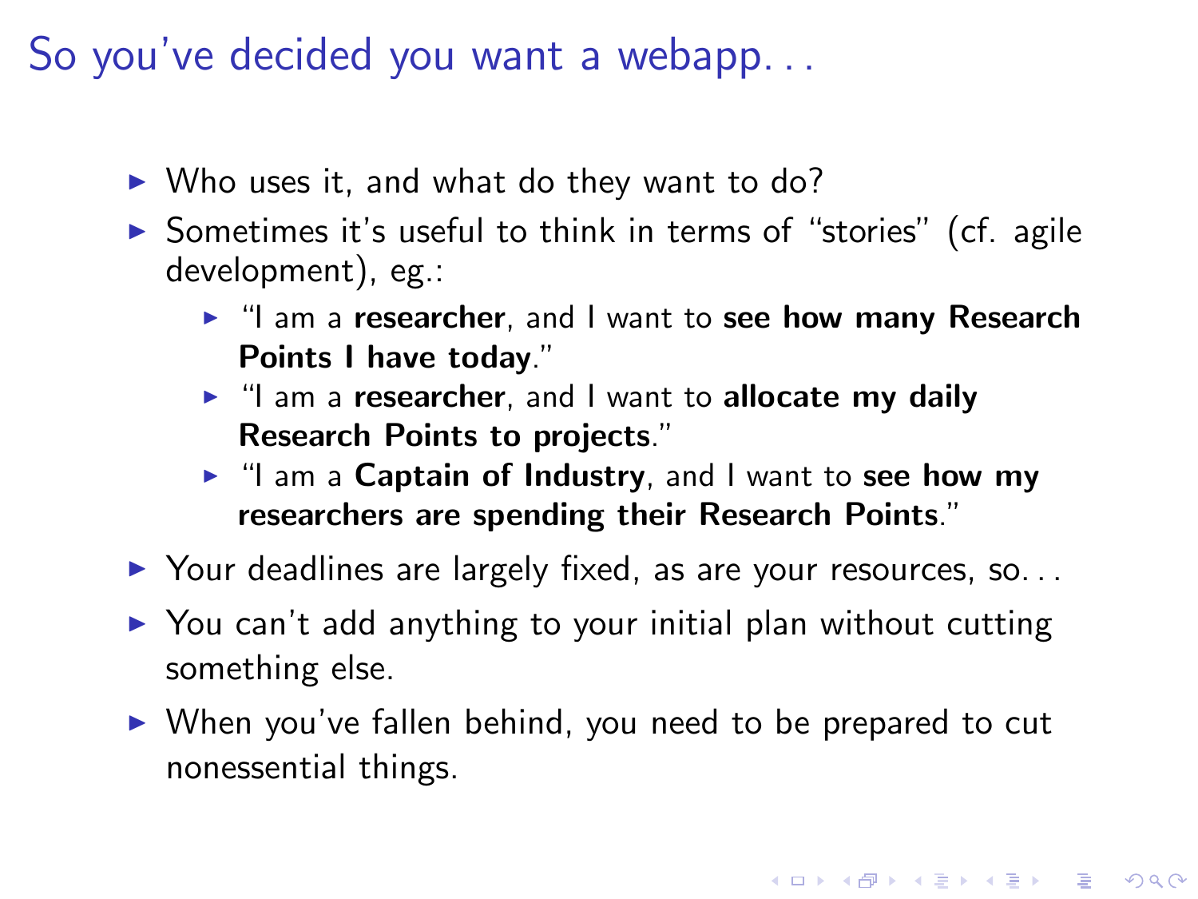# So you've decided you want a webapp. . .

- Who uses it, and what do they want to do?
- Sometimes it's useful to think in terms of "stories" (cf. agile development), eg.:
  - "I am a **researcher**, and I want to **see how many Research Points I have today**."
  - "I am a **researcher**, and I want to **allocate my daily Research Points to projects**."
  - "I am a **Captain of Industry**, and I want to **see how my researchers are spending their Research Points**."
- Your deadlines are largely fixed, as are your resources, so. . .
- You can't add anything to your initial plan without cutting something else.
- When you've fallen behind, you need to be prepared to cut nonessential things.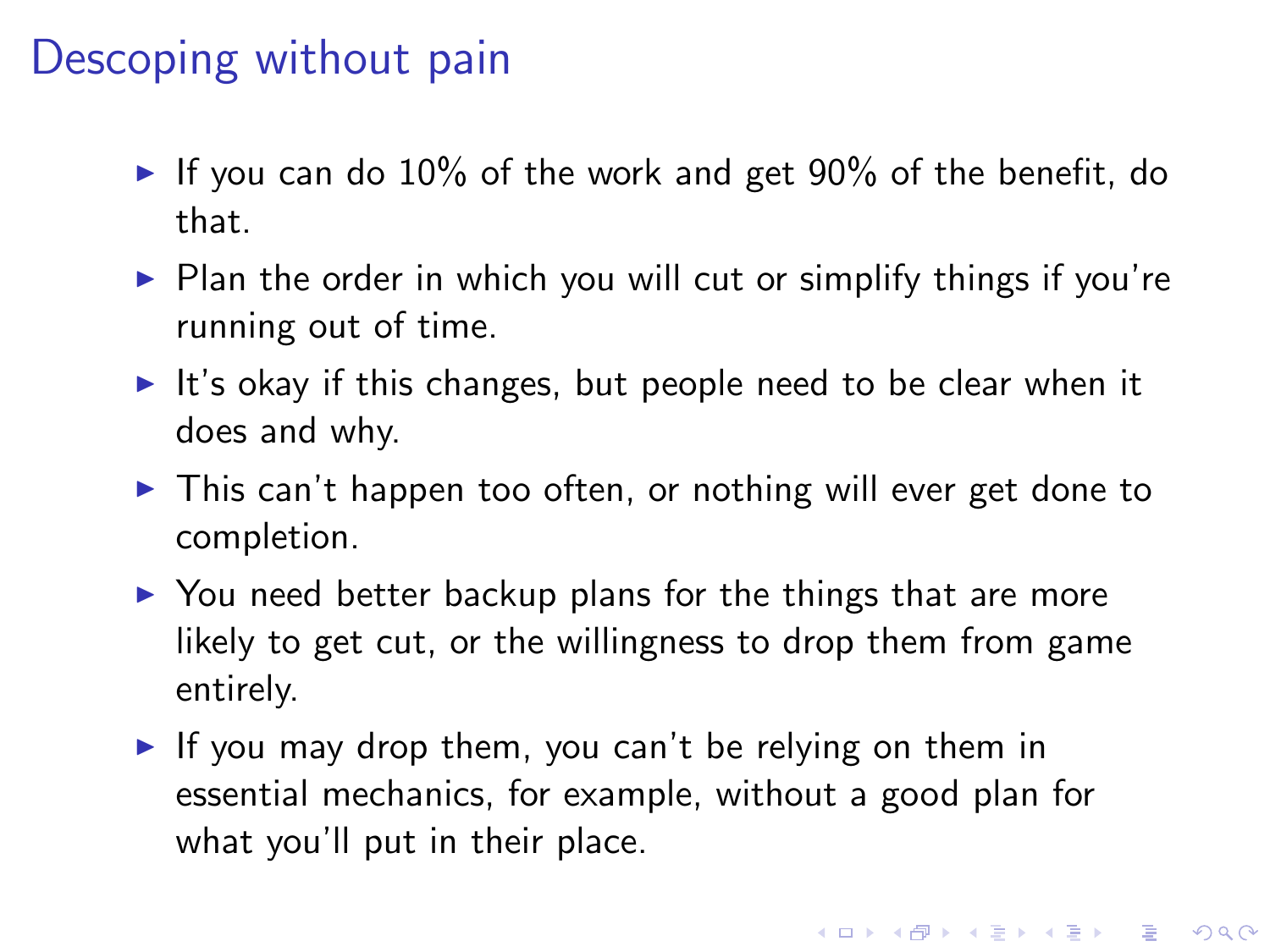# Descoping without pain

- If you can do 10% of the work and get 90% of the benefit, do that.
- Plan the order in which you will cut or simplify things if you're running out of time.
- It's okay if this changes, but people need to be clear when it does and why.
- This can't happen too often, or nothing will ever get done to completion.
- You need better backup plans for the things that are more likely to get cut, or the willingness to drop them from game entirely.
- If you may drop them, you can't be relying on them in essential mechanics, for example, without a good plan for what you'll put in their place.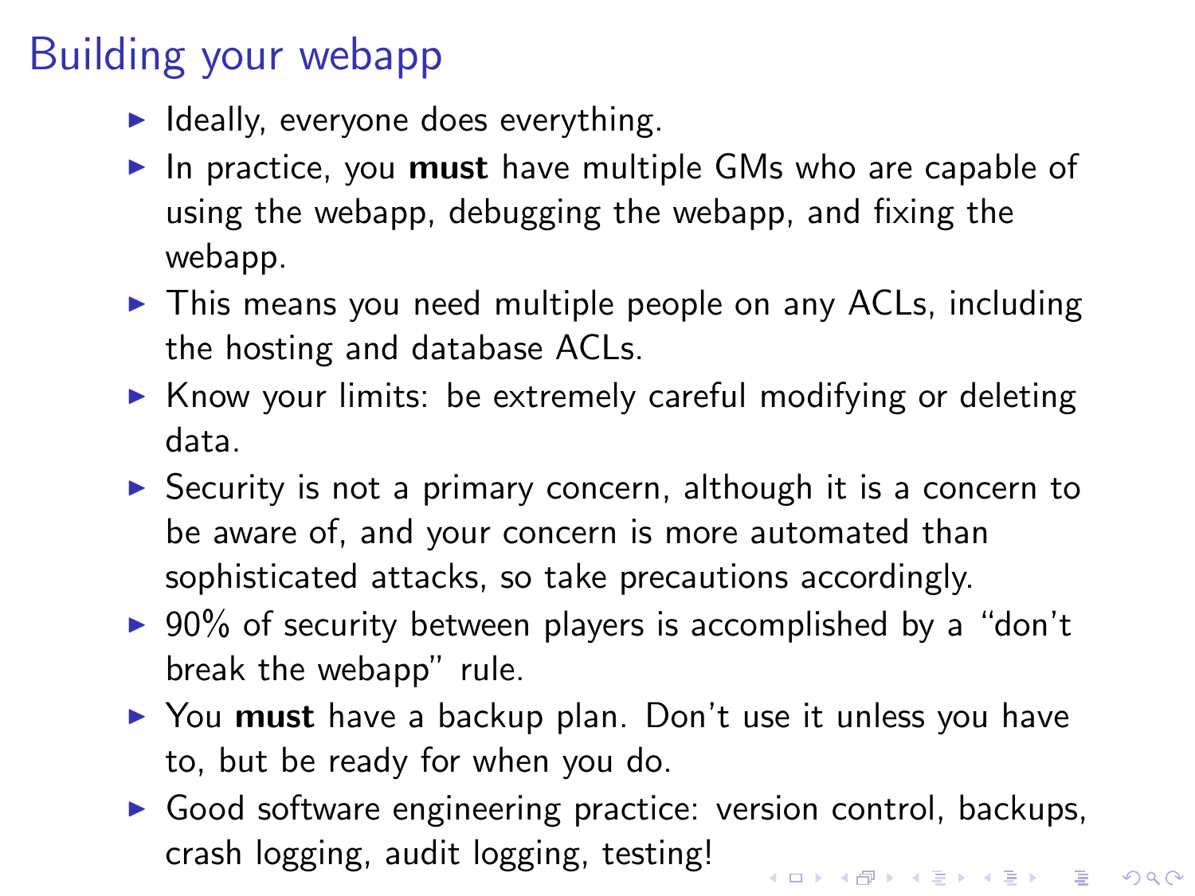# Building your webapp

- Ideally, everyone does everything.
- In practice, you **must** have multiple GMs who are capable of using the webapp, debugging the webapp, and fixing the webapp.
- This means you need multiple people on any ACLs, including the hosting and database ACLs.
- Know your limits: be extremely careful modifying or deleting data.
- Security is not a primary concern, although it is a concern to be aware of, and your concern is more automated than sophisticated attacks, so take precautions accordingly.
- 90% of security between players is accomplished by a "don't break the webapp" rule.
- You **must** have a backup plan. Don't use it unless you have to, but be ready for when you do.
- Good software engineering practice: version control, backups, crash logging, audit logging, testing!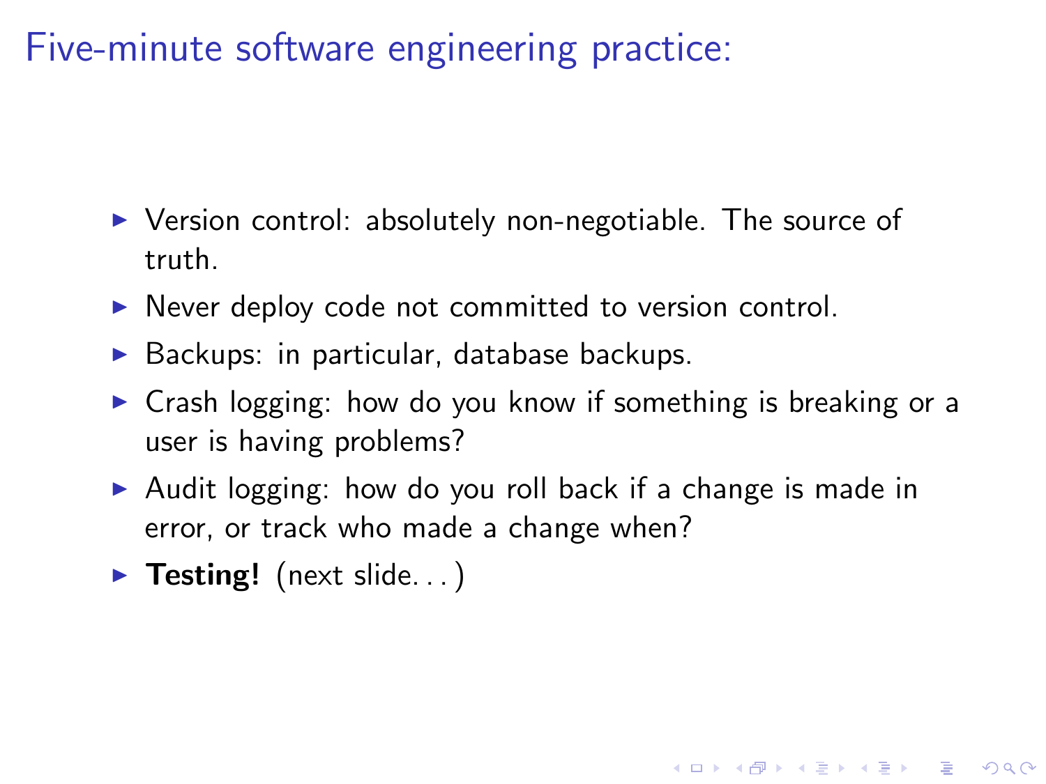# Five-minute software engineering practice:

- Version control: absolutely non-negotiable. The source of truth.
- Never deploy code not committed to version control.
- Backups: in particular, database backups.
- Crash logging: how do you know if something is breaking or a user is having problems?
- Audit logging: how do you roll back if a change is made in error, or track who made a change when?
- **Testing!** (next slide...)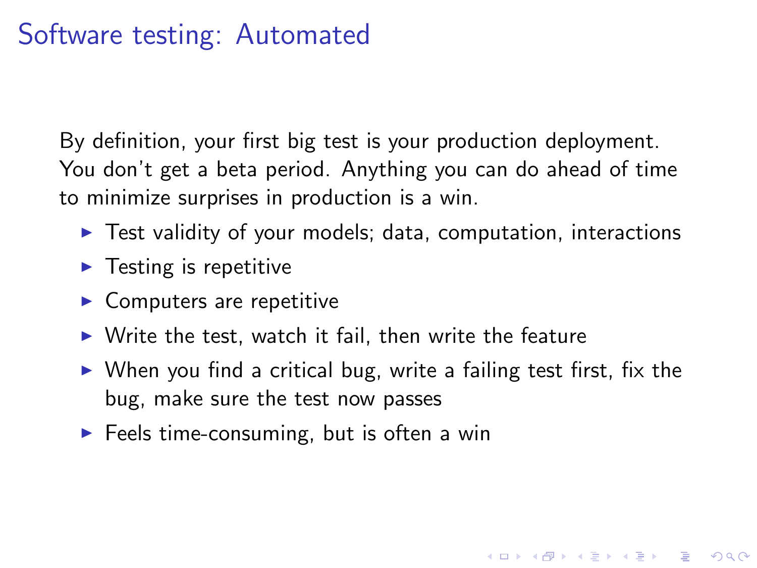# Software testing: Automated

By definition, your first big test is your production deployment. You don't get a beta period. Anything you can do ahead of time to minimize surprises in production is a win.

- Test validity of your models; data, computation, interactions
- Testing is repetitive
- Computers are repetitive
- Write the test, watch it fail, then write the feature
- When you find a critical bug, write a failing test first, fix the bug, make sure the test now passes
- Feels time-consuming, but is often a win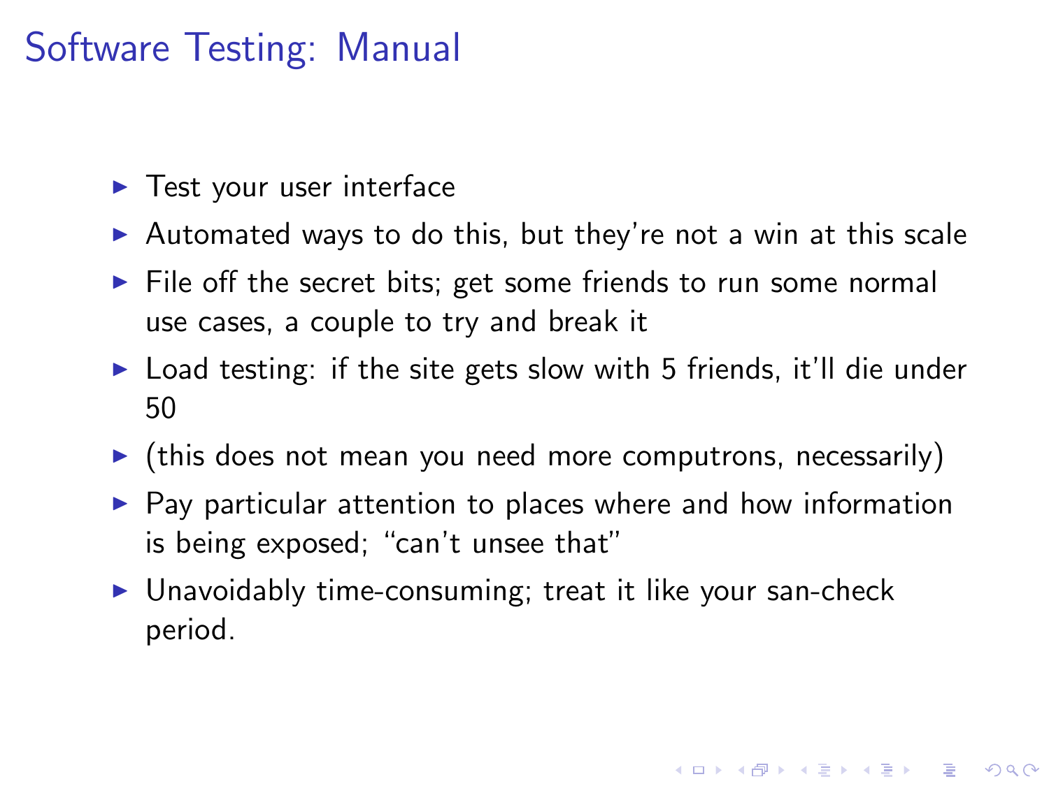# Software Testing: Manual

- Test your user interface
- Automated ways to do this, but they're not a win at this scale
- File off the secret bits; get some friends to run some normal use cases, a couple to try and break it
- Load testing: if the site gets slow with 5 friends, it'll die under 50
- (this does not mean you need more computrons, necessarily)
- Pay particular attention to places where and how information is being exposed; "can't unsee that"
- Unavoidably time-consuming; treat it like your san-check period.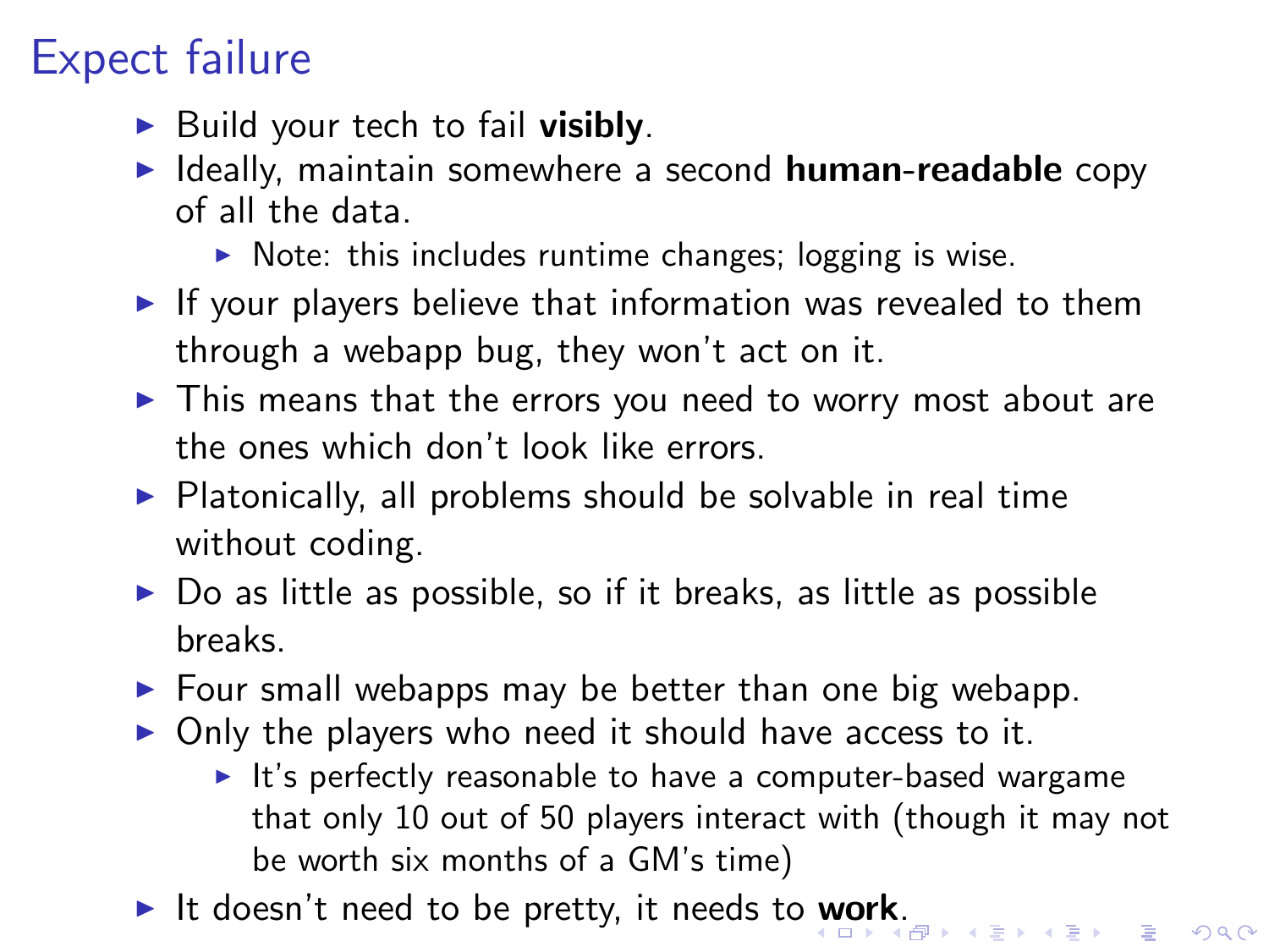# Expect failure

- Build your tech to fail **visibly**.
- Ideally, maintain somewhere a second **human-readable** copy of all the data.
  - Note: this includes runtime changes; logging is wise.
- If your players believe that information was revealed to them through a webapp bug, they won't act on it.
- This means that the errors you need to worry most about are the ones which don't look like errors.
- Platonically, all problems should be solvable in real time without coding.
- Do as little as possible, so if it breaks, as little as possible breaks.
- Four small webapps may be better than one big webapp.
- Only the players who need it should have access to it.
  - It's perfectly reasonable to have a computer-based wargame that only 10 out of 50 players interact with (though it may not be worth six months of a GM's time)
- It doesn't need to be pretty, it needs to **work**.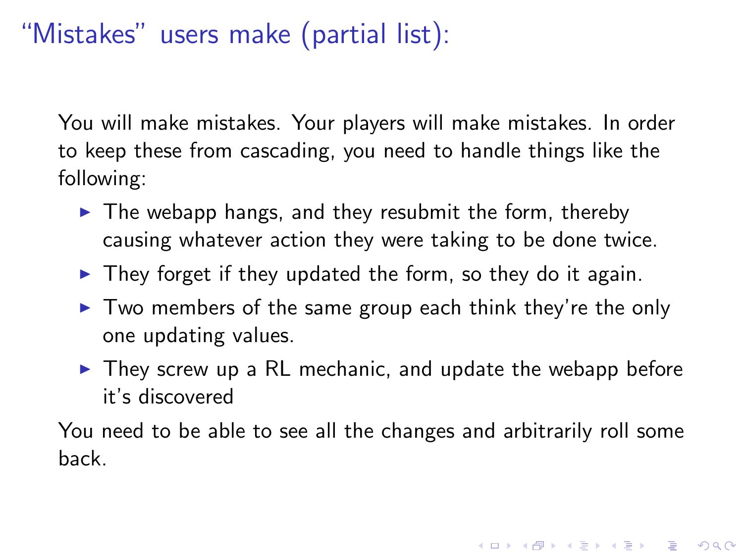# “Mistakes” users make (partial list):

You will make mistakes. Your players will make mistakes. In order to keep these from cascading, you need to handle things like the following:

- The webapp hangs, and they resubmit the form, thereby causing whatever action they were taking to be done twice.
- They forget if they updated the form, so they do it again.
- Two members of the same group each think they’re the only one updating values.
- They screw up a RL mechanic, and update the webapp before it’s discovered

You need to be able to see all the changes and arbitrarily roll some back.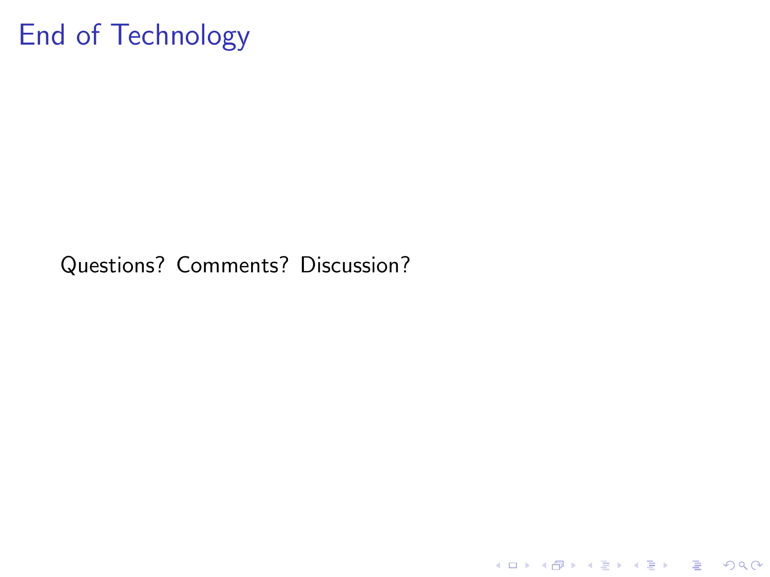# End of Technology

Questions? Comments? Discussion?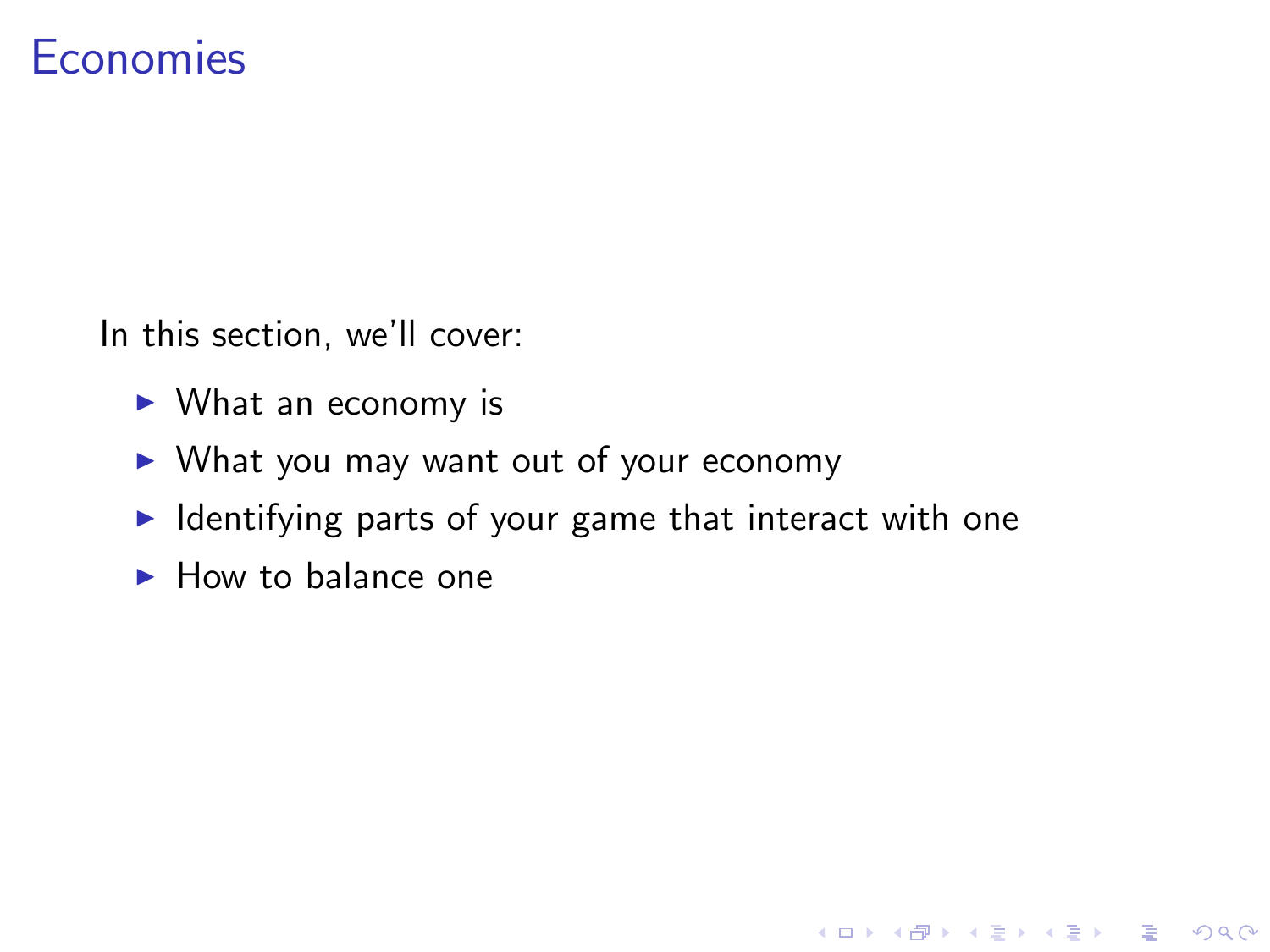# Economies

In this section, we'll cover:

- What an economy is
- What you may want out of your economy
- Identifying parts of your game that interact with one
- How to balance one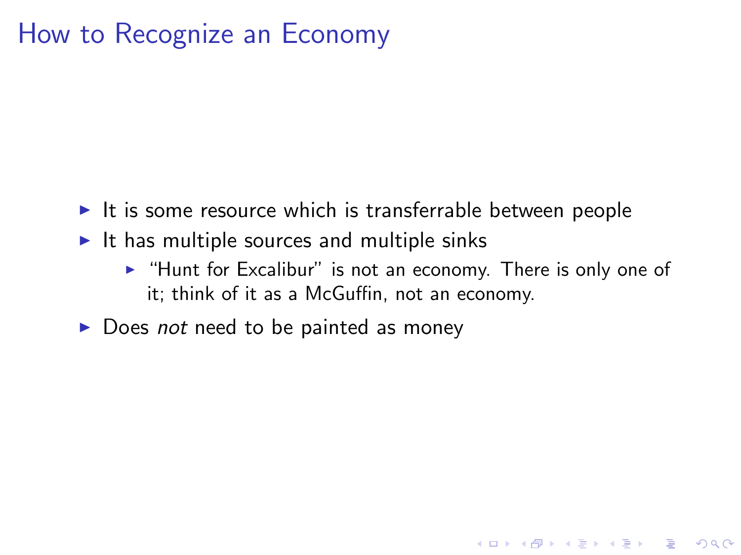# How to Recognize an Economy

- It is some resource which is transferrable between people
- It has multiple sources and multiple sinks
  - "Hunt for Excalibur" is not an economy. There is only one of it; think of it as a McGuffin, not an economy.
- Does *not* need to be painted as money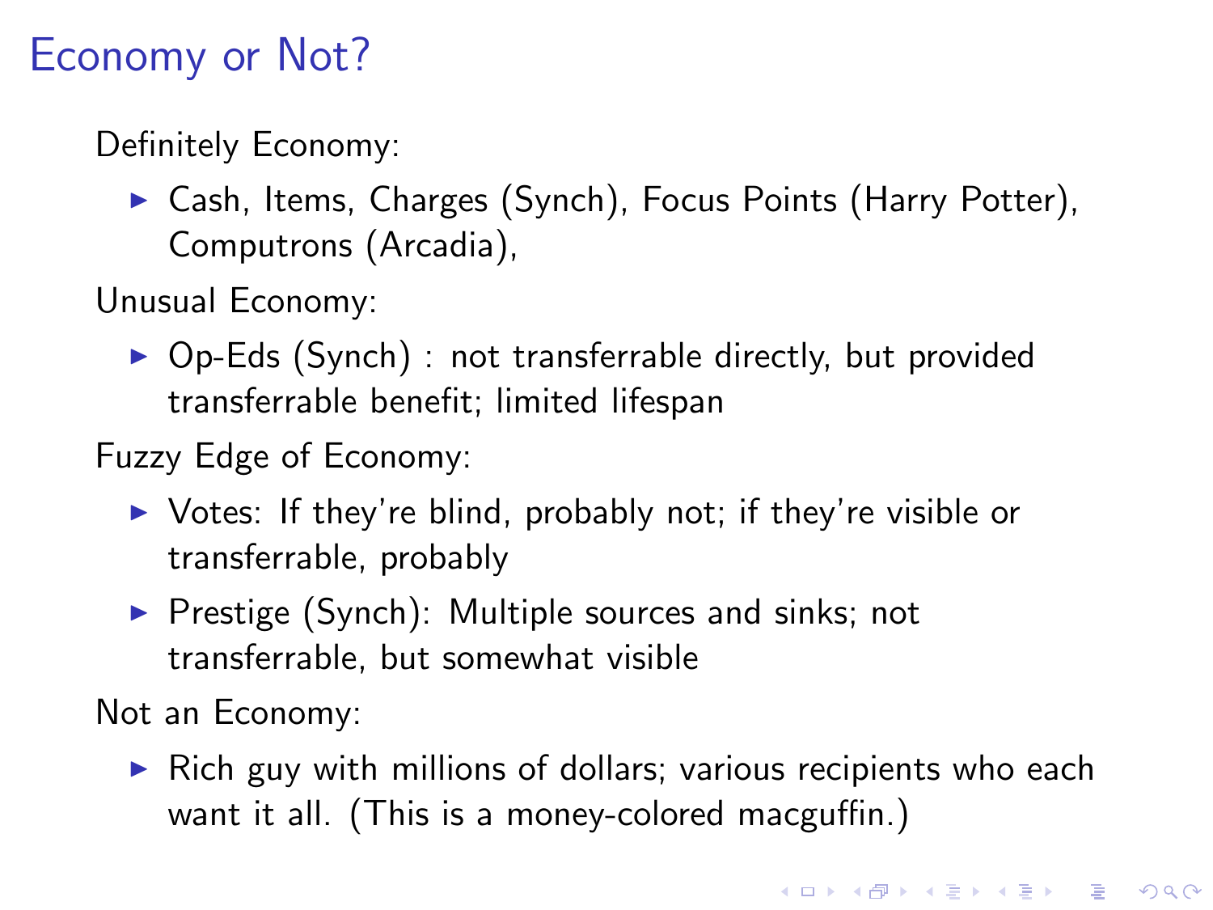# Economy or Not?

Definitely Economy:

- Cash, Items, Charges (Synch), Focus Points (Harry Potter), Computrons (Arcadia),

Unusual Economy:

- Op-Eds (Synch) : not transferrable directly, but provided transferrable benefit; limited lifespan

Fuzzy Edge of Economy:

- Votes: If they're blind, probably not; if they're visible or transferrable, probably
- Prestige (Synch): Multiple sources and sinks; not transferrable, but somewhat visible

Not an Economy:

- Rich guy with millions of dollars; various recipients who each want it all. (This is a money-colored macguffin.)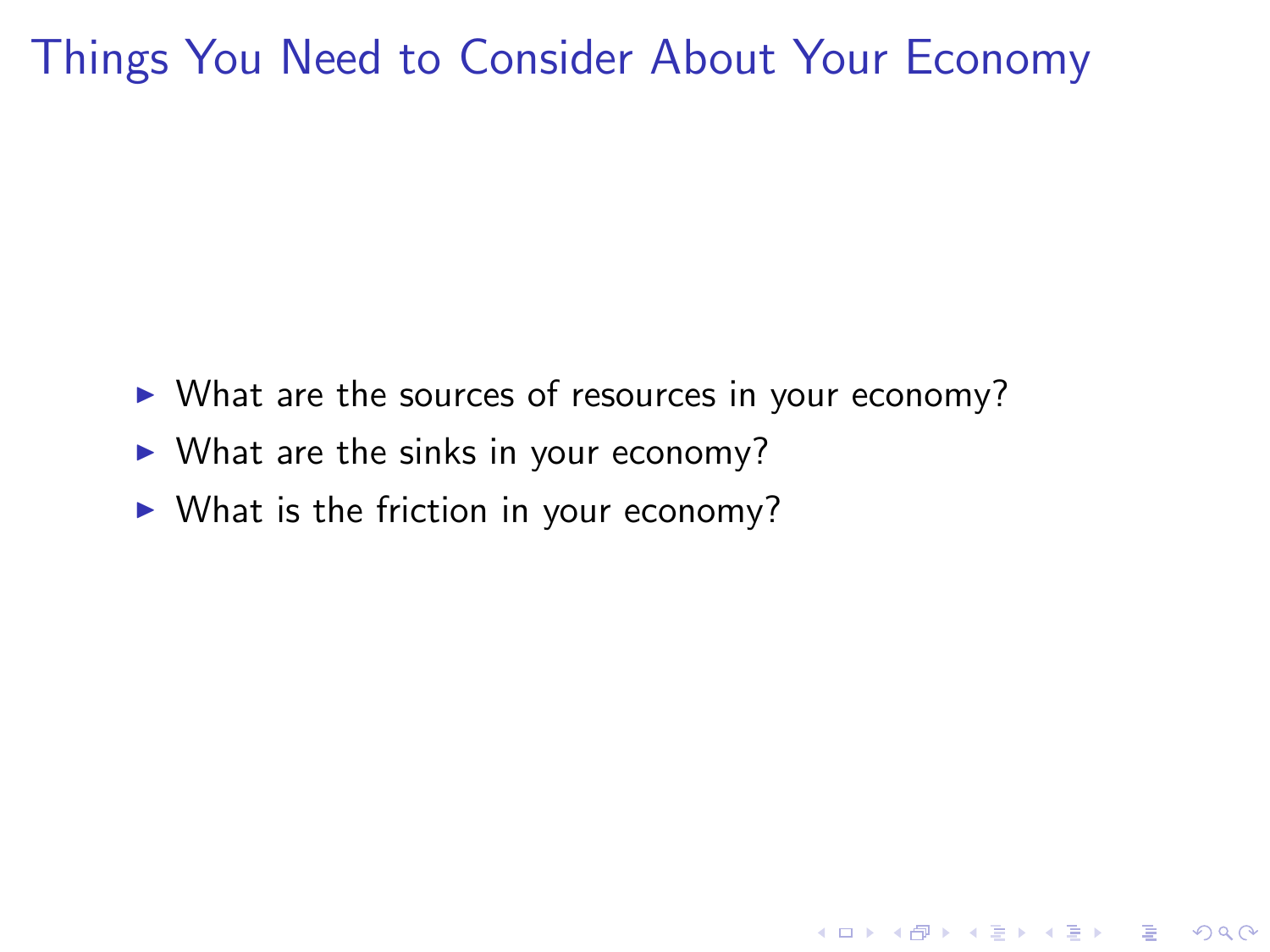# Things You Need to Consider About Your Economy

- What are the sources of resources in your economy?
- What are the sinks in your economy?
- What is the friction in your economy?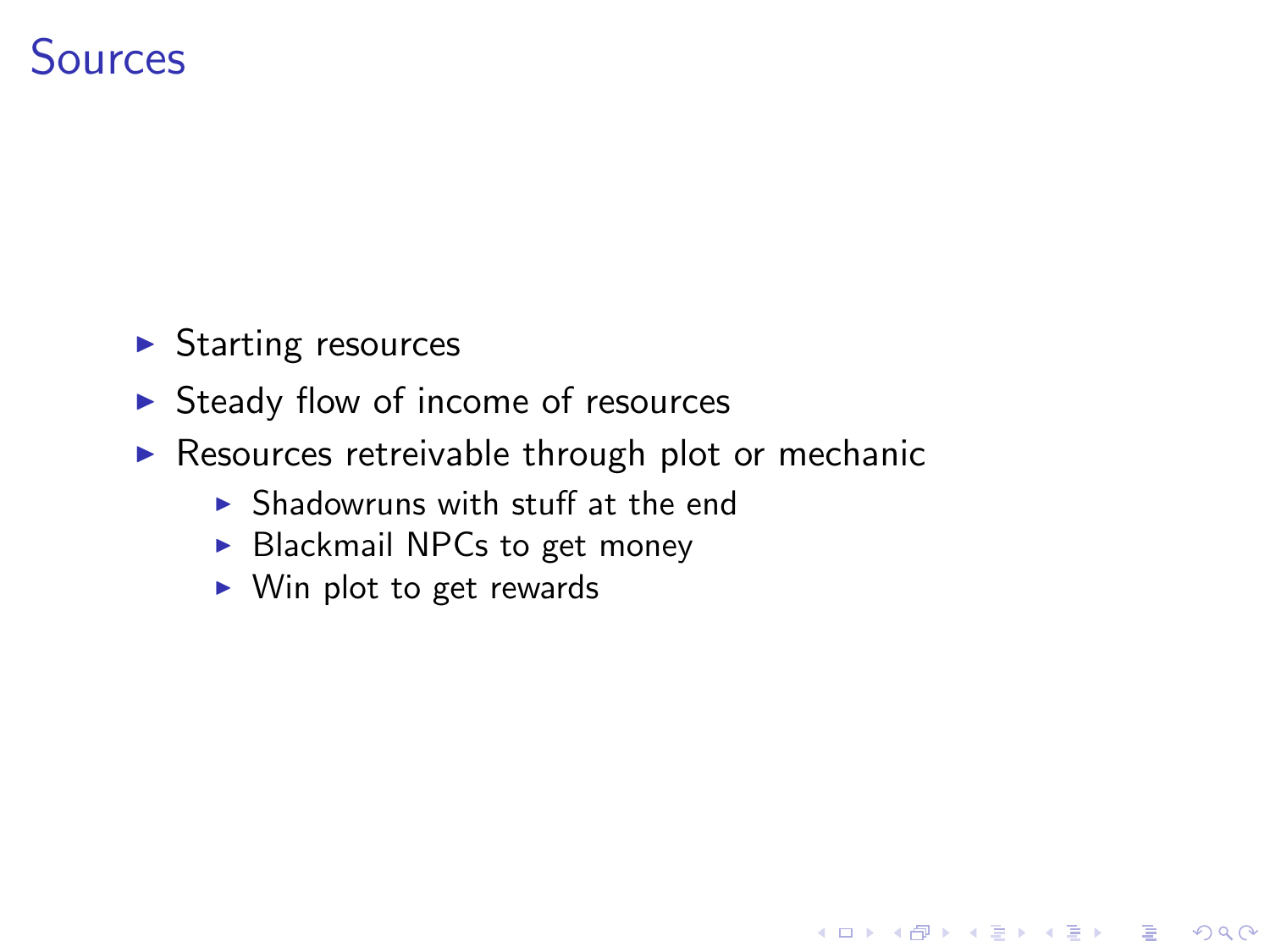# Sources

- Starting resources
- Steady flow of income of resources
- Resources retreivable through plot or mechanic
  - Shadowruns with stuff at the end
  - Blackmail NPCs to get money
  - Win plot to get rewards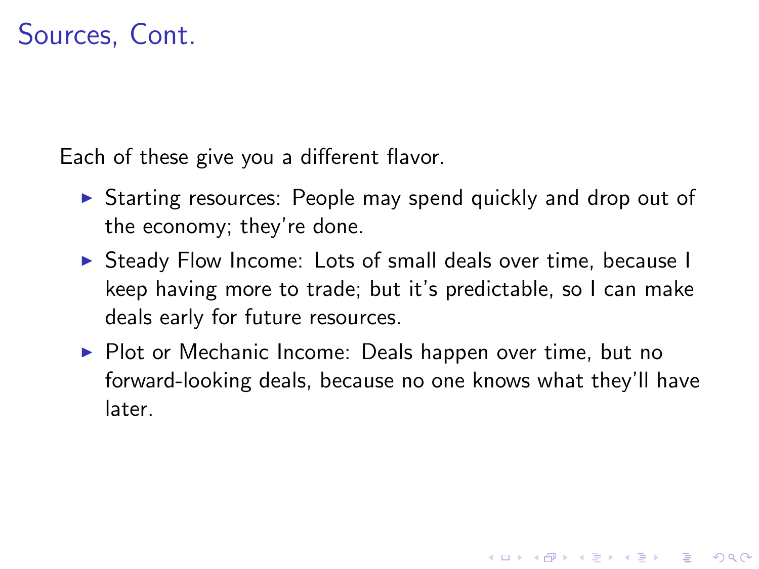# Sources, Cont.

Each of these give you a different flavor.

- Starting resources: People may spend quickly and drop out of the economy; they're done.
- Steady Flow Income: Lots of small deals over time, because I keep having more to trade; but it's predictable, so I can make deals early for future resources.
- Plot or Mechanic Income: Deals happen over time, but no forward-looking deals, because no one knows what they'll have later.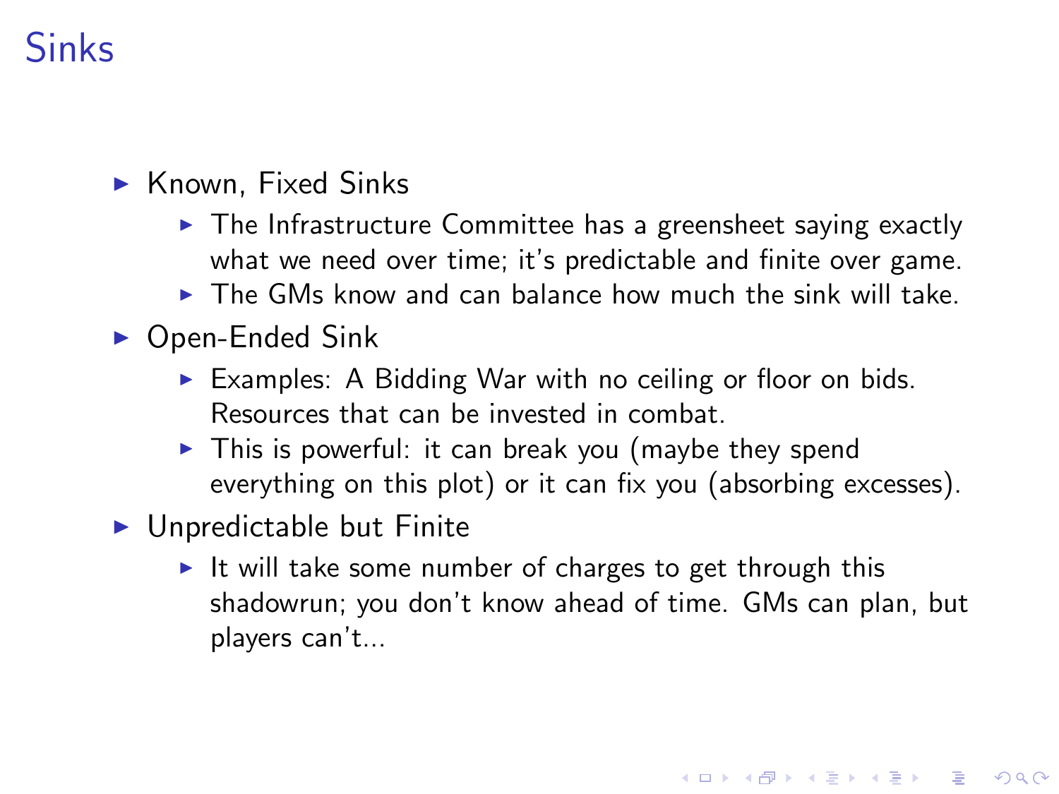# Sinks

- Known, Fixed Sinks
  - The Infrastructure Committee has a greensheet saying exactly what we need over time; it's predictable and finite over game.
  - The GMs know and can balance how much the sink will take.
- Open-Ended Sink
  - Examples: A Bidding War with no ceiling or floor on bids. Resources that can be invested in combat.
  - This is powerful: it can break you (maybe they spend everything on this plot) or it can fix you (absorbing excesses).
- Unpredictable but Finite
  - It will take some number of charges to get through this shadowrun; you don't know ahead of time. GMs can plan, but players can't...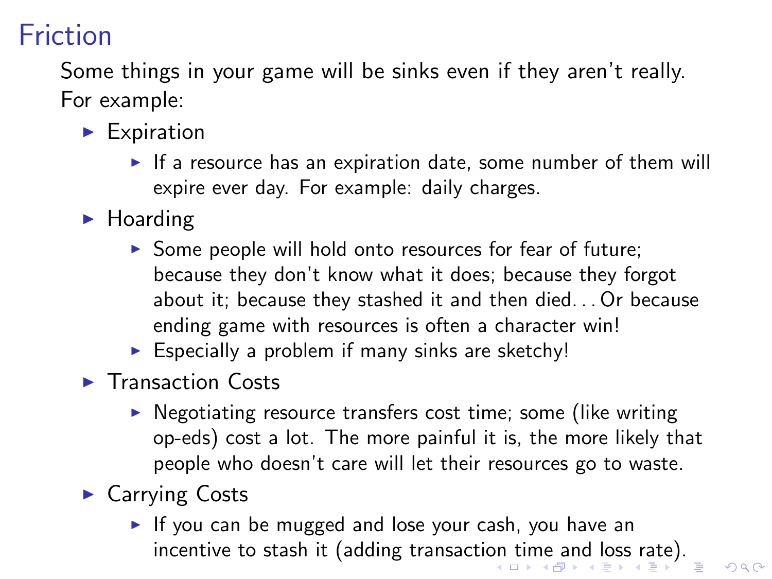# Friction

Some things in your game will be sinks even if they aren't really. For example:

- Expiration
  - If a resource has an expiration date, some number of them will expire ever day. For example: daily charges.
- Hoarding
  - Some people will hold onto resources for fear of future; because they don't know what it does; because they forgot about it; because they stashed it and then died... Or because ending game with resources is often a character win!
  - Especially a problem if many sinks are sketchy!
- Transaction Costs
  - Negotiating resource transfers cost time; some (like writing op-eds) cost a lot. The more painful it is, the more likely that people who doesn't care will let their resources go to waste.
- Carrying Costs
  - If you can be mugged and lose your cash, you have an incentive to stash it (adding transaction time and loss rate).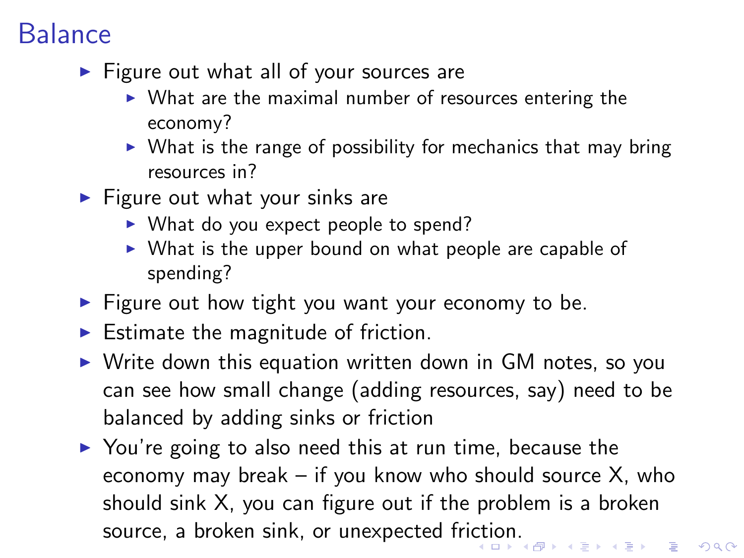# Balance

- Figure out what all of your sources are
  - What are the maximal number of resources entering the economy?
  - What is the range of possibility for mechanics that may bring resources in?
- Figure out what your sinks are
  - What do you expect people to spend?
  - What is the upper bound on what people are capable of spending?
- Figure out how tight you want your economy to be.
- Estimate the magnitude of friction.
- Write down this equation written down in GM notes, so you can see how small change (adding resources, say) need to be balanced by adding sinks or friction
- You're going to also need this at run time, because the economy may break – if you know who should source X, who should sink X, you can figure out if the problem is a broken source, a broken sink, or unexpected friction.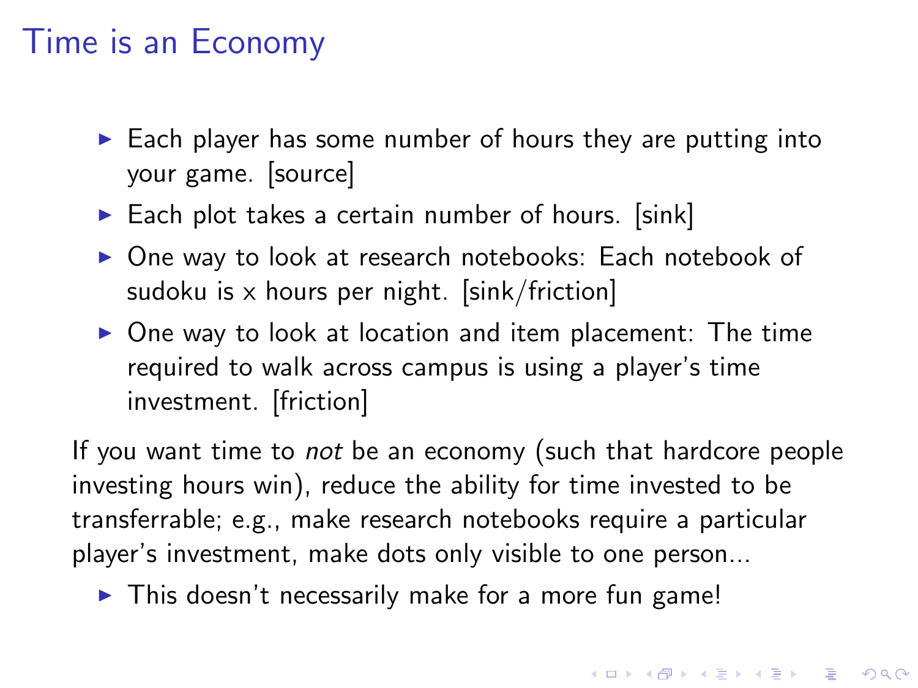# Time is an Economy

- Each player has some number of hours they are putting into your game. [source]
- Each plot takes a certain number of hours. [sink]
- One way to look at research notebooks: Each notebook of sudoku is x hours per night. [sink/friction]
- One way to look at location and item placement: The time required to walk across campus is using a player's time investment. [friction]

If you want time to *not* be an economy (such that hardcore people investing hours win), reduce the ability for time invested to be transferrable; e.g., make research notebooks require a particular player's investment, make dots only visible to one person...

- This doesn't necessarily make for a more fun game!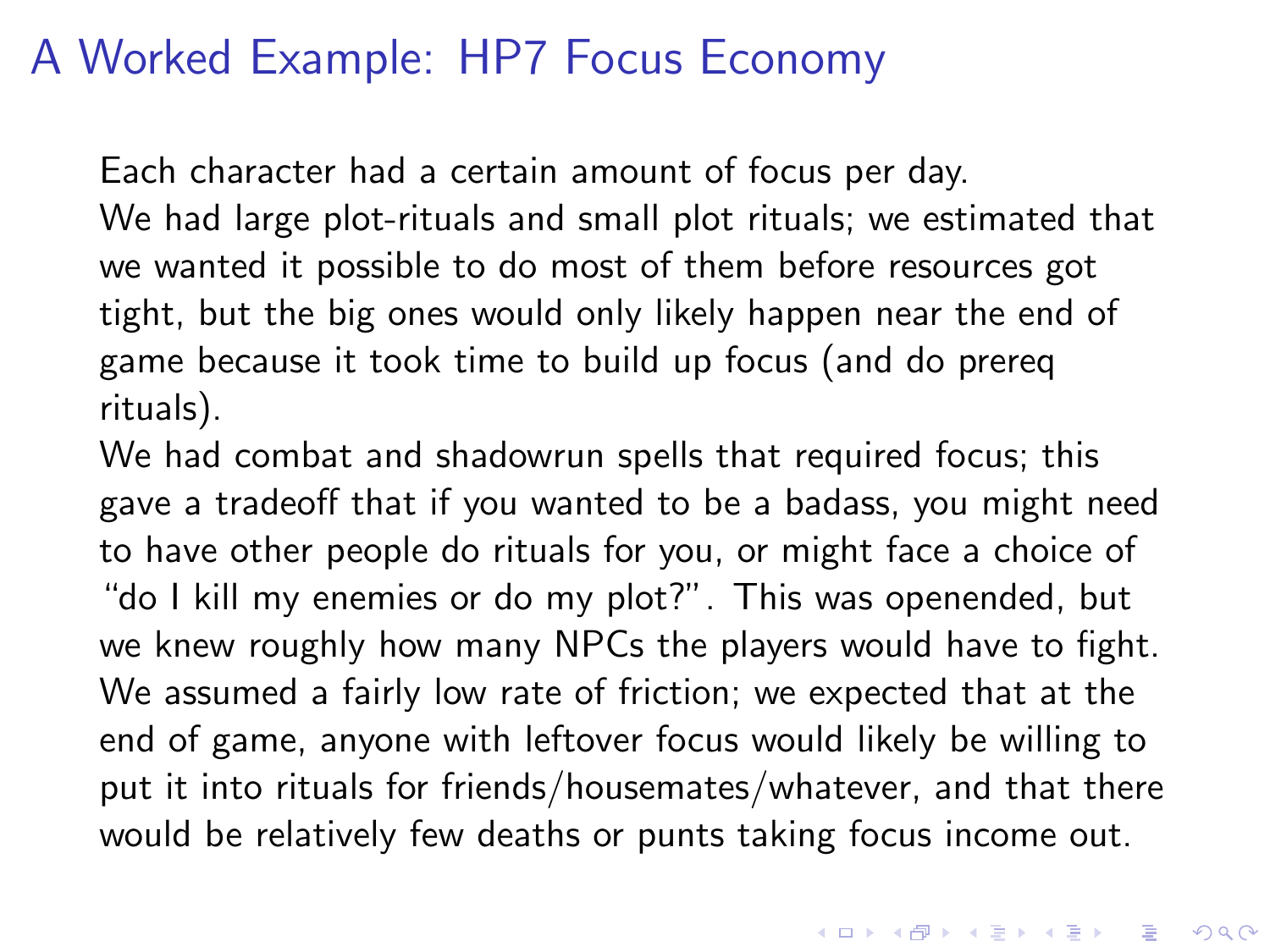# A Worked Example: HP7 Focus Economy

Each character had a certain amount of focus per day.
We had large plot-rituals and small plot rituals; we estimated that we wanted it possible to do most of them before resources got tight, but the big ones would only likely happen near the end of game because it took time to build up focus (and do prereq rituals).
We had combat and shadowrun spells that required focus; this gave a tradeoff that if you wanted to be a badass, you might need to have other people do rituals for you, or might face a choice of "do I kill my enemies or do my plot?". This was openended, but we knew roughly how many NPCs the players would have to fight.
We assumed a fairly low rate of friction; we expected that at the end of game, anyone with leftover focus would likely be willing to put it into rituals for friends/housemates/whatever, and that there would be relatively few deaths or punts taking focus income out.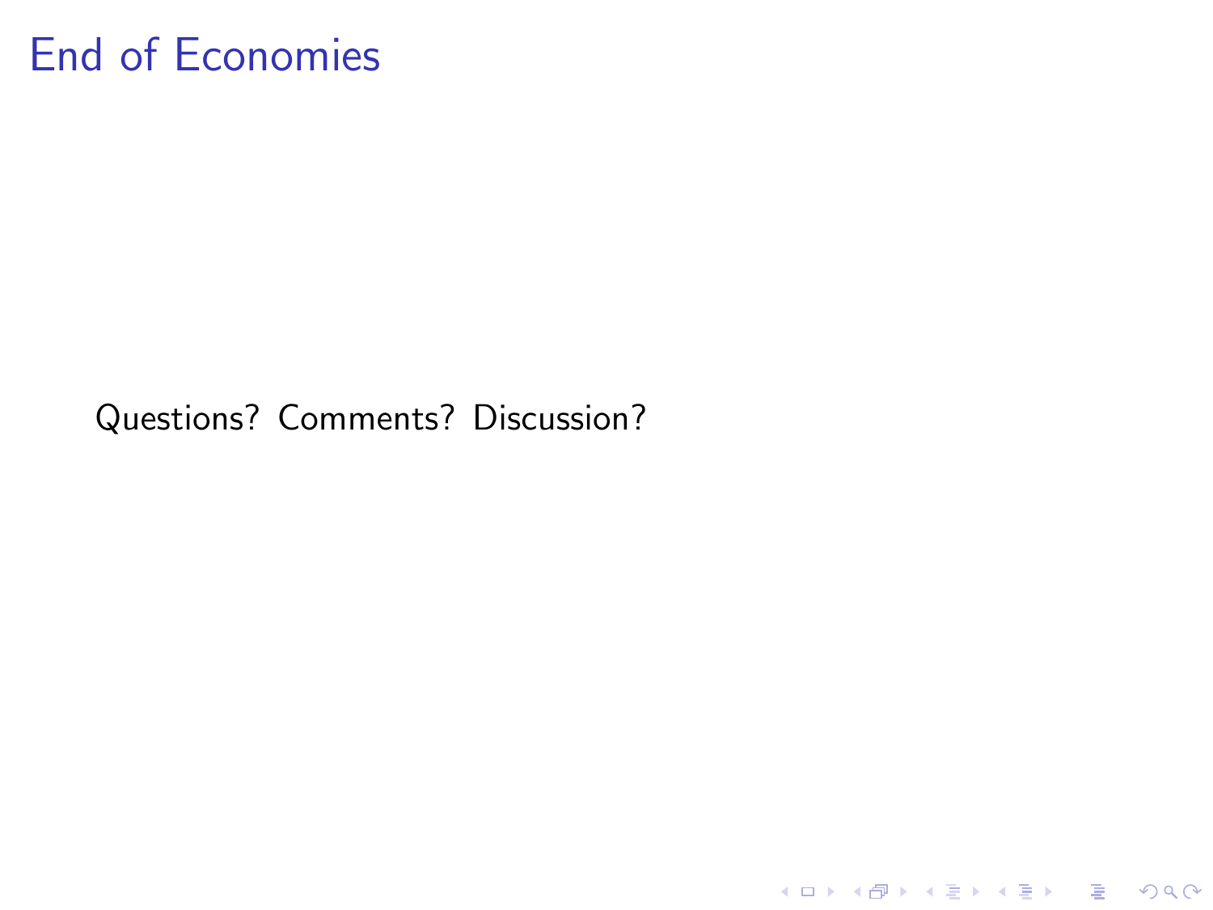# End of Economies

Questions? Comments? Discussion?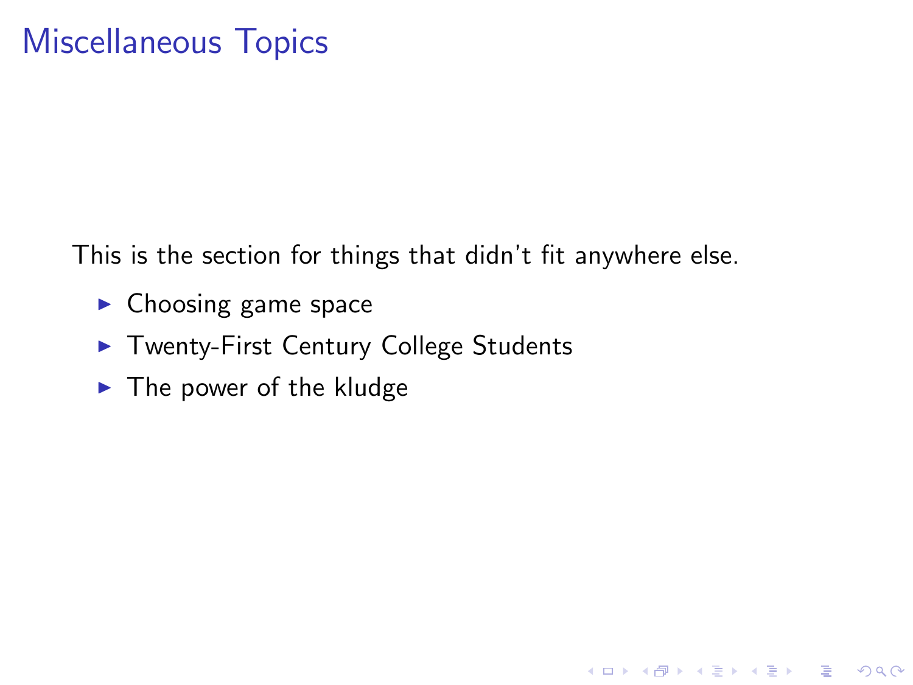# Miscellaneous Topics

This is the section for things that didn't fit anywhere else.

- Choosing game space
- Twenty-First Century College Students
- The power of the kludge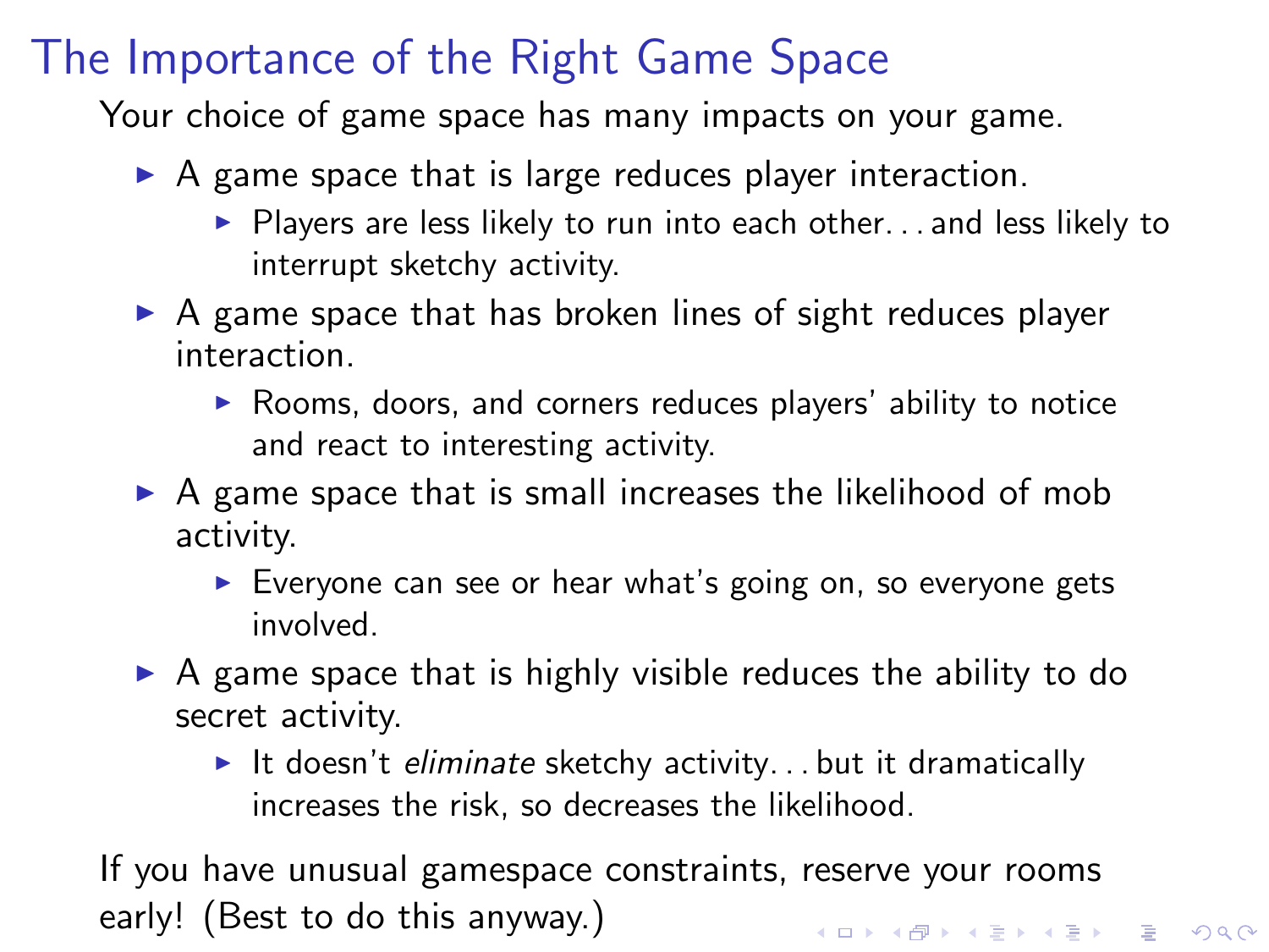# The Importance of the Right Game Space

Your choice of game space has many impacts on your game.

- A game space that is large reduces player interaction.
  - Players are less likely to run into each other… and less likely to interrupt sketchy activity.
- A game space that has broken lines of sight reduces player interaction.
  - Rooms, doors, and corners reduces players' ability to notice and react to interesting activity.
- A game space that is small increases the likelihood of mob activity.
  - Everyone can see or hear what's going on, so everyone gets involved.
- A game space that is highly visible reduces the ability to do secret activity.
  - It doesn't *eliminate* sketchy activity… but it dramatically increases the risk, so decreases the likelihood.

If you have unusual gamespace constraints, reserve your rooms early! (Best to do this anyway.)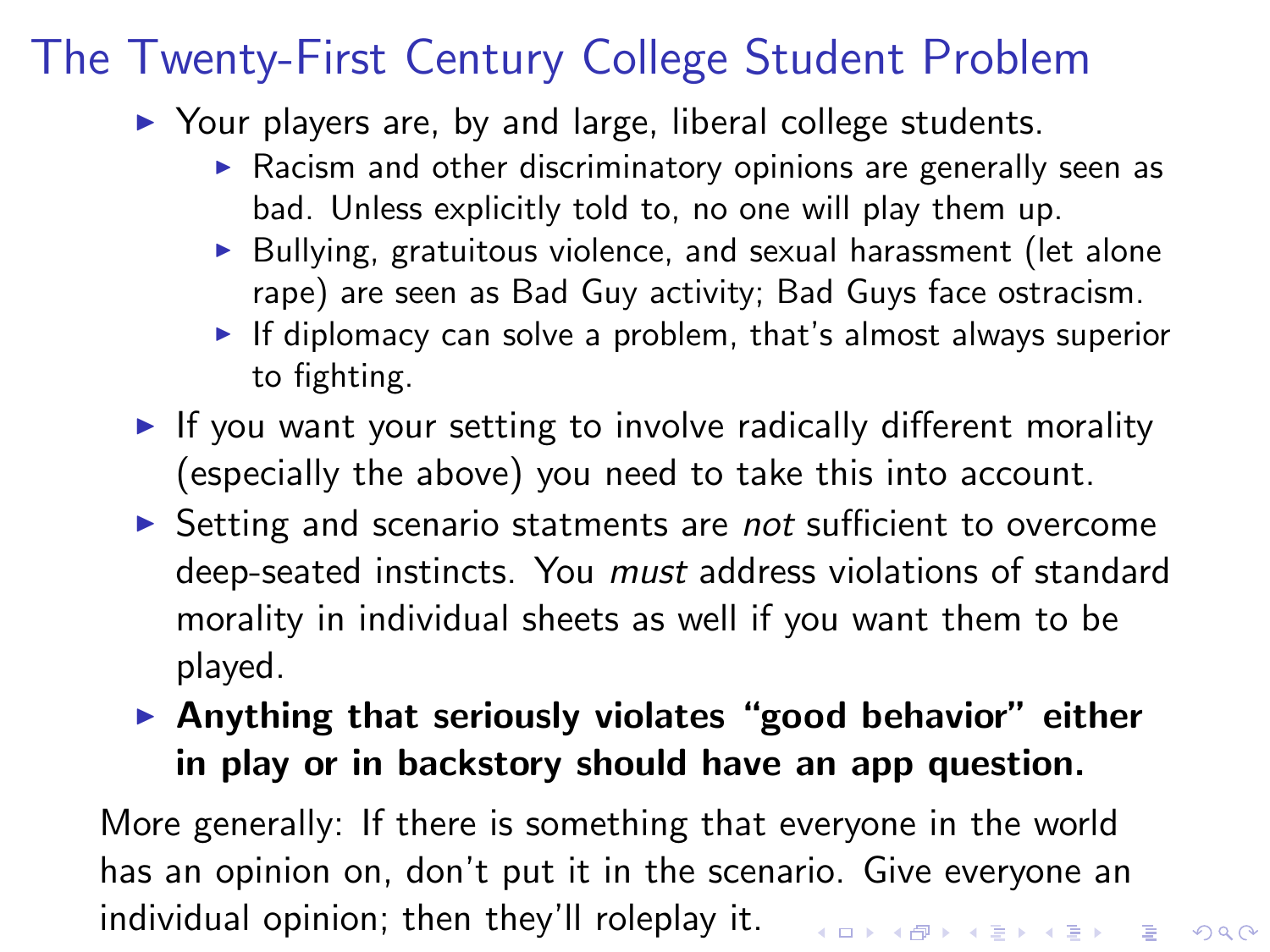# The Twenty-First Century College Student Problem

- Your players are, by and large, liberal college students.
  - Racism and other discriminatory opinions are generally seen as bad. Unless explicitly told to, no one will play them up.
  - Bullying, gratuitous violence, and sexual harassment (let alone rape) are seen as Bad Guy activity; Bad Guys face ostracism.
  - If diplomacy can solve a problem, that's almost always superior to fighting.
- If you want your setting to involve radically different morality (especially the above) you need to take this into account.
- Setting and scenario statments are *not* sufficient to overcome deep-seated instincts. You *must* address violations of standard morality in individual sheets as well if you want them to be played.
- **Anything that seriously violates "good behavior" either in play or in backstory should have an app question.**

More generally: If there is something that everyone in the world has an opinion on, don't put it in the scenario. Give everyone an individual opinion; then they'll roleplay it.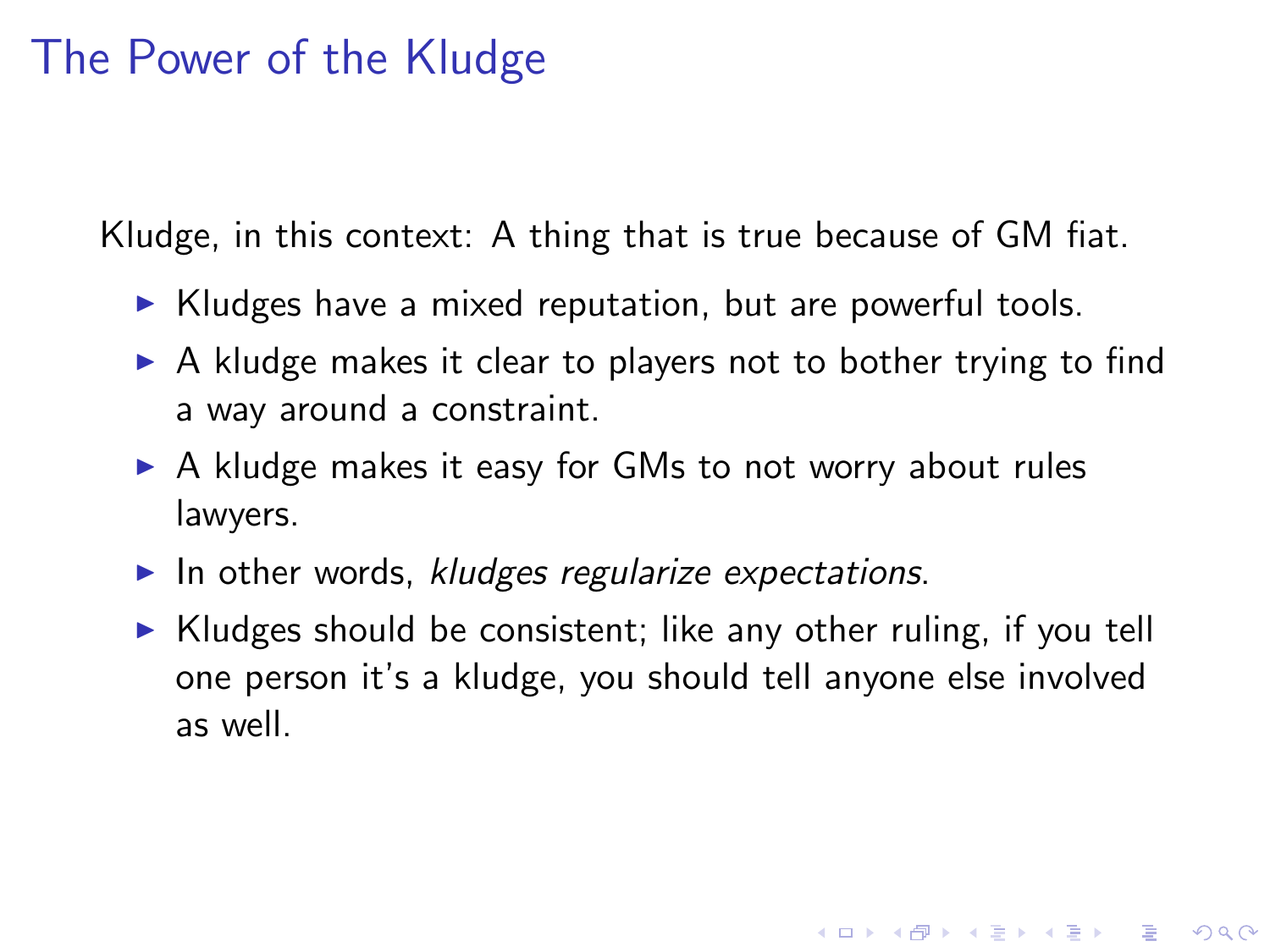# The Power of the Kludge

Kludge, in this context: A thing that is true because of GM fiat.

- Kludges have a mixed reputation, but are powerful tools.
- A kludge makes it clear to players not to bother trying to find a way around a constraint.
- A kludge makes it easy for GMs to not worry about rules lawyers.
- In other words, *kludges regularize expectations*.
- Kludges should be consistent; like any other ruling, if you tell one person it's a kludge, you should tell anyone else involved as well.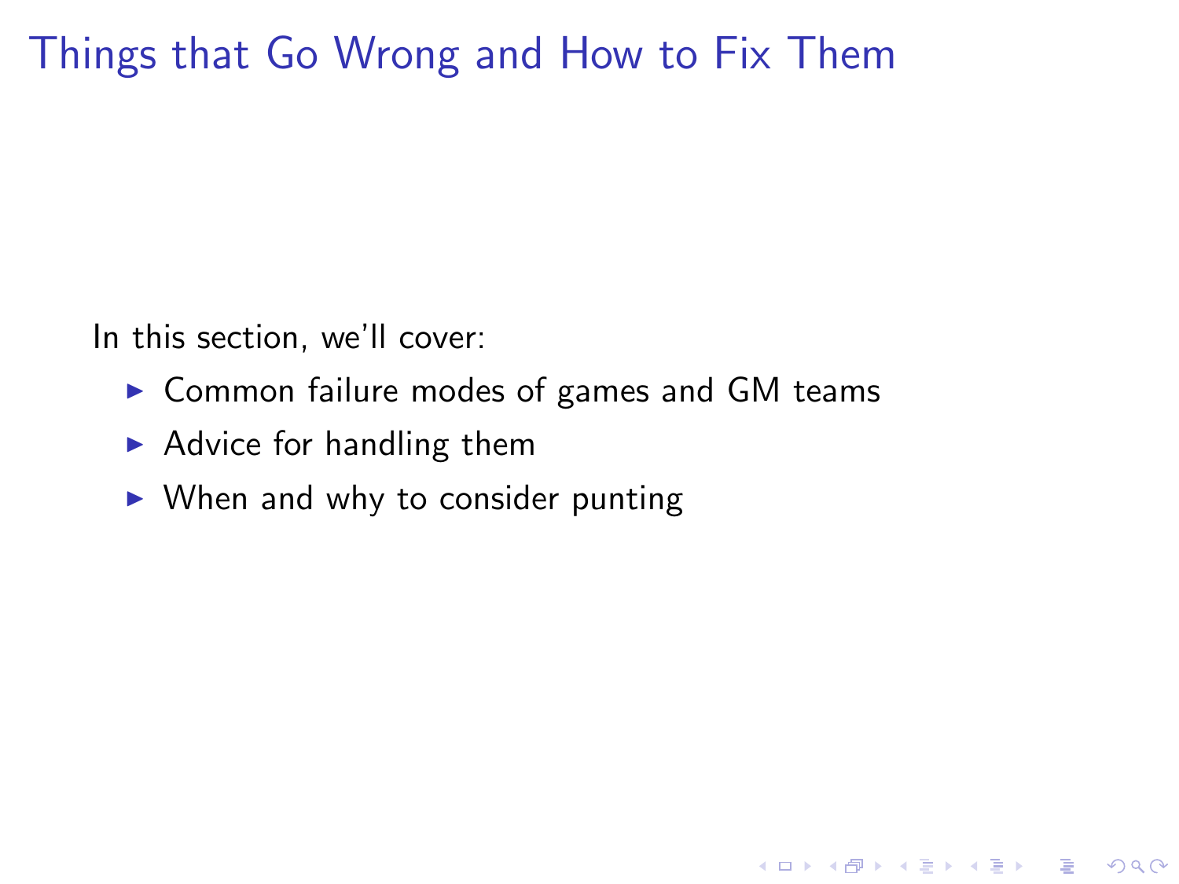# Things that Go Wrong and How to Fix Them

In this section, we'll cover:

- Common failure modes of games and GM teams
- Advice for handling them
- When and why to consider punting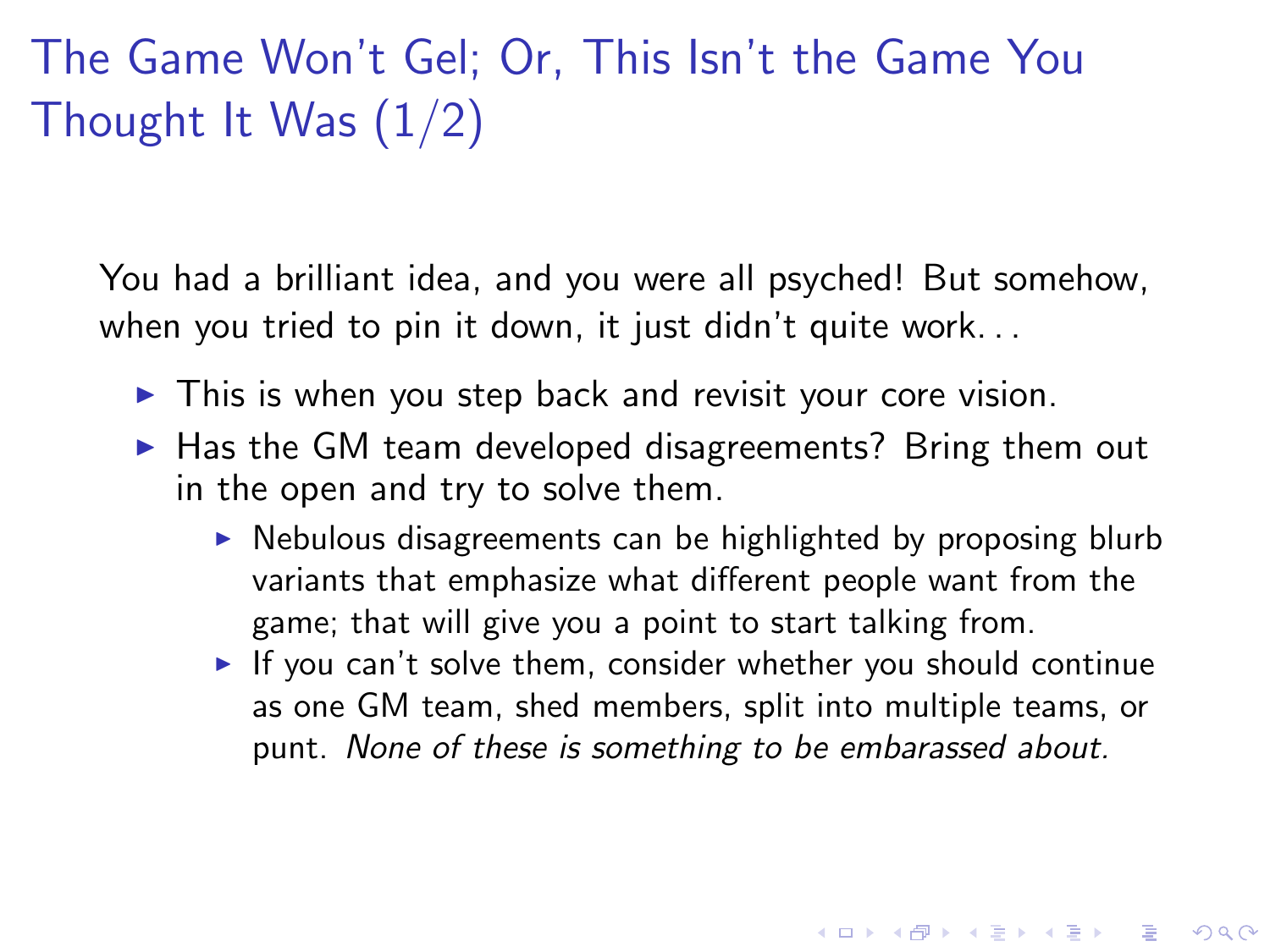# The Game Won't Gel; Or, This Isn't the Game You Thought It Was (1/2)

You had a brilliant idea, and you were all psyched! But somehow, when you tried to pin it down, it just didn't quite work. . .

- This is when you step back and revisit your core vision.
- Has the GM team developed disagreements? Bring them out in the open and try to solve them.
  - Nebulous disagreements can be highlighted by proposing blurb variants that emphasize what different people want from the game; that will give you a point to start talking from.
  - If you can't solve them, consider whether you should continue as one GM team, shed members, split into multiple teams, or punt. *None of these is something to be embarassed about.*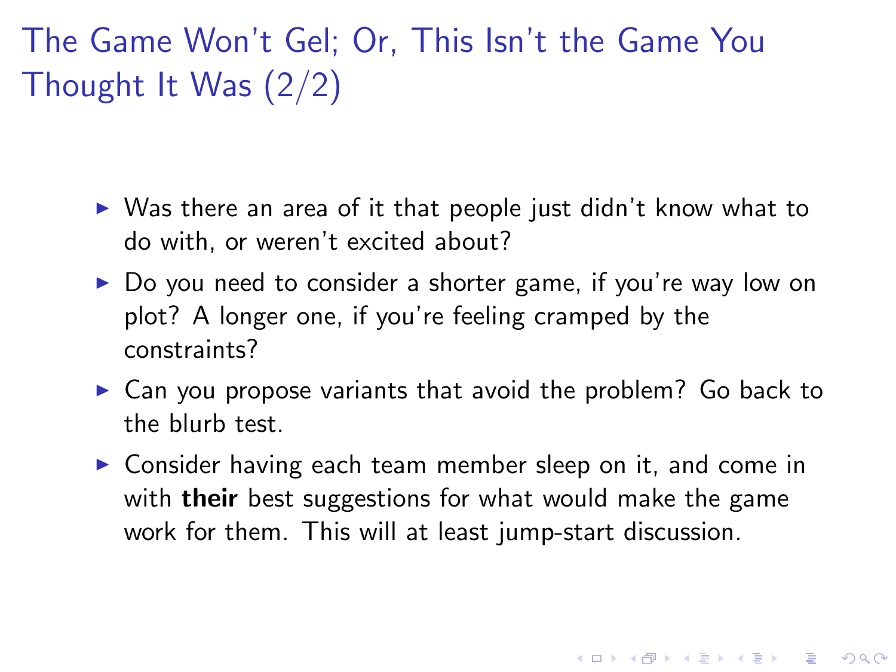# The Game Won't Gel; Or, This Isn't the Game You Thought It Was (2/2)

- Was there an area of it that people just didn't know what to do with, or weren't excited about?
- Do you need to consider a shorter game, if you're way low on plot? A longer one, if you're feeling cramped by the constraints?
- Can you propose variants that avoid the problem? Go back to the blurb test.
- Consider having each team member sleep on it, and come in with **their** best suggestions for what would make the game work for them. This will at least jump-start discussion.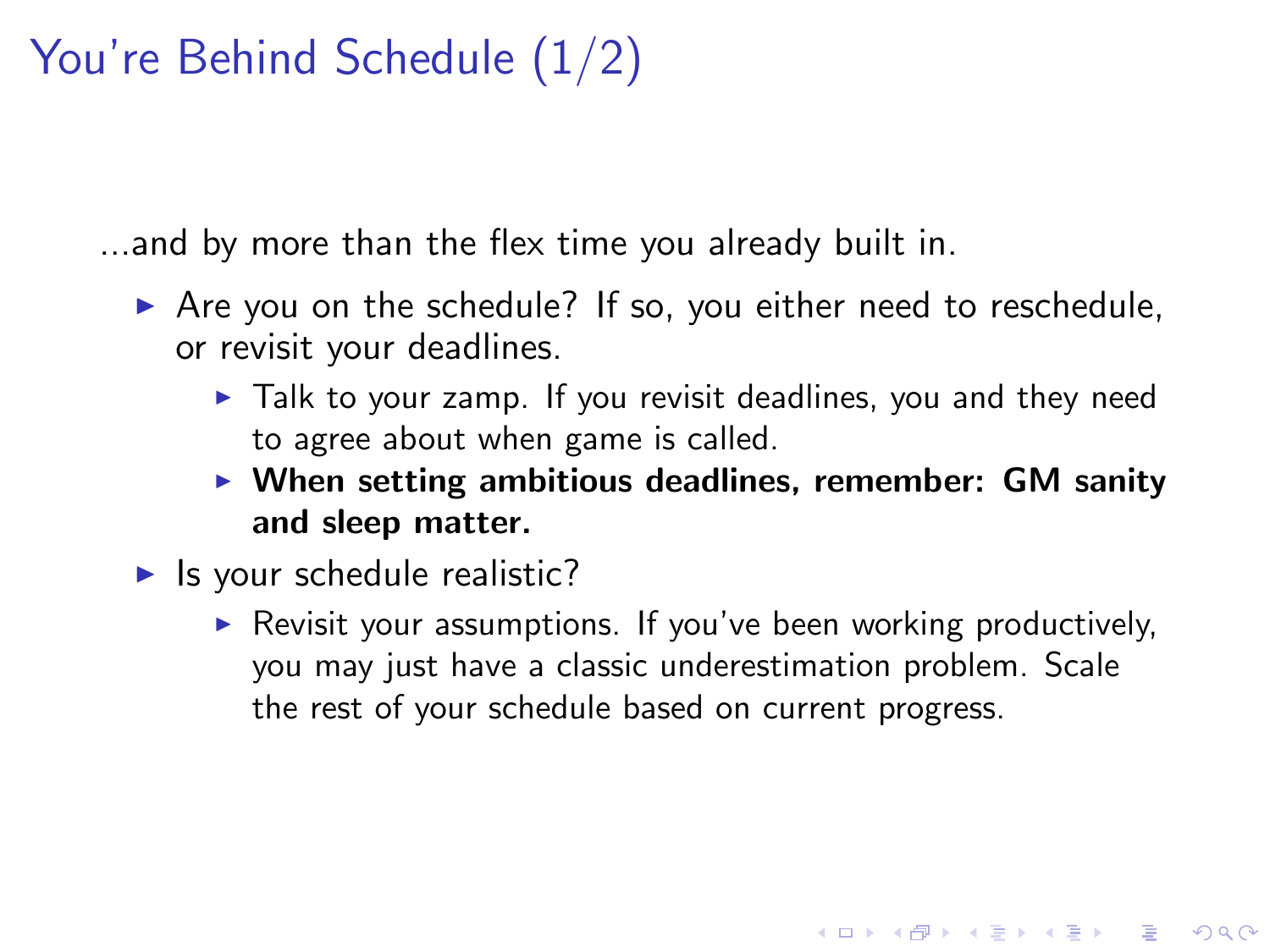# You're Behind Schedule (1/2)

...and by more than the flex time you already built in.

- Are you on the schedule? If so, you either need to reschedule, or revisit your deadlines.
  - Talk to your zamp. If you revisit deadlines, you and they need to agree about when game is called.
  - **When setting ambitious deadlines, remember: GM sanity and sleep matter.**
- Is your schedule realistic?
  - Revisit your assumptions. If you've been working productively, you may just have a classic underestimation problem. Scale the rest of your schedule based on current progress.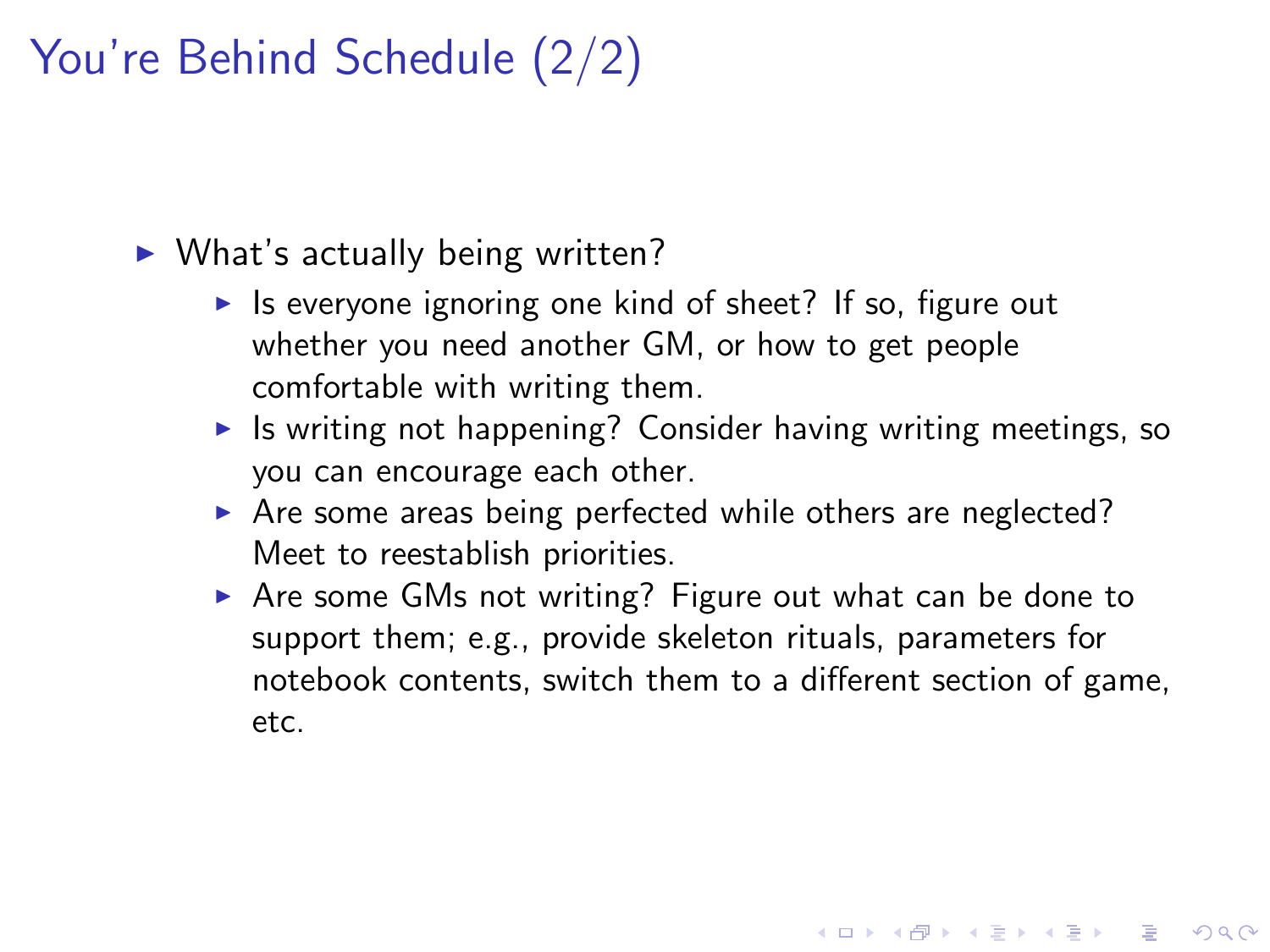# You're Behind Schedule (2/2)

- What's actually being written?
  - Is everyone ignoring one kind of sheet? If so, figure out whether you need another GM, or how to get people comfortable with writing them.
  - Is writing not happening? Consider having writing meetings, so you can encourage each other.
  - Are some areas being perfected while others are neglected? Meet to reestablish priorities.
  - Are some GMs not writing? Figure out what can be done to support them; e.g., provide skeleton rituals, parameters for notebook contents, switch them to a different section of game, etc.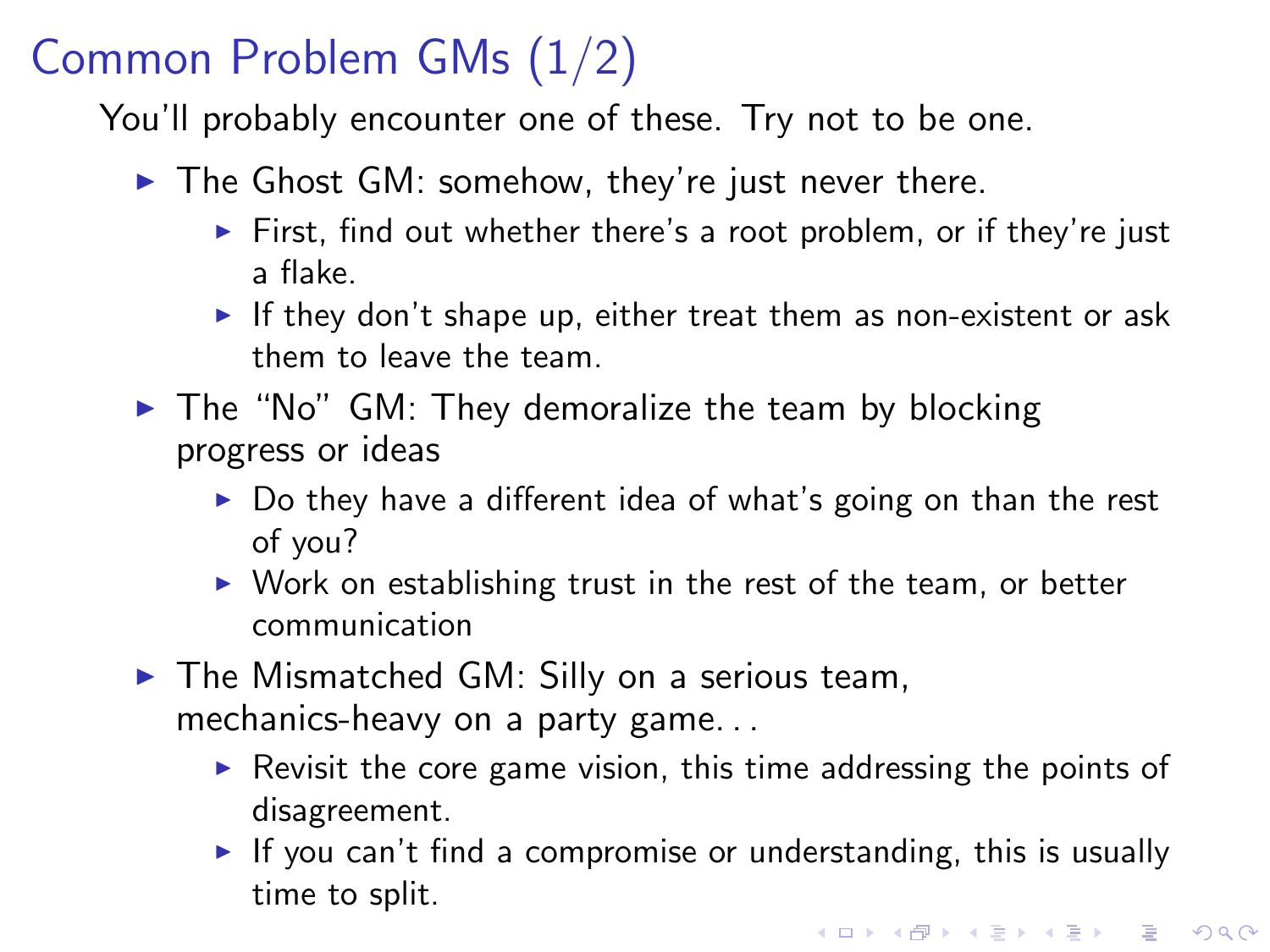# Common Problem GMs (1/2)

You'll probably encounter one of these. Try not to be one.

- The Ghost GM: somehow, they're just never there.
  - First, find out whether there's a root problem, or if they're just a flake.
  - If they don't shape up, either treat them as non-existent or ask them to leave the team.
- The "No" GM: They demoralize the team by blocking progress or ideas
  - Do they have a different idea of what's going on than the rest of you?
  - Work on establishing trust in the rest of the team, or better communication
- The Mismatched GM: Silly on a serious team, mechanics-heavy on a party game...
  - Revisit the core game vision, this time addressing the points of disagreement.
  - If you can't find a compromise or understanding, this is usually time to split.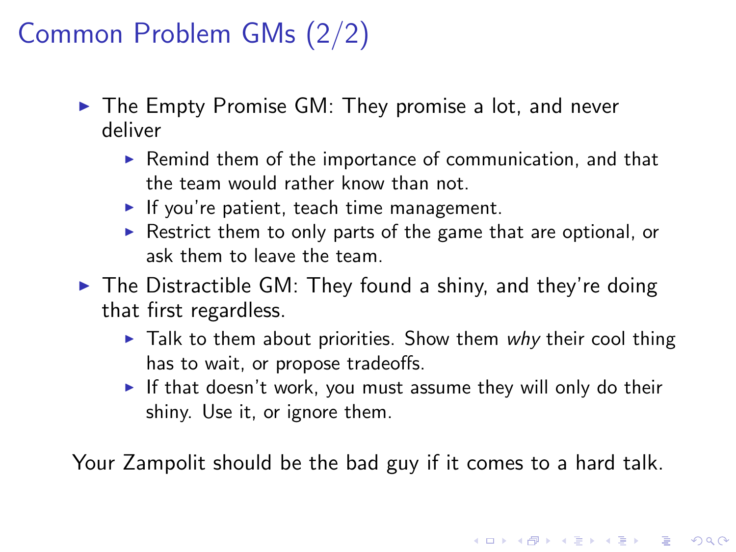# Common Problem GMs (2/2)

- The Empty Promise GM: They promise a lot, and never deliver
  - Remind them of the importance of communication, and that the team would rather know than not.
  - If you're patient, teach time management.
  - Restrict them to only parts of the game that are optional, or ask them to leave the team.
- The Distractible GM: They found a shiny, and they're doing that first regardless.
  - Talk to them about priorities. Show them *why* their cool thing has to wait, or propose tradeoffs.
  - If that doesn't work, you must assume they will only do their shiny. Use it, or ignore them.

Your Zampolit should be the bad guy if it comes to a hard talk.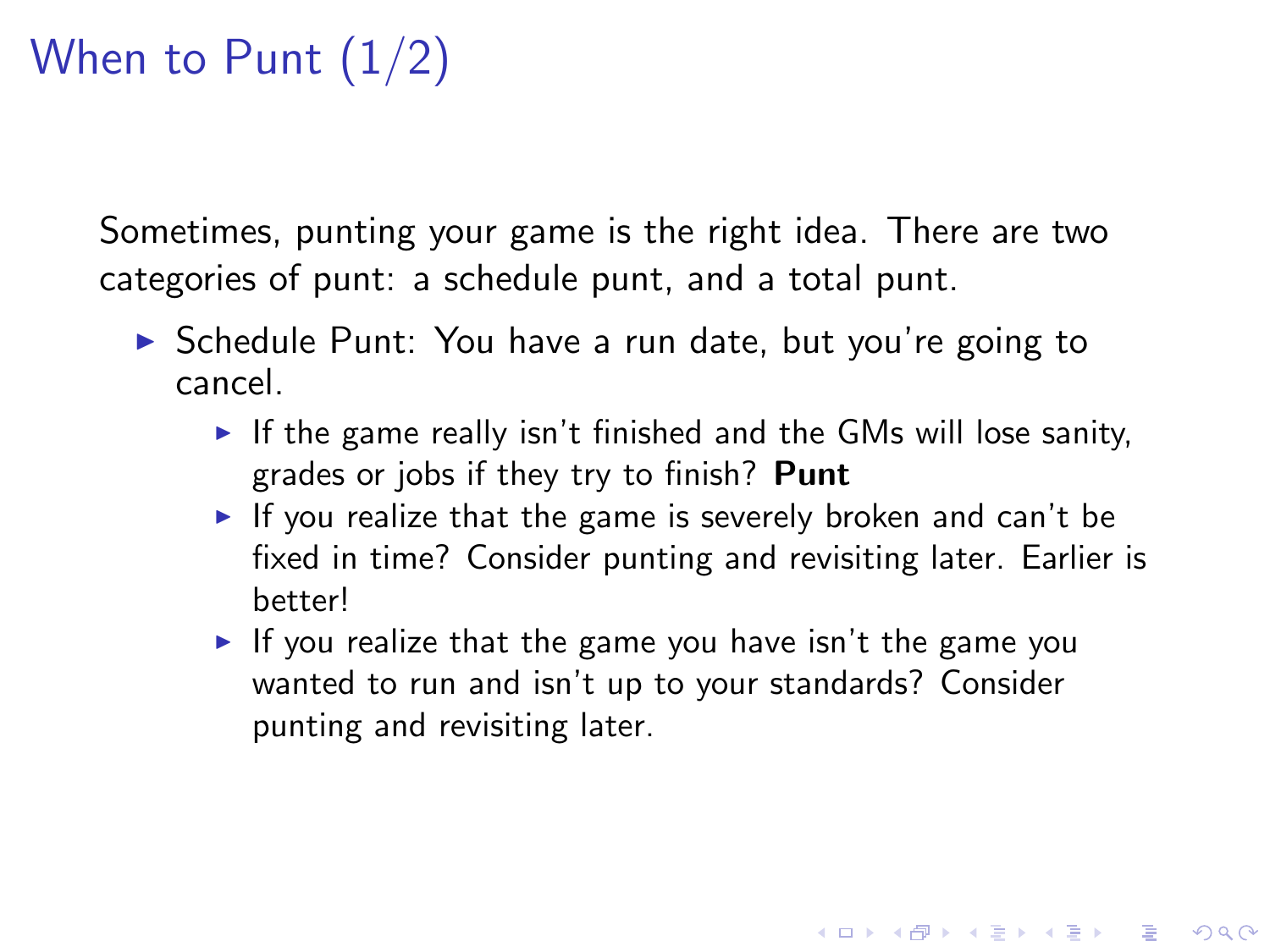# When to Punt (1/2)

Sometimes, punting your game is the right idea. There are two categories of punt: a schedule punt, and a total punt.

- Schedule Punt: You have a run date, but you're going to cancel.
  - If the game really isn't finished and the GMs will lose sanity, grades or jobs if they try to finish? **Punt**
  - If you realize that the game is severely broken and can't be fixed in time? Consider punting and revisiting later. Earlier is better!
  - If you realize that the game you have isn't the game you wanted to run and isn't up to your standards? Consider punting and revisiting later.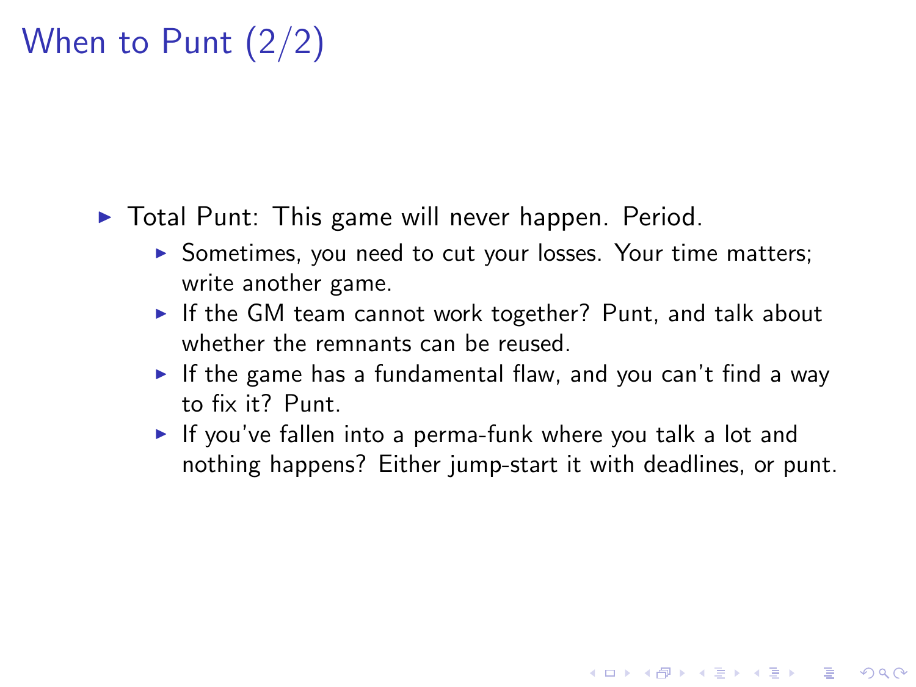# When to Punt (2/2)

- Total Punt: This game will never happen. Period.
  - Sometimes, you need to cut your losses. Your time matters; write another game.
  - If the GM team cannot work together? Punt, and talk about whether the remnants can be reused.
  - If the game has a fundamental flaw, and you can't find a way to fix it? Punt.
  - If you've fallen into a perma-funk where you talk a lot and nothing happens? Either jump-start it with deadlines, or punt.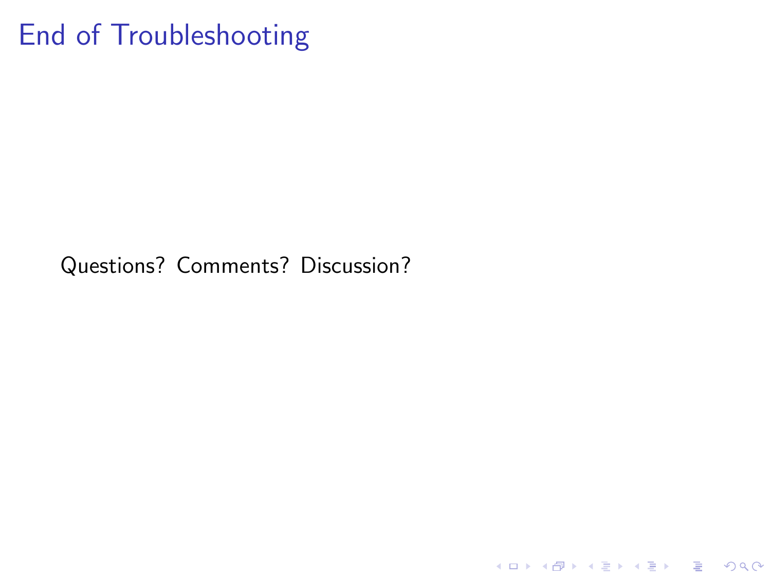# End of Troubleshooting

Questions? Comments? Discussion?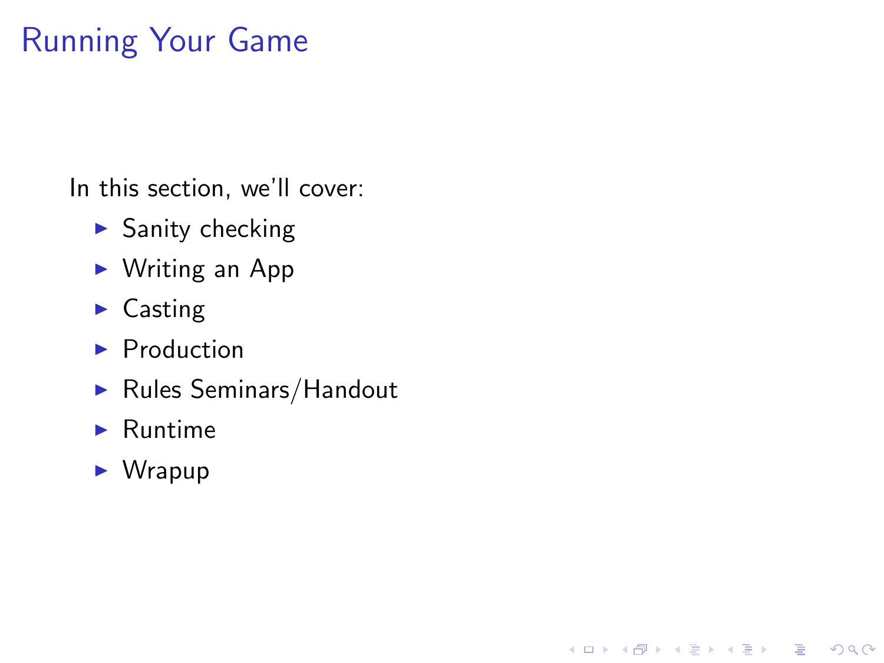# Running Your Game

In this section, we'll cover:

- Sanity checking
- Writing an App
- Casting
- Production
- Rules Seminars/Handout
- Runtime
- Wrapup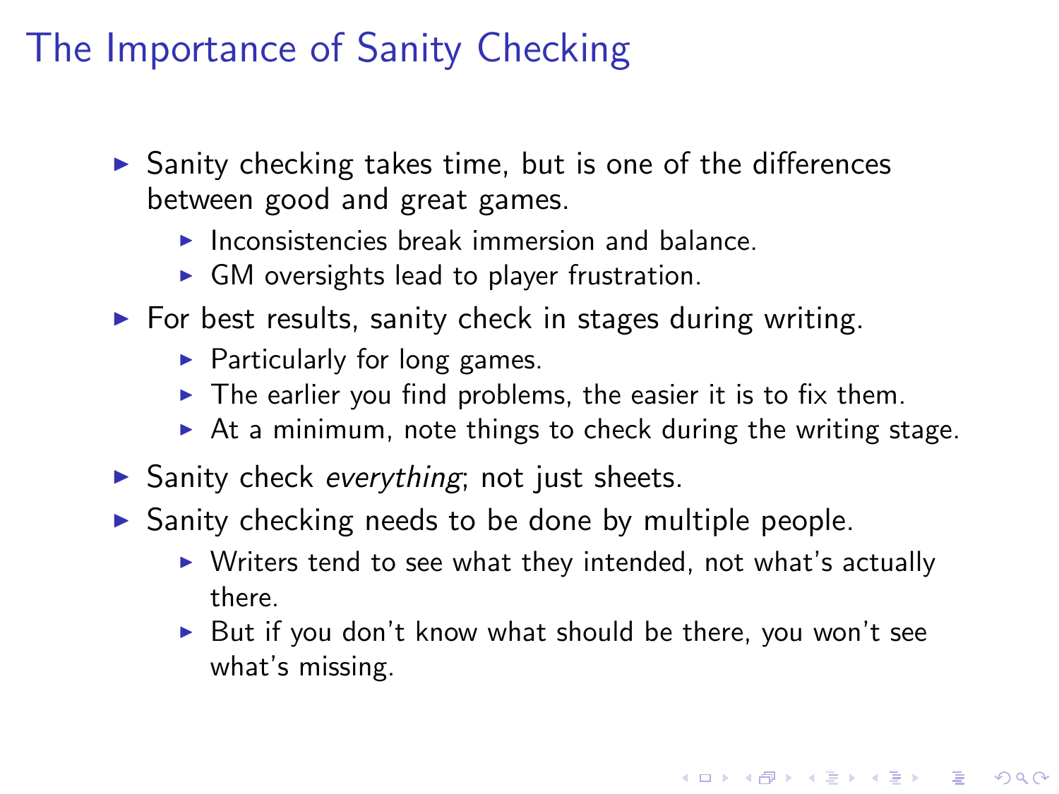# The Importance of Sanity Checking

- Sanity checking takes time, but is one of the differences between good and great games.
  - Inconsistencies break immersion and balance.
  - GM oversights lead to player frustration.
- For best results, sanity check in stages during writing.
  - Particularly for long games.
  - The earlier you find problems, the easier it is to fix them.
  - At a minimum, note things to check during the writing stage.
- Sanity check *everything*; not just sheets.
- Sanity checking needs to be done by multiple people.
  - Writers tend to see what they intended, not what's actually there.
  - But if you don't know what should be there, you won't see what's missing.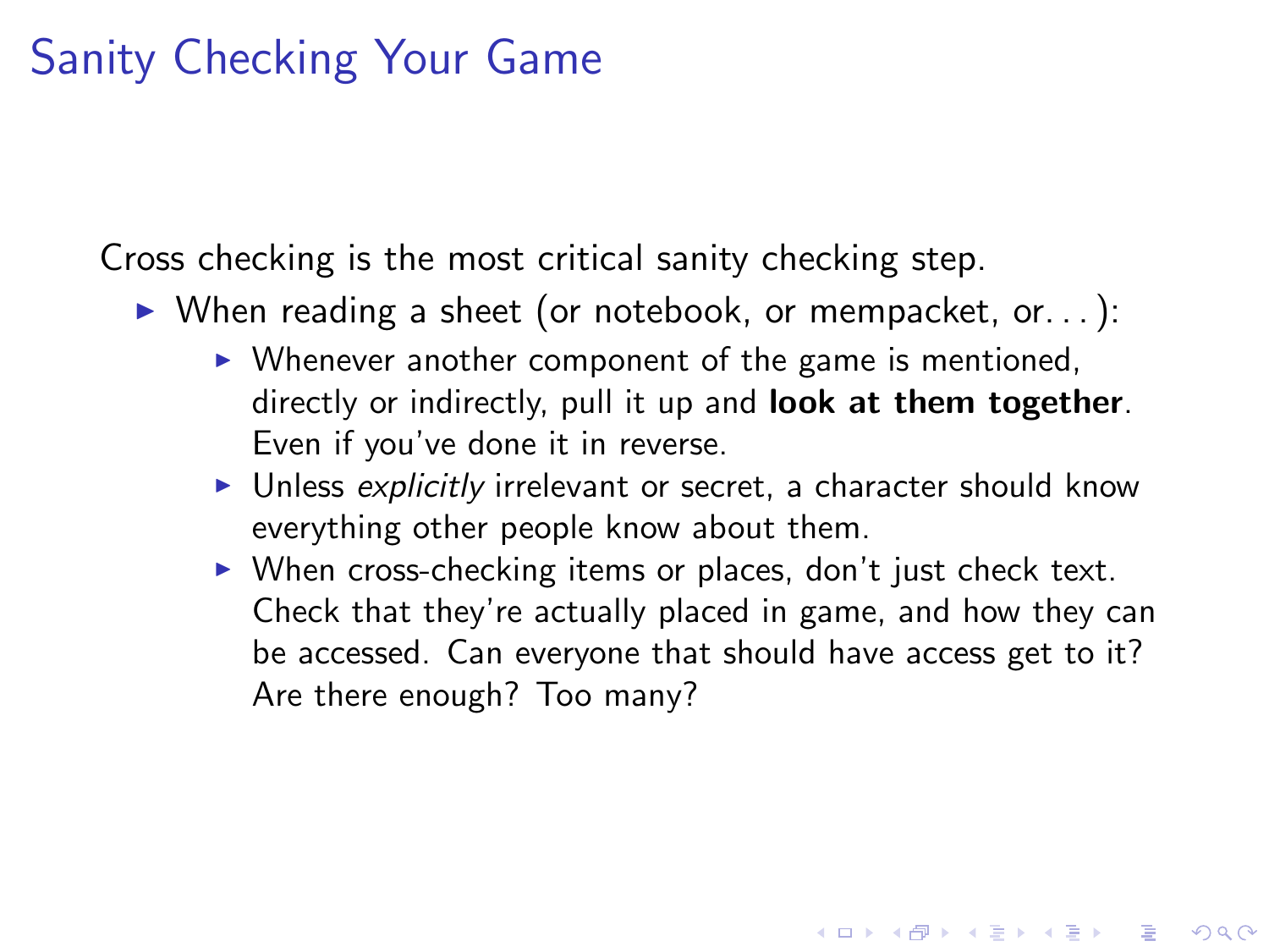# Sanity Checking Your Game

Cross checking is the most critical sanity checking step.

- When reading a sheet (or notebook, or mempacket, or. . . ):
  - Whenever another component of the game is mentioned, directly or indirectly, pull it up and **look at them together**. Even if you've done it in reverse.
  - Unless *explicitly* irrelevant or secret, a character should know everything other people know about them.
  - When cross-checking items or places, don't just check text. Check that they're actually placed in game, and how they can be accessed. Can everyone that should have access get to it? Are there enough? Too many?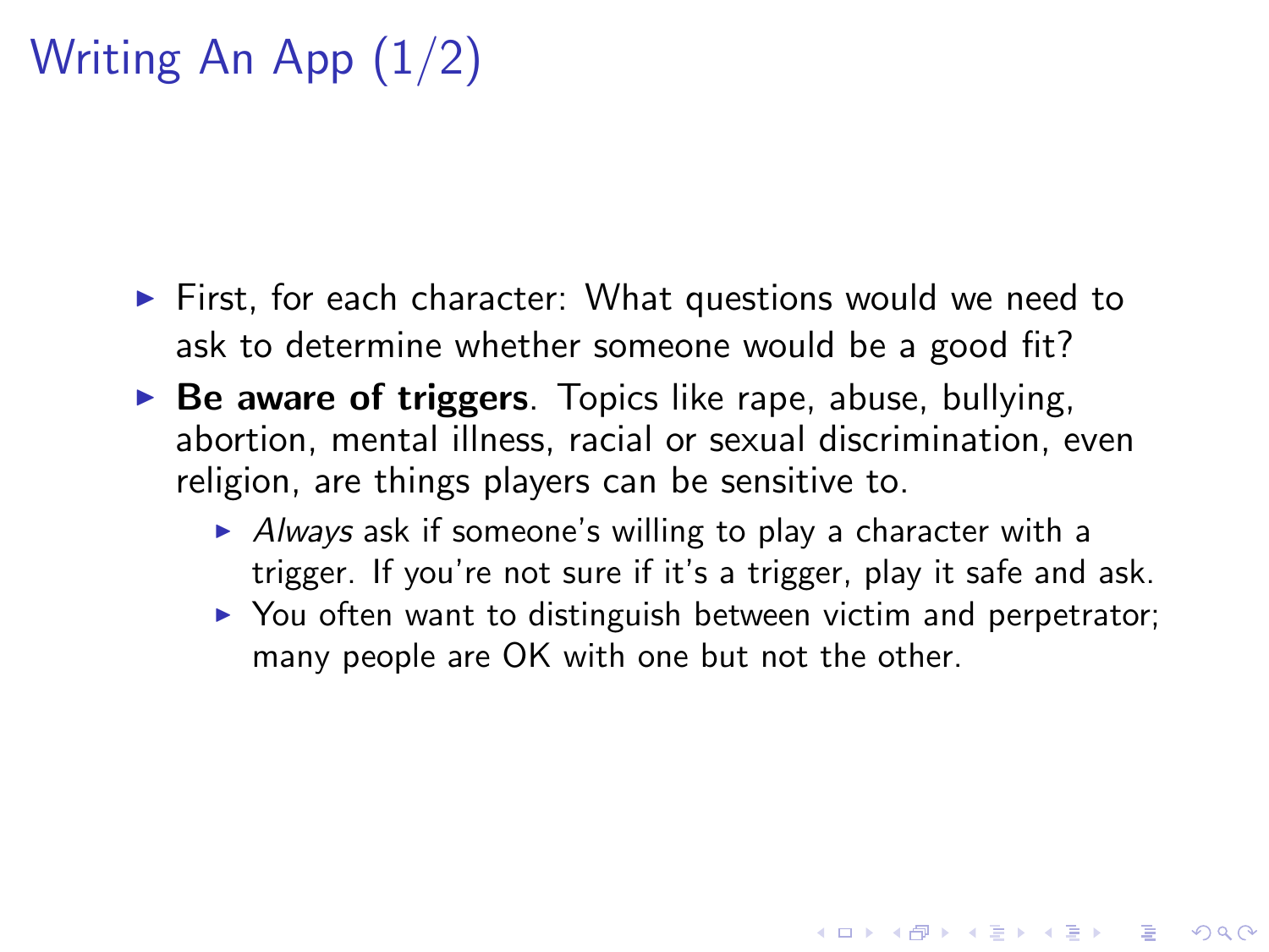# Writing An App (1/2)

- First, for each character: What questions would we need to ask to determine whether someone would be a good fit?
- **Be aware of triggers**. Topics like rape, abuse, bullying, abortion, mental illness, racial or sexual discrimination, even religion, are things players can be sensitive to.
  - *Always* ask if someone's willing to play a character with a trigger. If you're not sure if it's a trigger, play it safe and ask.
  - You often want to distinguish between victim and perpetrator; many people are OK with one but not the other.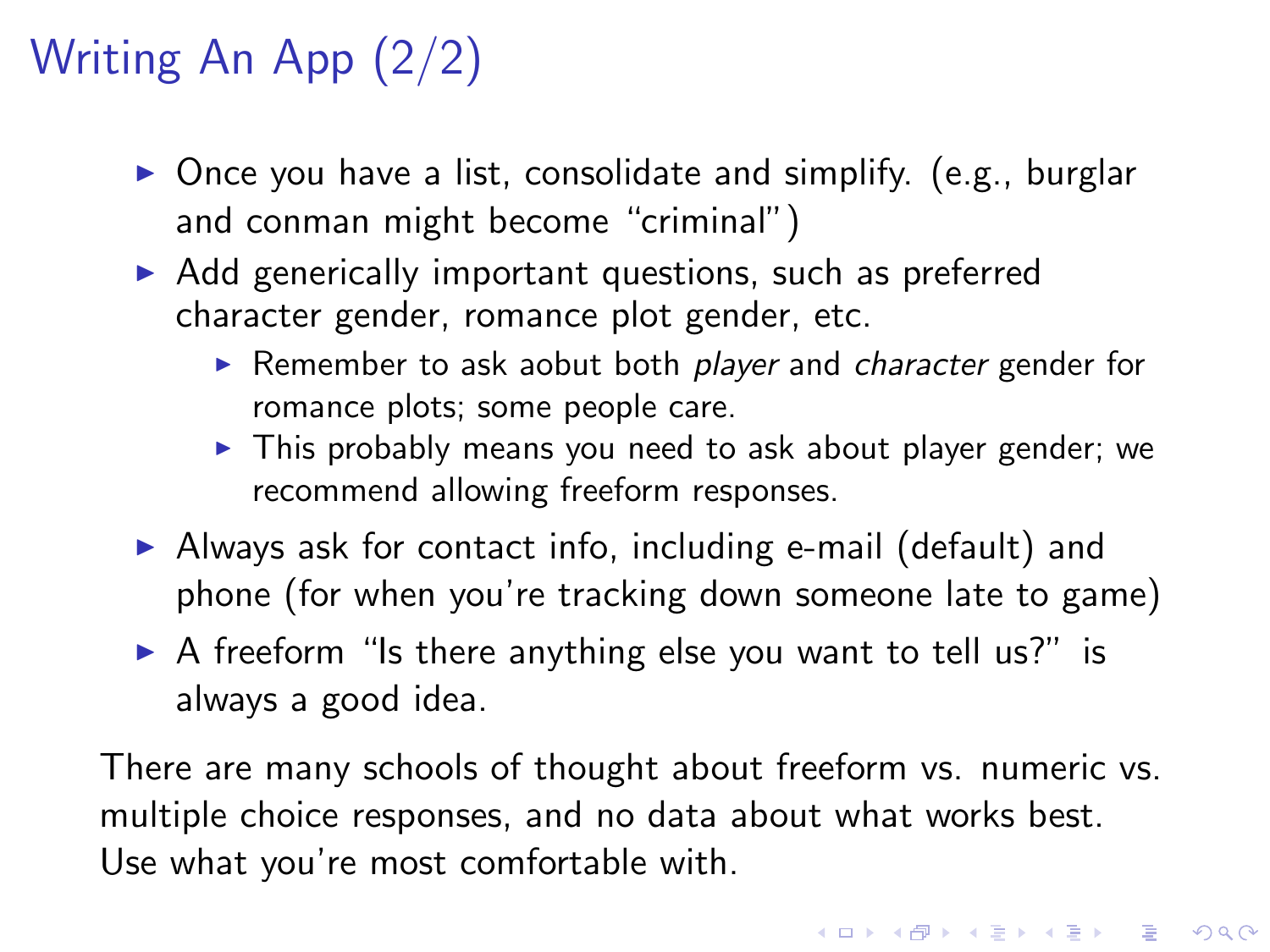# Writing An App (2/2)

- Once you have a list, consolidate and simplify. (e.g., burglar and conman might become “criminal”)
- Add generically important questions, such as preferred character gender, romance plot gender, etc.
  - Remember to ask aobut both *player* and *character* gender for romance plots; some people care.
  - This probably means you need to ask about player gender; we recommend allowing freeform responses.
- Always ask for contact info, including e-mail (default) and phone (for when you’re tracking down someone late to game)
- A freeform “Is there anything else you want to tell us?” is always a good idea.

There are many schools of thought about freeform vs. numeric vs. multiple choice responses, and no data about what works best. Use what you’re most comfortable with.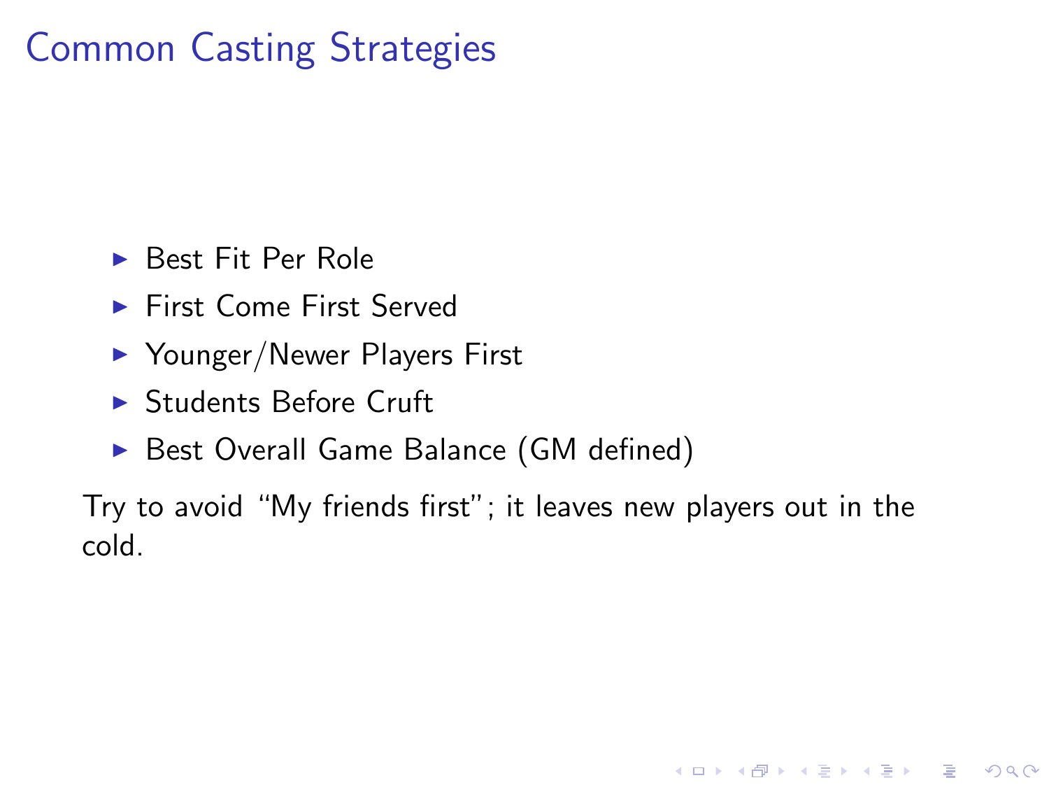# Common Casting Strategies

- Best Fit Per Role
- First Come First Served
- Younger/Newer Players First
- Students Before Cruft
- Best Overall Game Balance (GM defined)

Try to avoid "My friends first"; it leaves new players out in the cold.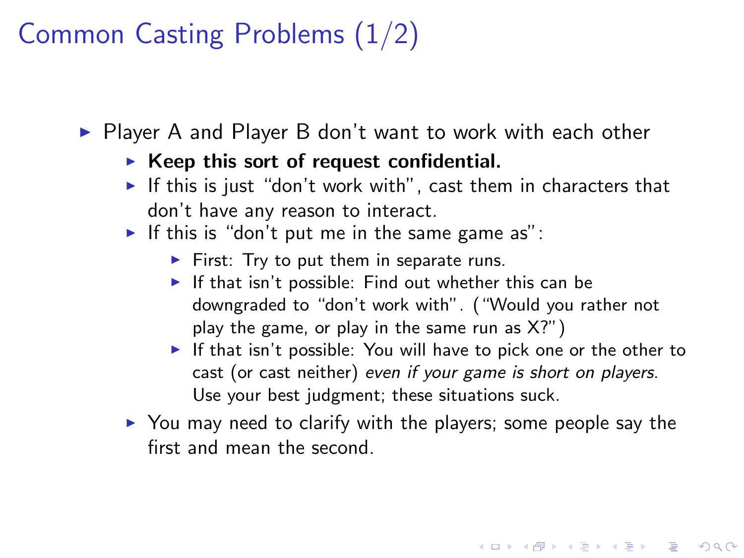# Common Casting Problems (1/2)

- Player A and Player B don't want to work with each other
  - **Keep this sort of request confidential.**
  - If this is just "don't work with", cast them in characters that don't have any reason to interact.
  - If this is "don't put me in the same game as":
    - First: Try to put them in separate runs.
    - If that isn't possible: Find out whether this can be downgraded to "don't work with". ("Would you rather not play the game, or play in the same run as X?")
    - If that isn't possible: You will have to pick one or the other to cast (or cast neither) *even if your game is short on players*. Use your best judgment; these situations suck.
  - You may need to clarify with the players; some people say the first and mean the second.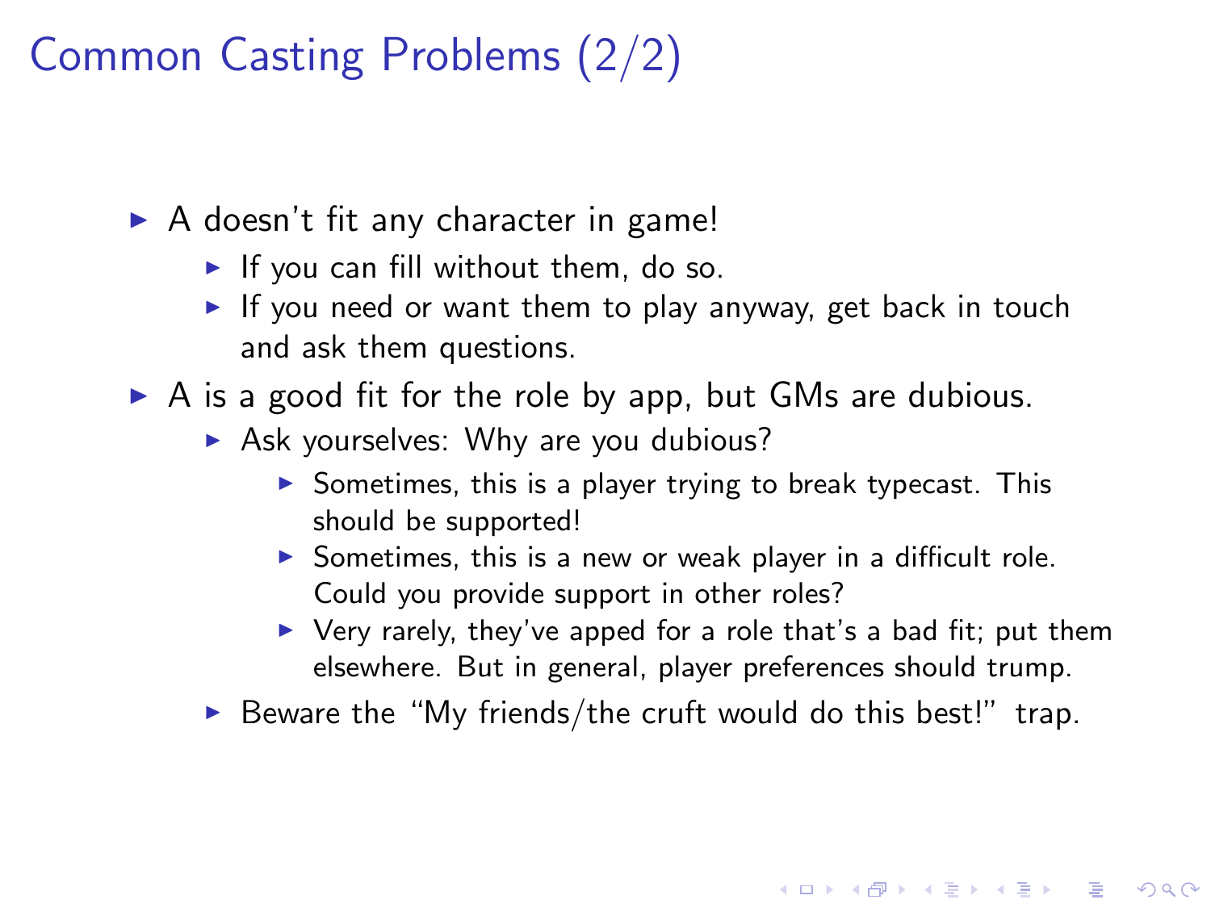# Common Casting Problems (2/2)

- A doesn't fit any character in game!
  - If you can fill without them, do so.
  - If you need or want them to play anyway, get back in touch and ask them questions.
- A is a good fit for the role by app, but GMs are dubious.
  - Ask yourselves: Why are you dubious?
    - Sometimes, this is a player trying to break typecast. This should be supported!
    - Sometimes, this is a new or weak player in a difficult role. Could you provide support in other roles?
    - Very rarely, they've apped for a role that's a bad fit; put them elsewhere. But in general, player preferences should trump.
  - Beware the "My friends/the cruft would do this best!" trap.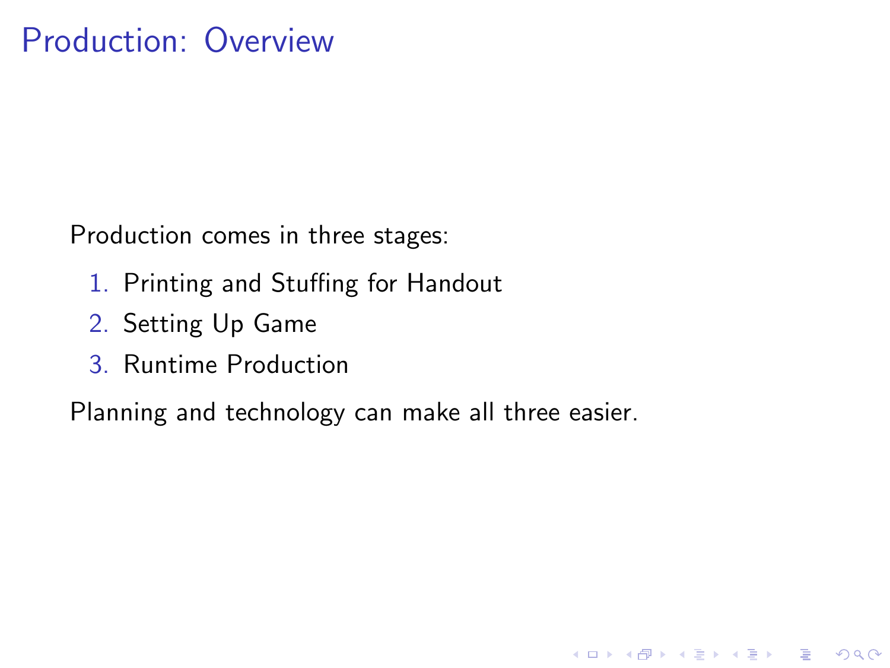# Production: Overview

Production comes in three stages:

1. Printing and Stuffing for Handout
2. Setting Up Game
3. Runtime Production

Planning and technology can make all three easier.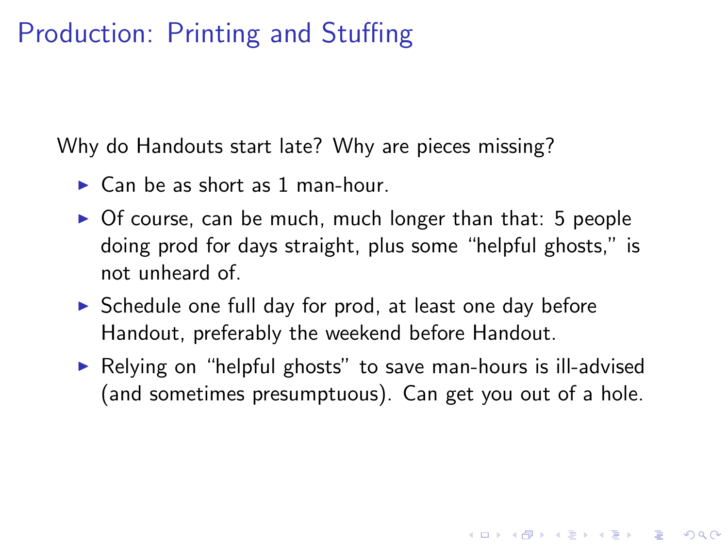# Production: Printing and Stuffing

Why do Handouts start late? Why are pieces missing?

- Can be as short as 1 man-hour.
- Of course, can be much, much longer than that: 5 people doing prod for days straight, plus some “helpful ghosts,” is not unheard of.
- Schedule one full day for prod, at least one day before Handout, preferably the weekend before Handout.
- Relying on “helpful ghosts” to save man-hours is ill-advised (and sometimes presumptuous). Can get you out of a hole.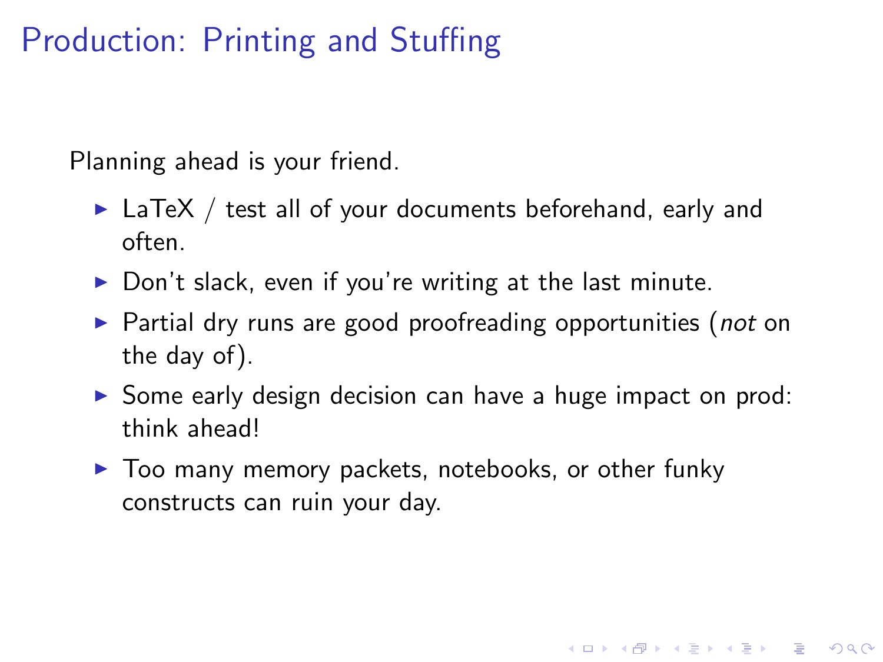# Production: Printing and Stuffing

Planning ahead is your friend.

- LaTeX / test all of your documents beforehand, early and often.
- Don't slack, even if you're writing at the last minute.
- Partial dry runs are good proofreading opportunities (*not* on the day of).
- Some early design decision can have a huge impact on prod: think ahead!
- Too many memory packets, notebooks, or other funky constructs can ruin your day.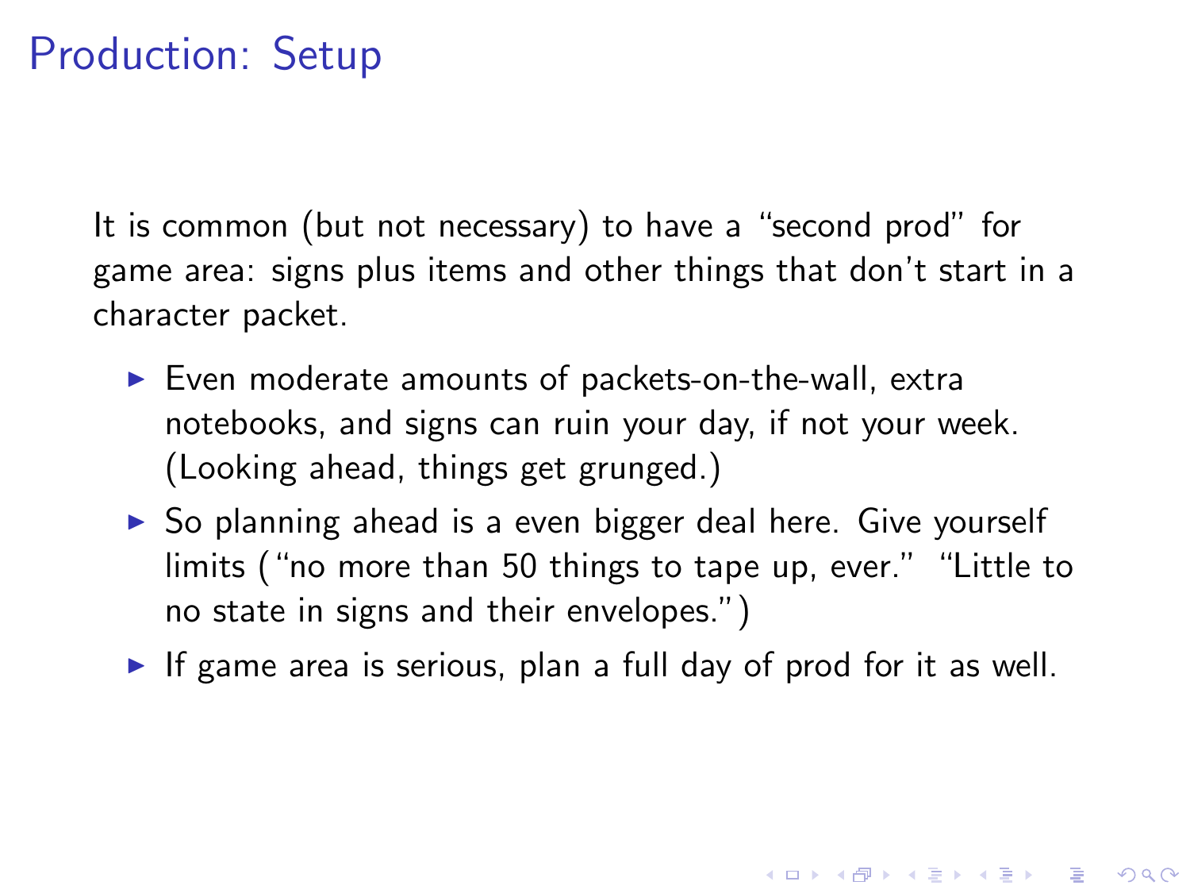# Production: Setup

It is common (but not necessary) to have a “second prod” for game area: signs plus items and other things that don’t start in a character packet.

- Even moderate amounts of packets-on-the-wall, extra notebooks, and signs can ruin your day, if not your week. (Looking ahead, things get grunged.)
- So planning ahead is a even bigger deal here. Give yourself limits (“no more than 50 things to tape up, ever.” “Little to no state in signs and their envelopes.”)
- If game area is serious, plan a full day of prod for it as well.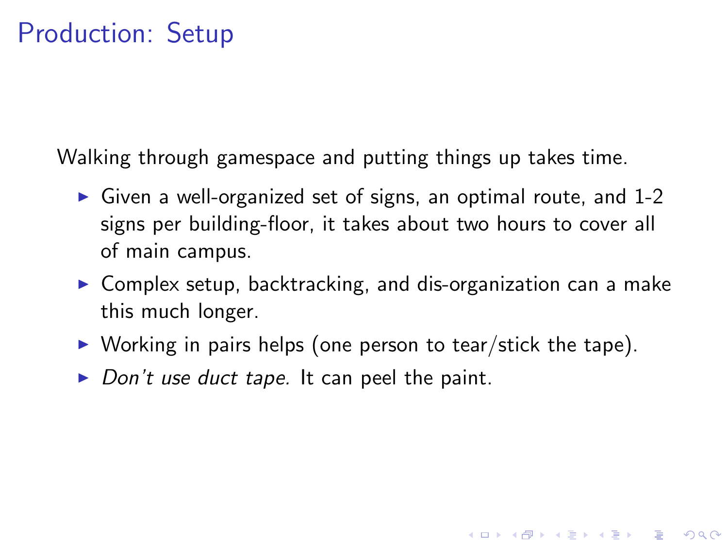# Production: Setup

Walking through gamespace and putting things up takes time.

- Given a well-organized set of signs, an optimal route, and 1-2 signs per building-floor, it takes about two hours to cover all of main campus.
- Complex setup, backtracking, and dis-organization can a make this much longer.
- Working in pairs helps (one person to tear/stick the tape).
- *Don't use duct tape.* It can peel the paint.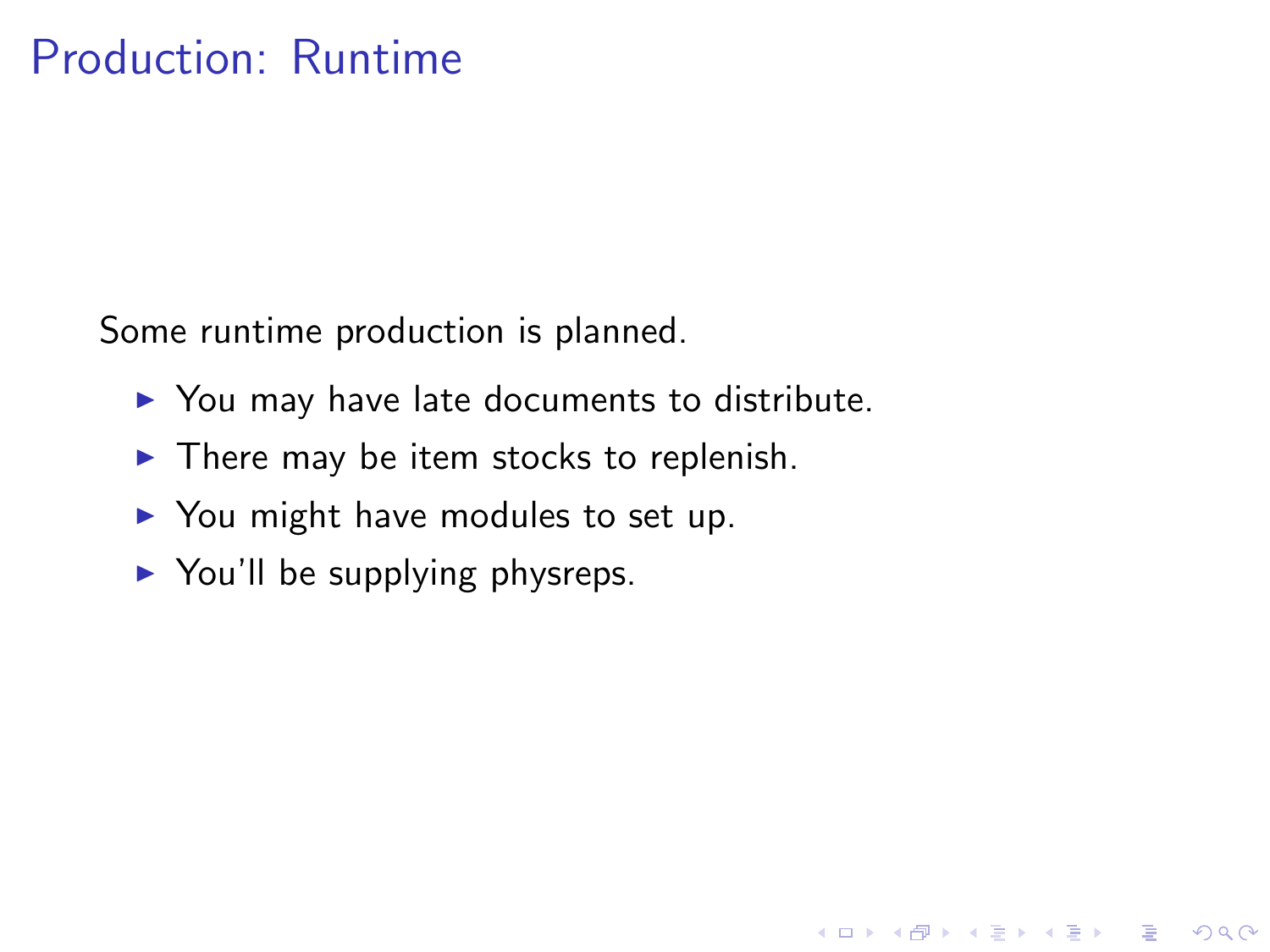# Production: Runtime

Some runtime production is planned.

- You may have late documents to distribute.
- There may be item stocks to replenish.
- You might have modules to set up.
- You'll be supplying physreps.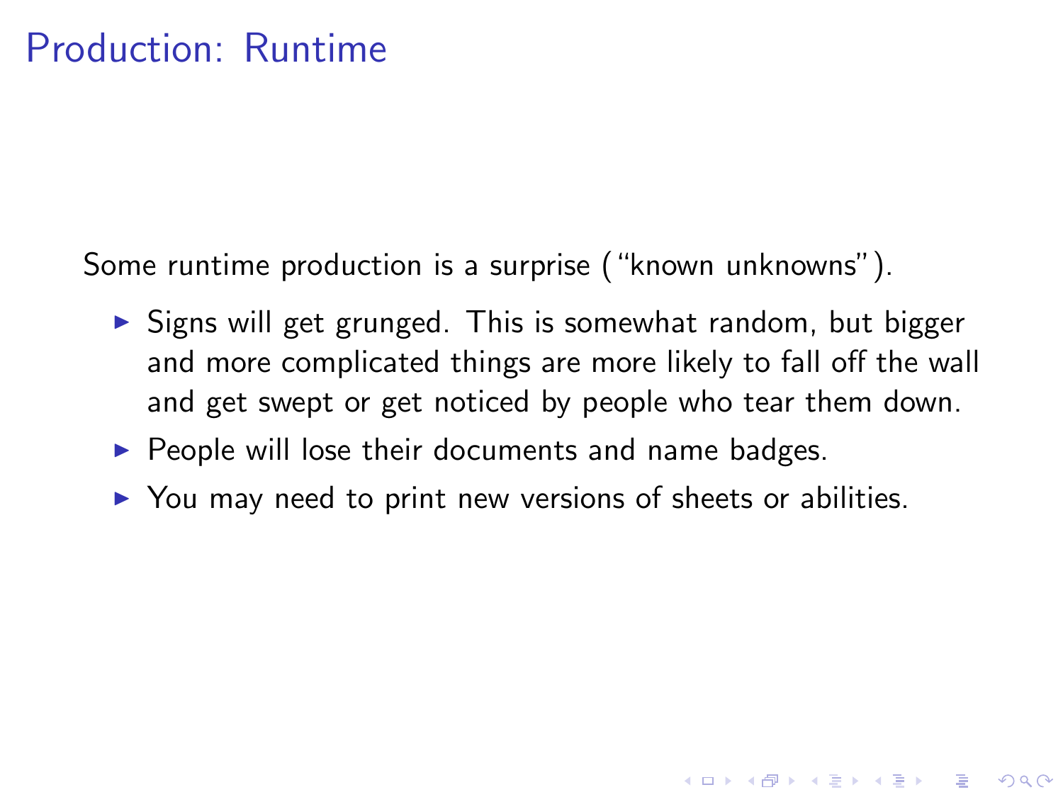# Production: Runtime

Some runtime production is a surprise ("known unknowns").

- Signs will get grunged. This is somewhat random, but bigger and more complicated things are more likely to fall off the wall and get swept or get noticed by people who tear them down.
- People will lose their documents and name badges.
- You may need to print new versions of sheets or abilities.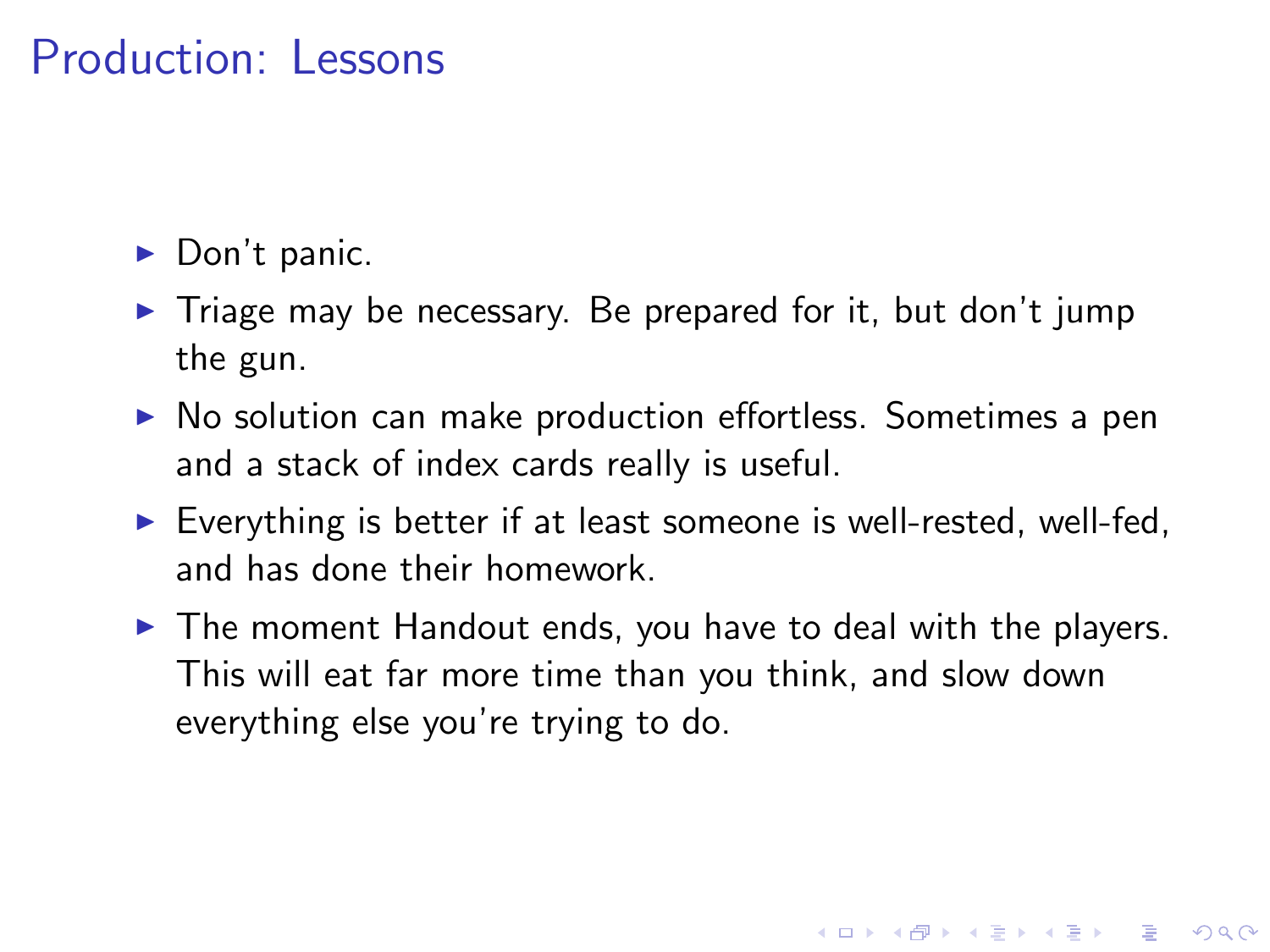# Production: Lessons

- Don't panic.
- Triage may be necessary. Be prepared for it, but don't jump the gun.
- No solution can make production effortless. Sometimes a pen and a stack of index cards really is useful.
- Everything is better if at least someone is well-rested, well-fed, and has done their homework.
- The moment Handout ends, you have to deal with the players. This will eat far more time than you think, and slow down everything else you're trying to do.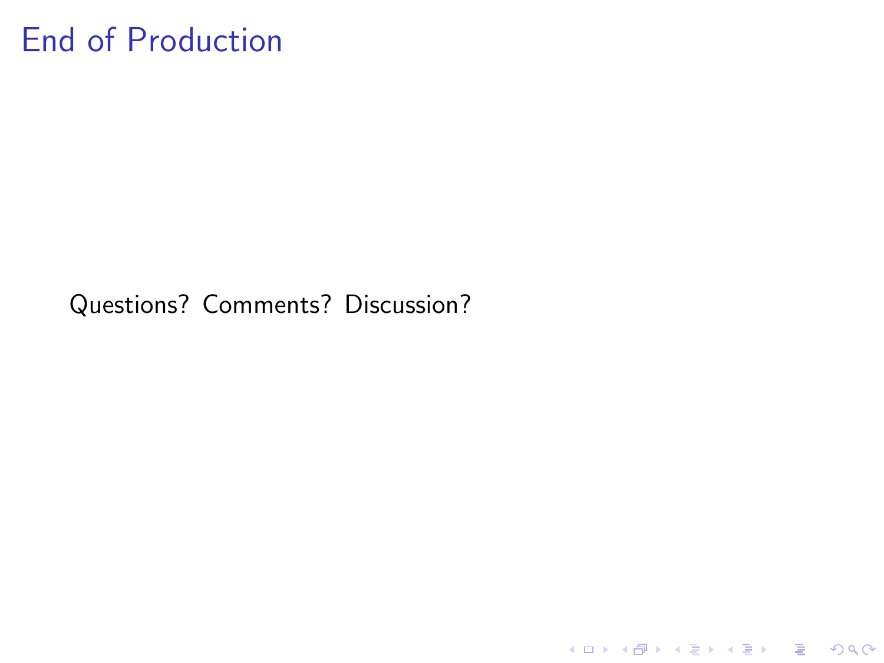# End of Production

Questions? Comments? Discussion?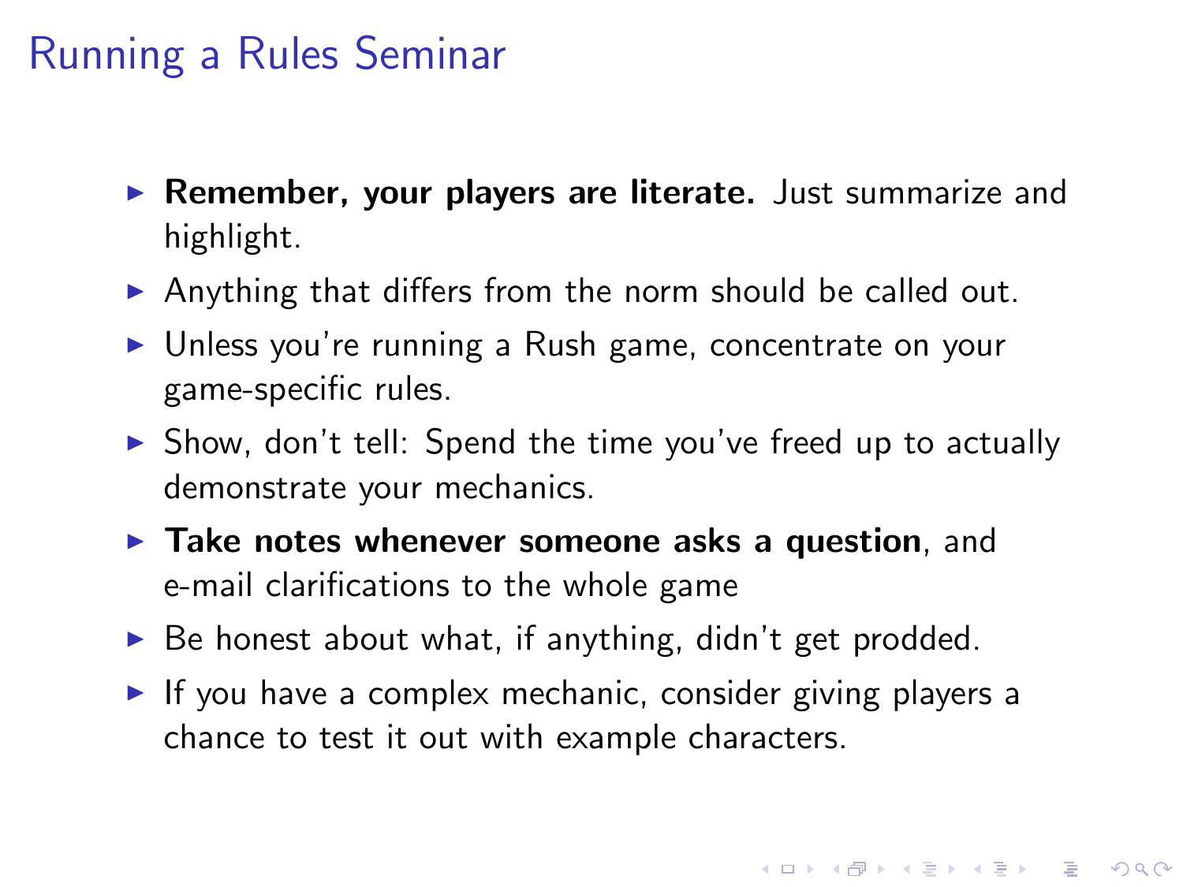# Running a Rules Seminar

- **Remember, your players are literate.** Just summarize and highlight.
- Anything that differs from the norm should be called out.
- Unless you're running a Rush game, concentrate on your game-specific rules.
- Show, don't tell: Spend the time you've freed up to actually demonstrate your mechanics.
- **Take notes whenever someone asks a question**, and e-mail clarifications to the whole game
- Be honest about what, if anything, didn't get prodded.
- If you have a complex mechanic, consider giving players a chance to test it out with example characters.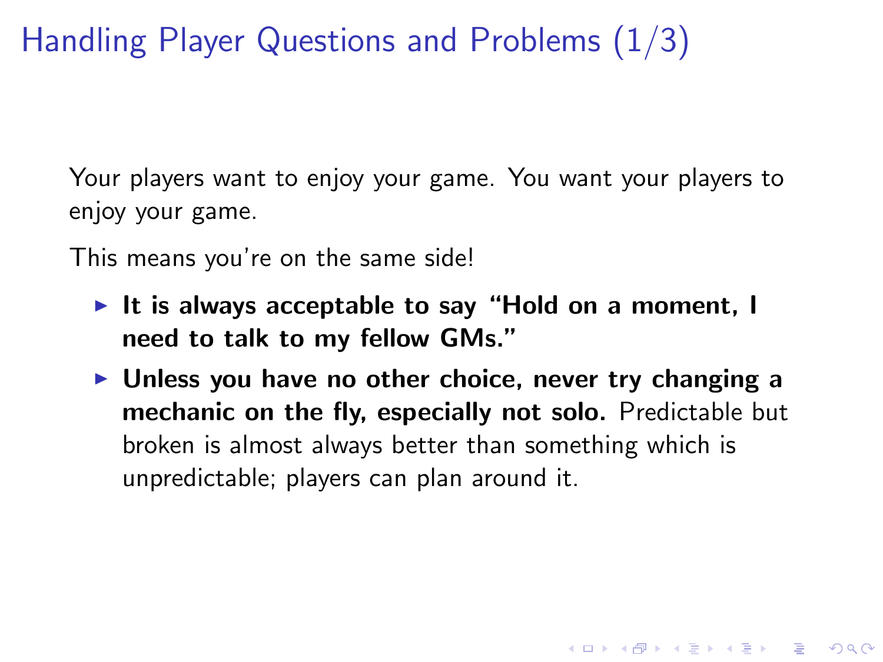# Handling Player Questions and Problems (1/3)

Your players want to enjoy your game. You want your players to enjoy your game.

This means you're on the same side!

- **It is always acceptable to say "Hold on a moment, I need to talk to my fellow GMs."**
- **Unless you have no other choice, never try changing a mechanic on the fly, especially not solo.** Predictable but broken is almost always better than something which is unpredictable; players can plan around it.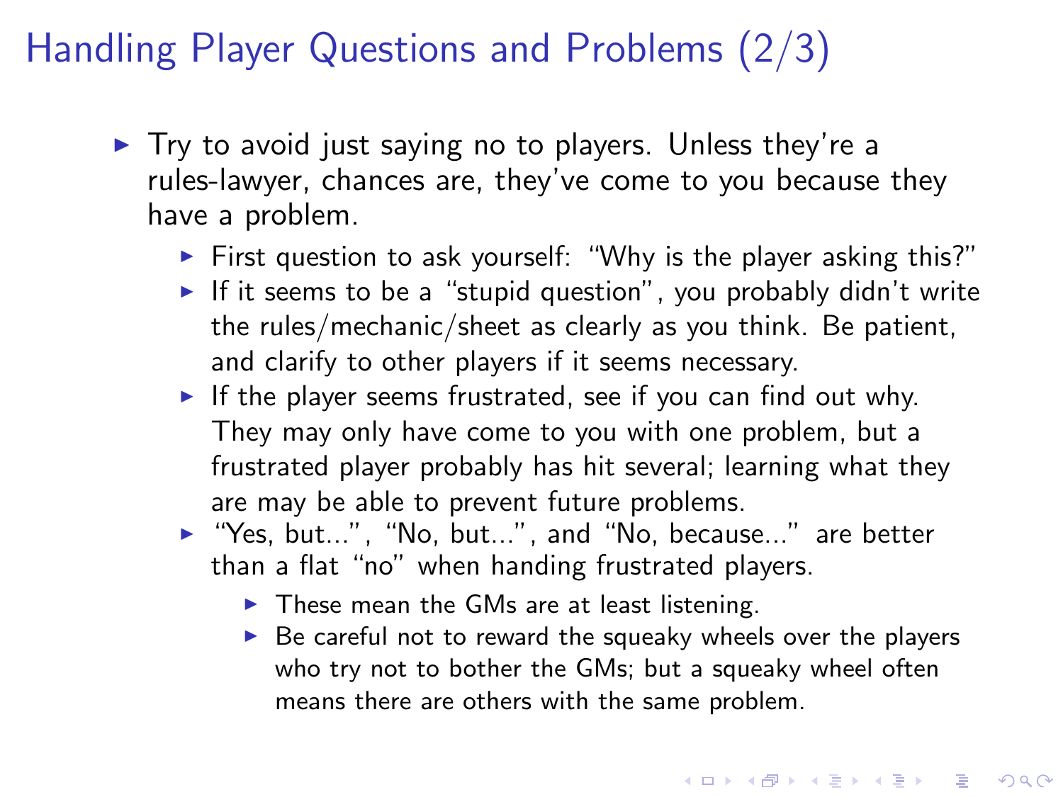# Handling Player Questions and Problems (2/3)

- Try to avoid just saying no to players. Unless they're a rules-lawyer, chances are, they've come to you because they have a problem.
  - First question to ask yourself: "Why is the player asking this?"
  - If it seems to be a "stupid question", you probably didn't write the rules/mechanic/sheet as clearly as you think. Be patient, and clarify to other players if it seems necessary.
  - If the player seems frustrated, see if you can find out why. They may only have come to you with one problem, but a frustrated player probably has hit several; learning what they are may be able to prevent future problems.
  - "Yes, but...", "No, but...", and "No, because..." are better than a flat "no" when handing frustrated players.
    - These mean the GMs are at least listening.
    - Be careful not to reward the squeaky wheels over the players who try not to bother the GMs; but a squeaky wheel often means there are others with the same problem.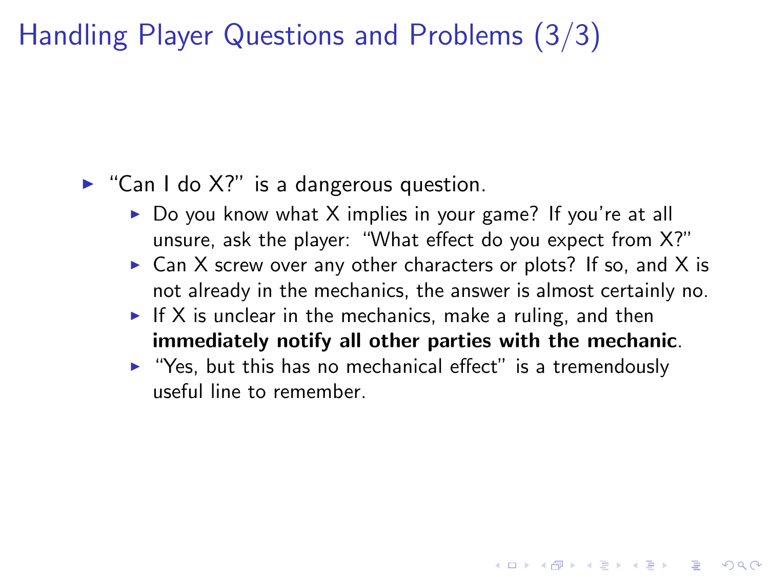# Handling Player Questions and Problems (3/3)

- "Can I do X?" is a dangerous question.
  - Do you know what X implies in your game? If you're at all unsure, ask the player: "What effect do you expect from X?"
  - Can X screw over any other characters or plots? If so, and X is not already in the mechanics, the answer is almost certainly no.
  - If X is unclear in the mechanics, make a ruling, and then **immediately notify all other parties with the mechanic**.
  - "Yes, but this has no mechanical effect" is a tremendously useful line to remember.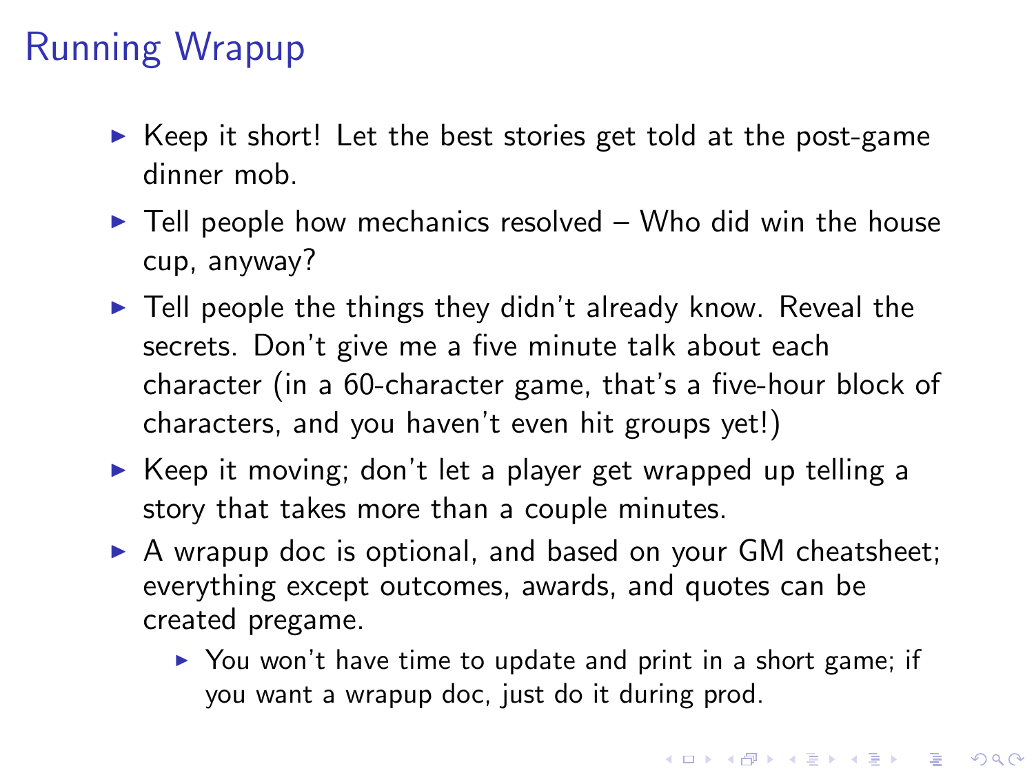# Running Wrapup

- Keep it short! Let the best stories get told at the post-game dinner mob.
- Tell people how mechanics resolved – Who did win the house cup, anyway?
- Tell people the things they didn't already know. Reveal the secrets. Don't give me a five minute talk about each character (in a 60-character game, that's a five-hour block of characters, and you haven't even hit groups yet!)
- Keep it moving; don't let a player get wrapped up telling a story that takes more than a couple minutes.
- A wrapup doc is optional, and based on your GM cheatsheet; everything except outcomes, awards, and quotes can be created pregame.
  - You won't have time to update and print in a short game; if you want a wrapup doc, just do it during prod.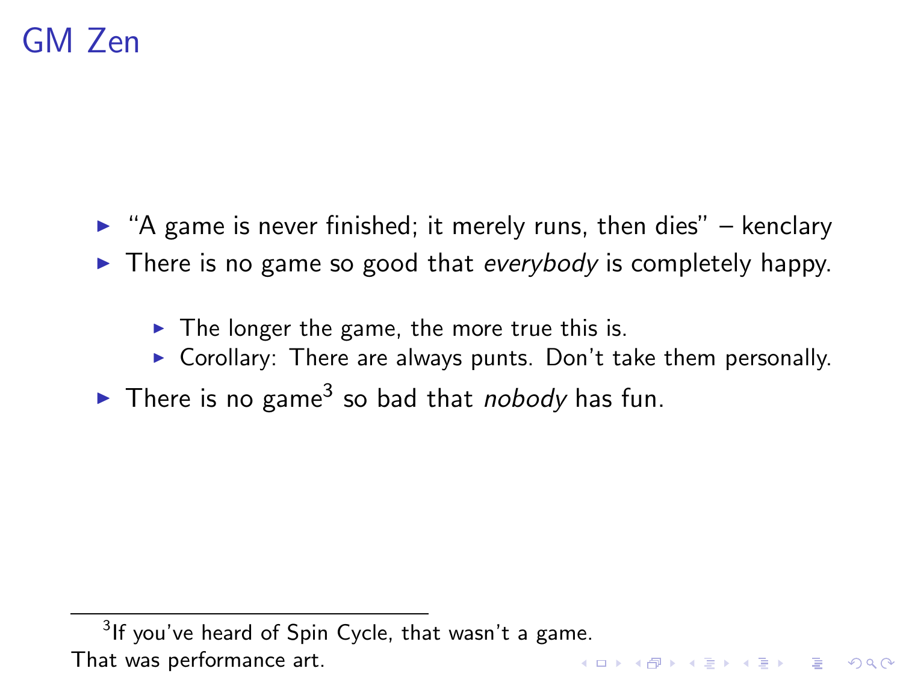# GM Zen

- "A game is never finished; it merely runs, then dies" – kenclary
- There is no game so good that *everybody* is completely happy.
  - The longer the game, the more true this is.
  - Corollary: There are always punts. Don't take them personally.
- There is no game[3] so bad that *nobody* has fun.

[3] If you've heard of Spin Cycle, that wasn't a game. That was performance art.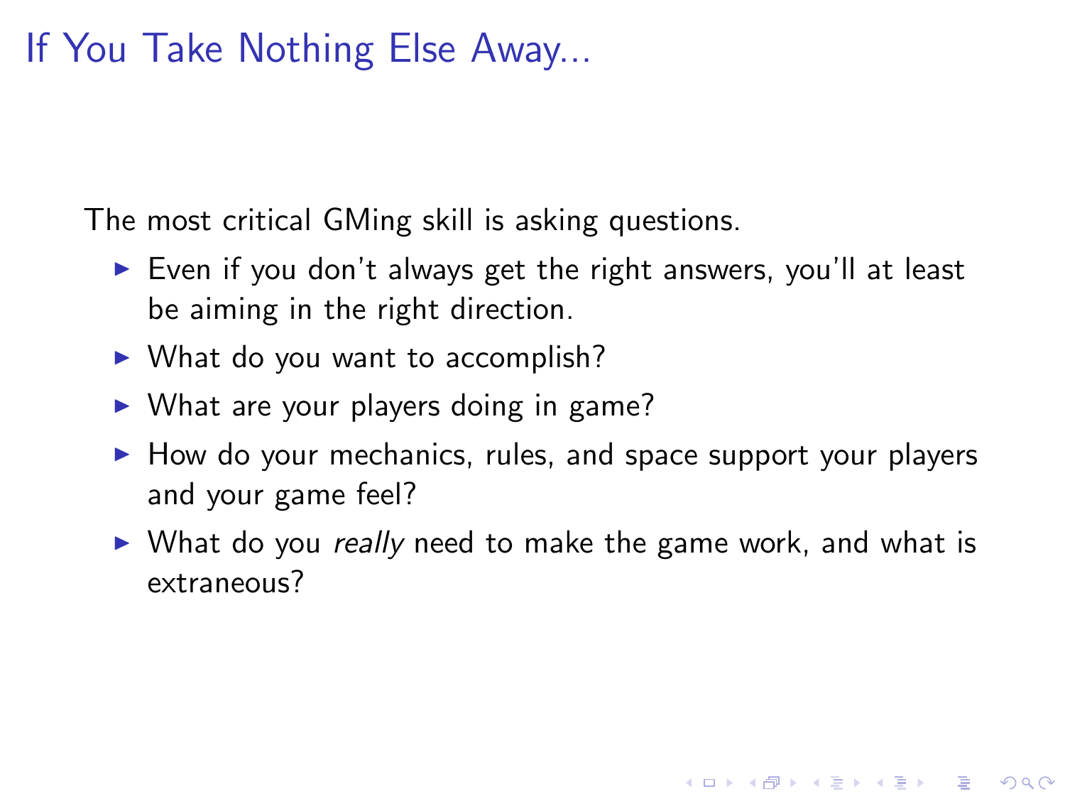# If You Take Nothing Else Away...

The most critical GMing skill is asking questions.

- Even if you don't always get the right answers, you'll at least be aiming in the right direction.
- What do you want to accomplish?
- What are your players doing in game?
- How do your mechanics, rules, and space support your players and your game feel?
- What do you *really* need to make the game work, and what is extraneous?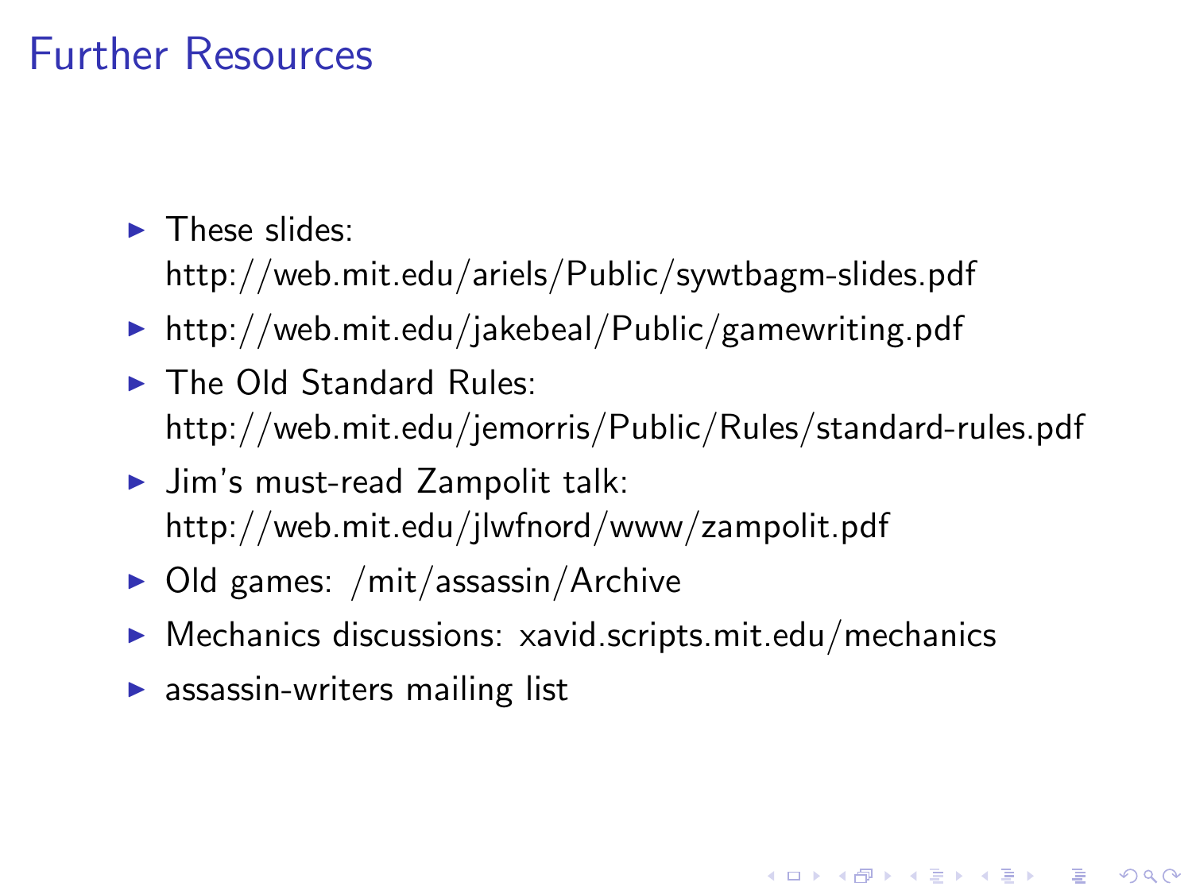# Further Resources

- These slides: http://web.mit.edu/ariels/Public/sywtbagm-slides.pdf
- http://web.mit.edu/jakebeal/Public/gamewriting.pdf
- The Old Standard Rules: http://web.mit.edu/jemorris/Public/Rules/standard-rules.pdf
- Jim's must-read Zampolit talk: http://web.mit.edu/jlwfnord/www/zampolit.pdf
- Old games: /mit/assassin/Archive
- Mechanics discussions: xavid.scripts.mit.edu/mechanics
- assassin-writers mailing list